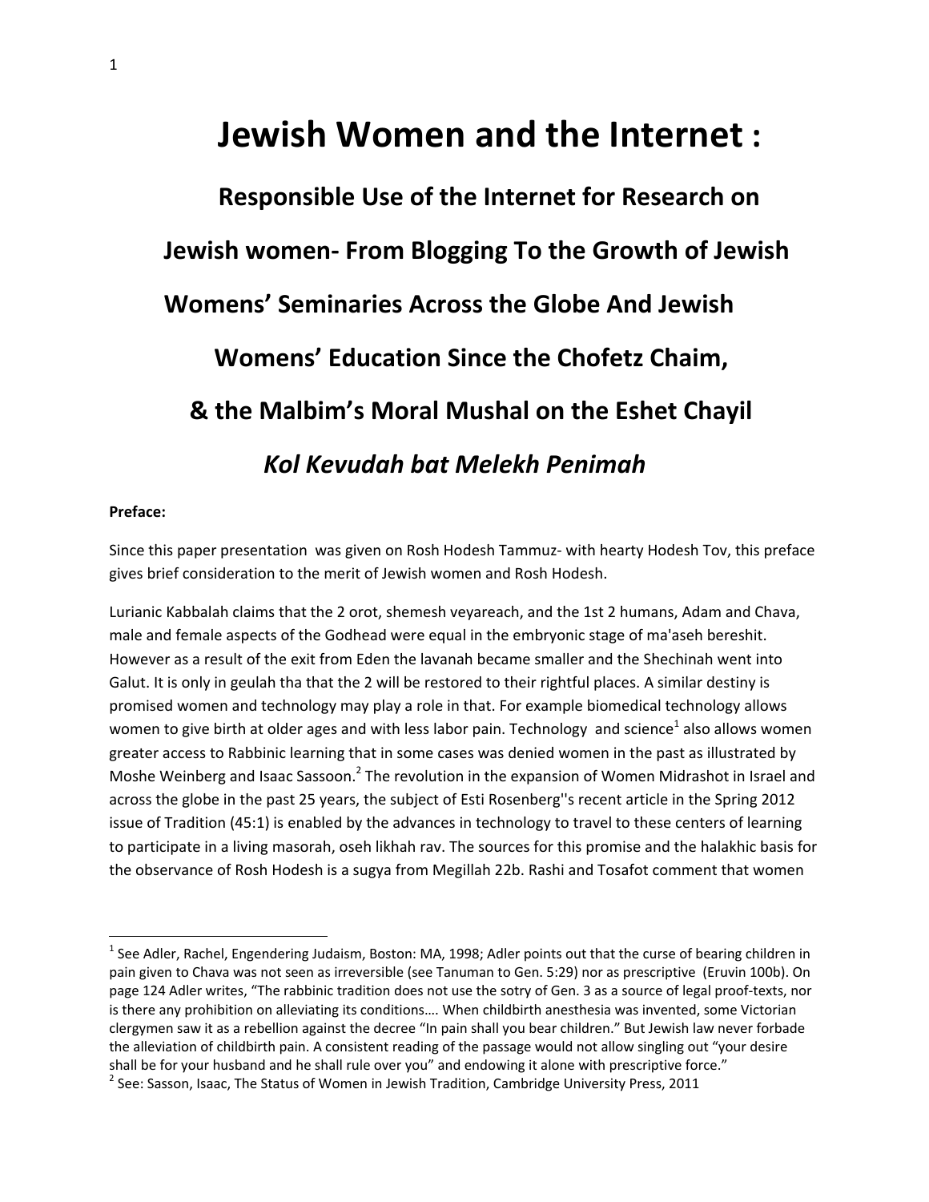# Jewish Women and the Internet :

## Responsible Use of the Internet for Research on Jewish women- From Blogging To the Growth of Jewish Womens' Seminaries Across the Globe And Jewish Womens' Education Since the Chofetz Chaim, & the Malbim's Moral Mushal on the Eshet Chayil

## *Kol Kevudah bat Melekh Penimah*

**Preface:**

Since this paper presentation was given on Rosh Hodesh Tammuz- with hearty Hodesh Tov, this preface gives brief consideration to the merit of Jewish women and Rosh Hodesh.

Lurianic Kabbalah claims that the 2 orot, shemesh veyareach, and the 1st 2 humans, Adam and Chava, male and female aspects of the Godhead were equal in the embryonic stage of ma'aseh bereshit. However as a result of the exit from Eden the lavanah became smaller and the Shechinah went into Galut. It is only in geulah tha that the 2 will be restored to their rightful places. A similar destiny is promised women and technology may play a role in that. For example biomedical technology allows women to give birth at older ages and with less labor pain. Technology and science[1] also allows women greater access to Rabbinic learning that in some cases was denied women in the past as illustrated by Moshe Weinberg and Isaac Sassoon.[2] The revolution in the expansion of Women Midrashot in Israel and across the globe in the past 25 years, the subject of Esti Rosenberg''s recent article in the Spring 2012 issue of Tradition (45:1) is enabled by the advances in technology to travel to these centers of learning to participate in a living masorah, oseh likhah rav. The sources for this promise and the halakhic basis for the observance of Rosh Hodesh is a sugya from Megillah 22b. Rashi and Tosafot comment that women

---

[1] See Adler, Rachel, Engendering Judaism, Boston: MA, 1998; Adler points out that the curse of bearing children in pain given to Chava was not seen as irreversible (see Tanuman to Gen. 5:29) nor as prescriptive (Eruvin 100b). On page 124 Adler writes, "The rabbinic tradition does not use the sotry of Gen. 3 as a source of legal proof-texts, nor is there any prohibition on alleviating its conditions…. When childbirth anesthesia was invented, some Victorian clergymen saw it as a rebellion against the decree "In pain shall you bear children." But Jewish law never forbade the alleviation of childbirth pain. A consistent reading of the passage would not allow singling out "your desire shall be for your husband and he shall rule over you" and endowing it alone with prescriptive force."

[2] See: Sasson, Isaac, The Status of Women in Jewish Tradition, Cambridge University Press, 2011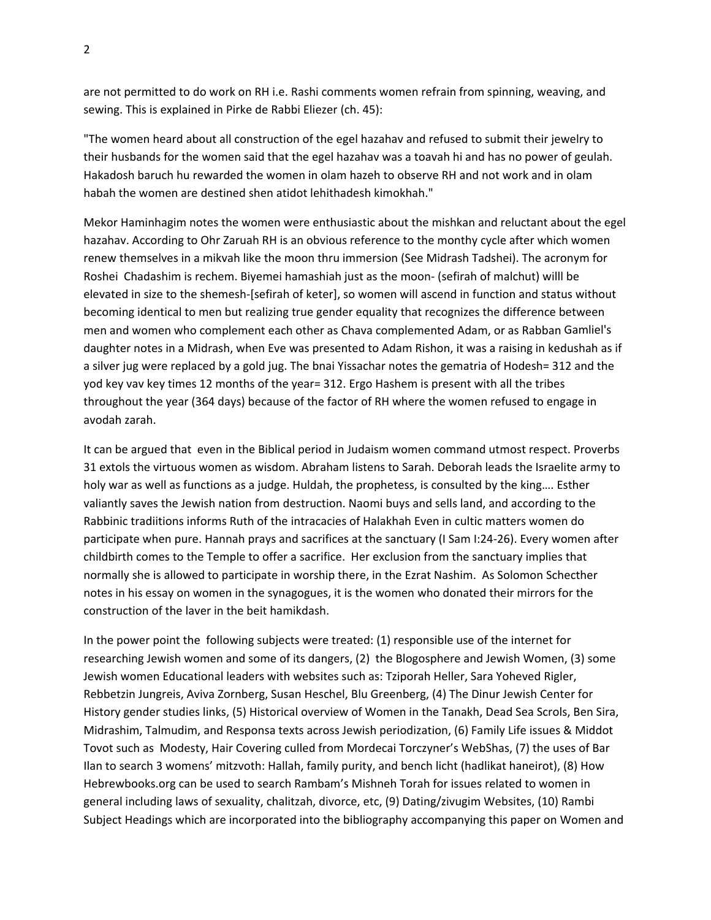are not permitted to do work on RH i.e. Rashi comments women refrain from spinning, weaving, and sewing. This is explained in Pirke de Rabbi Eliezer (ch. 45):

"The women heard about all construction of the egel hazahav and refused to submit their jewelry to their husbands for the women said that the egel hazahav was a toavah hi and has no power of geulah. Hakadosh baruch hu rewarded the women in olam hazeh to observe RH and not work and in olam habah the women are destined shen atidot lehithadesh kimokhah."

Mekor Haminhagim notes the women were enthusiastic about the mishkan and reluctant about the egel hazahav. According to Ohr Zaruah RH is an obvious reference to the monthy cycle after which women renew themselves in a mikvah like the moon thru immersion (See Midrash Tadshei). The acronym for Roshei Chadashim is rechem. Biyemei hamashiah just as the moon- (sefirah of malchut) willl be elevated in size to the shemesh-[sefirah of keter], so women will ascend in function and status without becoming identical to men but realizing true gender equality that recognizes the difference between men and women who complement each other as Chava complemented Adam, or as Rabban Gamliel's daughter notes in a Midrash, when Eve was presented to Adam Rishon, it was a raising in kedushah as if a silver jug were replaced by a gold jug. The bnai Yissachar notes the gematria of Hodesh= 312 and the yod key vav key times 12 months of the year= 312. Ergo Hashem is present with all the tribes throughout the year (364 days) because of the factor of RH where the women refused to engage in avodah zarah.

It can be argued that even in the Biblical period in Judaism women command utmost respect. Proverbs 31 extols the virtuous women as wisdom. Abraham listens to Sarah. Deborah leads the Israelite army to holy war as well as functions as a judge. Huldah, the prophetess, is consulted by the king…. Esther valiantly saves the Jewish nation from destruction. Naomi buys and sells land, and according to the Rabbinic tradiitions informs Ruth of the intracacies of Halakhah Even in cultic matters women do participate when pure. Hannah prays and sacrifices at the sanctuary (I Sam I:24-26). Every women after childbirth comes to the Temple to offer a sacrifice. Her exclusion from the sanctuary implies that normally she is allowed to participate in worship there, in the Ezrat Nashim. As Solomon Schecther notes in his essay on women in the synagogues, it is the women who donated their mirrors for the construction of the laver in the beit hamikdash.

In the power point the following subjects were treated: (1) responsible use of the internet for researching Jewish women and some of its dangers, (2) the Blogosphere and Jewish Women, (3) some Jewish women Educational leaders with websites such as: Tziporah Heller, Sara Yoheved Rigler, Rebbetzin Jungreis, Aviva Zornberg, Susan Heschel, Blu Greenberg, (4) The Dinur Jewish Center for History gender studies links, (5) Historical overview of Women in the Tanakh, Dead Sea Scrols, Ben Sira, Midrashim, Talmudim, and Responsa texts across Jewish periodization, (6) Family Life issues & Middot Tovot such as Modesty, Hair Covering culled from Mordecai Torczyner's WebShas, (7) the uses of Bar Ilan to search 3 womens' mitzvoth: Hallah, family purity, and bench licht (hadlikat haneirot), (8) How Hebrewbooks.org can be used to search Rambam's Mishneh Torah for issues related to women in general including laws of sexuality, chalitzah, divorce, etc, (9) Dating/zivugim Websites, (10) Rambi Subject Headings which are incorporated into the bibliography accompanying this paper on Women and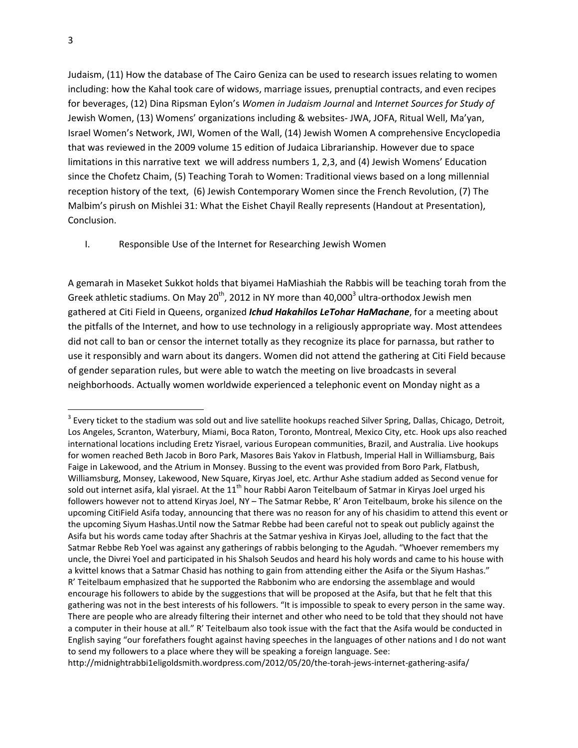Judaism, (11) How the database of The Cairo Geniza can be used to research issues relating to women including: how the Kahal took care of widows, marriage issues, prenuptial contracts, and even recipes for beverages, (12) Dina Ripsman Eylon's *Women in Judaism Journal* and *Internet Sources for Study of* Jewish Women, (13) Womens' organizations including & websites- JWA, JOFA, Ritual Well, Ma'yan, Israel Women's Network, JWI, Women of the Wall, (14) Jewish Women A comprehensive Encyclopedia that was reviewed in the 2009 volume 15 edition of Judaica Librarianship. However due to space limitations in this narrative text we will address numbers 1, 2,3, and (4) Jewish Womens' Education since the Chofetz Chaim, (5) Teaching Torah to Women: Traditional views based on a long millennial reception history of the text, (6) Jewish Contemporary Women since the French Revolution, (7) The Malbim's pirush on Mishlei 31: What the Eishet Chayil Really represents (Handout at Presentation), Conclusion.

## I. Responsible Use of the Internet for Researching Jewish Women

A gemarah in Maseket Sukkot holds that biyamei HaMiashiah the Rabbis will be teaching torah from the Greek athletic stadiums. On May 20th, 2012 in NY more than 40,000[3] ultra-orthodox Jewish men gathered at Citi Field in Queens, organized ***Ichud Hakahilos LeTohar HaMachane***, for a meeting about the pitfalls of the Internet, and how to use technology in a religiously appropriate way. Most attendees did not call to ban or censor the internet totally as they recognize its place for parnassa, but rather to use it responsibly and warn about its dangers. Women did not attend the gathering at Citi Field because of gender separation rules, but were able to watch the meeting on live broadcasts in several neighborhoods. Actually women worldwide experienced a telephonic event on Monday night as a

---

[3] Every ticket to the stadium was sold out and live satellite hookups reached Silver Spring, Dallas, Chicago, Detroit, Los Angeles, Scranton, Waterbury, Miami, Boca Raton, Toronto, Montreal, Mexico City, etc. Hook ups also reached international locations including Eretz Yisrael, various European communities, Brazil, and Australia. Live hookups for women reached Beth Jacob in Boro Park, Masores Bais Yakov in Flatbush, Imperial Hall in Williamsburg, Bais Faige in Lakewood, and the Atrium in Monsey. Bussing to the event was provided from Boro Park, Flatbush, Williamsburg, Monsey, Lakewood, New Square, Kiryas Joel, etc. Arthur Ashe stadium added as Second venue for sold out internet asifa, klal yisrael. At the 11th hour Rabbi Aaron Teitelbaum of Satmar in Kiryas Joel urged his followers however not to attend Kiryas Joel, NY – The Satmar Rebbe, R' Aron Teitelbaum, broke his silence on the upcoming CitiField Asifa today, announcing that there was no reason for any of his chasidim to attend this event or the upcoming Siyum Hashas.Until now the Satmar Rebbe had been careful not to speak out publicly against the Asifa but his words came today after Shachris at the Satmar yeshiva in Kiryas Joel, alluding to the fact that the Satmar Rebbe Reb Yoel was against any gatherings of rabbis belonging to the Agudah. "Whoever remembers my uncle, the Divrei Yoel and participated in his Shalsoh Seudos and heard his holy words and came to his house with a kvittel knows that a Satmar Chasid has nothing to gain from attending either the Asifa or the Siyum Hashas." R' Teitelbaum emphasized that he supported the Rabbonim who are endorsing the assemblage and would encourage his followers to abide by the suggestions that will be proposed at the Asifa, but that he felt that this gathering was not in the best interests of his followers. "It is impossible to speak to every person in the same way. There are people who are already filtering their internet and other who need to be told that they should not have a computer in their house at all." R' Teitelbaum also took issue with the fact that the Asifa would be conducted in English saying "our forefathers fought against having speeches in the languages of other nations and I do not want to send my followers to a place where they will be speaking a foreign language. See: http://midnightrabbi1eligoldsmith.wordpress.com/2012/05/20/the-torah-jews-internet-gathering-asifa/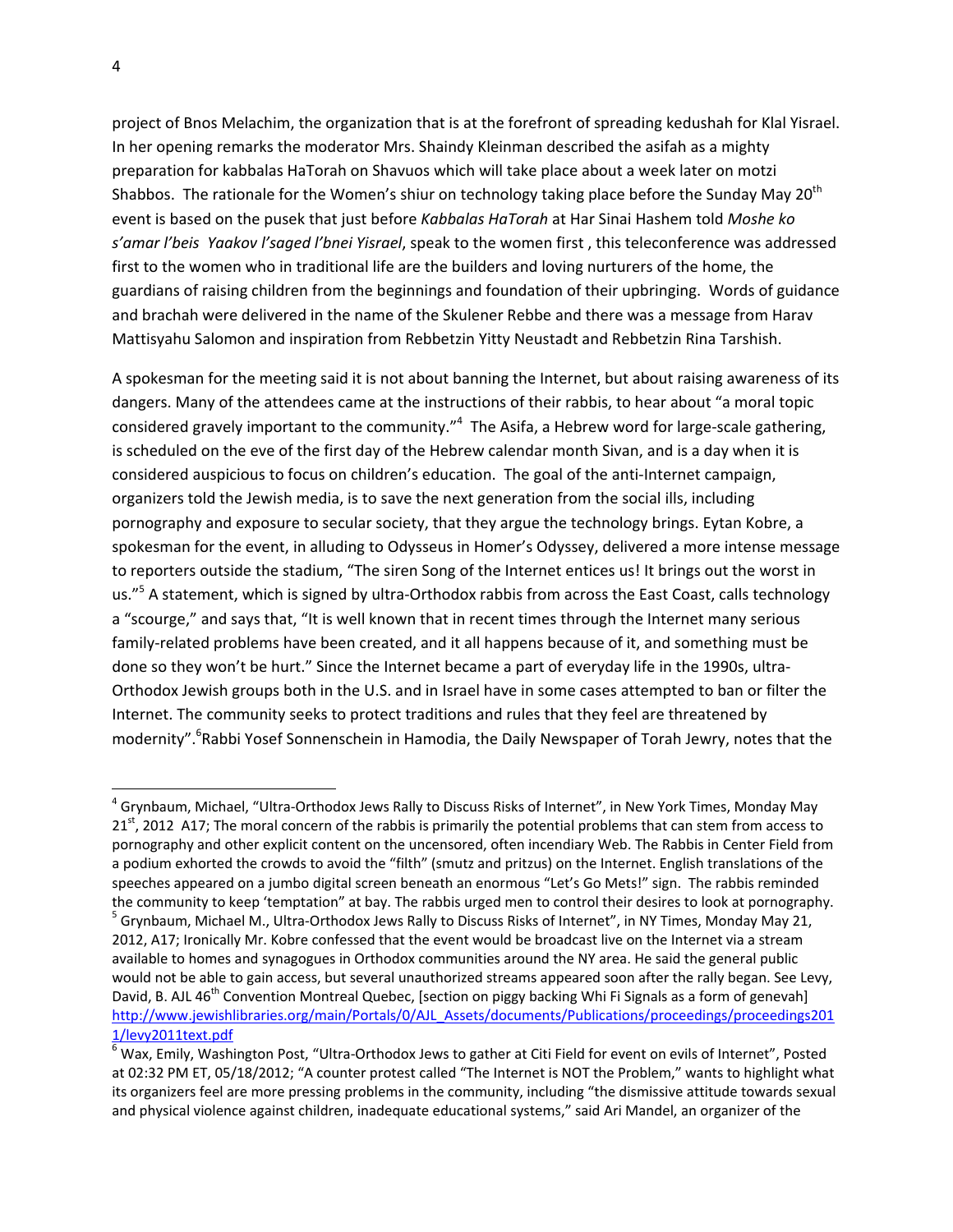project of Bnos Melachim, the organization that is at the forefront of spreading kedushah for Klal Yisrael. In her opening remarks the moderator Mrs. Shaindy Kleinman described the asifah as a mighty preparation for kabbalas HaTorah on Shavuos which will take place about a week later on motzi Shabbos. The rationale for the Women's shiur on technology taking place before the Sunday May 20th event is based on the pusek that just before *Kabbalas HaTorah* at Har Sinai Hashem told *Moshe ko s'amar l'beis Yaakov l'saged l'bnei Yisrael*, speak to the women first , this teleconference was addressed first to the women who in traditional life are the builders and loving nurturers of the home, the guardians of raising children from the beginnings and foundation of their upbringing. Words of guidance and brachah were delivered in the name of the Skulener Rebbe and there was a message from Harav Mattisyahu Salomon and inspiration from Rebbetzin Yitty Neustadt and Rebbetzin Rina Tarshish.

A spokesman for the meeting said it is not about banning the Internet, but about raising awareness of its dangers. Many of the attendees came at the instructions of their rabbis, to hear about "a moral topic considered gravely important to the community."[4] The Asifa, a Hebrew word for large-scale gathering, is scheduled on the eve of the first day of the Hebrew calendar month Sivan, and is a day when it is considered auspicious to focus on children's education. The goal of the anti-Internet campaign, organizers told the Jewish media, is to save the next generation from the social ills, including pornography and exposure to secular society, that they argue the technology brings. Eytan Kobre, a spokesman for the event, in alluding to Odysseus in Homer's Odyssey, delivered a more intense message to reporters outside the stadium, "The siren Song of the Internet entices us! It brings out the worst in us."[5] A statement, which is signed by ultra-Orthodox rabbis from across the East Coast, calls technology a "scourge," and says that, "It is well known that in recent times through the Internet many serious family-related problems have been created, and it all happens because of it, and something must be done so they won't be hurt." Since the Internet became a part of everyday life in the 1990s, ultra-Orthodox Jewish groups both in the U.S. and in Israel have in some cases attempted to ban or filter the Internet. The community seeks to protect traditions and rules that they feel are threatened by modernity".[6]Rabbi Yosef Sonnenschein in Hamodia, the Daily Newspaper of Torah Jewry, notes that the

---

[4] Grynbaum, Michael, "Ultra-Orthodox Jews Rally to Discuss Risks of Internet", in New York Times, Monday May 21st, 2012 A17; The moral concern of the rabbis is primarily the potential problems that can stem from access to pornography and other explicit content on the uncensored, often incendiary Web. The Rabbis in Center Field from a podium exhorted the crowds to avoid the "filth" (smutz and pritzus) on the Internet. English translations of the speeches appeared on a jumbo digital screen beneath an enormous "Let's Go Mets!" sign. The rabbis reminded the community to keep 'temptation" at bay. The rabbis urged men to control their desires to look at pornography.

[5] Grynbaum, Michael M., Ultra-Orthodox Jews Rally to Discuss Risks of Internet", in NY Times, Monday May 21, 2012, A17; Ironically Mr. Kobre confessed that the event would be broadcast live on the Internet via a stream available to homes and synagogues in Orthodox communities around the NY area. He said the general public would not be able to gain access, but several unauthorized streams appeared soon after the rally began. See Levy, David, B. AJL 46th Convention Montreal Quebec, [section on piggy backing Whi Fi Signals as a form of genevah] http://www.jewishlibraries.org/main/Portals/0/AJL_Assets/documents/Publications/proceedings/proceedings2011/levy2011text.pdf

[6] Wax, Emily, Washington Post, "Ultra-Orthodox Jews to gather at Citi Field for event on evils of Internet", Posted at 02:32 PM ET, 05/18/2012; "A counter protest called "The Internet is NOT the Problem," wants to highlight what its organizers feel are more pressing problems in the community, including "the dismissive attitude towards sexual and physical violence against children, inadequate educational systems," said Ari Mandel, an organizer of the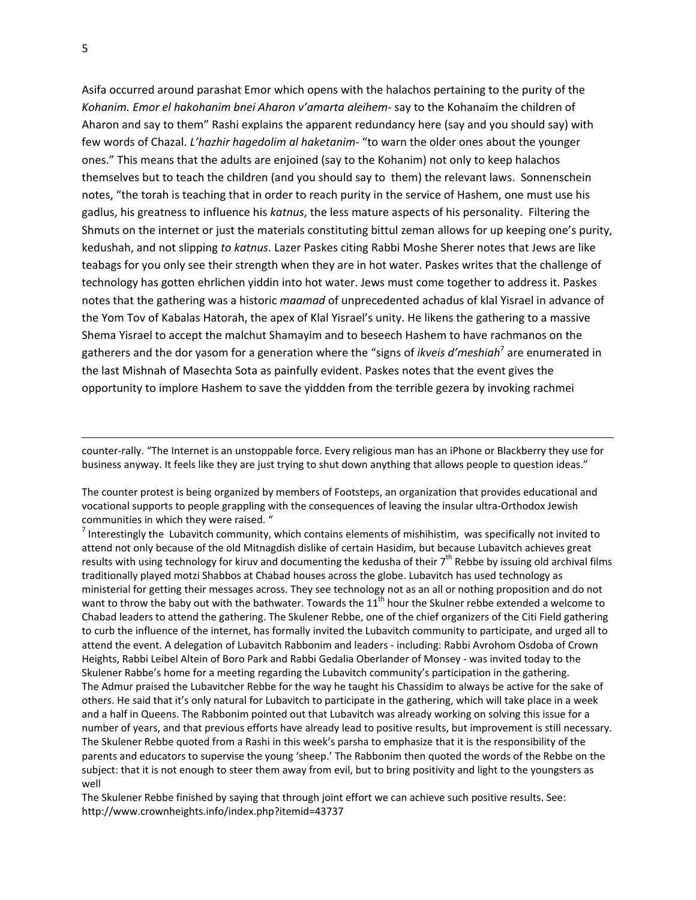Asifa occurred around parashat Emor which opens with the halachos pertaining to the purity of the *Kohanim. Emor el hakohanim bnei Aharon v'amarta aleihem*- say to the Kohanaim the children of Aharon and say to them" Rashi explains the apparent redundancy here (say and you should say) with few words of Chazal. *L'hazhir hagedolim al haketanim*- "to warn the older ones about the younger ones." This means that the adults are enjoined (say to the Kohanim) not only to keep halachos themselves but to teach the children (and you should say to them) the relevant laws. Sonnenschein notes, "the torah is teaching that in order to reach purity in the service of Hashem, one must use his gadlus, his greatness to influence his *katnus*, the less mature aspects of his personality. Filtering the Shmuts on the internet or just the materials constituting bittul zeman allows for up keeping one's purity, kedushah, and not slipping *to katnus*. Lazer Paskes citing Rabbi Moshe Sherer notes that Jews are like teabags for you only see their strength when they are in hot water. Paskes writes that the challenge of technology has gotten ehrlichen yiddin into hot water. Jews must come together to address it. Paskes notes that the gathering was a historic *maamad* of unprecedented achadus of klal Yisrael in advance of the Yom Tov of Kabalas Hatorah, the apex of Klal Yisrael's unity. He likens the gathering to a massive Shema Yisrael to accept the malchut Shamayim and to beseech Hashem to have rachmanos on the gatherers and the dor yasom for a generation where the "signs of *ikveis d'meshiah*[7] are enumerated in the last Mishnah of Masechta Sota as painfully evident. Paskes notes that the event gives the opportunity to implore Hashem to save the yiddden from the terrible gezera by invoking rachmei

---

counter-rally. "The Internet is an unstoppable force. Every religious man has an iPhone or Blackberry they use for business anyway. It feels like they are just trying to shut down anything that allows people to question ideas."

The counter protest is being organized by members of Footsteps, an organization that provides educational and vocational supports to people grappling with the consequences of leaving the insular ultra-Orthodox Jewish communities in which they were raised. "

[7] Interestingly the Lubavitch community, which contains elements of mishihistim, was specifically not invited to attend not only because of the old Mitnagdish dislike of certain Hasidim, but because Lubavitch achieves great results with using technology for kiruv and documenting the kedusha of their 7th Rebbe by issuing old archival films traditionally played motzi Shabbos at Chabad houses across the globe. Lubavitch has used technology as ministerial for getting their messages across. They see technology not as an all or nothing proposition and do not want to throw the baby out with the bathwater. Towards the 11th hour the Skulner rebbe extended a welcome to Chabad leaders to attend the gathering. The Skulener Rebbe, one of the chief organizers of the Citi Field gathering to curb the influence of the internet, has formally invited the Lubavitch community to participate, and urged all to attend the event. A delegation of Lubavitch Rabbonim and leaders - including: Rabbi Avrohom Osdoba of Crown Heights, Rabbi Leibel Altein of Boro Park and Rabbi Gedalia Oberlander of Monsey - was invited today to the Skulener Rabbe's home for a meeting regarding the Lubavitch community's participation in the gathering. The Admur praised the Lubavitcher Rebbe for the way he taught his Chassidim to always be active for the sake of others. He said that it's only natural for Lubavitch to participate in the gathering, which will take place in a week and a half in Queens. The Rabbonim pointed out that Lubavitch was already working on solving this issue for a number of years, and that previous efforts have already lead to positive results, but improvement is still necessary. The Skulener Rebbe quoted from a Rashi in this week's parsha to emphasize that it is the responsibility of the parents and educators to supervise the young 'sheep.' The Rabbonim then quoted the words of the Rebbe on the subject: that it is not enough to steer them away from evil, but to bring positivity and light to the youngsters as well

The Skulener Rebbe finished by saying that through joint effort we can achieve such positive results. See: http://www.crownheights.info/index.php?itemid=43737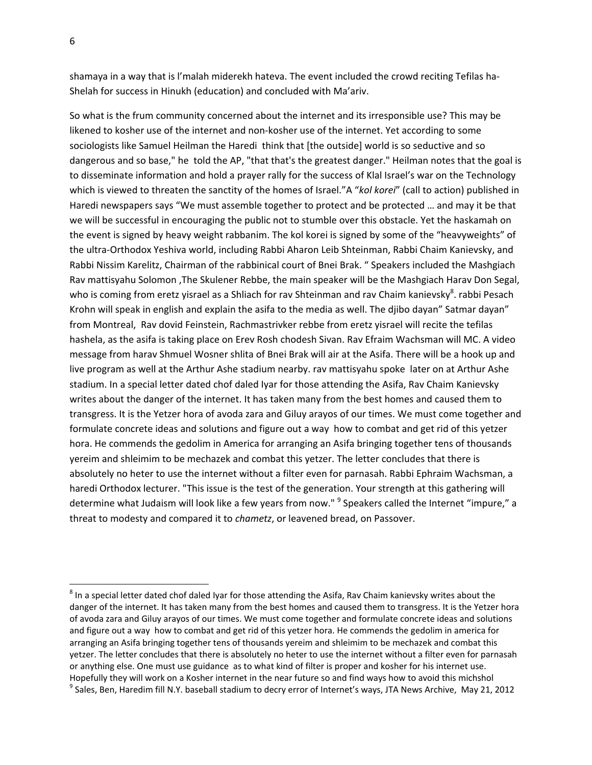shamaya in a way that is l'malah miderekh hateva. The event included the crowd reciting Tefilas ha-Shelah for success in Hinukh (education) and concluded with Ma'ariv.

So what is the frum community concerned about the internet and its irresponsible use? This may be likened to kosher use of the internet and non-kosher use of the internet. Yet according to some sociologists like Samuel Heilman the Haredi think that [the outside] world is so seductive and so dangerous and so base," he told the AP, "that that's the greatest danger." Heilman notes that the goal is to disseminate information and hold a prayer rally for the success of Klal Israel's war on the Technology which is viewed to threaten the sanctity of the homes of Israel."A "*kol korei*" (call to action) published in Haredi newspapers says "We must assemble together to protect and be protected … and may it be that we will be successful in encouraging the public not to stumble over this obstacle. Yet the haskamah on the event is signed by heavy weight rabbanim. The kol korei is signed by some of the "heavyweights" of the ultra-Orthodox Yeshiva world, including Rabbi Aharon Leib Shteinman, Rabbi Chaim Kanievsky, and Rabbi Nissim Karelitz, Chairman of the rabbinical court of Bnei Brak. " Speakers included the Mashgiach Rav mattisyahu Solomon ,The Skulener Rebbe, the main speaker will be the Mashgiach Harav Don Segal, who is coming from eretz yisrael as a Shliach for rav Shteinman and rav Chaim kanievsky[8]. rabbi Pesach Krohn will speak in english and explain the asifa to the media as well. The djibo dayan" Satmar dayan" from Montreal, Rav dovid Feinstein, Rachmastrivker rebbe from eretz yisrael will recite the tefilas hashela, as the asifa is taking place on Erev Rosh chodesh Sivan. Rav Efraim Wachsman will MC. A video message from harav Shmuel Wosner shlita of Bnei Brak will air at the Asifa. There will be a hook up and live program as well at the Arthur Ashe stadium nearby. rav mattisyahu spoke later on at Arthur Ashe stadium. In a special letter dated chof daled Iyar for those attending the Asifa, Rav Chaim Kanievsky writes about the danger of the internet. It has taken many from the best homes and caused them to transgress. It is the Yetzer hora of avoda zara and Giluy arayos of our times. We must come together and formulate concrete ideas and solutions and figure out a way how to combat and get rid of this yetzer hora. He commends the gedolim in America for arranging an Asifa bringing together tens of thousands yereim and shleimim to be mechazek and combat this yetzer. The letter concludes that there is absolutely no heter to use the internet without a filter even for parnasah. Rabbi Ephraim Wachsman, a haredi Orthodox lecturer. "This issue is the test of the generation. Your strength at this gathering will determine what Judaism will look like a few years from now." [9] Speakers called the Internet "impure," a threat to modesty and compared it to *chametz*, or leavened bread, on Passover.

---

[8] In a special letter dated chof daled Iyar for those attending the Asifa, Rav Chaim kanievsky writes about the danger of the internet. It has taken many from the best homes and caused them to transgress. It is the Yetzer hora of avoda zara and Giluy arayos of our times. We must come together and formulate concrete ideas and solutions and figure out a way how to combat and get rid of this yetzer hora. He commends the gedolim in america for arranging an Asifa bringing together tens of thousands yereim and shleimim to be mechazek and combat this yetzer. The letter concludes that there is absolutely no heter to use the internet without a filter even for parnasah or anything else. One must use guidance as to what kind of filter is proper and kosher for his internet use. Hopefully they will work on a Kosher internet in the near future so and find ways how to avoid this michshol

[9] Sales, Ben, Haredim fill N.Y. baseball stadium to decry error of Internet's ways, JTA News Archive, May 21, 2012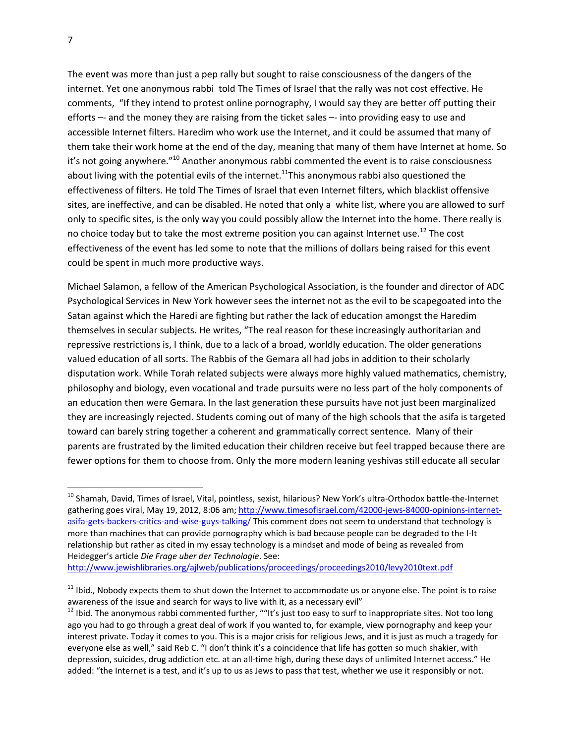The event was more than just a pep rally but sought to raise consciousness of the dangers of the internet. Yet one anonymous rabbi told The Times of Israel that the rally was not cost effective. He comments, "If they intend to protest online pornography, I would say they are better off putting their efforts –- and the money they are raising from the ticket sales –- into providing easy to use and accessible Internet filters. Haredim who work use the Internet, and it could be assumed that many of them take their work home at the end of the day, meaning that many of them have Internet at home. So it's not going anywhere."[10] Another anonymous rabbi commented the event is to raise consciousness about living with the potential evils of the internet.[11] This anonymous rabbi also questioned the effectiveness of filters. He told The Times of Israel that even Internet filters, which blacklist offensive sites, are ineffective, and can be disabled. He noted that only a white list, where you are allowed to surf only to specific sites, is the only way you could possibly allow the Internet into the home. There really is no choice today but to take the most extreme position you can against Internet use.[12] The cost effectiveness of the event has led some to note that the millions of dollars being raised for this event could be spent in much more productive ways.

Michael Salamon, a fellow of the American Psychological Association, is the founder and director of ADC Psychological Services in New York however sees the internet not as the evil to be scapegoated into the Satan against which the Haredi are fighting but rather the lack of education amongst the Haredim themselves in secular subjects. He writes, "The real reason for these increasingly authoritarian and repressive restrictions is, I think, due to a lack of a broad, worldly education. The older generations valued education of all sorts. The Rabbis of the Gemara all had jobs in addition to their scholarly disputation work. While Torah related subjects were always more highly valued mathematics, chemistry, philosophy and biology, even vocational and trade pursuits were no less part of the holy components of an education then were Gemara. In the last generation these pursuits have not just been marginalized they are increasingly rejected. Students coming out of many of the high schools that the asifa is targeted toward can barely string together a coherent and grammatically correct sentence. Many of their parents are frustrated by the limited education their children receive but feel trapped because there are fewer options for them to choose from. Only the more modern leaning yeshivas still educate all secular

---

[10] Shamah, David, Times of Israel, Vital, pointless, sexist, hilarious? New York's ultra-Orthodox battle-the-Internet gathering goes viral, May 19, 2012, 8:06 am; http://www.timesofisrael.com/42000-jews-84000-opinions-internet-asifa-gets-backers-critics-and-wise-guys-talking/ This comment does not seem to understand that technology is more than machines that can provide pornography which is bad because people can be degraded to the I-It relationship but rather as cited in my essay technology is a mindset and mode of being as revealed from Heidegger's article *Die Frage uber der Technologie*. See: http://www.jewishlibraries.org/ajlweb/publications/proceedings/proceedings2010/levy2010text.pdf

[11] Ibid., Nobody expects them to shut down the Internet to accommodate us or anyone else. The point is to raise awareness of the issue and search for ways to live with it, as a necessary evil"

[12] Ibid. The anonymous rabbi commented further, ""It's just too easy to surf to inappropriate sites. Not too long ago you had to go through a great deal of work if you wanted to, for example, view pornography and keep your interest private. Today it comes to you. This is a major crisis for religious Jews, and it is just as much a tragedy for everyone else as well," said Reb C. "I don't think it's a coincidence that life has gotten so much shakier, with depression, suicides, drug addiction etc. at an all-time high, during these days of unlimited Internet access." He added: "the Internet is a test, and it's up to us as Jews to pass that test, whether we use it responsibly or not.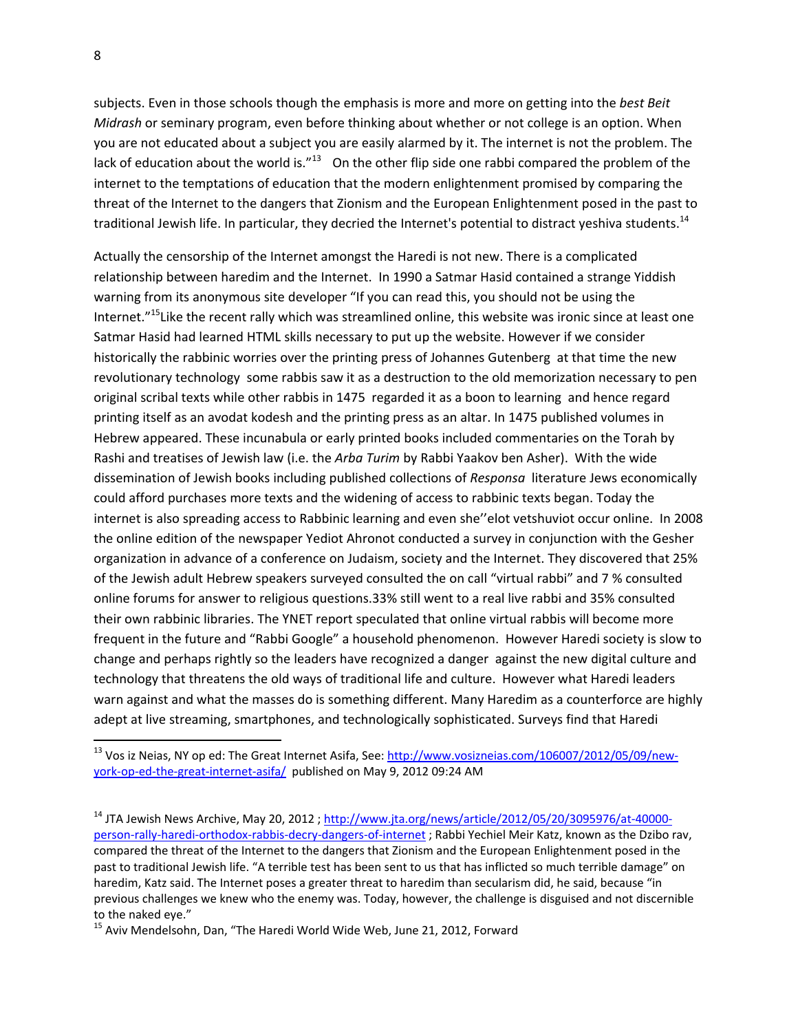subjects. Even in those schools though the emphasis is more and more on getting into the *best Beit Midrash* or seminary program, even before thinking about whether or not college is an option. When you are not educated about a subject you are easily alarmed by it. The internet is not the problem. The lack of education about the world is."[13] On the other flip side one rabbi compared the problem of the internet to the temptations of education that the modern enlightenment promised by comparing the threat of the Internet to the dangers that Zionism and the European Enlightenment posed in the past to traditional Jewish life. In particular, they decried the Internet's potential to distract yeshiva students.[14]

Actually the censorship of the Internet amongst the Haredi is not new. There is a complicated relationship between haredim and the Internet. In 1990 a Satmar Hasid contained a strange Yiddish warning from its anonymous site developer "If you can read this, you should not be using the Internet."[15]Like the recent rally which was streamlined online, this website was ironic since at least one Satmar Hasid had learned HTML skills necessary to put up the website. However if we consider historically the rabbinic worries over the printing press of Johannes Gutenberg at that time the new revolutionary technology some rabbis saw it as a destruction to the old memorization necessary to pen original scribal texts while other rabbis in 1475 regarded it as a boon to learning and hence regard printing itself as an avodat kodesh and the printing press as an altar. In 1475 published volumes in Hebrew appeared. These incunabula or early printed books included commentaries on the Torah by Rashi and treatises of Jewish law (i.e. the *Arba Turim* by Rabbi Yaakov ben Asher). With the wide dissemination of Jewish books including published collections of *Responsa* literature Jews economically could afford purchases more texts and the widening of access to rabbinic texts began. Today the internet is also spreading access to Rabbinic learning and even she''elot vetshuviot occur online. In 2008 the online edition of the newspaper Yediot Ahronot conducted a survey in conjunction with the Gesher organization in advance of a conference on Judaism, society and the Internet. They discovered that 25% of the Jewish adult Hebrew speakers surveyed consulted the on call "virtual rabbi" and 7 % consulted online forums for answer to religious questions.33% still went to a real live rabbi and 35% consulted their own rabbinic libraries. The YNET report speculated that online virtual rabbis will become more frequent in the future and "Rabbi Google" a household phenomenon. However Haredi society is slow to change and perhaps rightly so the leaders have recognized a danger against the new digital culture and technology that threatens the old ways of traditional life and culture. However what Haredi leaders warn against and what the masses do is something different. Many Haredim as a counterforce are highly adept at live streaming, smartphones, and technologically sophisticated. Surveys find that Haredi

---

[13] Vos iz Neias, NY op ed: The Great Internet Asifa, See: http://www.vosizneias.com/106007/2012/05/09/new-york-op-ed-the-great-internet-asifa/ published on May 9, 2012 09:24 AM

[14] JTA Jewish News Archive, May 20, 2012 ; http://www.jta.org/news/article/2012/05/20/3095976/at-40000-person-rally-haredi-orthodox-rabbis-decry-dangers-of-internet ; Rabbi Yechiel Meir Katz, known as the Dzibo rav, compared the threat of the Internet to the dangers that Zionism and the European Enlightenment posed in the past to traditional Jewish life. "A terrible test has been sent to us that has inflicted so much terrible damage" on haredim, Katz said. The Internet poses a greater threat to haredim than secularism did, he said, because "in previous challenges we knew who the enemy was. Today, however, the challenge is disguised and not discernible to the naked eye."

[15] Aviv Mendelsohn, Dan, "The Haredi World Wide Web, June 21, 2012, Forward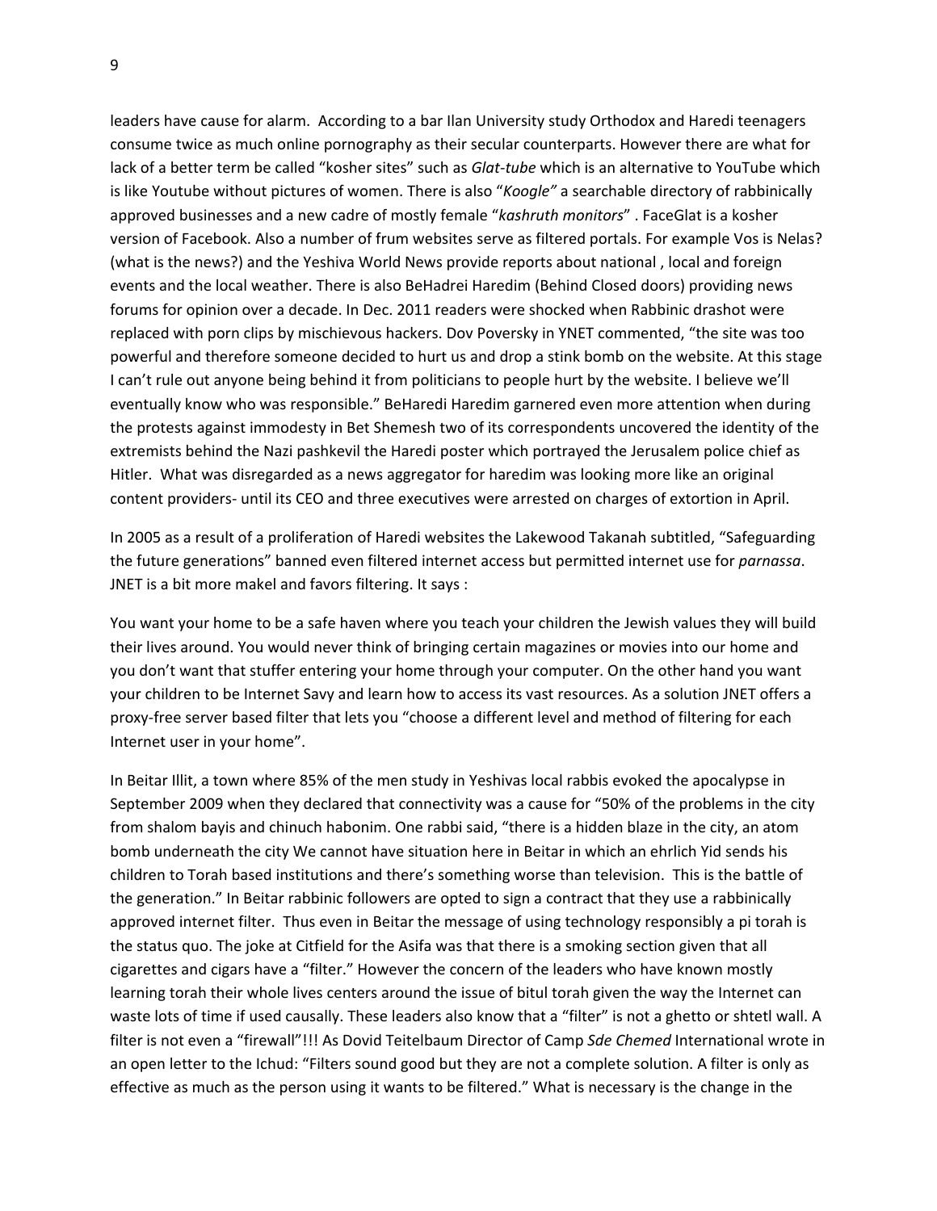leaders have cause for alarm. According to a bar Ilan University study Orthodox and Haredi teenagers consume twice as much online pornography as their secular counterparts. However there are what for lack of a better term be called "kosher sites" such as *Glat-tube* which is an alternative to YouTube which is like Youtube without pictures of women. There is also "*Koogle"* a searchable directory of rabbinically approved businesses and a new cadre of mostly female "*kashruth monitors*" . FaceGlat is a kosher version of Facebook. Also a number of frum websites serve as filtered portals. For example Vos is Nelas? (what is the news?) and the Yeshiva World News provide reports about national , local and foreign events and the local weather. There is also BeHadrei Haredim (Behind Closed doors) providing news forums for opinion over a decade. In Dec. 2011 readers were shocked when Rabbinic drashot were replaced with porn clips by mischievous hackers. Dov Poversky in YNET commented, "the site was too powerful and therefore someone decided to hurt us and drop a stink bomb on the website. At this stage I can't rule out anyone being behind it from politicians to people hurt by the website. I believe we'll eventually know who was responsible." BeHaredi Haredim garnered even more attention when during the protests against immodesty in Bet Shemesh two of its correspondents uncovered the identity of the extremists behind the Nazi pashkevil the Haredi poster which portrayed the Jerusalem police chief as Hitler. What was disregarded as a news aggregator for haredim was looking more like an original content providers- until its CEO and three executives were arrested on charges of extortion in April.

In 2005 as a result of a proliferation of Haredi websites the Lakewood Takanah subtitled, "Safeguarding the future generations" banned even filtered internet access but permitted internet use for *parnassa*. JNET is a bit more makel and favors filtering. It says :

You want your home to be a safe haven where you teach your children the Jewish values they will build their lives around. You would never think of bringing certain magazines or movies into our home and you don't want that stuffer entering your home through your computer. On the other hand you want your children to be Internet Savy and learn how to access its vast resources. As a solution JNET offers a proxy-free server based filter that lets you "choose a different level and method of filtering for each Internet user in your home".

In Beitar Illit, a town where 85% of the men study in Yeshivas local rabbis evoked the apocalypse in September 2009 when they declared that connectivity was a cause for "50% of the problems in the city from shalom bayis and chinuch habonim. One rabbi said, "there is a hidden blaze in the city, an atom bomb underneath the city We cannot have situation here in Beitar in which an ehrlich Yid sends his children to Torah based institutions and there's something worse than television. This is the battle of the generation." In Beitar rabbinic followers are opted to sign a contract that they use a rabbinically approved internet filter. Thus even in Beitar the message of using technology responsibly a pi torah is the status quo. The joke at Citfield for the Asifa was that there is a smoking section given that all cigarettes and cigars have a "filter." However the concern of the leaders who have known mostly learning torah their whole lives centers around the issue of bitul torah given the way the Internet can waste lots of time if used causally. These leaders also know that a "filter" is not a ghetto or shtetl wall. A filter is not even a "firewall"!!! As Dovid Teitelbaum Director of Camp *Sde Chemed* International wrote in an open letter to the Ichud: "Filters sound good but they are not a complete solution. A filter is only as effective as much as the person using it wants to be filtered." What is necessary is the change in the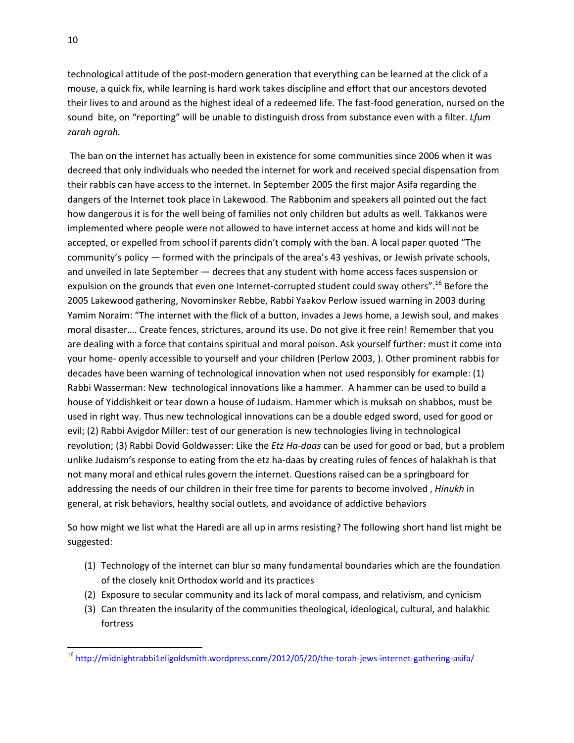technological attitude of the post-modern generation that everything can be learned at the click of a mouse, a quick fix, while learning is hard work takes discipline and effort that our ancestors devoted their lives to and around as the highest ideal of a redeemed life. The fast-food generation, nursed on the sound bite, on "reporting" will be unable to distinguish dross from substance even with a filter. *Lfum zarah agrah.*

The ban on the internet has actually been in existence for some communities since 2006 when it was decreed that only individuals who needed the internet for work and received special dispensation from their rabbis can have access to the internet. In September 2005 the first major Asifa regarding the dangers of the Internet took place in Lakewood. The Rabbonim and speakers all pointed out the fact how dangerous it is for the well being of families not only children but adults as well. Takkanos were implemented where people were not allowed to have internet access at home and kids will not be accepted, or expelled from school if parents didn't comply with the ban. A local paper quoted "The community's policy — formed with the principals of the area's 43 yeshivas, or Jewish private schools, and unveiled in late September — decrees that any student with home access faces suspension or expulsion on the grounds that even one Internet-corrupted student could sway others".[16] Before the 2005 Lakewood gathering, Novominsker Rebbe, Rabbi Yaakov Perlow issued warning in 2003 during Yamim Noraim: "The internet with the flick of a button, invades a Jews home, a Jewish soul, and makes moral disaster…. Create fences, strictures, around its use. Do not give it free rein! Remember that you are dealing with a force that contains spiritual and moral poison. Ask yourself further: must it come into your home- openly accessible to yourself and your children (Perlow 2003, ). Other prominent rabbis for decades have been warning of technological innovation when not used responsibly for example: (1) Rabbi Wasserman: New technological innovations like a hammer. A hammer can be used to build a house of Yiddishkeit or tear down a house of Judaism. Hammer which is muksah on shabbos, must be used in right way. Thus new technological innovations can be a double edged sword, used for good or evil; (2) Rabbi Avigdor Miller: test of our generation is new technologies living in technological revolution; (3) Rabbi Dovid Goldwasser: Like the *Etz Ha-daas* can be used for good or bad, but a problem unlike Judaism's response to eating from the etz ha-daas by creating rules of fences of halakhah is that not many moral and ethical rules govern the internet. Questions raised can be a springboard for addressing the needs of our children in their free time for parents to become involved , *Hinukh* in general, at risk behaviors, healthy social outlets, and avoidance of addictive behaviors

So how might we list what the Haredi are all up in arms resisting? The following short hand list might be suggested:

(1) Technology of the internet can blur so many fundamental boundaries which are the foundation of the closely knit Orthodox world and its practices
(2) Exposure to secular community and its lack of moral compass, and relativism, and cynicism
(3) Can threaten the insularity of the communities theological, ideological, cultural, and halakhic fortress

---

[16] http://midnightrabbi1eligoldsmith.wordpress.com/2012/05/20/the-torah-jews-internet-gathering-asifa/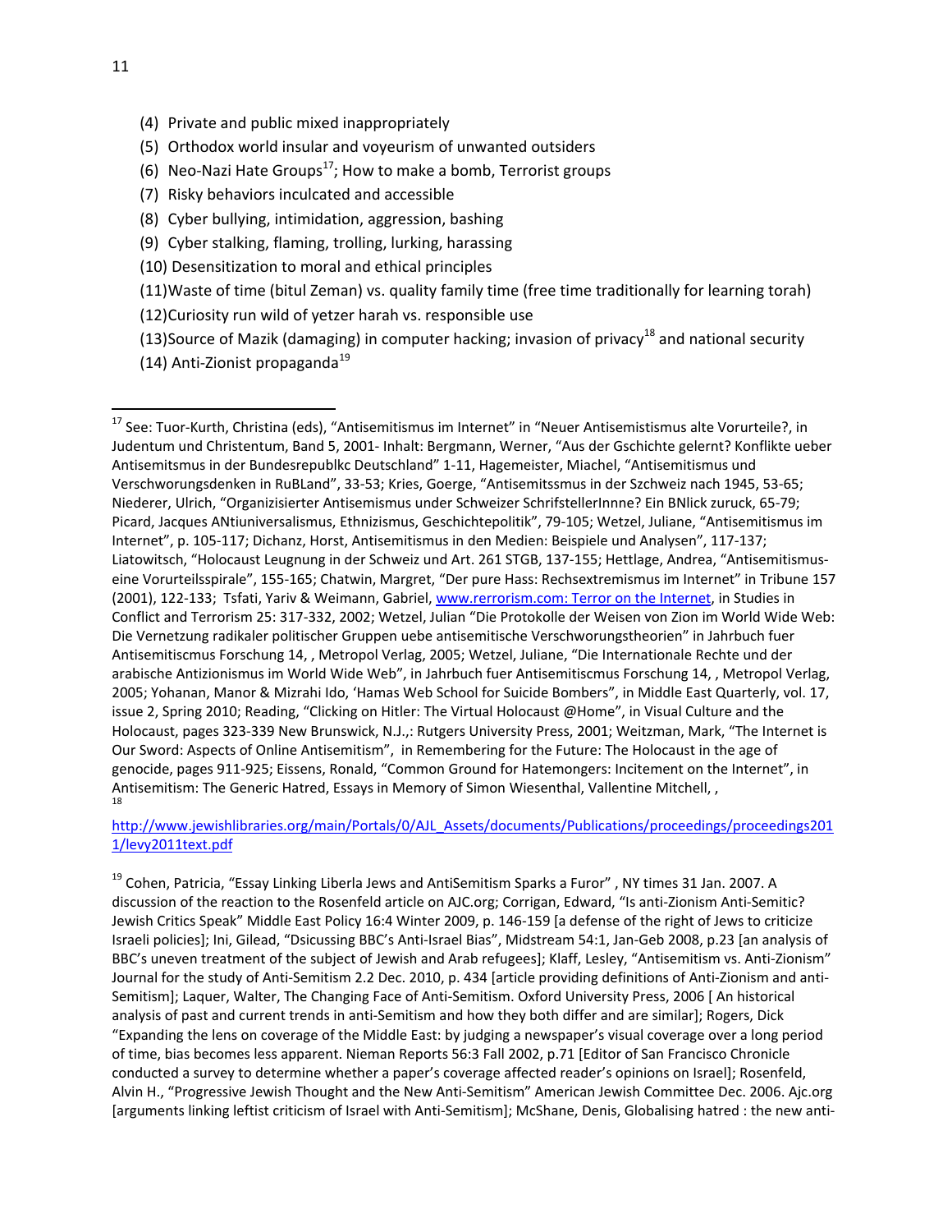(4) Private and public mixed inappropriately
(5) Orthodox world insular and voyeurism of unwanted outsiders
(6) Neo-Nazi Hate Groups[17]; How to make a bomb, Terrorist groups
(7) Risky behaviors inculcated and accessible
(8) Cyber bullying, intimidation, aggression, bashing
(9) Cyber stalking, flaming, trolling, lurking, harassing
(10) Desensitization to moral and ethical principles
(11)Waste of time (bitul Zeman) vs. quality family time (free time traditionally for learning torah)
(12)Curiosity run wild of yetzer harah vs. responsible use
(13)Source of Mazik (damaging) in computer hacking; invasion of privacy[18] and national security
(14) Anti-Zionist propaganda[19]

---

[17] See: Tuor-Kurth, Christina (eds), "Antisemitismus im Internet" in "Neuer Antisemistismus alte Vorurteile?, in Judentum und Christentum, Band 5, 2001- Inhalt: Bergmann, Werner, "Aus der Gschichte gelernt? Konflikte ueber Antisemitsmus in der Bundesrepublkc Deutschland" 1-11, Hagemeister, Miachel, "Antisemitismus und Verschworungsdenken in RuBLand", 33-53; Kries, Goerge, "Antisemitssmus in der Szchweiz nach 1945, 53-65; Niederer, Ulrich, "Organizisierter Antisemismus under Schweizer SchrifstellerInnne? Ein BNlick zuruck, 65-79; Picard, Jacques ANtiuniversalismus, Ethnizismus, Geschichtepolitik", 79-105; Wetzel, Juliane, "Antisemitismus im Internet", p. 105-117; Dichanz, Horst, Antisemitismus in den Medien: Beispiele und Analysen", 117-137; Liatowitsch, "Holocaust Leugnung in der Schweiz und Art. 261 STGB, 137-155; Hettlage, Andrea, "Antisemitismus- eine Vorurteilsspirale", 155-165; Chatwin, Margret, "Der pure Hass: Rechsextremismus im Internet" in Tribune 157 (2001), 122-133; Tsfati, Yariv & Weimann, Gabriel, www.rerrorism.com: Terror on the Internet, in Studies in Conflict and Terrorism 25: 317-332, 2002; Wetzel, Julian "Die Protokolle der Weisen von Zion im World Wide Web: Die Vernetzung radikaler politischer Gruppen uebe antisemitische Verschworungstheorien" in Jahrbuch fuer Antisemitiscmus Forschung 14, , Metropol Verlag, 2005; Wetzel, Juliane, "Die Internationale Rechte und der arabische Antizionismus im World Wide Web", in Jahrbuch fuer Antisemitiscmus Forschung 14, , Metropol Verlag, 2005; Yohanan, Manor & Mizrahi Ido, 'Hamas Web School for Suicide Bombers", in Middle East Quarterly, vol. 17, issue 2, Spring 2010; Reading, "Clicking on Hitler: The Virtual Holocaust @Home", in Visual Culture and the Holocaust, pages 323-339 New Brunswick, N.J.,: Rutgers University Press, 2001; Weitzman, Mark, "The Internet is Our Sword: Aspects of Online Antisemitism", in Remembering for the Future: The Holocaust in the age of genocide, pages 911-925; Eissens, Ronald, "Common Ground for Hatemongers: Incitement on the Internet", in Antisemitism: The Generic Hatred, Essays in Memory of Simon Wiesenthal, Vallentine Mitchell, ,

[18] http://www.jewishlibraries.org/main/Portals/0/AJL_Assets/documents/Publications/proceedings/proceedings2011/levy2011text.pdf

[19] Cohen, Patricia, "Essay Linking Liberla Jews and AntiSemitism Sparks a Furor" , NY times 31 Jan. 2007. A discussion of the reaction to the Rosenfeld article on AJC.org; Corrigan, Edward, "Is anti-Zionism Anti-Semitic? Jewish Critics Speak" Middle East Policy 16:4 Winter 2009, p. 146-159 [a defense of the right of Jews to criticize Israeli policies]; Ini, Gilead, "Dsicussing BBC's Anti-Israel Bias", Midstream 54:1, Jan-Geb 2008, p.23 [an analysis of BBC's uneven treatment of the subject of Jewish and Arab refugees]; Klaff, Lesley, "Antisemitism vs. Anti-Zionism" Journal for the study of Anti-Semitism 2.2 Dec. 2010, p. 434 [article providing definitions of Anti-Zionism and anti-Semitism]; Laquer, Walter, The Changing Face of Anti-Semitism. Oxford University Press, 2006 [ An historical analysis of past and current trends in anti-Semitism and how they both differ and are similar]; Rogers, Dick "Expanding the lens on coverage of the Middle East: by judging a newspaper's visual coverage over a long period of time, bias becomes less apparent. Nieman Reports 56:3 Fall 2002, p.71 [Editor of San Francisco Chronicle conducted a survey to determine whether a paper's coverage affected reader's opinions on Israel]; Rosenfeld, Alvin H., "Progressive Jewish Thought and the New Anti-Semitism" American Jewish Committee Dec. 2006. Ajc.org [arguments linking leftist criticism of Israel with Anti-Semitism]; McShane, Denis, Globalising hatred : the new anti-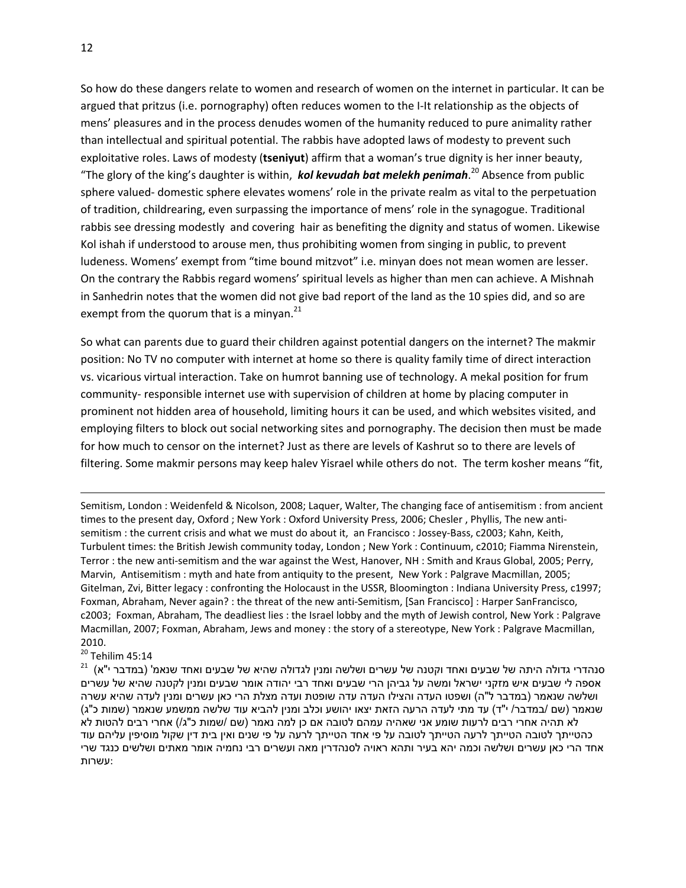So how do these dangers relate to women and research of women on the internet in particular. It can be argued that pritzus (i.e. pornography) often reduces women to the I-It relationship as the objects of mens' pleasures and in the process denudes women of the humanity reduced to pure animality rather than intellectual and spiritual potential. The rabbis have adopted laws of modesty to prevent such exploitative roles. Laws of modesty (**tseniyut**) affirm that a woman's true dignity is her inner beauty, "The glory of the king's daughter is within, ***kol kevudah bat melekh penimah***.[20] Absence from public sphere valued- domestic sphere elevates womens' role in the private realm as vital to the perpetuation of tradition, childrearing, even surpassing the importance of mens' role in the synagogue. Traditional rabbis see dressing modestly and covering hair as benefiting the dignity and status of women. Likewise Kol ishah if understood to arouse men, thus prohibiting women from singing in public, to prevent ludeness. Womens' exempt from "time bound mitzvot" i.e. minyan does not mean women are lesser. On the contrary the Rabbis regard womens' spiritual levels as higher than men can achieve. A Mishnah in Sanhedrin notes that the women did not give bad report of the land as the 10 spies did, and so are exempt from the quorum that is a minyan.[21]

So what can parents due to guard their children against potential dangers on the internet? The makmir position: No TV no computer with internet at home so there is quality family time of direct interaction vs. vicarious virtual interaction. Take on humrot banning use of technology. A mekal position for frum community- responsible internet use with supervision of children at home by placing computer in prominent not hidden area of household, limiting hours it can be used, and which websites visited, and employing filters to block out social networking sites and pornography. The decision then must be made for how much to censor on the internet? Just as there are levels of Kashrut so to there are levels of filtering. Some makmir persons may keep halev Yisrael while others do not. The term kosher means "fit,

---

Semitism, London : Weidenfeld & Nicolson, 2008; Laquer, Walter, The changing face of antisemitism : from ancient times to the present day, Oxford ; New York : Oxford University Press, 2006; Chesler , Phyllis, The new anti-semitism : the current crisis and what we must do about it, an Francisco : Jossey-Bass, c2003; Kahn, Keith, Turbulent times: the British Jewish community today, London ; New York : Continuum, c2010; Fiamma Nirenstein, Terror : the new anti-semitism and the war against the West, Hanover, NH : Smith and Kraus Global, 2005; Perry, Marvin, Antisemitism : myth and hate from antiquity to the present, New York : Palgrave Macmillan, 2005; Gitelman, Zvi, Bitter legacy : confronting the Holocaust in the USSR, Bloomington : Indiana University Press, c1997; Foxman, Abraham, Never again? : the threat of the new anti-Semitism, [San Francisco] : Harper SanFrancisco, c2003; Foxman, Abraham, The deadliest lies : the Israel lobby and the myth of Jewish control, New York : Palgrave Macmillan, 2007; Foxman, Abraham, Jews and money : the story of a stereotype, New York : Palgrave Macmillan, 2010.

[20] Tehilim 45:14

[21] סנהדרי גדולה היתה של שבעים ואחד וקטנה של עשרים ושלשה ומנין לגדולה שהיא של שבעים ואחד שנאמ' (במדבר י"א) אספה לי שבעים איש מזקני ישראל ומשה על גביהן הרי שבעים ואחד רבי יהודה אומר שבעים ומנין לקטנה שהיא של עשרים ושלשה שנאמר (במדבר ל"ה) ושפטו העדה והצילו העדה עדה שופטת ועדה מצלת הרי כאן עשרים ומנין לעדה שהיא עשרה שנאמר (שם /במדבר/ י"ד) עד מתי לעדה הרעה הזאת יצאו יהושע וכלב ומנין להביא עוד שלשה ממשמע שנאמר (שמות כ"ג) לא תהיה אחרי רבים לרעות שומע אני שאהיה עמהם לטובה אם כן למה נאמר (שם /שמות כ"ג/) אחרי רבים להטות לא כהטייתך לטובה הטייתך לרעה הטייתך לטובה על פי אחד הטייתך לרעה על פי שנים ואין בית דין שקול מוסיפין עליהם עוד אחד הרי כאן עשרים ושלשה וכמה יהא בעיר ותהא ראויה לסנהדרין מאה ועשרים רבי נחמיה אומר מאתים ושלשים כנגד שרי עשרות: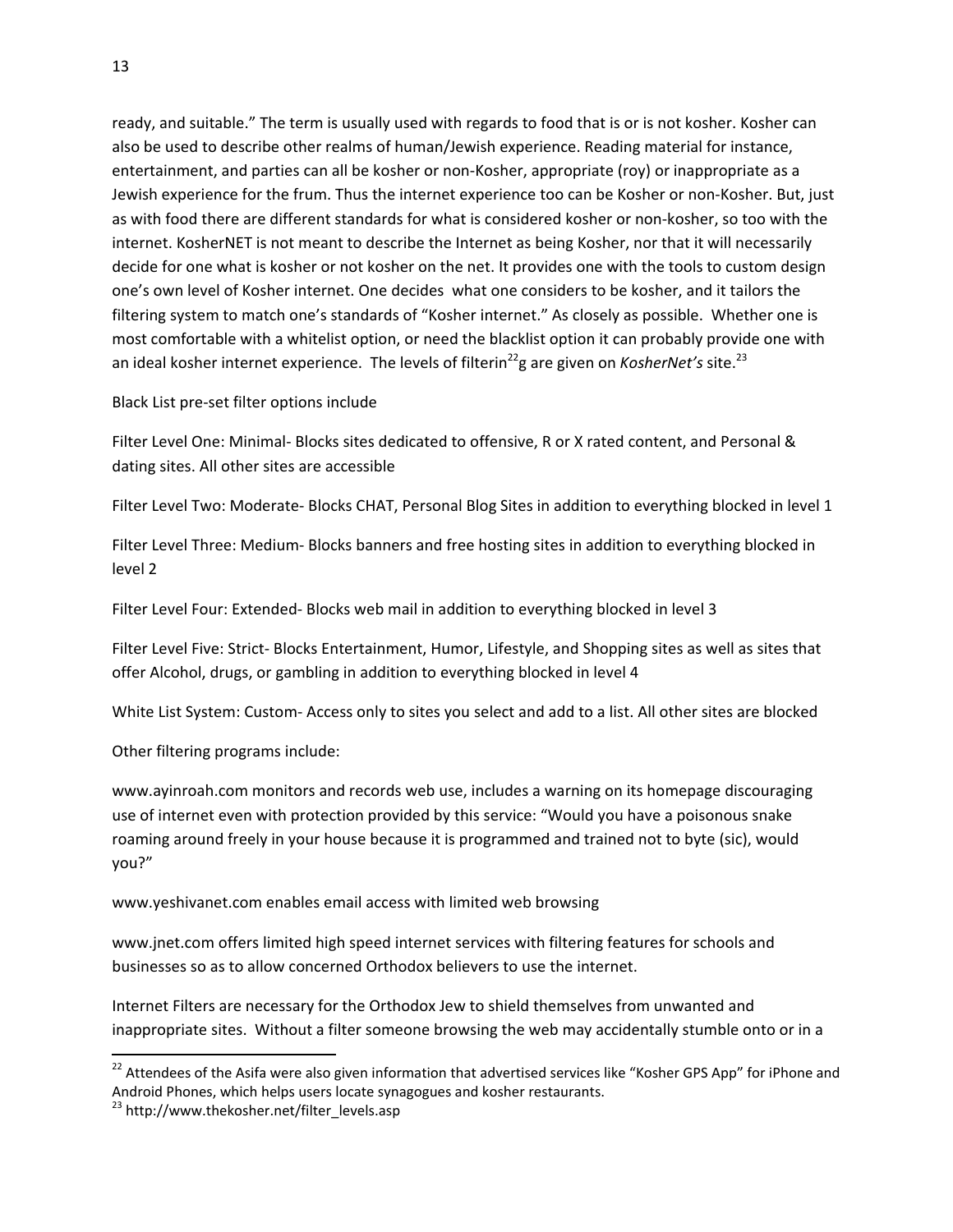ready, and suitable." The term is usually used with regards to food that is or is not kosher. Kosher can also be used to describe other realms of human/Jewish experience. Reading material for instance, entertainment, and parties can all be kosher or non-Kosher, appropriate (roy) or inappropriate as a Jewish experience for the frum. Thus the internet experience too can be Kosher or non-Kosher. But, just as with food there are different standards for what is considered kosher or non-kosher, so too with the internet. KosherNET is not meant to describe the Internet as being Kosher, nor that it will necessarily decide for one what is kosher or not kosher on the net. It provides one with the tools to custom design one's own level of Kosher internet. One decides  what one considers to be kosher, and it tailors the filtering system to match one's standards of "Kosher internet." As closely as possible.  Whether one is most comfortable with a whitelist option, or need the blacklist option it can probably provide one with an ideal kosher internet experience.  The levels of filterin[22]g are given on *KosherNet's* site.[23]

Black List pre-set filter options include

Filter Level One: Minimal- Blocks sites dedicated to offensive, R or X rated content, and Personal & dating sites. All other sites are accessible

Filter Level Two: Moderate- Blocks CHAT, Personal Blog Sites in addition to everything blocked in level 1

Filter Level Three: Medium- Blocks banners and free hosting sites in addition to everything blocked in level 2

Filter Level Four: Extended- Blocks web mail in addition to everything blocked in level 3

Filter Level Five: Strict- Blocks Entertainment, Humor, Lifestyle, and Shopping sites as well as sites that offer Alcohol, drugs, or gambling in addition to everything blocked in level 4

White List System: Custom- Access only to sites you select and add to a list. All other sites are blocked

Other filtering programs include:

www.ayinroah.com monitors and records web use, includes a warning on its homepage discouraging use of internet even with protection provided by this service: "Would you have a poisonous snake roaming around freely in your house because it is programmed and trained not to byte (sic), would you?"

www.yeshivanet.com enables email access with limited web browsing

www.jnet.com offers limited high speed internet services with filtering features for schools and businesses so as to allow concerned Orthodox believers to use the internet.

Internet Filters are necessary for the Orthodox Jew to shield themselves from unwanted and inappropriate sites.  Without a filter someone browsing the web may accidentally stumble onto or in a

---

[22] Attendees of the Asifa were also given information that advertised services like "Kosher GPS App" for iPhone and Android Phones, which helps users locate synagogues and kosher restaurants.

[23] http://www.thekosher.net/filter_levels.asp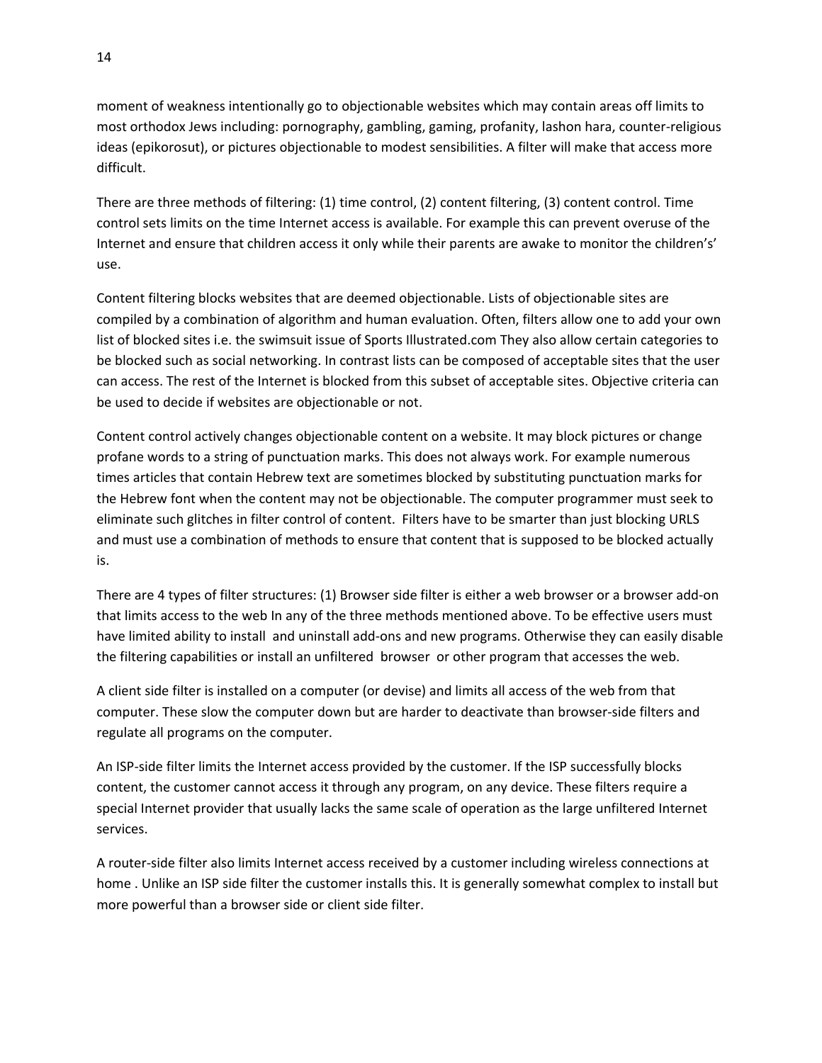moment of weakness intentionally go to objectionable websites which may contain areas off limits to most orthodox Jews including: pornography, gambling, gaming, profanity, lashon hara, counter-religious ideas (epikorosut), or pictures objectionable to modest sensibilities. A filter will make that access more difficult.

There are three methods of filtering: (1) time control, (2) content filtering, (3) content control. Time control sets limits on the time Internet access is available. For example this can prevent overuse of the Internet and ensure that children access it only while their parents are awake to monitor the children's' use.

Content filtering blocks websites that are deemed objectionable. Lists of objectionable sites are compiled by a combination of algorithm and human evaluation. Often, filters allow one to add your own list of blocked sites i.e. the swimsuit issue of Sports Illustrated.com They also allow certain categories to be blocked such as social networking. In contrast lists can be composed of acceptable sites that the user can access. The rest of the Internet is blocked from this subset of acceptable sites. Objective criteria can be used to decide if websites are objectionable or not.

Content control actively changes objectionable content on a website. It may block pictures or change profane words to a string of punctuation marks. This does not always work. For example numerous times articles that contain Hebrew text are sometimes blocked by substituting punctuation marks for the Hebrew font when the content may not be objectionable. The computer programmer must seek to eliminate such glitches in filter control of content. Filters have to be smarter than just blocking URLS and must use a combination of methods to ensure that content that is supposed to be blocked actually is.

There are 4 types of filter structures: (1) Browser side filter is either a web browser or a browser add-on that limits access to the web In any of the three methods mentioned above. To be effective users must have limited ability to install and uninstall add-ons and new programs. Otherwise they can easily disable the filtering capabilities or install an unfiltered browser or other program that accesses the web.

A client side filter is installed on a computer (or devise) and limits all access of the web from that computer. These slow the computer down but are harder to deactivate than browser-side filters and regulate all programs on the computer.

An ISP-side filter limits the Internet access provided by the customer. If the ISP successfully blocks content, the customer cannot access it through any program, on any device. These filters require a special Internet provider that usually lacks the same scale of operation as the large unfiltered Internet services.

A router-side filter also limits Internet access received by a customer including wireless connections at home . Unlike an ISP side filter the customer installs this. It is generally somewhat complex to install but more powerful than a browser side or client side filter.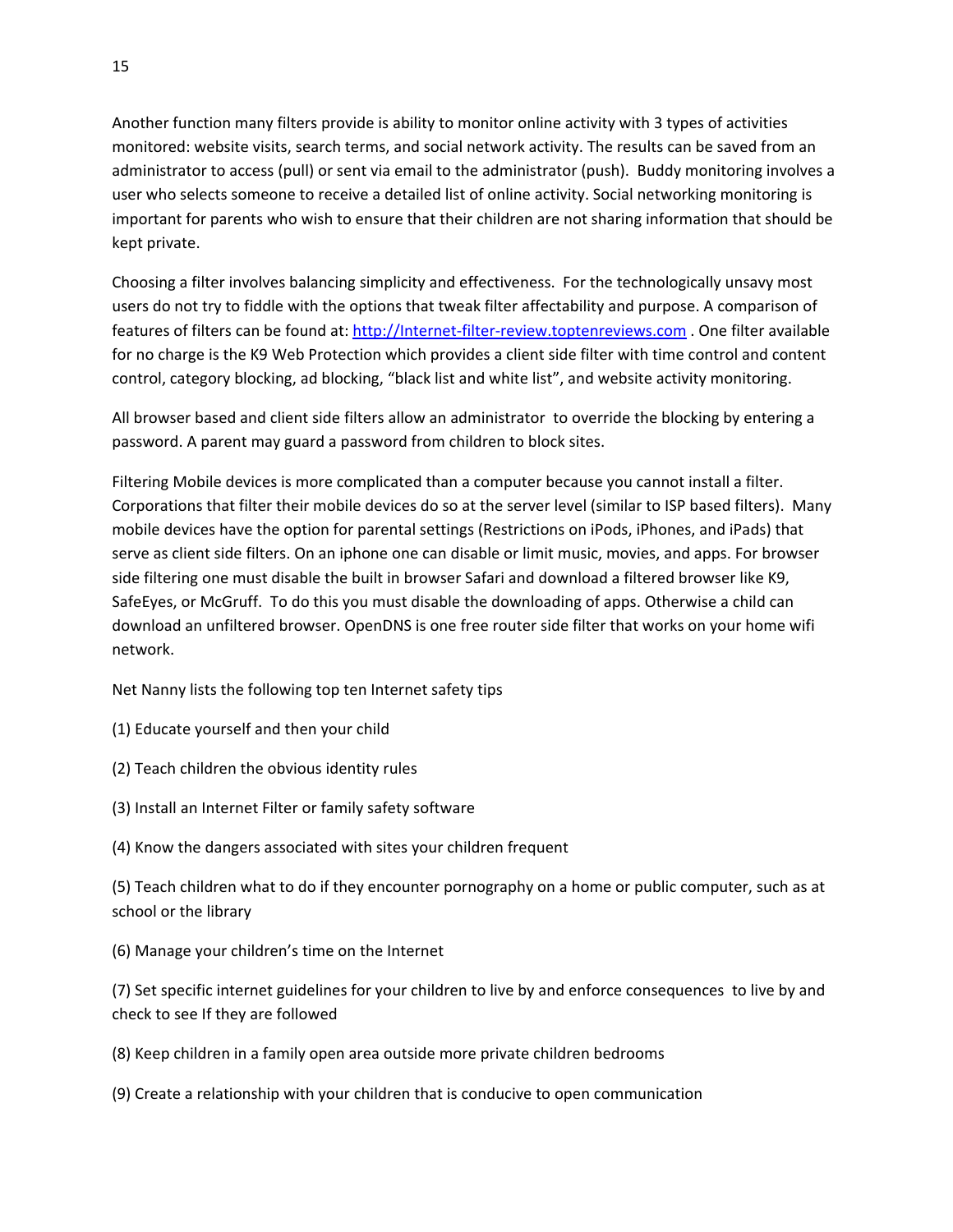Another function many filters provide is ability to monitor online activity with 3 types of activities monitored: website visits, search terms, and social network activity. The results can be saved from an administrator to access (pull) or sent via email to the administrator (push). Buddy monitoring involves a user who selects someone to receive a detailed list of online activity. Social networking monitoring is important for parents who wish to ensure that their children are not sharing information that should be kept private.

Choosing a filter involves balancing simplicity and effectiveness. For the technologically unsavy most users do not try to fiddle with the options that tweak filter affectability and purpose. A comparison of features of filters can be found at: [http://Internet-filter-review.toptenreviews.com](http://Internet-filter-review.toptenreviews.com) . One filter available for no charge is the K9 Web Protection which provides a client side filter with time control and content control, category blocking, ad blocking, "black list and white list", and website activity monitoring.

All browser based and client side filters allow an administrator to override the blocking by entering a password. A parent may guard a password from children to block sites.

Filtering Mobile devices is more complicated than a computer because you cannot install a filter. Corporations that filter their mobile devices do so at the server level (similar to ISP based filters). Many mobile devices have the option for parental settings (Restrictions on iPods, iPhones, and iPads) that serve as client side filters. On an iphone one can disable or limit music, movies, and apps. For browser side filtering one must disable the built in browser Safari and download a filtered browser like K9, SafeEyes, or McGruff. To do this you must disable the downloading of apps. Otherwise a child can download an unfiltered browser. OpenDNS is one free router side filter that works on your home wifi network.

Net Nanny lists the following top ten Internet safety tips

(1) Educate yourself and then your child

(2) Teach children the obvious identity rules

(3) Install an Internet Filter or family safety software

(4) Know the dangers associated with sites your children frequent

(5) Teach children what to do if they encounter pornography on a home or public computer, such as at school or the library

(6) Manage your children's time on the Internet

(7) Set specific internet guidelines for your children to live by and enforce consequences to live by and check to see If they are followed

(8) Keep children in a family open area outside more private children bedrooms

(9) Create a relationship with your children that is conducive to open communication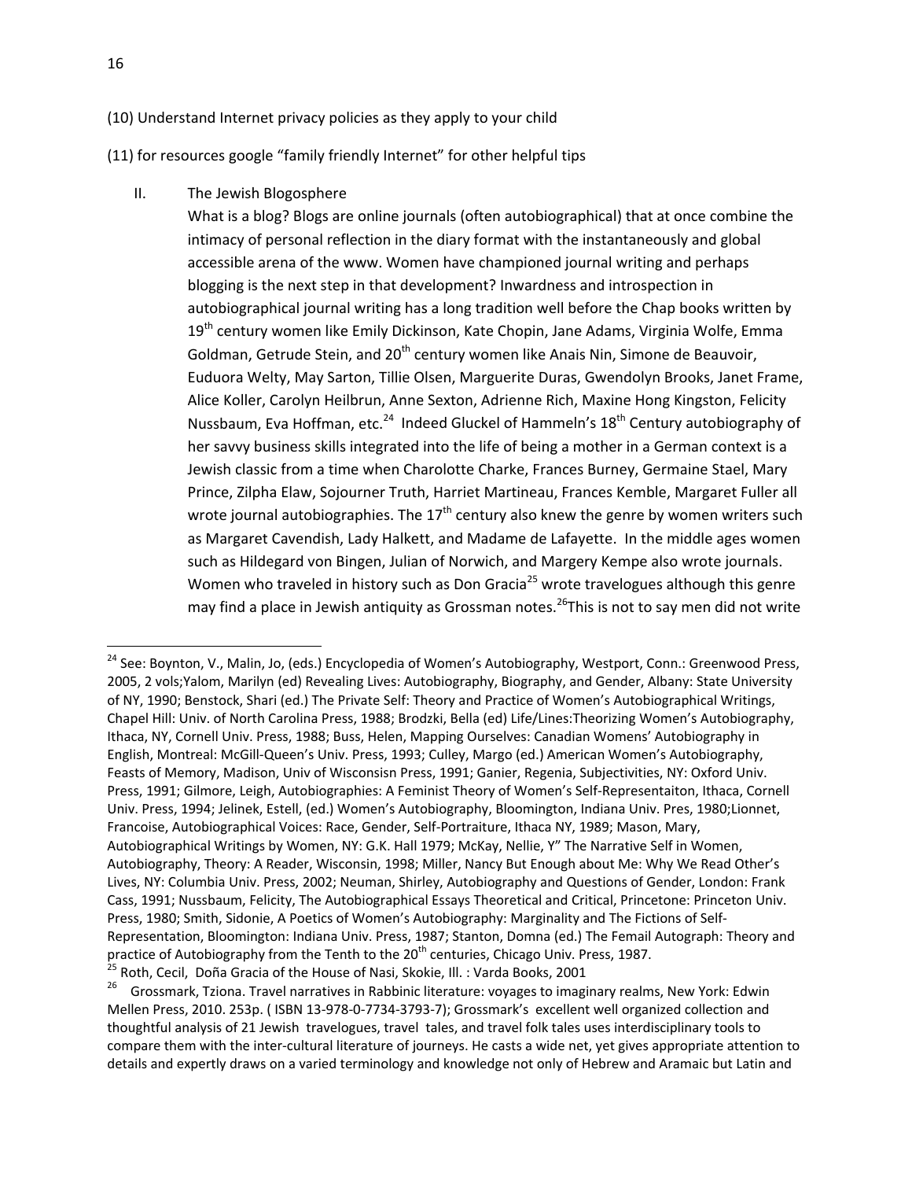(10) Understand Internet privacy policies as they apply to your child

(11) for resources google "family friendly Internet" for other helpful tips

## II. The Jewish Blogosphere

What is a blog? Blogs are online journals (often autobiographical) that at once combine the intimacy of personal reflection in the diary format with the instantaneously and global accessible arena of the www. Women have championed journal writing and perhaps blogging is the next step in that development? Inwardness and introspection in autobiographical journal writing has a long tradition well before the Chap books written by 19th century women like Emily Dickinson, Kate Chopin, Jane Adams, Virginia Wolfe, Emma Goldman, Getrude Stein, and 20th century women like Anais Nin, Simone de Beauvoir, Euduora Welty, May Sarton, Tillie Olsen, Marguerite Duras, Gwendolyn Brooks, Janet Frame, Alice Koller, Carolyn Heilbrun, Anne Sexton, Adrienne Rich, Maxine Hong Kingston, Felicity Nussbaum, Eva Hoffman, etc.[24] Indeed Gluckel of Hammeln's 18th Century autobiography of her savvy business skills integrated into the life of being a mother in a German context is a Jewish classic from a time when Charolotte Charke, Frances Burney, Germaine Stael, Mary Prince, Zilpha Elaw, Sojourner Truth, Harriet Martineau, Frances Kemble, Margaret Fuller all wrote journal autobiographies. The 17th century also knew the genre by women writers such as Margaret Cavendish, Lady Halkett, and Madame de Lafayette. In the middle ages women such as Hildegard von Bingen, Julian of Norwich, and Margery Kempe also wrote journals. Women who traveled in history such as Don Gracia[25] wrote travelogues although this genre may find a place in Jewish antiquity as Grossman notes.[26]This is not to say men did not write

---

[24] See: Boynton, V., Malin, Jo, (eds.) Encyclopedia of Women's Autobiography, Westport, Conn.: Greenwood Press, 2005, 2 vols;Yalom, Marilyn (ed) Revealing Lives: Autobiography, Biography, and Gender, Albany: State University of NY, 1990; Benstock, Shari (ed.) The Private Self: Theory and Practice of Women's Autobiographical Writings, Chapel Hill: Univ. of North Carolina Press, 1988; Brodzki, Bella (ed) Life/Lines:Theorizing Women's Autobiography, Ithaca, NY, Cornell Univ. Press, 1988; Buss, Helen, Mapping Ourselves: Canadian Womens' Autobiography in English, Montreal: McGill-Queen's Univ. Press, 1993; Culley, Margo (ed.) American Women's Autobiography, Feasts of Memory, Madison, Univ of Wisconsisn Press, 1991; Ganier, Regenia, Subjectivities, NY: Oxford Univ. Press, 1991; Gilmore, Leigh, Autobiographies: A Feminist Theory of Women's Self-Representaiton, Ithaca, Cornell Univ. Press, 1994; Jelinek, Estell, (ed.) Women's Autobiography, Bloomington, Indiana Univ. Pres, 1980;Lionnet, Francoise, Autobiographical Voices: Race, Gender, Self-Portraiture, Ithaca NY, 1989; Mason, Mary, Autobiographical Writings by Women, NY: G.K. Hall 1979; McKay, Nellie, Y" The Narrative Self in Women, Autobiography, Theory: A Reader, Wisconsin, 1998; Miller, Nancy But Enough about Me: Why We Read Other's Lives, NY: Columbia Univ. Press, 2002; Neuman, Shirley, Autobiography and Questions of Gender, London: Frank Cass, 1991; Nussbaum, Felicity, The Autobiographical Essays Theoretical and Critical, Princetone: Princeton Univ. Press, 1980; Smith, Sidonie, A Poetics of Women's Autobiography: Marginality and The Fictions of Self-Representation, Bloomington: Indiana Univ. Press, 1987; Stanton, Domna (ed.) The Femail Autograph: Theory and practice of Autobiography from the Tenth to the 20th centuries, Chicago Univ. Press, 1987.

[25] Roth, Cecil, Doña Gracia of the House of Nasi, Skokie, Ill. : Varda Books, 2001

[26] Grossmark, Tziona. Travel narratives in Rabbinic literature: voyages to imaginary realms, New York: Edwin Mellen Press, 2010. 253p. ( ISBN 13-978-0-7734-3793-7); Grossmark's excellent well organized collection and thoughtful analysis of 21 Jewish travelogues, travel tales, and travel folk tales uses interdisciplinary tools to compare them with the inter-cultural literature of journeys. He casts a wide net, yet gives appropriate attention to details and expertly draws on a varied terminology and knowledge not only of Hebrew and Aramaic but Latin and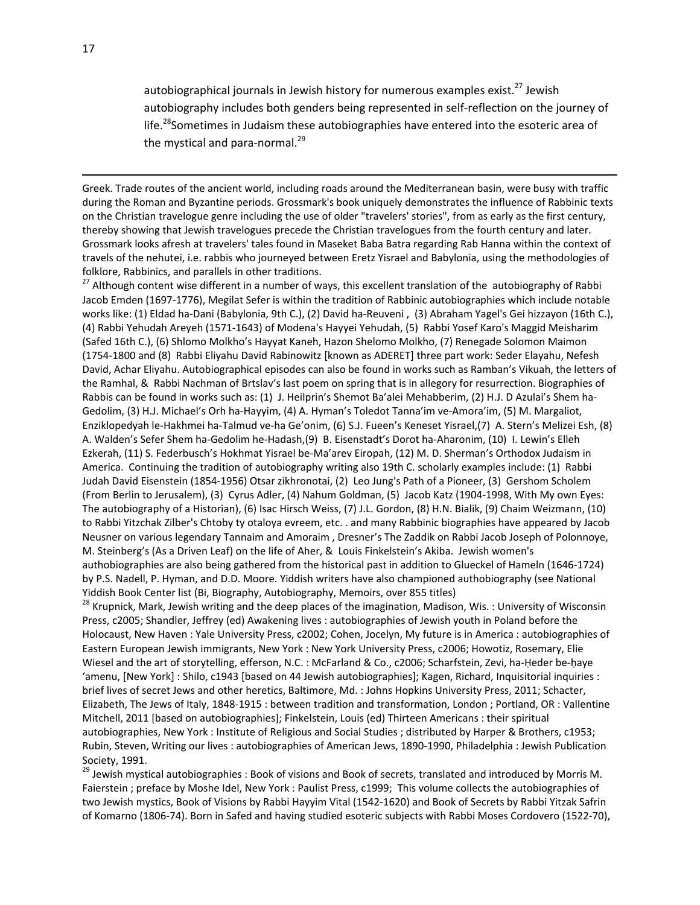autobiographical journals in Jewish history for numerous examples exist.[27] Jewish autobiography includes both genders being represented in self-reflection on the journey of life.[28]Sometimes in Judaism these autobiographies have entered into the esoteric area of the mystical and para-normal.[29]

---

Greek. Trade routes of the ancient world, including roads around the Mediterranean basin, were busy with traffic during the Roman and Byzantine periods. Grossmark's book uniquely demonstrates the influence of Rabbinic texts on the Christian travelogue genre including the use of older "travelers' stories", from as early as the first century, thereby showing that Jewish travelogues precede the Christian travelogues from the fourth century and later. Grossmark looks afresh at travelers' tales found in Maseket Baba Batra regarding Rab Hanna within the context of travels of the nehutei, i.e. rabbis who journeyed between Eretz Yisrael and Babylonia, using the methodologies of folklore, Rabbinics, and parallels in other traditions.

[27] Although content wise different in a number of ways, this excellent translation of the autobiography of Rabbi Jacob Emden (1697-1776), Megilat Sefer is within the tradition of Rabbinic autobiographies which include notable works like: (1) Eldad ha-Dani (Babylonia, 9th C.), (2) David ha-Reuveni , (3) Abraham Yagel's Gei hizzayon (16th C.), (4) Rabbi Yehudah Areyeh (1571-1643) of Modena's Hayyei Yehudah, (5) Rabbi Yosef Karo's Maggid Meisharim (Safed 16th C.), (6) Shlomo Molkho's Hayyat Kaneh, Hazon Shelomo Molkho, (7) Renegade Solomon Maimon (1754-1800 and (8) Rabbi Eliyahu David Rabinowitz [known as ADERET] three part work: Seder Elayahu, Nefesh David, Achar Eliyahu. Autobiographical episodes can also be found in works such as Ramban's Vikuah, the letters of the Ramhal, & Rabbi Nachman of Brtslav's last poem on spring that is in allegory for resurrection. Biographies of Rabbis can be found in works such as: (1) J. Heilprin's Shemot Ba'alei Mehabberim, (2) H.J. D Azulai's Shem ha-Gedolim, (3) H.J. Michael's Orh ha-Hayyim, (4) A. Hyman's Toledot Tanna'im ve-Amora'im, (5) M. Margaliot, Enziklopedyah le-Hakhmei ha-Talmud ve-ha Ge'onim, (6) S.J. Fueen's Keneset Yisrael,(7) A. Stern's Melizei Esh, (8) A. Walden's Sefer Shem ha-Gedolim he-Hadash,(9) B. Eisenstadt's Dorot ha-Aharonim, (10) I. Lewin's Elleh Ezkerah, (11) S. Federbusch's Hokhmat Yisrael be-Ma'arev Eiropah, (12) M. D. Sherman's Orthodox Judaism in America. Continuing the tradition of autobiography writing also 19th C. scholarly examples include: (1) Rabbi Judah David Eisenstein (1854-1956) Otsar zikhronotai, (2) Leo Jung's Path of a Pioneer, (3) Gershom Scholem (From Berlin to Jerusalem), (3) Cyrus Adler, (4) Nahum Goldman, (5) Jacob Katz (1904-1998, With My own Eyes: The autobiography of a Historian), (6) Isac Hirsch Weiss, (7) J.L. Gordon, (8) H.N. Bialik, (9) Chaim Weizmann, (10) to Rabbi Yitzchak Zilber's Chtoby ty otaloya evreem, etc. . and many Rabbinic biographies have appeared by Jacob Neusner on various legendary Tannaim and Amoraim , Dresner's The Zaddik on Rabbi Jacob Joseph of Polonnoye, M. Steinberg's (As a Driven Leaf) on the life of Aher, & Louis Finkelstein's Akiba. Jewish women's authobiographies are also being gathered from the historical past in addition to Glueckel of Hameln (1646-1724) by P.S. Nadell, P. Hyman, and D.D. Moore. Yiddish writers have also championed authobiography (see National Yiddish Book Center list (Bi, Biography, Autobiography, Memoirs, over 855 titles)

[28] Krupnick, Mark, Jewish writing and the deep places of the imagination, Madison, Wis. : University of Wisconsin Press, c2005; Shandler, Jeffrey (ed) Awakening lives : autobiographies of Jewish youth in Poland before the Holocaust, New Haven : Yale University Press, c2002; Cohen, Jocelyn, My future is in America : autobiographies of Eastern European Jewish immigrants, New York : New York University Press, c2006; Howotiz, Rosemary, Elie Wiesel and the art of storytelling, efferson, N.C. : McFarland & Co., c2006; Scharfstein, Zevi, ha-Ḥeder be-ḥaye 'amenu, [New York] : Shilo, c1943 [based on 44 Jewish autobiographies]; Kagen, Richard, Inquisitorial inquiries : brief lives of secret Jews and other heretics, Baltimore, Md. : Johns Hopkins University Press, 2011; Schacter, Elizabeth, The Jews of Italy, 1848-1915 : between tradition and transformation, London ; Portland, OR : Vallentine Mitchell, 2011 [based on autobiographies]; Finkelstein, Louis (ed) Thirteen Americans : their spiritual autobiographies, New York : Institute of Religious and Social Studies ; distributed by Harper & Brothers, c1953; Rubin, Steven, Writing our lives : autobiographies of American Jews, 1890-1990, Philadelphia : Jewish Publication Society, 1991.

[29] Jewish mystical autobiographies : Book of visions and Book of secrets, translated and introduced by Morris M. Faierstein ; preface by Moshe Idel, New York : Paulist Press, c1999; This volume collects the autobiographies of two Jewish mystics, Book of Visions by Rabbi Hayyim Vital (1542-1620) and Book of Secrets by Rabbi Yitzak Safrin of Komarno (1806-74). Born in Safed and having studied esoteric subjects with Rabbi Moses Cordovero (1522-70),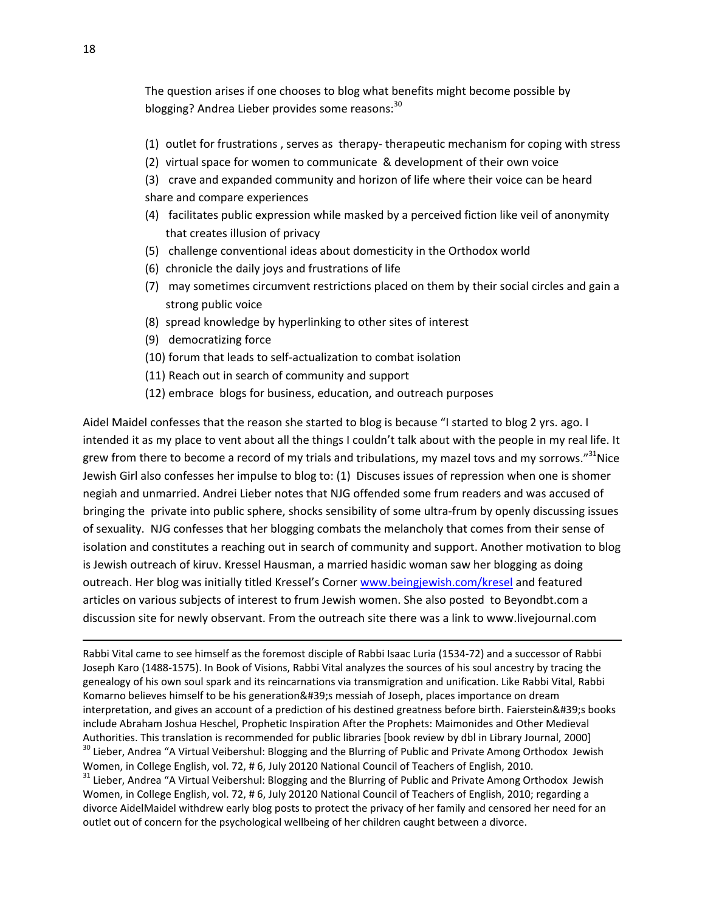The question arises if one chooses to blog what benefits might become possible by blogging? Andrea Lieber provides some reasons:[30]

(1) outlet for frustrations , serves as therapy- therapeutic mechanism for coping with stress
(2) virtual space for women to communicate & development of their own voice
(3) crave and expanded community and horizon of life where their voice can be heard share and compare experiences
(4) facilitates public expression while masked by a perceived fiction like veil of anonymity that creates illusion of privacy
(5) challenge conventional ideas about domesticity in the Orthodox world
(6) chronicle the daily joys and frustrations of life
(7) may sometimes circumvent restrictions placed on them by their social circles and gain a strong public voice
(8) spread knowledge by hyperlinking to other sites of interest
(9) democratizing force
(10) forum that leads to self-actualization to combat isolation
(11) Reach out in search of community and support
(12) embrace blogs for business, education, and outreach purposes

Aidel Maidel confesses that the reason she started to blog is because "I started to blog 2 yrs. ago. I intended it as my place to vent about all the things I couldn't talk about with the people in my real life. It grew from there to become a record of my trials and tribulations, my mazel tovs and my sorrows."[31]Nice Jewish Girl also confesses her impulse to blog to: (1) Discuses issues of repression when one is shomer negiah and unmarried. Andrei Lieber notes that NJG offended some frum readers and was accused of bringing the private into public sphere, shocks sensibility of some ultra-frum by openly discussing issues of sexuality. NJG confesses that her blogging combats the melancholy that comes from their sense of isolation and constitutes a reaching out in search of community and support. Another motivation to blog is Jewish outreach of kiruv. Kressel Hausman, a married hasidic woman saw her blogging as doing outreach. Her blog was initially titled Kressel's Corner www.beingjewish.com/kresel and featured articles on various subjects of interest to frum Jewish women. She also posted to Beyondbt.com a discussion site for newly observant. From the outreach site there was a link to www.livejournal.com

---

Rabbi Vital came to see himself as the foremost disciple of Rabbi Isaac Luria (1534-72) and a successor of Rabbi Joseph Karo (1488-1575). In Book of Visions, Rabbi Vital analyzes the sources of his soul ancestry by tracing the genealogy of his own soul spark and its reincarnations via transmigration and unification. Like Rabbi Vital, Rabbi Komarno believes himself to be his generation&#39;s messiah of Joseph, places importance on dream interpretation, and gives an account of a prediction of his destined greatness before birth. Faierstein&#39;s books include Abraham Joshua Heschel, Prophetic Inspiration After the Prophets: Maimonides and Other Medieval Authorities. This translation is recommended for public libraries [book review by dbl in Library Journal, 2000]

[30] Lieber, Andrea "A Virtual Veibershul: Blogging and the Blurring of Public and Private Among Orthodox Jewish Women, in College English, vol. 72, # 6, July 20120 National Council of Teachers of English, 2010.

[31] Lieber, Andrea "A Virtual Veibershul: Blogging and the Blurring of Public and Private Among Orthodox Jewish Women, in College English, vol. 72, # 6, July 20120 National Council of Teachers of English, 2010; regarding a divorce AidelMaidel withdrew early blog posts to protect the privacy of her family and censored her need for an outlet out of concern for the psychological wellbeing of her children caught between a divorce.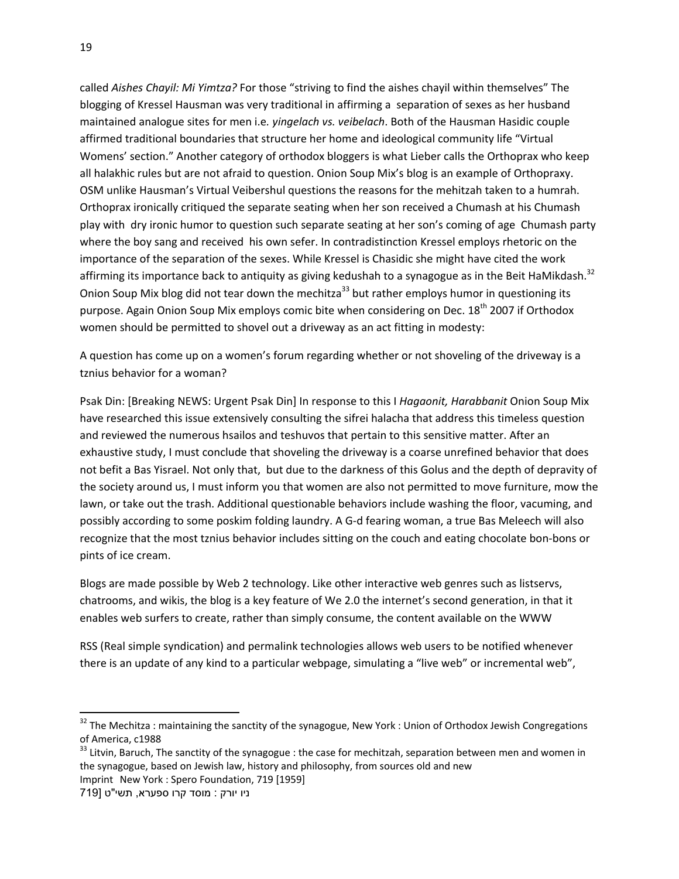called *Aishes Chayil: Mi Yimtza?* For those "striving to find the aishes chayil within themselves" The blogging of Kressel Hausman was very traditional in affirming a separation of sexes as her husband maintained analogue sites for men i.e. *yingelach vs. veibelach*. Both of the Hausman Hasidic couple affirmed traditional boundaries that structure her home and ideological community life "Virtual Womens' section." Another category of orthodox bloggers is what Lieber calls the Orthoprax who keep all halakhic rules but are not afraid to question. Onion Soup Mix's blog is an example of Orthopraxy. OSM unlike Hausman's Virtual Veibershul questions the reasons for the mehitzah taken to a humrah. Orthoprax ironically critiqued the separate seating when her son received a Chumash at his Chumash play with dry ironic humor to question such separate seating at her son's coming of age Chumash party where the boy sang and received his own sefer. In contradistinction Kressel employs rhetoric on the importance of the separation of the sexes. While Kressel is Chasidic she might have cited the work affirming its importance back to antiquity as giving kedushah to a synagogue as in the Beit HaMikdash.[32] Onion Soup Mix blog did not tear down the mechitza[33] but rather employs humor in questioning its purpose. Again Onion Soup Mix employs comic bite when considering on Dec. 18th 2007 if Orthodox women should be permitted to shovel out a driveway as an act fitting in modesty:

A question has come up on a women's forum regarding whether or not shoveling of the driveway is a tznius behavior for a woman?

Psak Din: [Breaking NEWS: Urgent Psak Din] In response to this I *Hagaonit, Harabbanit* Onion Soup Mix have researched this issue extensively consulting the sifrei halacha that address this timeless question and reviewed the numerous hsailos and teshuvos that pertain to this sensitive matter. After an exhaustive study, I must conclude that shoveling the driveway is a coarse unrefined behavior that does not befit a Bas Yisrael. Not only that, but due to the darkness of this Golus and the depth of depravity of the society around us, I must inform you that women are also not permitted to move furniture, mow the lawn, or take out the trash. Additional questionable behaviors include washing the floor, vacuming, and possibly according to some poskim folding laundry. A G-d fearing woman, a true Bas Meleech will also recognize that the most tznius behavior includes sitting on the couch and eating chocolate bon-bons or pints of ice cream.

Blogs are made possible by Web 2 technology. Like other interactive web genres such as listservs, chatrooms, and wikis, the blog is a key feature of We 2.0 the internet's second generation, in that it enables web surfers to create, rather than simply consume, the content available on the WWW

RSS (Real simple syndication) and permalink technologies allows web users to be notified whenever there is an update of any kind to a particular webpage, simulating a "live web" or incremental web",

---

[32] The Mechitza : maintaining the sanctity of the synagogue, New York : Union of Orthodox Jewish Congregations of America, c1988

[33] Litvin, Baruch, The sanctity of the synagogue : the case for mechitzah, separation between men and women in the synagogue, based on Jewish law, history and philosophy, from sources old and new
Imprint New York : Spero Foundation, 719 [1959]
ניו יורק : מוסד קרו ספערא, תשי"ט [719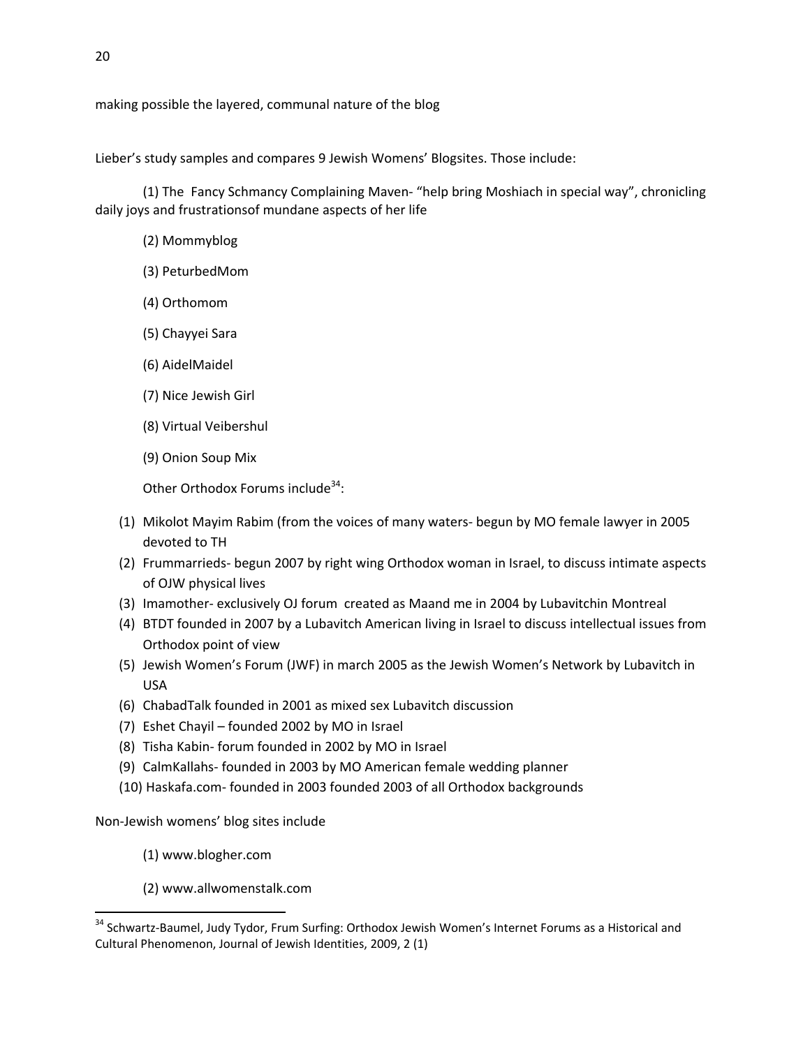making possible the layered, communal nature of the blog

Lieber's study samples and compares 9 Jewish Womens' Blogsites. Those include:

(1) The Fancy Schmancy Complaining Maven- "help bring Moshiach in special way", chronicling daily joys and frustrationsof mundane aspects of her life

(2) Mommyblog

(3) PeturbedMom

(4) Orthomom

(5) Chayyei Sara

(6) AidelMaidel

(7) Nice Jewish Girl

(8) Virtual Veibershul

(9) Onion Soup Mix

Other Orthodox Forums include[34]:

(1) Mikolot Mayim Rabim (from the voices of many waters- begun by MO female lawyer in 2005 devoted to TH
(2) Frummarrieds- begun 2007 by right wing Orthodox woman in Israel, to discuss intimate aspects of OJW physical lives
(3) Imamother- exclusively OJ forum created as Maand me in 2004 by Lubavitchin Montreal
(4) BTDT founded in 2007 by a Lubavitch American living in Israel to discuss intellectual issues from Orthodox point of view
(5) Jewish Women's Forum (JWF) in march 2005 as the Jewish Women's Network by Lubavitch in USA
(6) ChabadTalk founded in 2001 as mixed sex Lubavitch discussion
(7) Eshet Chayil – founded 2002 by MO in Israel
(8) Tisha Kabin- forum founded in 2002 by MO in Israel
(9) CalmKallahs- founded in 2003 by MO American female wedding planner
(10) Haskafa.com- founded in 2003 founded 2003 of all Orthodox backgrounds

Non-Jewish womens' blog sites include

(1) www.blogher.com

(2) www.allwomenstalk.com

[34] Schwartz-Baumel, Judy Tydor, Frum Surfing: Orthodox Jewish Women's Internet Forums as a Historical and Cultural Phenomenon, Journal of Jewish Identities, 2009, 2 (1)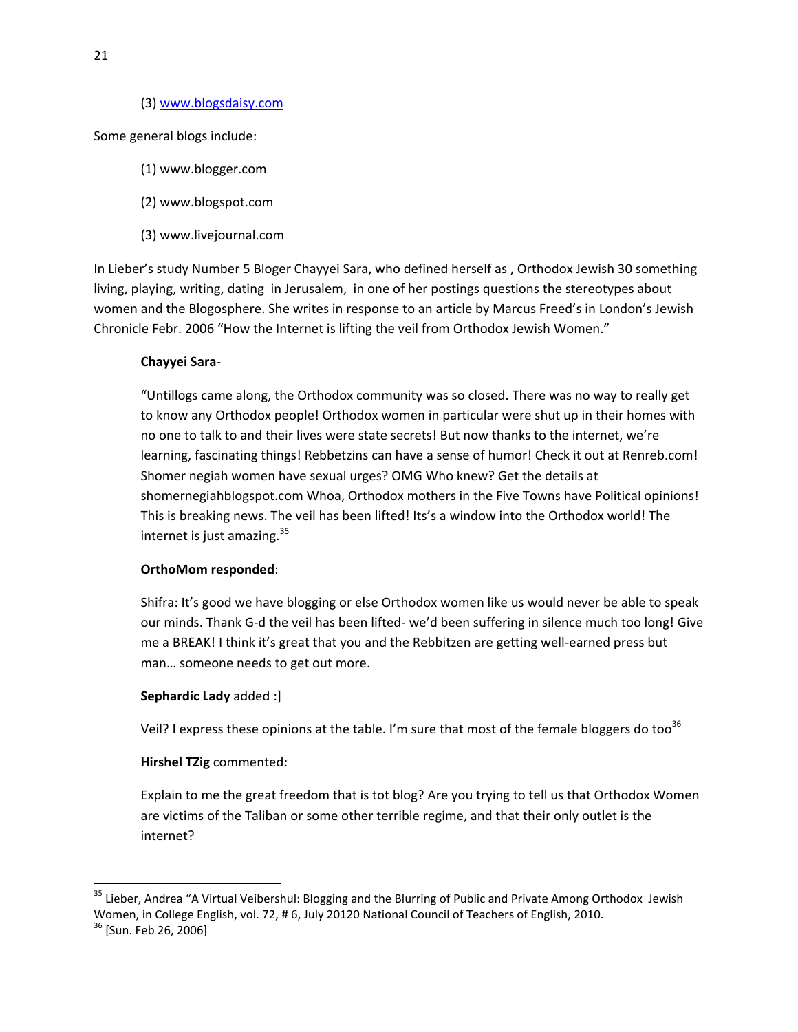(3) www.blogsdaisy.com

Some general blogs include:

(1) www.blogger.com

(2) www.blogspot.com

(3) www.livejournal.com

In Lieber's study Number 5 Bloger Chayyei Sara, who defined herself as , Orthodox Jewish 30 something living, playing, writing, dating in Jerusalem, in one of her postings questions the stereotypes about women and the Blogosphere. She writes in response to an article by Marcus Freed's in London's Jewish Chronicle Febr. 2006 "How the Internet is lifting the veil from Orthodox Jewish Women."

**Chayyei Sara**-

"Untillogs came along, the Orthodox community was so closed. There was no way to really get to know any Orthodox people! Orthodox women in particular were shut up in their homes with no one to talk to and their lives were state secrets! But now thanks to the internet, we're learning, fascinating things! Rebbetzins can have a sense of humor! Check it out at Renreb.com! Shomer negiah women have sexual urges? OMG Who knew? Get the details at shomernegiahblogspot.com Whoa, Orthodox mothers in the Five Towns have Political opinions! This is breaking news. The veil has been lifted! Its's a window into the Orthodox world! The internet is just amazing.[35]

**OrthoMom responded**:

Shifra: It's good we have blogging or else Orthodox women like us would never be able to speak our minds. Thank G-d the veil has been lifted- we'd been suffering in silence much too long! Give me a BREAK! I think it's great that you and the Rebbitzen are getting well-earned press but man… someone needs to get out more.

**Sephardic Lady** added :]

Veil? I express these opinions at the table. I'm sure that most of the female bloggers do too[36]

**Hirshel TZig** commented:

Explain to me the great freedom that is tot blog? Are you trying to tell us that Orthodox Women are victims of the Taliban or some other terrible regime, and that their only outlet is the internet?

---

[35] Lieber, Andrea "A Virtual Veibershul: Blogging and the Blurring of Public and Private Among Orthodox Jewish Women, in College English, vol. 72, # 6, July 20120 National Council of Teachers of English, 2010.

[36] [Sun. Feb 26, 2006]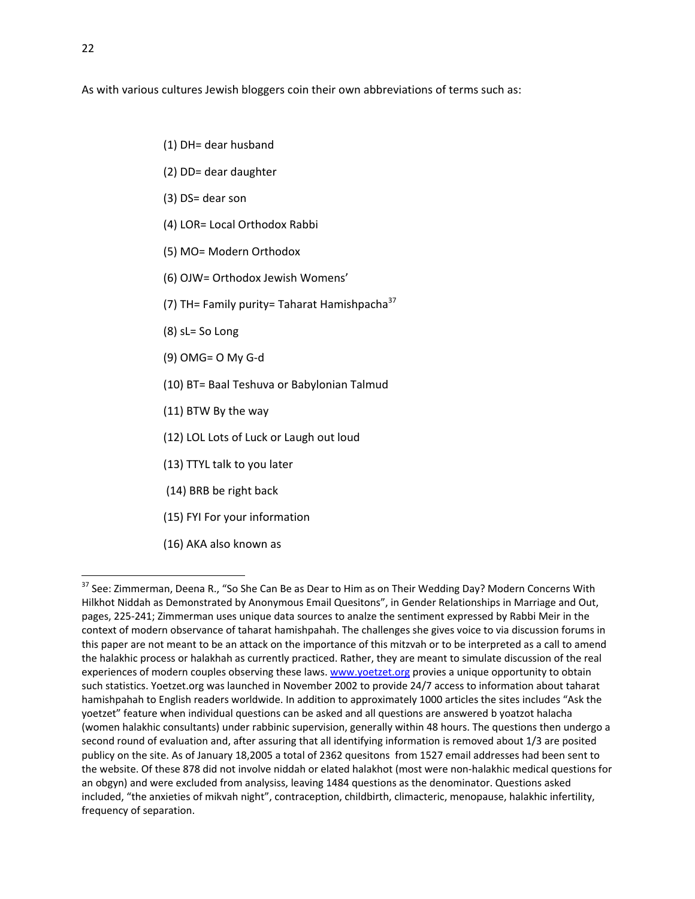As with various cultures Jewish bloggers coin their own abbreviations of terms such as:

(1) DH= dear husband

(2) DD= dear daughter

(3) DS= dear son

(4) LOR= Local Orthodox Rabbi

(5) MO= Modern Orthodox

(6) OJW= Orthodox Jewish Womens'

(7) TH= Family purity= Taharat Hamishpacha[37]

(8) sL= So Long

(9) OMG= O My G-d

(10) BT= Baal Teshuva or Babylonian Talmud

(11) BTW By the way

(12) LOL Lots of Luck or Laugh out loud

(13) TTYL talk to you later

(14) BRB be right back

(15) FYI For your information

(16) AKA also known as

---

[37] See: Zimmerman, Deena R., "So She Can Be as Dear to Him as on Their Wedding Day? Modern Concerns With Hilkhot Niddah as Demonstrated by Anonymous Email Quesitons", in Gender Relationships in Marriage and Out, pages, 225-241; Zimmerman uses unique data sources to analze the sentiment expressed by Rabbi Meir in the context of modern observance of taharat hamishpahah. The challenges she gives voice to via discussion forums in this paper are not meant to be an attack on the importance of this mitzvah or to be interpreted as a call to amend the halakhic process or halakhah as currently practiced. Rather, they are meant to simulate discussion of the real experiences of modern couples observing these laws. www.yoetzet.org provies a unique opportunity to obtain such statistics. Yoetzet.org was launched in November 2002 to provide 24/7 access to information about taharat hamishpahah to English readers worldwide. In addition to approximately 1000 articles the sites includes "Ask the yoetzet" feature when individual questions can be asked and all questions are answered b yoatzot halacha (women halakhic consultants) under rabbinic supervision, generally within 48 hours. The questions then undergo a second round of evaluation and, after assuring that all identifying information is removed about 1/3 are posited publicy on the site. As of January 18,2005 a total of 2362 quesitons from 1527 email addresses had been sent to the website. Of these 878 did not involve niddah or elated halakhot (most were non-halakhic medical questions for an obgyn) and were excluded from analysiss, leaving 1484 questions as the denominator. Questions asked included, "the anxieties of mikvah night", contraception, childbirth, climacteric, menopause, halakhic infertility, frequency of separation.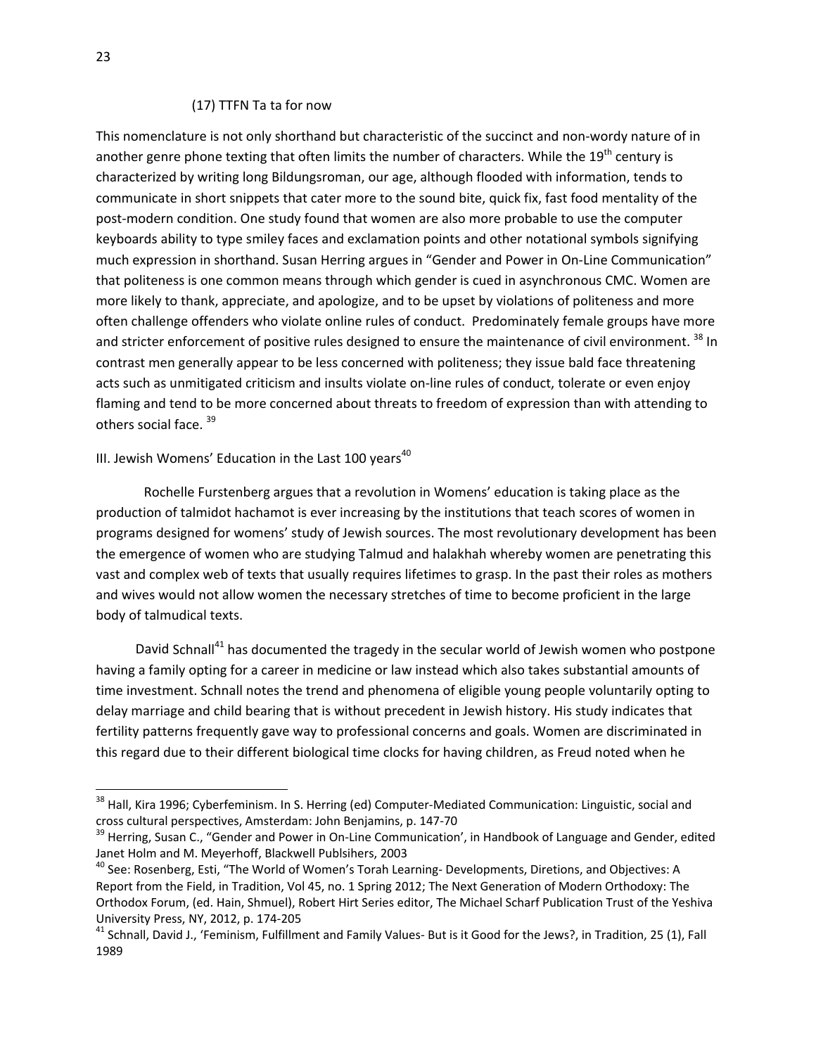(17) TTFN Ta ta for now

This nomenclature is not only shorthand but characteristic of the succinct and non-wordy nature of in another genre phone texting that often limits the number of characters. While the 19th century is characterized by writing long Bildungsroman, our age, although flooded with information, tends to communicate in short snippets that cater more to the sound bite, quick fix, fast food mentality of the post-modern condition. One study found that women are also more probable to use the computer keyboards ability to type smiley faces and exclamation points and other notational symbols signifying much expression in shorthand. Susan Herring argues in "Gender and Power in On-Line Communication" that politeness is one common means through which gender is cued in asynchronous CMC. Women are more likely to thank, appreciate, and apologize, and to be upset by violations of politeness and more often challenge offenders who violate online rules of conduct. Predominately female groups have more and stricter enforcement of positive rules designed to ensure the maintenance of civil environment. [38] In contrast men generally appear to be less concerned with politeness; they issue bald face threatening acts such as unmitigated criticism and insults violate on-line rules of conduct, tolerate or even enjoy flaming and tend to be more concerned about threats to freedom of expression than with attending to others social face. [39]

## III. Jewish Womens' Education in the Last 100 years[40]

Rochelle Furstenberg argues that a revolution in Womens' education is taking place as the production of talmidot hachamot is ever increasing by the institutions that teach scores of women in programs designed for womens' study of Jewish sources. The most revolutionary development has been the emergence of women who are studying Talmud and halakhah whereby women are penetrating this vast and complex web of texts that usually requires lifetimes to grasp. In the past their roles as mothers and wives would not allow women the necessary stretches of time to become proficient in the large body of talmudical texts.

David Schnall[41] has documented the tragedy in the secular world of Jewish women who postpone having a family opting for a career in medicine or law instead which also takes substantial amounts of time investment. Schnall notes the trend and phenomena of eligible young people voluntarily opting to delay marriage and child bearing that is without precedent in Jewish history. His study indicates that fertility patterns frequently gave way to professional concerns and goals. Women are discriminated in this regard due to their different biological time clocks for having children, as Freud noted when he

---

[38] Hall, Kira 1996; Cyberfeminism. In S. Herring (ed) Computer-Mediated Communication: Linguistic, social and cross cultural perspectives, Amsterdam: John Benjamins, p. 147-70

[39] Herring, Susan C., "Gender and Power in On-Line Communication', in Handbook of Language and Gender, edited Janet Holm and M. Meyerhoff, Blackwell Publsihers, 2003

[40] See: Rosenberg, Esti, "The World of Women's Torah Learning- Developments, Diretions, and Objectives: A Report from the Field, in Tradition, Vol 45, no. 1 Spring 2012; The Next Generation of Modern Orthodoxy: The Orthodox Forum, (ed. Hain, Shmuel), Robert Hirt Series editor, The Michael Scharf Publication Trust of the Yeshiva University Press, NY, 2012, p. 174-205

[41] Schnall, David J., 'Feminism, Fulfillment and Family Values- But is it Good for the Jews?, in Tradition, 25 (1), Fall 1989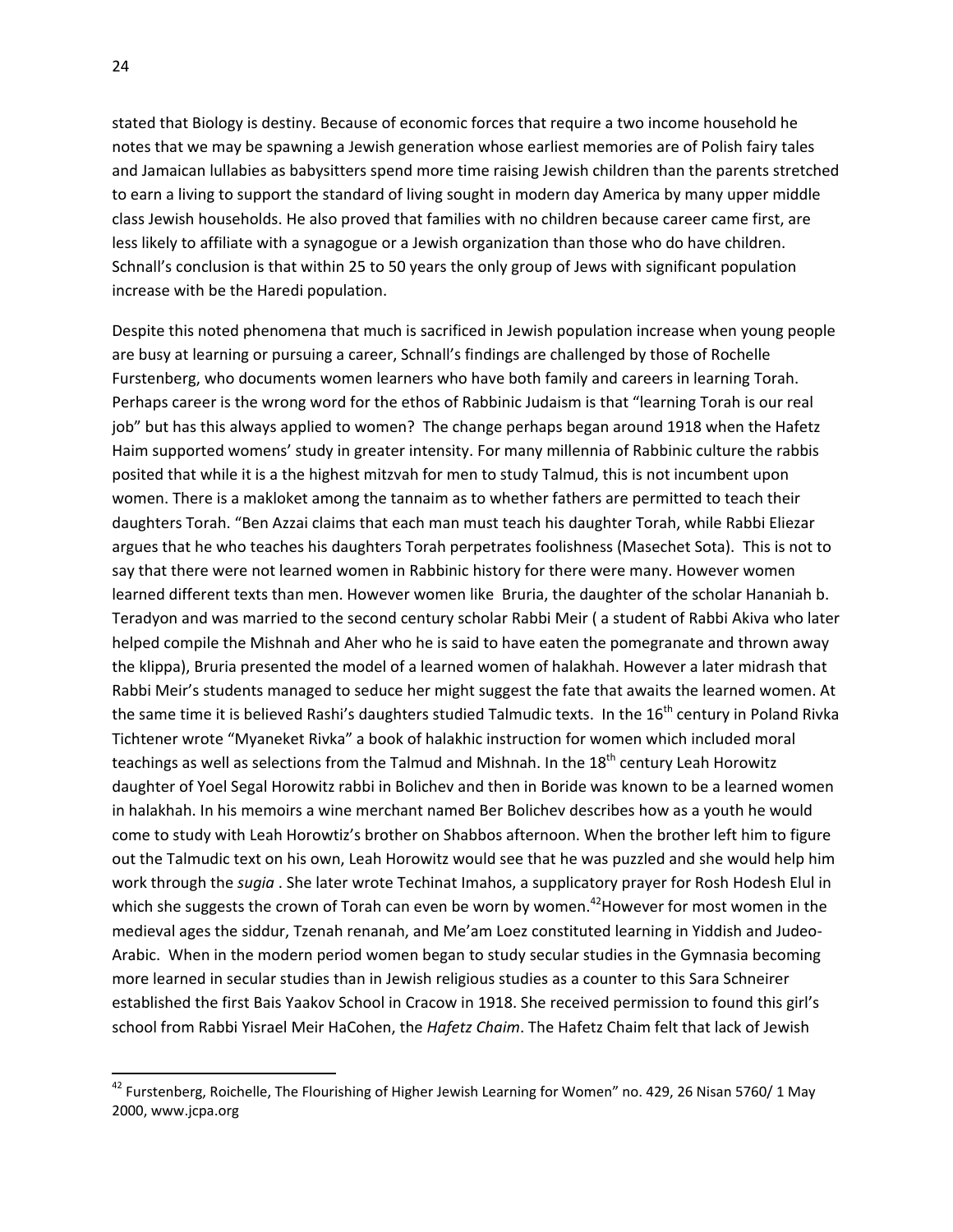stated that Biology is destiny. Because of economic forces that require a two income household he notes that we may be spawning a Jewish generation whose earliest memories are of Polish fairy tales and Jamaican lullabies as babysitters spend more time raising Jewish children than the parents stretched to earn a living to support the standard of living sought in modern day America by many upper middle class Jewish households. He also proved that families with no children because career came first, are less likely to affiliate with a synagogue or a Jewish organization than those who do have children. Schnall's conclusion is that within 25 to 50 years the only group of Jews with significant population increase with be the Haredi population.

Despite this noted phenomena that much is sacrificed in Jewish population increase when young people are busy at learning or pursuing a career, Schnall's findings are challenged by those of Rochelle Furstenberg, who documents women learners who have both family and careers in learning Torah. Perhaps career is the wrong word for the ethos of Rabbinic Judaism is that "learning Torah is our real job" but has this always applied to women? The change perhaps began around 1918 when the Hafetz Haim supported womens' study in greater intensity. For many millennia of Rabbinic culture the rabbis posited that while it is a the highest mitzvah for men to study Talmud, this is not incumbent upon women. There is a makloket among the tannaim as to whether fathers are permitted to teach their daughters Torah. "Ben Azzai claims that each man must teach his daughter Torah, while Rabbi Eliezar argues that he who teaches his daughters Torah perpetrates foolishness (Masechet Sota). This is not to say that there were not learned women in Rabbinic history for there were many. However women learned different texts than men. However women like Bruria, the daughter of the scholar Hananiah b. Teradyon and was married to the second century scholar Rabbi Meir ( a student of Rabbi Akiva who later helped compile the Mishnah and Aher who he is said to have eaten the pomegranate and thrown away the klippa), Bruria presented the model of a learned women of halakhah. However a later midrash that Rabbi Meir's students managed to seduce her might suggest the fate that awaits the learned women. At the same time it is believed Rashi's daughters studied Talmudic texts. In the 16th century in Poland Rivka Tichtener wrote "Myaneket Rivka" a book of halakhic instruction for women which included moral teachings as well as selections from the Talmud and Mishnah. In the 18th century Leah Horowitz daughter of Yoel Segal Horowitz rabbi in Bolichev and then in Boride was known to be a learned women in halakhah. In his memoirs a wine merchant named Ber Bolichev describes how as a youth he would come to study with Leah Horowtiz's brother on Shabbos afternoon. When the brother left him to figure out the Talmudic text on his own, Leah Horowitz would see that he was puzzled and she would help him work through the *sugia* . She later wrote Techinat Imahos, a supplicatory prayer for Rosh Hodesh Elul in which she suggests the crown of Torah can even be worn by women.[42]However for most women in the medieval ages the siddur, Tzenah renanah, and Me'am Loez constituted learning in Yiddish and Judeo-Arabic. When in the modern period women began to study secular studies in the Gymnasia becoming more learned in secular studies than in Jewish religious studies as a counter to this Sara Schneirer established the first Bais Yaakov School in Cracow in 1918. She received permission to found this girl's school from Rabbi Yisrael Meir HaCohen, the *Hafetz Chaim*. The Hafetz Chaim felt that lack of Jewish

---

[42] Furstenberg, Roichelle, The Flourishing of Higher Jewish Learning for Women" no. 429, 26 Nisan 5760/ 1 May 2000, www.jcpa.org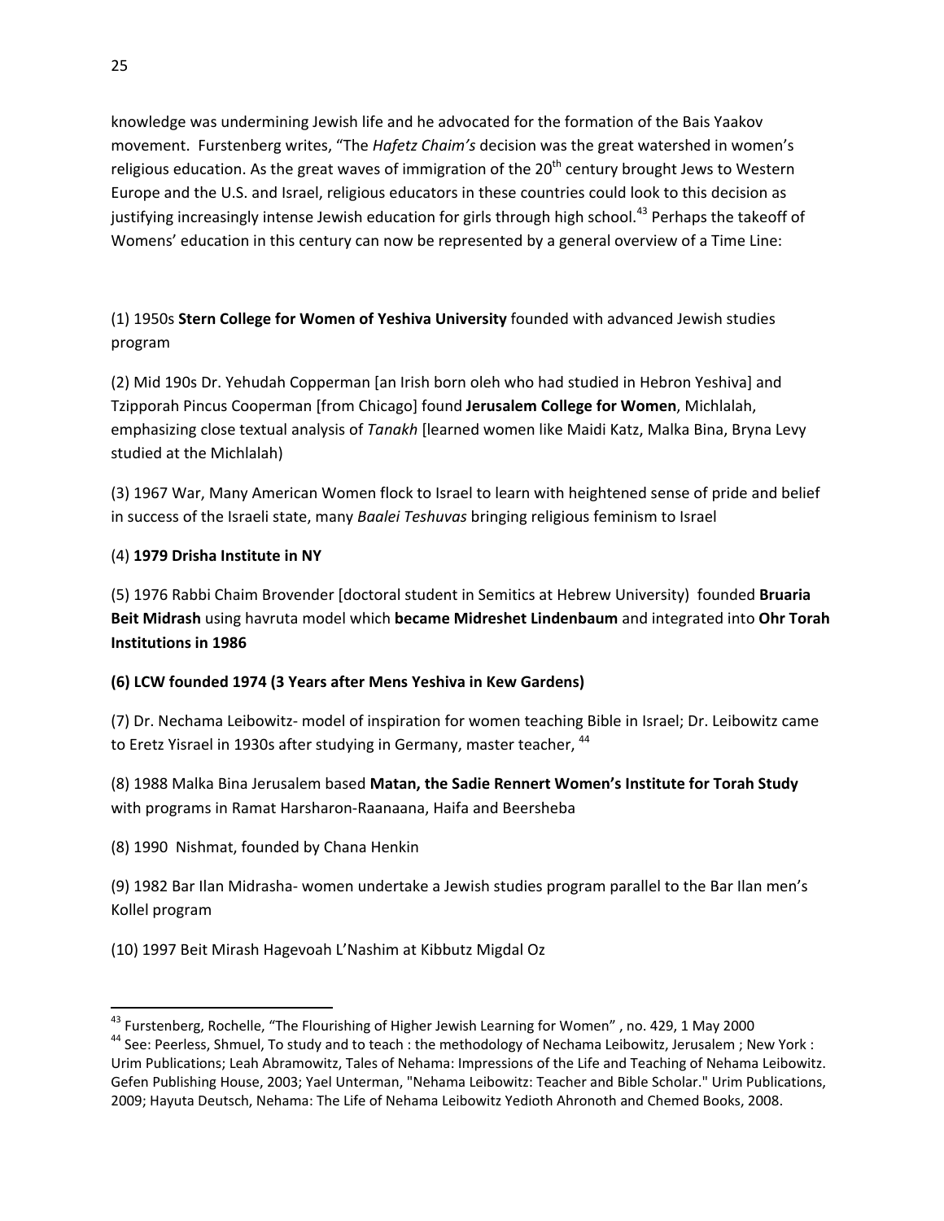knowledge was undermining Jewish life and he advocated for the formation of the Bais Yaakov movement. Furstenberg writes, "The *Hafetz Chaim's* decision was the great watershed in women's religious education. As the great waves of immigration of the 20th century brought Jews to Western Europe and the U.S. and Israel, religious educators in these countries could look to this decision as justifying increasingly intense Jewish education for girls through high school.[43] Perhaps the takeoff of Womens' education in this century can now be represented by a general overview of a Time Line:

(1) 1950s **Stern College for Women of Yeshiva University** founded with advanced Jewish studies program

(2) Mid 190s Dr. Yehudah Copperman [an Irish born oleh who had studied in Hebron Yeshiva] and Tzipporah Pincus Cooperman [from Chicago] found **Jerusalem College for Women**, Michlalah, emphasizing close textual analysis of *Tanakh* [learned women like Maidi Katz, Malka Bina, Bryna Levy studied at the Michlalah)

(3) 1967 War, Many American Women flock to Israel to learn with heightened sense of pride and belief in success of the Israeli state, many *Baalei Teshuvas* bringing religious feminism to Israel

(4) **1979 Drisha Institute in NY**

(5) 1976 Rabbi Chaim Brovender [doctoral student in Semitics at Hebrew University) founded **Bruaria Beit Midrash** using havruta model which **became Midreshet Lindenbaum** and integrated into **Ohr Torah Institutions in 1986**

**(6) LCW founded 1974 (3 Years after Mens Yeshiva in Kew Gardens)**

(7) Dr. Nechama Leibowitz- model of inspiration for women teaching Bible in Israel; Dr. Leibowitz came to Eretz Yisrael in 1930s after studying in Germany, master teacher, [44]

(8) 1988 Malka Bina Jerusalem based **Matan, the Sadie Rennert Women's Institute for Torah Study** with programs in Ramat Harsharon-Raanaana, Haifa and Beersheba

(8) 1990 Nishmat, founded by Chana Henkin

(9) 1982 Bar Ilan Midrasha- women undertake a Jewish studies program parallel to the Bar Ilan men's Kollel program

(10) 1997 Beit Mirash Hagevoah L'Nashim at Kibbutz Migdal Oz

---

[43] Furstenberg, Rochelle, "The Flourishing of Higher Jewish Learning for Women" , no. 429, 1 May 2000

[44] See: Peerless, Shmuel, To study and to teach : the methodology of Nechama Leibowitz, Jerusalem ; New York : Urim Publications; Leah Abramowitz, Tales of Nehama: Impressions of the Life and Teaching of Nehama Leibowitz. Gefen Publishing House, 2003; Yael Unterman, "Nehama Leibowitz: Teacher and Bible Scholar." Urim Publications, 2009; Hayuta Deutsch, Nehama: The Life of Nehama Leibowitz Yedioth Ahronoth and Chemed Books, 2008.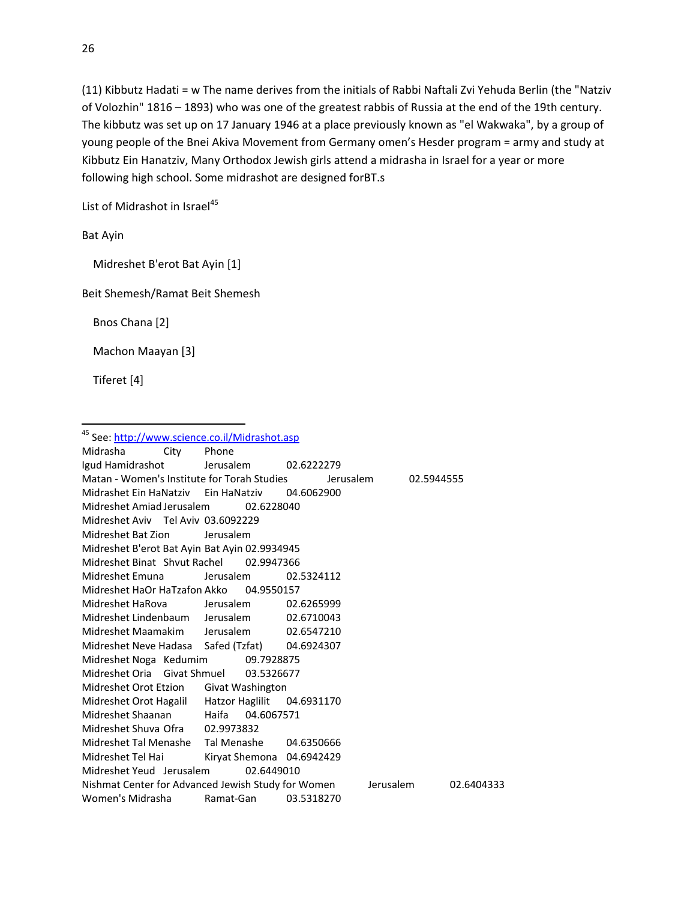(11) Kibbutz Hadati = w The name derives from the initials of Rabbi Naftali Zvi Yehuda Berlin (the "Natziv of Volozhin" 1816 – 1893) who was one of the greatest rabbis of Russia at the end of the 19th century. The kibbutz was set up on 17 January 1946 at a place previously known as "el Wakwaka", by a group of young people of the Bnei Akiva Movement from Germany omen's Hesder program = army and study at Kibbutz Ein Hanatziv, Many Orthodox Jewish girls attend a midrasha in Israel for a year or more following high school. Some midrashot are designed forBT.s

List of Midrashot in Israel[45]

Bat Ayin

- Midreshet B'erot Bat Ayin [1]

Beit Shemesh/Ramat Beit Shemesh

- Bnos Chana [2]
- Machon Maayan [3]
- Tiferet [4]

---

[45] See: http://www.science.co.il/Midrashot.asp

| Midrasha | City | Phone |
|---|---|---|
| Igud Hamidrashot | Jerusalem | 02.6222279 |
| Matan - Women's Institute for Torah Studies | Jerusalem | 02.5944555 |
| Midrashet Ein HaNatziv | Ein HaNatziv | 04.6062900 |
| Midreshet Amiad | Jerusalem | 02.6228040 |
| Midreshet Aviv | Tel Aviv | 03.6092229 |
| Midreshet Bat Zion | Jerusalem | |
| Midreshet B'erot Bat Ayin | Bat Ayin | 02.9934945 |
| Midreshet Binat | Shvut Rachel | 02.9947366 |
| Midreshet Emuna | Jerusalem | 02.5324112 |
| Midreshet HaOr HaTzafon | Akko | 04.9550157 |
| Midreshet HaRova | Jerusalem | 02.6265999 |
| Midreshet Lindenbaum | Jerusalem | 02.6710043 |
| Midreshet Maamakim | Jerusalem | 02.6547210 |
| Midreshet Neve Hadasa | Safed (Tzfat) | 04.6924307 |
| Midreshet Noga | Kedumim | 09.7928875 |
| Midreshet Oria | Givat Shmuel | 03.5326677 |
| Midreshet Orot Etzion | Givat Washington | |
| Midreshet Orot Hagalil | Hatzor Haglilit | 04.6931170 |
| Midreshet Shaanan | Haifa | 04.6067571 |
| Midreshet Shuva | Ofra | 02.9973832 |
| Midreshet Tal Menashe | Tal Menashe | 04.6350666 |
| Midreshet Tel Hai | Kiryat Shemona | 04.6942429 |
| Midreshet Yeud | Jerusalem | 02.6449010 |
| Nishmat Center for Advanced Jewish Study for Women | Jerusalem | 02.6404333 |
| Women's Midrasha | Ramat-Gan | 03.5318270 |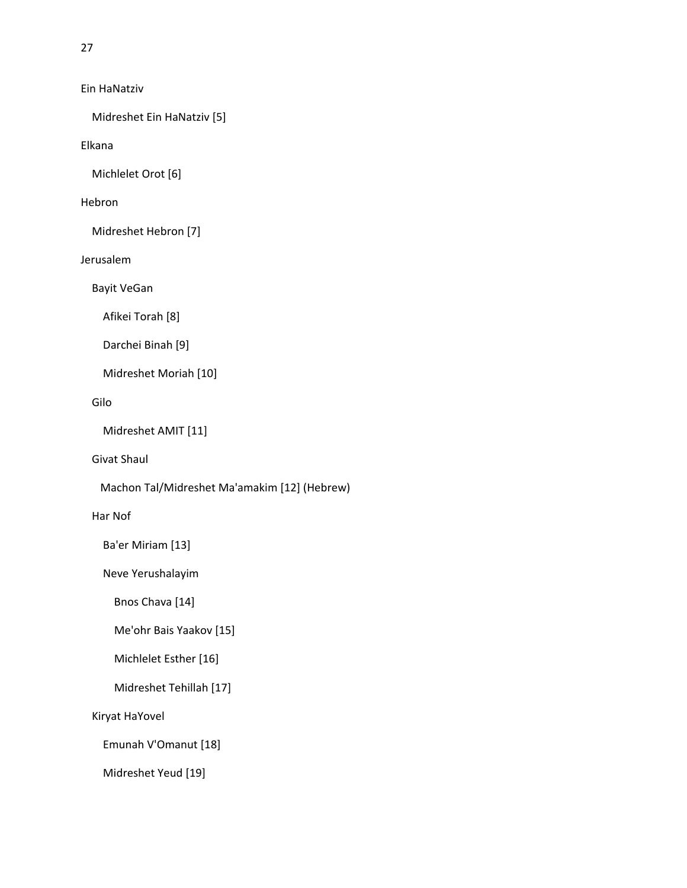- Ein HaNatziv
  - Midreshet Ein HaNatziv [5]
- Elkana
  - Michlelet Orot [6]
- Hebron
  - Midreshet Hebron [7]
- Jerusalem
  - Bayit VeGan
    - Afikei Torah [8]
    - Darchei Binah [9]
    - Midreshet Moriah [10]
  - Gilo
    - Midreshet AMIT [11]
  - Givat Shaul
    - Machon Tal/Midreshet Ma'amakim [12] (Hebrew)
  - Har Nof
    - Ba'er Miriam [13]
    - Neve Yerushalayim
      - Bnos Chava [14]
      - Me'ohr Bais Yaakov [15]
      - Michlelet Esther [16]
      - Midreshet Tehillah [17]
  - Kiryat HaYovel
    - Emunah V'Omanut [18]
    - Midreshet Yeud [19]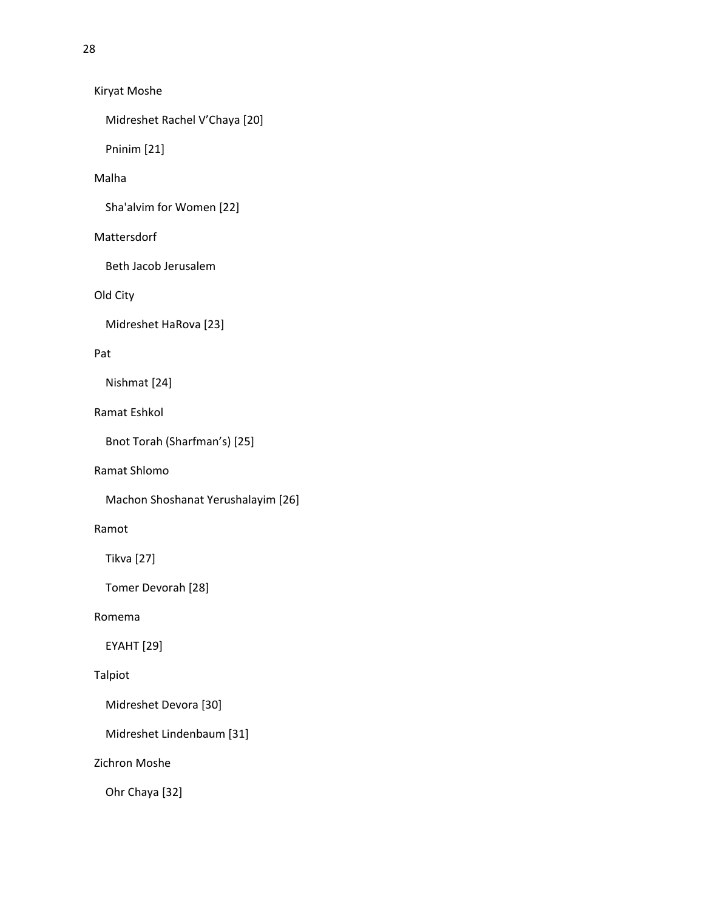Kiryat Moshe

- Midreshet Rachel V'Chaya [20]
- Pninim [21]

Malha

- Sha'alvim for Women [22]

Mattersdorf

- Beth Jacob Jerusalem

Old City

- Midreshet HaRova [23]

Pat

- Nishmat [24]

Ramat Eshkol

- Bnot Torah (Sharfman's) [25]

Ramat Shlomo

- Machon Shoshanat Yerushalayim [26]

Ramot

- Tikva [27]
- Tomer Devorah [28]

Romema

- EYAHT [29]

Talpiot

- Midreshet Devora [30]
- Midreshet Lindenbaum [31]

Zichron Moshe

- Ohr Chaya [32]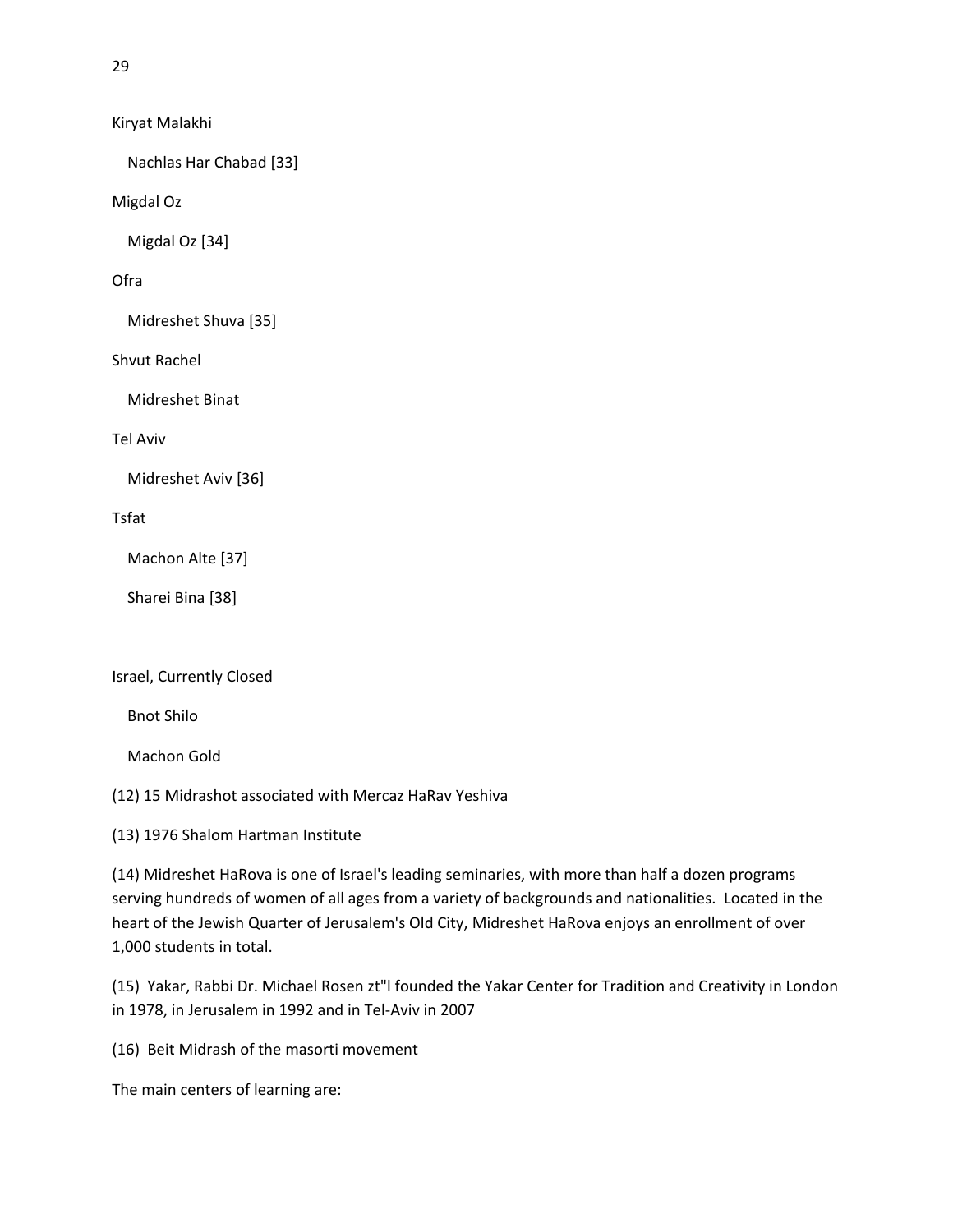Kiryat Malakhi

Nachlas Har Chabad [33]

Migdal Oz

Migdal Oz [34]

Ofra

Midreshet Shuva [35]

Shvut Rachel

Midreshet Binat

Tel Aviv

Midreshet Aviv [36]

Tsfat

Machon Alte [37]

Sharei Bina [38]

Israel, Currently Closed

Bnot Shilo

Machon Gold

(12) 15 Midrashot associated with Mercaz HaRav Yeshiva

(13) 1976 Shalom Hartman Institute

(14) Midreshet HaRova is one of Israel's leading seminaries, with more than half a dozen programs serving hundreds of women of all ages from a variety of backgrounds and nationalities. Located in the heart of the Jewish Quarter of Jerusalem's Old City, Midreshet HaRova enjoys an enrollment of over 1,000 students in total.

(15) Yakar, Rabbi Dr. Michael Rosen zt"l founded the Yakar Center for Tradition and Creativity in London in 1978, in Jerusalem in 1992 and in Tel-Aviv in 2007

(16) Beit Midrash of the masorti movement

The main centers of learning are: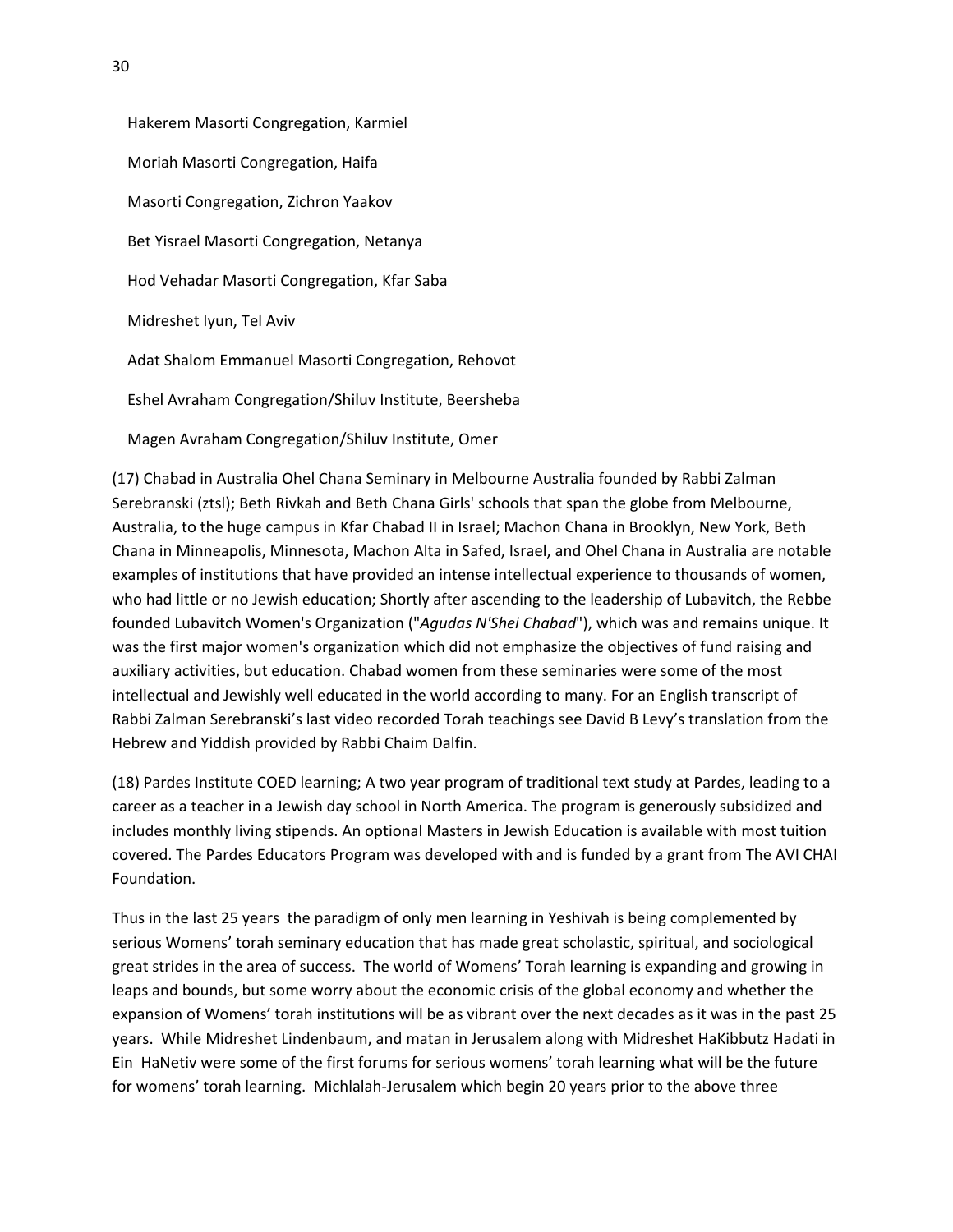Hakerem Masorti Congregation, Karmiel

Moriah Masorti Congregation, Haifa

Masorti Congregation, Zichron Yaakov

Bet Yisrael Masorti Congregation, Netanya

Hod Vehadar Masorti Congregation, Kfar Saba

Midreshet Iyun, Tel Aviv

Adat Shalom Emmanuel Masorti Congregation, Rehovot

Eshel Avraham Congregation/Shiluv Institute, Beersheba

Magen Avraham Congregation/Shiluv Institute, Omer

(17) Chabad in Australia Ohel Chana Seminary in Melbourne Australia founded by Rabbi Zalman Serebranski (ztsl); Beth Rivkah and Beth Chana Girls' schools that span the globe from Melbourne, Australia, to the huge campus in Kfar Chabad II in Israel; Machon Chana in Brooklyn, New York, Beth Chana in Minneapolis, Minnesota, Machon Alta in Safed, Israel, and Ohel Chana in Australia are notable examples of institutions that have provided an intense intellectual experience to thousands of women, who had little or no Jewish education; Shortly after ascending to the leadership of Lubavitch, the Rebbe founded Lubavitch Women's Organization ("*Agudas N'Shei Chabad*"), which was and remains unique. It was the first major women's organization which did not emphasize the objectives of fund raising and auxiliary activities, but education. Chabad women from these seminaries were some of the most intellectual and Jewishly well educated in the world according to many. For an English transcript of Rabbi Zalman Serebranski's last video recorded Torah teachings see David B Levy's translation from the Hebrew and Yiddish provided by Rabbi Chaim Dalfin.

(18) Pardes Institute COED learning; A two year program of traditional text study at Pardes, leading to a career as a teacher in a Jewish day school in North America. The program is generously subsidized and includes monthly living stipends. An optional Masters in Jewish Education is available with most tuition covered. The Pardes Educators Program was developed with and is funded by a grant from The AVI CHAI Foundation.

Thus in the last 25 years the paradigm of only men learning in Yeshivah is being complemented by serious Womens' torah seminary education that has made great scholastic, spiritual, and sociological great strides in the area of success. The world of Womens' Torah learning is expanding and growing in leaps and bounds, but some worry about the economic crisis of the global economy and whether the expansion of Womens' torah institutions will be as vibrant over the next decades as it was in the past 25 years. While Midreshet Lindenbaum, and matan in Jerusalem along with Midreshet HaKibbutz Hadati in Ein HaNetiv were some of the first forums for serious womens' torah learning what will be the future for womens' torah learning. Michlalah-Jerusalem which begin 20 years prior to the above three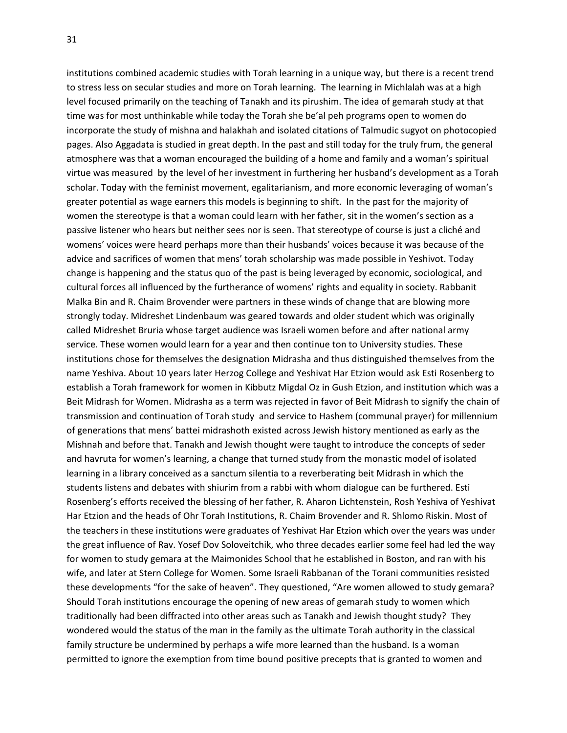institutions combined academic studies with Torah learning in a unique way, but there is a recent trend to stress less on secular studies and more on Torah learning. The learning in Michlalah was at a high level focused primarily on the teaching of Tanakh and its pirushim. The idea of gemarah study at that time was for most unthinkable while today the Torah she be'al peh programs open to women do incorporate the study of mishna and halakhah and isolated citations of Talmudic sugyot on photocopied pages. Also Aggadata is studied in great depth. In the past and still today for the truly frum, the general atmosphere was that a woman encouraged the building of a home and family and a woman's spiritual virtue was measured by the level of her investment in furthering her husband's development as a Torah scholar. Today with the feminist movement, egalitarianism, and more economic leveraging of woman's greater potential as wage earners this models is beginning to shift. In the past for the majority of women the stereotype is that a woman could learn with her father, sit in the women's section as a passive listener who hears but neither sees nor is seen. That stereotype of course is just a cliché and womens' voices were heard perhaps more than their husbands' voices because it was because of the advice and sacrifices of women that mens' torah scholarship was made possible in Yeshivot. Today change is happening and the status quo of the past is being leveraged by economic, sociological, and cultural forces all influenced by the furtherance of womens' rights and equality in society. Rabbanit Malka Bin and R. Chaim Brovender were partners in these winds of change that are blowing more strongly today. Midreshet Lindenbaum was geared towards and older student which was originally called Midreshet Bruria whose target audience was Israeli women before and after national army service. These women would learn for a year and then continue ton to University studies. These institutions chose for themselves the designation Midrasha and thus distinguished themselves from the name Yeshiva. About 10 years later Herzog College and Yeshivat Har Etzion would ask Esti Rosenberg to establish a Torah framework for women in Kibbutz Migdal Oz in Gush Etzion, and institution which was a Beit Midrash for Women. Midrasha as a term was rejected in favor of Beit Midrash to signify the chain of transmission and continuation of Torah study and service to Hashem (communal prayer) for millennium of generations that mens' battei midrashoth existed across Jewish history mentioned as early as the Mishnah and before that. Tanakh and Jewish thought were taught to introduce the concepts of seder and havruta for women's learning, a change that turned study from the monastic model of isolated learning in a library conceived as a sanctum silentia to a reverberating beit Midrash in which the students listens and debates with shiurim from a rabbi with whom dialogue can be furthered. Esti Rosenberg's efforts received the blessing of her father, R. Aharon Lichtenstein, Rosh Yeshiva of Yeshivat Har Etzion and the heads of Ohr Torah Institutions, R. Chaim Brovender and R. Shlomo Riskin. Most of the teachers in these institutions were graduates of Yeshivat Har Etzion which over the years was under the great influence of Rav. Yosef Dov Soloveitchik, who three decades earlier some feel had led the way for women to study gemara at the Maimonides School that he established in Boston, and ran with his wife, and later at Stern College for Women. Some Israeli Rabbanan of the Torani communities resisted these developments "for the sake of heaven". They questioned, "Are women allowed to study gemara? Should Torah institutions encourage the opening of new areas of gemarah study to women which traditionally had been diffracted into other areas such as Tanakh and Jewish thought study? They wondered would the status of the man in the family as the ultimate Torah authority in the classical family structure be undermined by perhaps a wife more learned than the husband. Is a woman permitted to ignore the exemption from time bound positive precepts that is granted to women and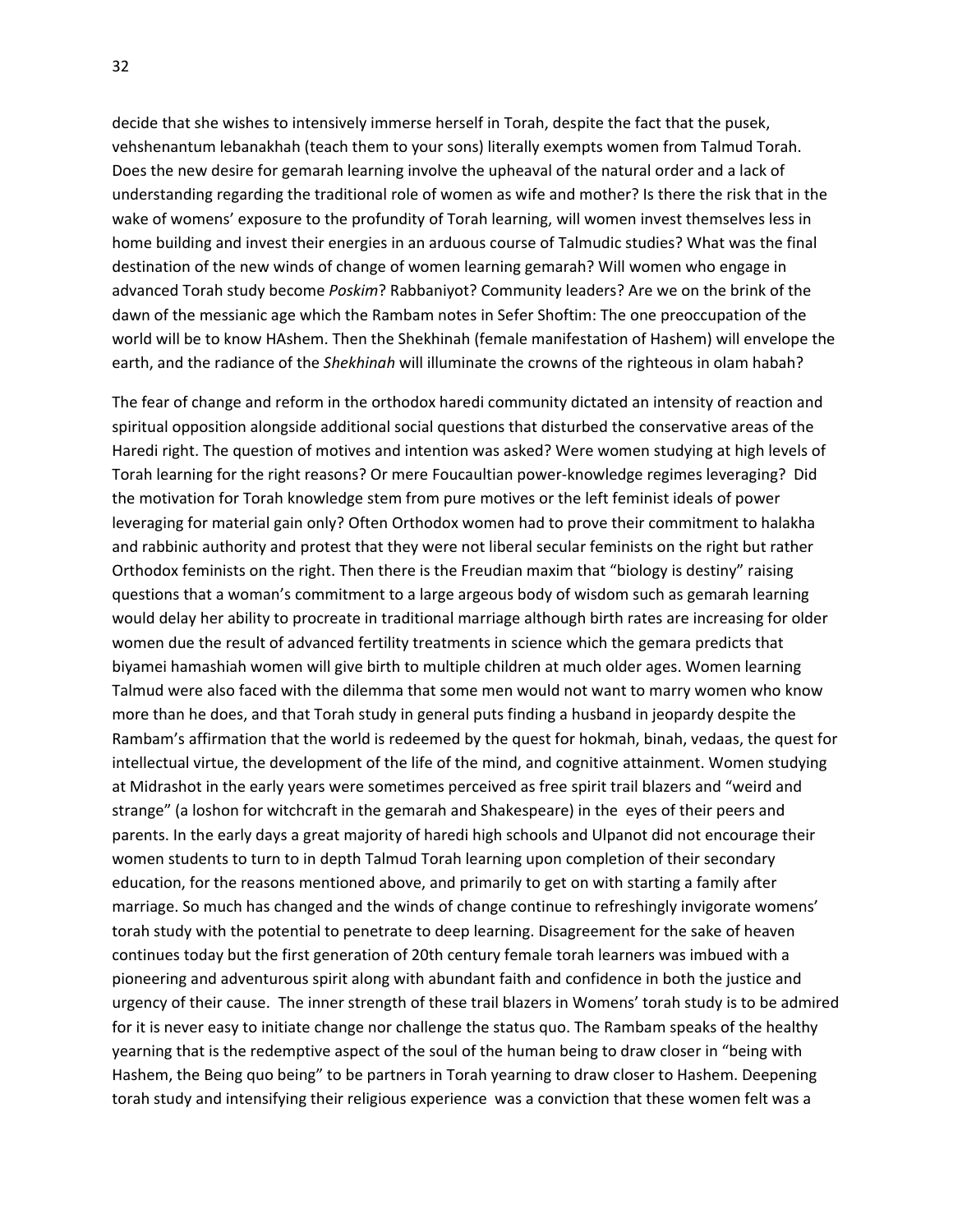decide that she wishes to intensively immerse herself in Torah, despite the fact that the pusek, vehshenantum lebanakhah (teach them to your sons) literally exempts women from Talmud Torah. Does the new desire for gemarah learning involve the upheaval of the natural order and a lack of understanding regarding the traditional role of women as wife and mother? Is there the risk that in the wake of womens' exposure to the profundity of Torah learning, will women invest themselves less in home building and invest their energies in an arduous course of Talmudic studies? What was the final destination of the new winds of change of women learning gemarah? Will women who engage in advanced Torah study become *Poskim*? Rabbaniyot? Community leaders? Are we on the brink of the dawn of the messianic age which the Rambam notes in Sefer Shoftim: The one preoccupation of the world will be to know HAshem. Then the Shekhinah (female manifestation of Hashem) will envelope the earth, and the radiance of the *Shekhinah* will illuminate the crowns of the righteous in olam habah?

The fear of change and reform in the orthodox haredi community dictated an intensity of reaction and spiritual opposition alongside additional social questions that disturbed the conservative areas of the Haredi right. The question of motives and intention was asked? Were women studying at high levels of Torah learning for the right reasons? Or mere Foucaultian power-knowledge regimes leveraging? Did the motivation for Torah knowledge stem from pure motives or the left feminist ideals of power leveraging for material gain only? Often Orthodox women had to prove their commitment to halakha and rabbinic authority and protest that they were not liberal secular feminists on the right but rather Orthodox feminists on the right. Then there is the Freudian maxim that "biology is destiny" raising questions that a woman's commitment to a large argeous body of wisdom such as gemarah learning would delay her ability to procreate in traditional marriage although birth rates are increasing for older women due the result of advanced fertility treatments in science which the gemara predicts that biyamei hamashiah women will give birth to multiple children at much older ages. Women learning Talmud were also faced with the dilemma that some men would not want to marry women who know more than he does, and that Torah study in general puts finding a husband in jeopardy despite the Rambam's affirmation that the world is redeemed by the quest for hokmah, binah, vedaas, the quest for intellectual virtue, the development of the life of the mind, and cognitive attainment. Women studying at Midrashot in the early years were sometimes perceived as free spirit trail blazers and "weird and strange" (a loshon for witchcraft in the gemarah and Shakespeare) in the eyes of their peers and parents. In the early days a great majority of haredi high schools and Ulpanot did not encourage their women students to turn to in depth Talmud Torah learning upon completion of their secondary education, for the reasons mentioned above, and primarily to get on with starting a family after marriage. So much has changed and the winds of change continue to refreshingly invigorate womens' torah study with the potential to penetrate to deep learning. Disagreement for the sake of heaven continues today but the first generation of 20th century female torah learners was imbued with a pioneering and adventurous spirit along with abundant faith and confidence in both the justice and urgency of their cause. The inner strength of these trail blazers in Womens' torah study is to be admired for it is never easy to initiate change nor challenge the status quo. The Rambam speaks of the healthy yearning that is the redemptive aspect of the soul of the human being to draw closer in "being with Hashem, the Being quo being" to be partners in Torah yearning to draw closer to Hashem. Deepening torah study and intensifying their religious experience was a conviction that these women felt was a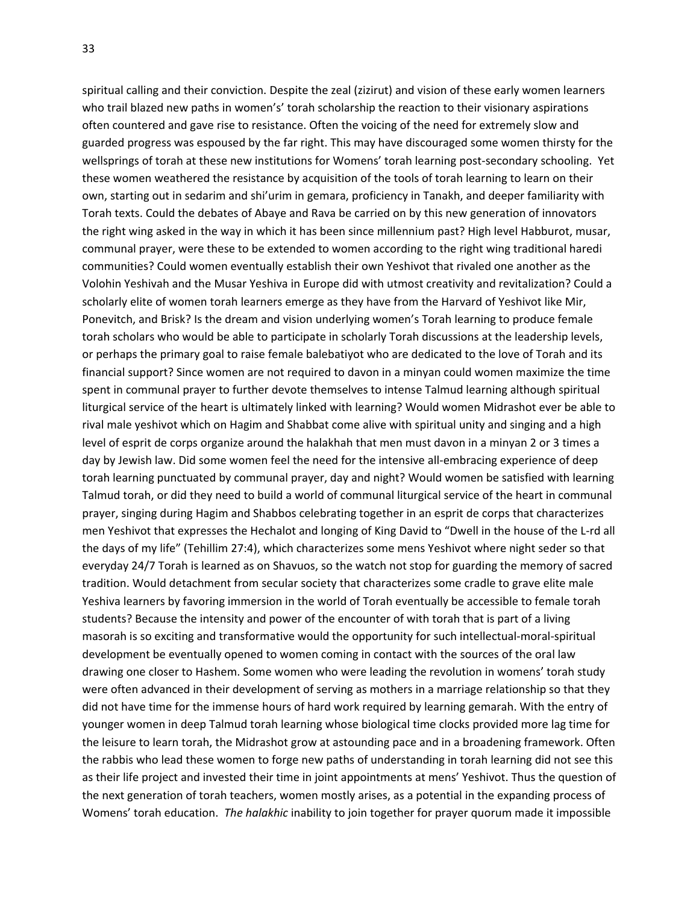spiritual calling and their conviction. Despite the zeal (zizirut) and vision of these early women learners who trail blazed new paths in women's' torah scholarship the reaction to their visionary aspirations often countered and gave rise to resistance. Often the voicing of the need for extremely slow and guarded progress was espoused by the far right. This may have discouraged some women thirsty for the wellsprings of torah at these new institutions for Womens' torah learning post-secondary schooling. Yet these women weathered the resistance by acquisition of the tools of torah learning to learn on their own, starting out in sedarim and shi'urim in gemara, proficiency in Tanakh, and deeper familiarity with Torah texts. Could the debates of Abaye and Rava be carried on by this new generation of innovators the right wing asked in the way in which it has been since millennium past? High level Habburot, musar, communal prayer, were these to be extended to women according to the right wing traditional haredi communities? Could women eventually establish their own Yeshivot that rivaled one another as the Volohin Yeshivah and the Musar Yeshiva in Europe did with utmost creativity and revitalization? Could a scholarly elite of women torah learners emerge as they have from the Harvard of Yeshivot like Mir, Ponevitch, and Brisk? Is the dream and vision underlying women's Torah learning to produce female torah scholars who would be able to participate in scholarly Torah discussions at the leadership levels, or perhaps the primary goal to raise female balebatiyot who are dedicated to the love of Torah and its financial support? Since women are not required to davon in a minyan could women maximize the time spent in communal prayer to further devote themselves to intense Talmud learning although spiritual liturgical service of the heart is ultimately linked with learning? Would women Midrashot ever be able to rival male yeshivot which on Hagim and Shabbat come alive with spiritual unity and singing and a high level of esprit de corps organize around the halakhah that men must davon in a minyan 2 or 3 times a day by Jewish law. Did some women feel the need for the intensive all-embracing experience of deep torah learning punctuated by communal prayer, day and night? Would women be satisfied with learning Talmud torah, or did they need to build a world of communal liturgical service of the heart in communal prayer, singing during Hagim and Shabbos celebrating together in an esprit de corps that characterizes men Yeshivot that expresses the Hechalot and longing of King David to "Dwell in the house of the L-rd all the days of my life" (Tehillim 27:4), which characterizes some mens Yeshivot where night seder so that everyday 24/7 Torah is learned as on Shavuos, so the watch not stop for guarding the memory of sacred tradition. Would detachment from secular society that characterizes some cradle to grave elite male Yeshiva learners by favoring immersion in the world of Torah eventually be accessible to female torah students? Because the intensity and power of the encounter of with torah that is part of a living masorah is so exciting and transformative would the opportunity for such intellectual-moral-spiritual development be eventually opened to women coming in contact with the sources of the oral law drawing one closer to Hashem. Some women who were leading the revolution in womens' torah study were often advanced in their development of serving as mothers in a marriage relationship so that they did not have time for the immense hours of hard work required by learning gemarah. With the entry of younger women in deep Talmud torah learning whose biological time clocks provided more lag time for the leisure to learn torah, the Midrashot grow at astounding pace and in a broadening framework. Often the rabbis who lead these women to forge new paths of understanding in torah learning did not see this as their life project and invested their time in joint appointments at mens' Yeshivot. Thus the question of the next generation of torah teachers, women mostly arises, as a potential in the expanding process of Womens' torah education. *The halakhic* inability to join together for prayer quorum made it impossible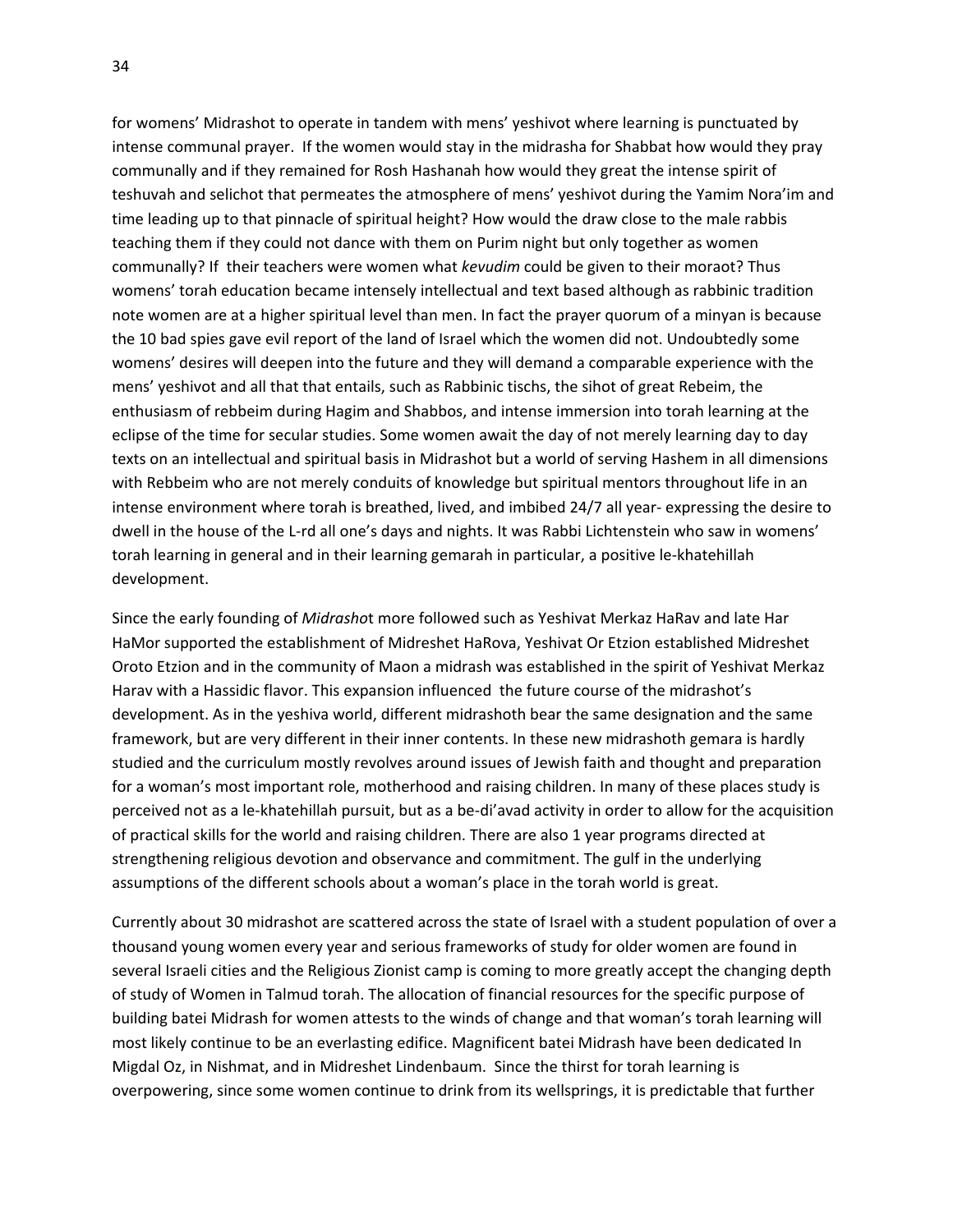for womens' Midrashot to operate in tandem with mens' yeshivot where learning is punctuated by intense communal prayer. If the women would stay in the midrasha for Shabbat how would they pray communally and if they remained for Rosh Hashanah how would they great the intense spirit of teshuvah and selichot that permeates the atmosphere of mens' yeshivot during the Yamim Nora'im and time leading up to that pinnacle of spiritual height? How would the draw close to the male rabbis teaching them if they could not dance with them on Purim night but only together as women communally? If their teachers were women what *kevudim* could be given to their moraot? Thus womens' torah education became intensely intellectual and text based although as rabbinic tradition note women are at a higher spiritual level than men. In fact the prayer quorum of a minyan is because the 10 bad spies gave evil report of the land of Israel which the women did not. Undoubtedly some womens' desires will deepen into the future and they will demand a comparable experience with the mens' yeshivot and all that that entails, such as Rabbinic tischs, the sihot of great Rebeim, the enthusiasm of rebbeim during Hagim and Shabbos, and intense immersion into torah learning at the eclipse of the time for secular studies. Some women await the day of not merely learning day to day texts on an intellectual and spiritual basis in Midrashot but a world of serving Hashem in all dimensions with Rebbeim who are not merely conduits of knowledge but spiritual mentors throughout life in an intense environment where torah is breathed, lived, and imbibed 24/7 all year- expressing the desire to dwell in the house of the L-rd all one's days and nights. It was Rabbi Lichtenstein who saw in womens' torah learning in general and in their learning gemarah in particular, a positive le-khatehillah development.

Since the early founding of *Midrasho*t more followed such as Yeshivat Merkaz HaRav and late Har HaMor supported the establishment of Midreshet HaRova, Yeshivat Or Etzion established Midreshet Oroto Etzion and in the community of Maon a midrash was established in the spirit of Yeshivat Merkaz Harav with a Hassidic flavor. This expansion influenced the future course of the midrashot's development. As in the yeshiva world, different midrashoth bear the same designation and the same framework, but are very different in their inner contents. In these new midrashoth gemara is hardly studied and the curriculum mostly revolves around issues of Jewish faith and thought and preparation for a woman's most important role, motherhood and raising children. In many of these places study is perceived not as a le-khatehillah pursuit, but as a be-di'avad activity in order to allow for the acquisition of practical skills for the world and raising children. There are also 1 year programs directed at strengthening religious devotion and observance and commitment. The gulf in the underlying assumptions of the different schools about a woman's place in the torah world is great.

Currently about 30 midrashot are scattered across the state of Israel with a student population of over a thousand young women every year and serious frameworks of study for older women are found in several Israeli cities and the Religious Zionist camp is coming to more greatly accept the changing depth of study of Women in Talmud torah. The allocation of financial resources for the specific purpose of building batei Midrash for women attests to the winds of change and that woman's torah learning will most likely continue to be an everlasting edifice. Magnificent batei Midrash have been dedicated In Migdal Oz, in Nishmat, and in Midreshet Lindenbaum. Since the thirst for torah learning is overpowering, since some women continue to drink from its wellsprings, it is predictable that further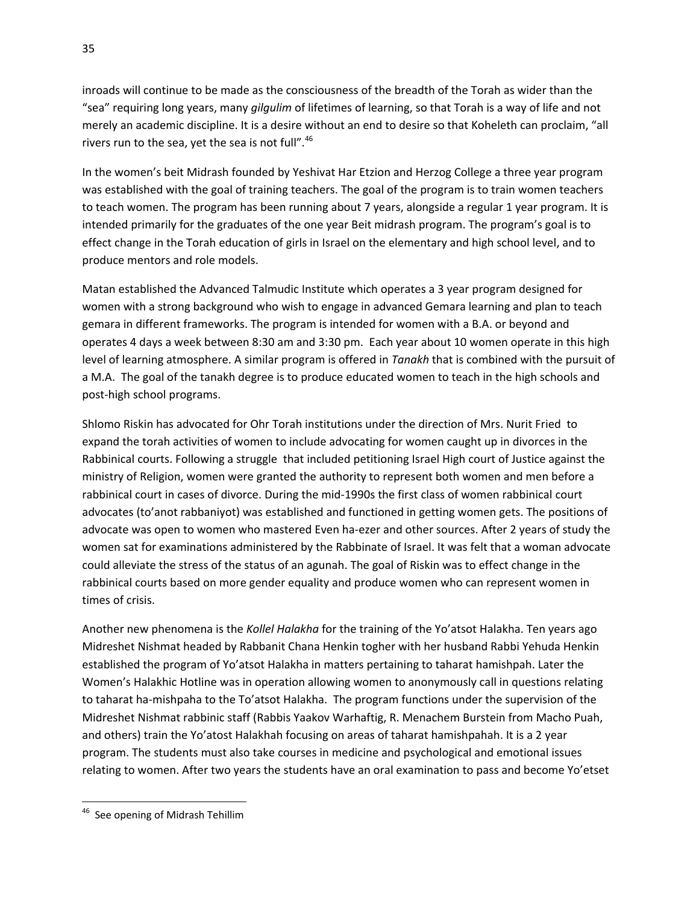inroads will continue to be made as the consciousness of the breadth of the Torah as wider than the "sea" requiring long years, many *gilgulim* of lifetimes of learning, so that Torah is a way of life and not merely an academic discipline. It is a desire without an end to desire so that Koheleth can proclaim, "all rivers run to the sea, yet the sea is not full".[46]

In the women's beit Midrash founded by Yeshivat Har Etzion and Herzog College a three year program was established with the goal of training teachers. The goal of the program is to train women teachers to teach women. The program has been running about 7 years, alongside a regular 1 year program. It is intended primarily for the graduates of the one year Beit midrash program. The program's goal is to effect change in the Torah education of girls in Israel on the elementary and high school level, and to produce mentors and role models.

Matan established the Advanced Talmudic Institute which operates a 3 year program designed for women with a strong background who wish to engage in advanced Gemara learning and plan to teach gemara in different frameworks. The program is intended for women with a B.A. or beyond and operates 4 days a week between 8:30 am and 3:30 pm. Each year about 10 women operate in this high level of learning atmosphere. A similar program is offered in *Tanakh* that is combined with the pursuit of a M.A. The goal of the tanakh degree is to produce educated women to teach in the high schools and post-high school programs.

Shlomo Riskin has advocated for Ohr Torah institutions under the direction of Mrs. Nurit Fried to expand the torah activities of women to include advocating for women caught up in divorces in the Rabbinical courts. Following a struggle that included petitioning Israel High court of Justice against the ministry of Religion, women were granted the authority to represent both women and men before a rabbinical court in cases of divorce. During the mid-1990s the first class of women rabbinical court advocates (to'anot rabbaniyot) was established and functioned in getting women gets. The positions of advocate was open to women who mastered Even ha-ezer and other sources. After 2 years of study the women sat for examinations administered by the Rabbinate of Israel. It was felt that a woman advocate could alleviate the stress of the status of an agunah. The goal of Riskin was to effect change in the rabbinical courts based on more gender equality and produce women who can represent women in times of crisis.

Another new phenomena is the *Kollel Halakha* for the training of the Yo'atsot Halakha. Ten years ago Midreshet Nishmat headed by Rabbanit Chana Henkin togher with her husband Rabbi Yehuda Henkin established the program of Yo'atsot Halakha in matters pertaining to taharat hamishpah. Later the Women's Halakhic Hotline was in operation allowing women to anonymously call in questions relating to taharat ha-mishpaha to the To'atsot Halakha. The program functions under the supervision of the Midreshet Nishmat rabbinic staff (Rabbis Yaakov Warhaftig, R. Menachem Burstein from Macho Puah, and others) train the Yo'atost Halakhah focusing on areas of taharat hamishpahah. It is a 2 year program. The students must also take courses in medicine and psychological and emotional issues relating to women. After two years the students have an oral examination to pass and become Yo'etset

---

[46] See opening of Midrash Tehillim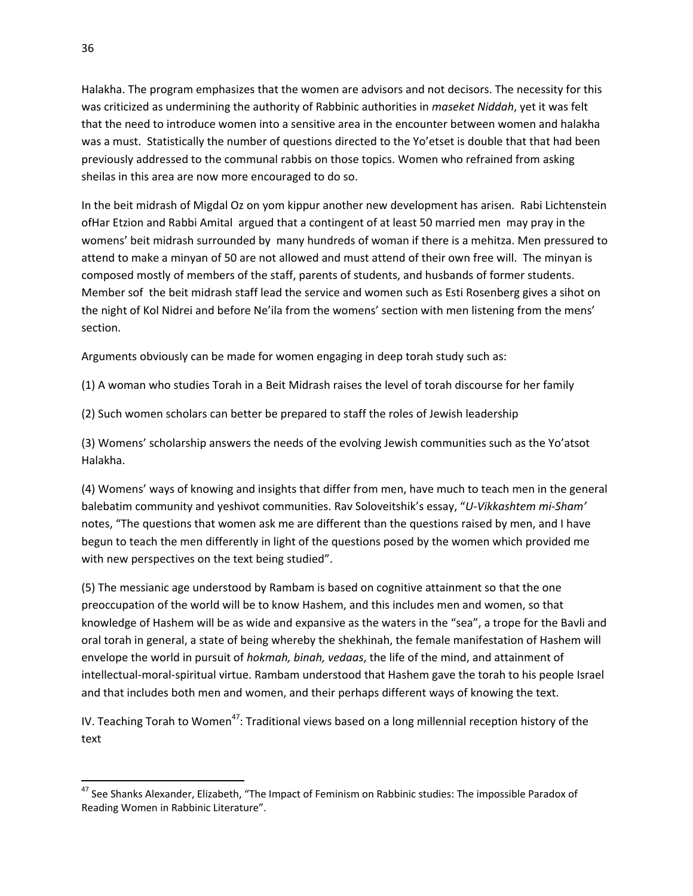Halakha. The program emphasizes that the women are advisors and not decisors. The necessity for this was criticized as undermining the authority of Rabbinic authorities in *maseket Niddah*, yet it was felt that the need to introduce women into a sensitive area in the encounter between women and halakha was a must. Statistically the number of questions directed to the Yo'etset is double that that had been previously addressed to the communal rabbis on those topics. Women who refrained from asking sheilas in this area are now more encouraged to do so.

In the beit midrash of Migdal Oz on yom kippur another new development has arisen. Rabi Lichtenstein ofHar Etzion and Rabbi Amital argued that a contingent of at least 50 married men may pray in the womens' beit midrash surrounded by many hundreds of woman if there is a mehitza. Men pressured to attend to make a minyan of 50 are not allowed and must attend of their own free will. The minyan is composed mostly of members of the staff, parents of students, and husbands of former students. Member sof the beit midrash staff lead the service and women such as Esti Rosenberg gives a sihot on the night of Kol Nidrei and before Ne'ila from the womens' section with men listening from the mens' section.

Arguments obviously can be made for women engaging in deep torah study such as:

(1) A woman who studies Torah in a Beit Midrash raises the level of torah discourse for her family

(2) Such women scholars can better be prepared to staff the roles of Jewish leadership

(3) Womens' scholarship answers the needs of the evolving Jewish communities such as the Yo'atsot Halakha.

(4) Womens' ways of knowing and insights that differ from men, have much to teach men in the general balebatim community and yeshivot communities. Rav Soloveitshik's essay, "*U-Vikkashtem mi-Sham'* notes, "The questions that women ask me are different than the questions raised by men, and I have begun to teach the men differently in light of the questions posed by the women which provided me with new perspectives on the text being studied".

(5) The messianic age understood by Rambam is based on cognitive attainment so that the one preoccupation of the world will be to know Hashem, and this includes men and women, so that knowledge of Hashem will be as wide and expansive as the waters in the "sea", a trope for the Bavli and oral torah in general, a state of being whereby the shekhinah, the female manifestation of Hashem will envelope the world in pursuit of *hokmah, binah, vedaas*, the life of the mind, and attainment of intellectual-moral-spiritual virtue. Rambam understood that Hashem gave the torah to his people Israel and that includes both men and women, and their perhaps different ways of knowing the text.

IV. Teaching Torah to Women[47]: Traditional views based on a long millennial reception history of the text

---

[47] See Shanks Alexander, Elizabeth, "The Impact of Feminism on Rabbinic studies: The impossible Paradox of Reading Women in Rabbinic Literature".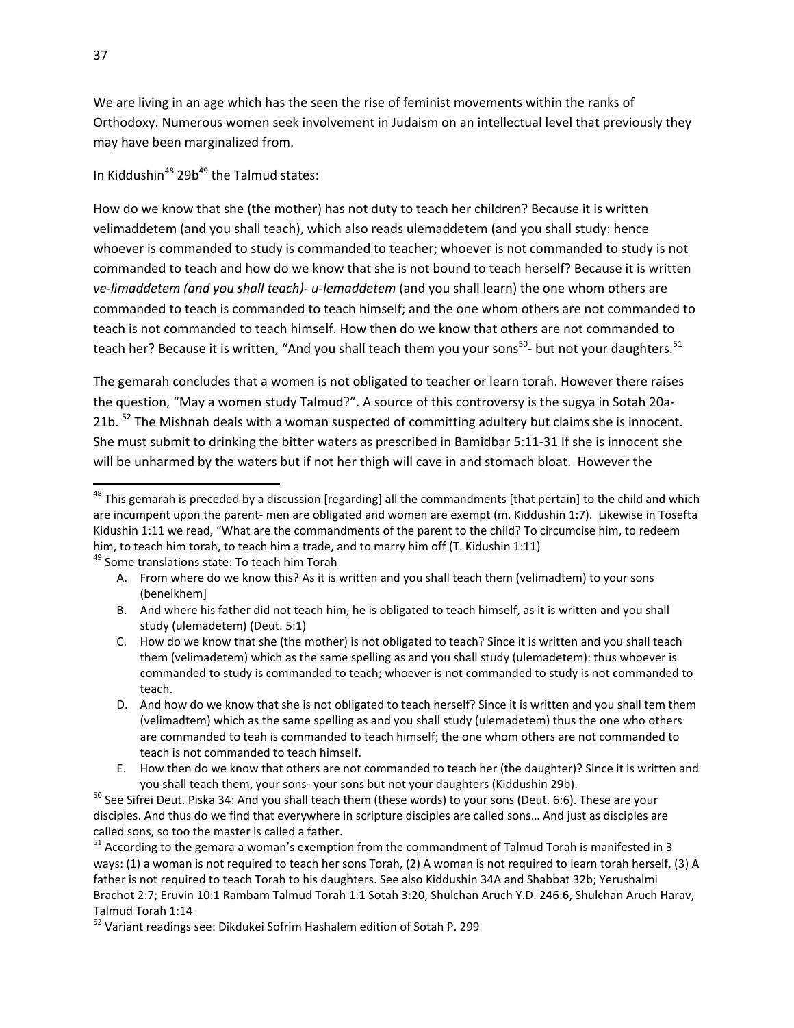We are living in an age which has the seen the rise of feminist movements within the ranks of Orthodoxy. Numerous women seek involvement in Judaism on an intellectual level that previously they may have been marginalized from.

In Kiddushin[48] 29b[49] the Talmud states:

How do we know that she (the mother) has not duty to teach her children? Because it is written velimaddetem (and you shall teach), which also reads ulemaddetem (and you shall study: hence whoever is commanded to study is commanded to teacher; whoever is not commanded to study is not commanded to teach and how do we know that she is not bound to teach herself? Because it is written *ve-limaddetem (and you shall teach)- u-lemaddetem* (and you shall learn) the one whom others are commanded to teach is commanded to teach himself; and the one whom others are not commanded to teach is not commanded to teach himself. How then do we know that others are not commanded to teach her? Because it is written, "And you shall teach them you your sons[50]- but not your daughters.[51]

The gemarah concludes that a women is not obligated to teacher or learn torah. However there raises the question, "May a women study Talmud?". A source of this controversy is the sugya in Sotah 20a-21b. [52] The Mishnah deals with a woman suspected of committing adultery but claims she is innocent. She must submit to drinking the bitter waters as prescribed in Bamidbar 5:11-31 If she is innocent she will be unharmed by the waters but if not her thigh will cave in and stomach bloat. However the

---

[48] This gemarah is preceded by a discussion [regarding] all the commandments [that pertain] to the child and which are incumpent upon the parent- men are obligated and women are exempt (m. Kiddushin 1:7). Likewise in Tosefta Kidushin 1:11 we read, "What are the commandments of the parent to the child? To circumcise him, to redeem him, to teach him torah, to teach him a trade, and to marry him off (T. Kidushin 1:11)

[49] Some translations state: To teach him Torah

A. From where do we know this? As it is written and you shall teach them (velimadtem) to your sons (beneikhem]
B. And where his father did not teach him, he is obligated to teach himself, as it is written and you shall study (ulemadetem) (Deut. 5:1)
C. How do we know that she (the mother) is not obligated to teach? Since it is written and you shall teach them (velimadetem) which as the same spelling as and you shall study (ulemadetem): thus whoever is commanded to study is commanded to teach; whoever is not commanded to study is not commanded to teach.
D. And how do we know that she is not obligated to teach herself? Since it is written and you shall tem them (velimadtem) which as the same spelling as and you shall study (ulemadetem) thus the one who others are commanded to teah is commanded to teach himself; the one whom others are not commanded to teach is not commanded to teach himself.
E. How then do we know that others are not commanded to teach her (the daughter)? Since it is written and you shall teach them, your sons- your sons but not your daughters (Kiddushin 29b).

[50] See Sifrei Deut. Piska 34: And you shall teach them (these words) to your sons (Deut. 6:6). These are your disciples. And thus do we find that everywhere in scripture disciples are called sons… And just as disciples are called sons, so too the master is called a father.

[51] According to the gemara a woman's exemption from the commandment of Talmud Torah is manifested in 3 ways: (1) a woman is not required to teach her sons Torah, (2) A woman is not required to learn torah herself, (3) A father is not required to teach Torah to his daughters. See also Kiddushin 34A and Shabbat 32b; Yerushalmi Brachot 2:7; Eruvin 10:1 Rambam Talmud Torah 1:1 Sotah 3:20, Shulchan Aruch Y.D. 246:6, Shulchan Aruch Harav, Talmud Torah 1:14

[52] Variant readings see: Dikdukei Sofrim Hashalem edition of Sotah P. 299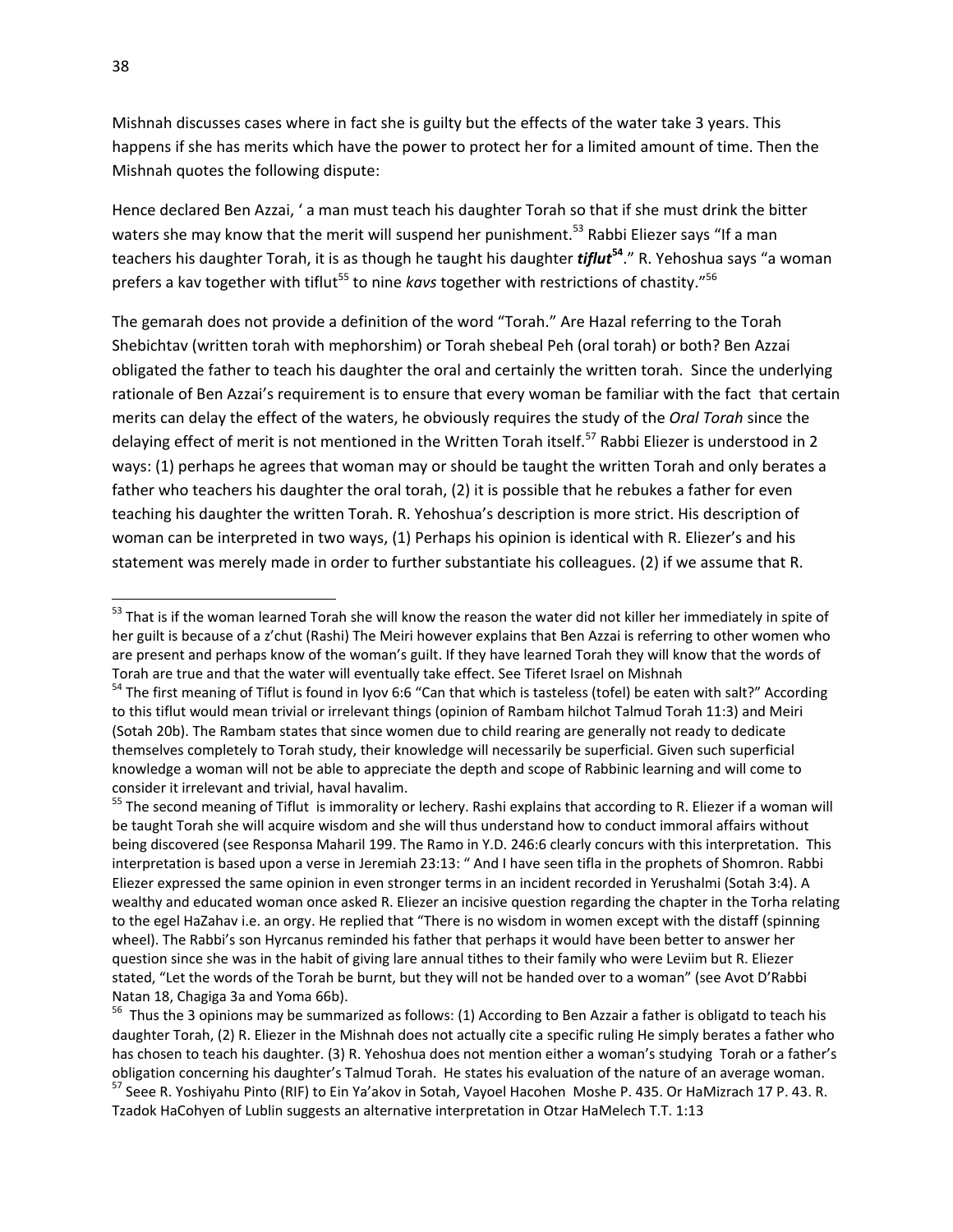Mishnah discusses cases where in fact she is guilty but the effects of the water take 3 years. This happens if she has merits which have the power to protect her for a limited amount of time. Then the Mishnah quotes the following dispute:

Hence declared Ben Azzai, ' a man must teach his daughter Torah so that if she must drink the bitter waters she may know that the merit will suspend her punishment.[53] Rabbi Eliezer says "If a man teachers his daughter Torah, it is as though he taught his daughter ***tiflut***[54]." R. Yehoshua says "a woman prefers a kav together with tiflut[55] to nine *kavs* together with restrictions of chastity."[56]

The gemarah does not provide a definition of the word "Torah." Are Hazal referring to the Torah Shebichtav (written torah with mephorshim) or Torah shebeal Peh (oral torah) or both? Ben Azzai obligated the father to teach his daughter the oral and certainly the written torah. Since the underlying rationale of Ben Azzai's requirement is to ensure that every woman be familiar with the fact that certain merits can delay the effect of the waters, he obviously requires the study of the *Oral Torah* since the delaying effect of merit is not mentioned in the Written Torah itself.[57] Rabbi Eliezer is understood in 2 ways: (1) perhaps he agrees that woman may or should be taught the written Torah and only berates a father who teachers his daughter the oral torah, (2) it is possible that he rebukes a father for even teaching his daughter the written Torah. R. Yehoshua's description is more strict. His description of woman can be interpreted in two ways, (1) Perhaps his opinion is identical with R. Eliezer's and his statement was merely made in order to further substantiate his colleagues. (2) if we assume that R.

---

[53] That is if the woman learned Torah she will know the reason the water did not killer her immediately in spite of her guilt is because of a z'chut (Rashi) The Meiri however explains that Ben Azzai is referring to other women who are present and perhaps know of the woman's guilt. If they have learned Torah they will know that the words of Torah are true and that the water will eventually take effect. See Tiferet Israel on Mishnah

[54] The first meaning of Tiflut is found in Iyov 6:6 "Can that which is tasteless (tofel) be eaten with salt?" According to this tiflut would mean trivial or irrelevant things (opinion of Rambam hilchot Talmud Torah 11:3) and Meiri (Sotah 20b). The Rambam states that since women due to child rearing are generally not ready to dedicate themselves completely to Torah study, their knowledge will necessarily be superficial. Given such superficial knowledge a woman will not be able to appreciate the depth and scope of Rabbinic learning and will come to consider it irrelevant and trivial, haval havalim.

[55] The second meaning of Tiflut is immorality or lechery. Rashi explains that according to R. Eliezer if a woman will be taught Torah she will acquire wisdom and she will thus understand how to conduct immoral affairs without being discovered (see Responsa Maharil 199. The Ramo in Y.D. 246:6 clearly concurs with this interpretation. This interpretation is based upon a verse in Jeremiah 23:13: " And I have seen tifla in the prophets of Shomron. Rabbi Eliezer expressed the same opinion in even stronger terms in an incident recorded in Yerushalmi (Sotah 3:4). A wealthy and educated woman once asked R. Eliezer an incisive question regarding the chapter in the Torha relating to the egel HaZahav i.e. an orgy. He replied that "There is no wisdom in women except with the distaff (spinning wheel). The Rabbi's son Hyrcanus reminded his father that perhaps it would have been better to answer her question since she was in the habit of giving lare annual tithes to their family who were Leviim but R. Eliezer stated, "Let the words of the Torah be burnt, but they will not be handed over to a woman" (see Avot D'Rabbi Natan 18, Chagiga 3a and Yoma 66b).

[56] Thus the 3 opinions may be summarized as follows: (1) According to Ben Azzair a father is obligatd to teach his daughter Torah, (2) R. Eliezer in the Mishnah does not actually cite a specific ruling He simply berates a father who has chosen to teach his daughter. (3) R. Yehoshua does not mention either a woman's studying Torah or a father's obligation concerning his daughter's Talmud Torah. He states his evaluation of the nature of an average woman.

[57] Seee R. Yoshiyahu Pinto (RIF) to Ein Ya'akov in Sotah, Vayoel Hacohen Moshe P. 435. Or HaMizrach 17 P. 43. R. Tzadok HaCohyen of Lublin suggests an alternative interpretation in Otzar HaMelech T.T. 1:13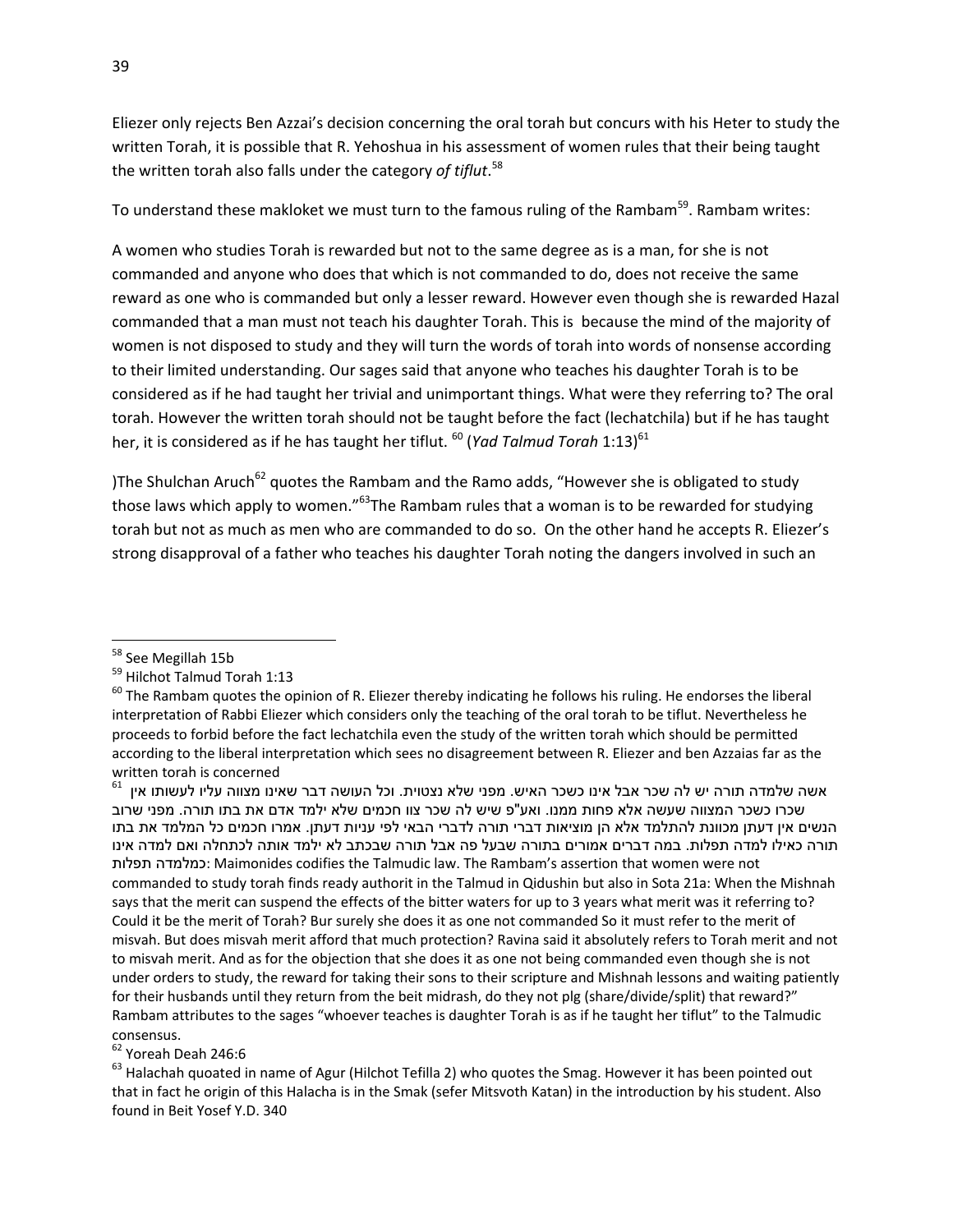Eliezer only rejects Ben Azzai's decision concerning the oral torah but concurs with his Heter to study the written Torah, it is possible that R. Yehoshua in his assessment of women rules that their being taught the written torah also falls under the category *of tiflut*.[58]

To understand these makloket we must turn to the famous ruling of the Rambam[59]. Rambam writes:

A women who studies Torah is rewarded but not to the same degree as is a man, for she is not commanded and anyone who does that which is not commanded to do, does not receive the same reward as one who is commanded but only a lesser reward. However even though she is rewarded Hazal commanded that a man must not teach his daughter Torah. This is because the mind of the majority of women is not disposed to study and they will turn the words of torah into words of nonsense according to their limited understanding. Our sages said that anyone who teaches his daughter Torah is to be considered as if he had taught her trivial and unimportant things. What were they referring to? The oral torah. However the written torah should not be taught before the fact (lechatchila) but if he has taught her, it is considered as if he has taught her tiflut. [60] (*Yad Talmud Torah* 1:13)[61]

)The Shulchan Aruch[62] quotes the Rambam and the Ramo adds, "However she is obligated to study those laws which apply to women."[63]The Rambam rules that a woman is to be rewarded for studying torah but not as much as men who are commanded to do so. On the other hand he accepts R. Eliezer's strong disapproval of a father who teaches his daughter Torah noting the dangers involved in such an

---

[58] See Megillah 15b

[59] Hilchot Talmud Torah 1:13

[60] The Rambam quotes the opinion of R. Eliezer thereby indicating he follows his ruling. He endorses the liberal interpretation of Rabbi Eliezer which considers only the teaching of the oral torah to be tiflut. Nevertheless he proceeds to forbid before the fact lechatchila even the study of the written torah which should be permitted according to the liberal interpretation which sees no disagreement between R. Eliezer and ben Azzaias far as the written torah is concerned

[61] אשה שלמדה תורה יש לה שכר אבל אינו כשכר האיש. מפני שלא נצטוית. וכל העושה דבר שאינו מצווה עליו לעשותו אין שכרו כשכר המצווה שעשה אלא פחות ממנו. ואע"פ שיש לה שכר צוו חכמים שלא ילמד אדם את בתו תורה. מפני שרוב הנשים אין דעתן מכוונת להתלמד אלא הן מוציאות דברי תורה לדברי הבאי לפי עניות דעתן. אמרו חכמים כל המלמד את בתו תורה כאילו למדה תפלות. במה דברים אמורים בתורה שבעל פה אבל תורה שבכתב לא ילמד אותה לכתחלה ואם למדה אינו כמלמדה תפלות: Maimonides codifies the Talmudic law. The Rambam's assertion that women were not commanded to study torah finds ready authorit in the Talmud in Qidushin but also in Sota 21a: When the Mishnah says that the merit can suspend the effects of the bitter waters for up to 3 years what merit was it referring to? Could it be the merit of Torah? Bur surely she does it as one not commanded So it must refer to the merit of misvah. But does misvah merit afford that much protection? Ravina said it absolutely refers to Torah merit and not to misvah merit. And as for the objection that she does it as one not being commanded even though she is not under orders to study, the reward for taking their sons to their scripture and Mishnah lessons and waiting patiently for their husbands until they return from the beit midrash, do they not plg (share/divide/split) that reward?" Rambam attributes to the sages "whoever teaches is daughter Torah is as if he taught her tiflut" to the Talmudic consensus.

[62] Yoreah Deah 246:6

[63] Halachah quoated in name of Agur (Hilchot Tefilla 2) who quotes the Smag. However it has been pointed out that in fact he origin of this Halacha is in the Smak (sefer Mitsvoth Katan) in the introduction by his student. Also found in Beit Yosef Y.D. 340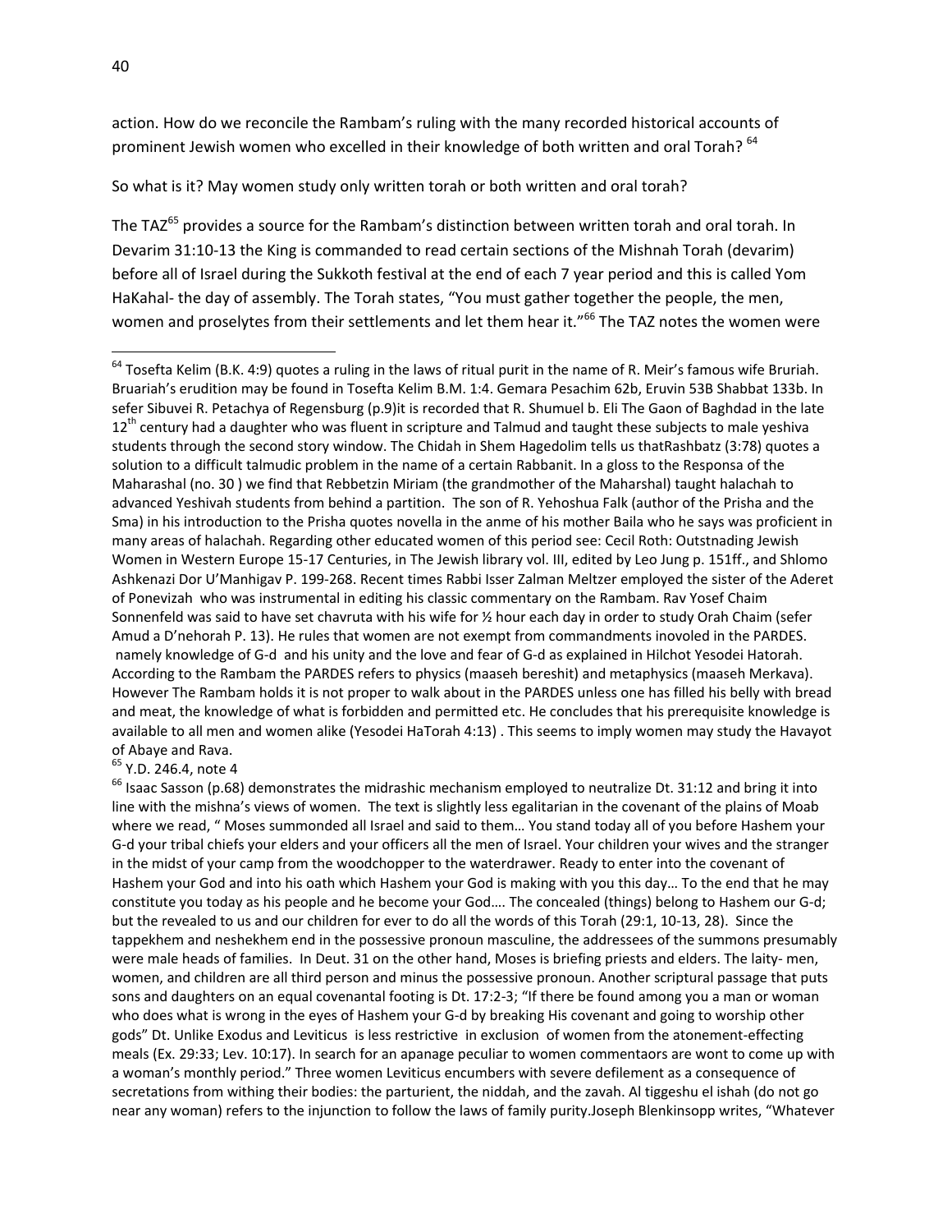action. How do we reconcile the Rambam's ruling with the many recorded historical accounts of prominent Jewish women who excelled in their knowledge of both written and oral Torah? [64]

So what is it? May women study only written torah or both written and oral torah?

The TAZ[65] provides a source for the Rambam's distinction between written torah and oral torah. In Devarim 31:10-13 the King is commanded to read certain sections of the Mishnah Torah (devarim) before all of Israel during the Sukkoth festival at the end of each 7 year period and this is called Yom HaKahal- the day of assembly. The Torah states, "You must gather together the people, the men, women and proselytes from their settlements and let them hear it."[66] The TAZ notes the women were

---

[64] Tosefta Kelim (B.K. 4:9) quotes a ruling in the laws of ritual purit in the name of R. Meir's famous wife Bruriah. Bruariah's erudition may be found in Tosefta Kelim B.M. 1:4. Gemara Pesachim 62b, Eruvin 53B Shabbat 133b. In sefer Sibuvei R. Petachya of Regensburg (p.9)it is recorded that R. Shumuel b. Eli The Gaon of Baghdad in the late 12th century had a daughter who was fluent in scripture and Talmud and taught these subjects to male yeshiva students through the second story window. The Chidah in Shem Hagedolim tells us thatRashbatz (3:78) quotes a solution to a difficult talmudic problem in the name of a certain Rabbanit. In a gloss to the Responsa of the Maharashal (no. 30 ) we find that Rebbetzin Miriam (the grandmother of the Maharshal) taught halachah to advanced Yeshivah students from behind a partition. The son of R. Yehoshua Falk (author of the Prisha and the Sma) in his introduction to the Prisha quotes novella in the anme of his mother Baila who he says was proficient in many areas of halachah. Regarding other educated women of this period see: Cecil Roth: Outstnading Jewish Women in Western Europe 15-17 Centuries, in The Jewish library vol. III, edited by Leo Jung p. 151ff., and Shlomo Ashkenazi Dor U'Manhigav P. 199-268. Recent times Rabbi Isser Zalman Meltzer employed the sister of the Aderet of Ponevizah who was instrumental in editing his classic commentary on the Rambam. Rav Yosef Chaim Sonnenfeld was said to have set chavruta with his wife for ½ hour each day in order to study Orah Chaim (sefer Amud a D'nehorah P. 13). He rules that women are not exempt from commandments inovoled in the PARDES. namely knowledge of G-d and his unity and the love and fear of G-d as explained in Hilchot Yesodei Hatorah. According to the Rambam the PARDES refers to physics (maaseh bereshit) and metaphysics (maaseh Merkava). However The Rambam holds it is not proper to walk about in the PARDES unless one has filled his belly with bread and meat, the knowledge of what is forbidden and permitted etc. He concludes that his prerequisite knowledge is available to all men and women alike (Yesodei HaTorah 4:13) . This seems to imply women may study the Havayot of Abaye and Rava.

[65] Y.D. 246.4, note 4

[66] Isaac Sasson (p.68) demonstrates the midrashic mechanism employed to neutralize Dt. 31:12 and bring it into line with the mishna's views of women. The text is slightly less egalitarian in the covenant of the plains of Moab where we read, " Moses summonded all Israel and said to them… You stand today all of you before Hashem your G-d your tribal chiefs your elders and your officers all the men of Israel. Your children your wives and the stranger in the midst of your camp from the woodchopper to the waterdrawer. Ready to enter into the covenant of Hashem your God and into his oath which Hashem your God is making with you this day… To the end that he may constitute you today as his people and he become your God…. The concealed (things) belong to Hashem our G-d; but the revealed to us and our children for ever to do all the words of this Torah (29:1, 10-13, 28). Since the tappekhem and neshekhem end in the possessive pronoun masculine, the addressees of the summons presumably were male heads of families. In Deut. 31 on the other hand, Moses is briefing priests and elders. The laity- men, women, and children are all third person and minus the possessive pronoun. Another scriptural passage that puts sons and daughters on an equal covenantal footing is Dt. 17:2-3; "If there be found among you a man or woman who does what is wrong in the eyes of Hashem your G-d by breaking His covenant and going to worship other gods" Dt. Unlike Exodus and Leviticus is less restrictive in exclusion of women from the atonement-effecting meals (Ex. 29:33; Lev. 10:17). In search for an apanage peculiar to women commentaors are wont to come up with a woman's monthly period." Three women Leviticus encumbers with severe defilement as a consequence of secretations from withing their bodies: the parturient, the niddah, and the zavah. Al tiggeshu el ishah (do not go near any woman) refers to the injunction to follow the laws of family purity.Joseph Blenkinsopp writes, "Whatever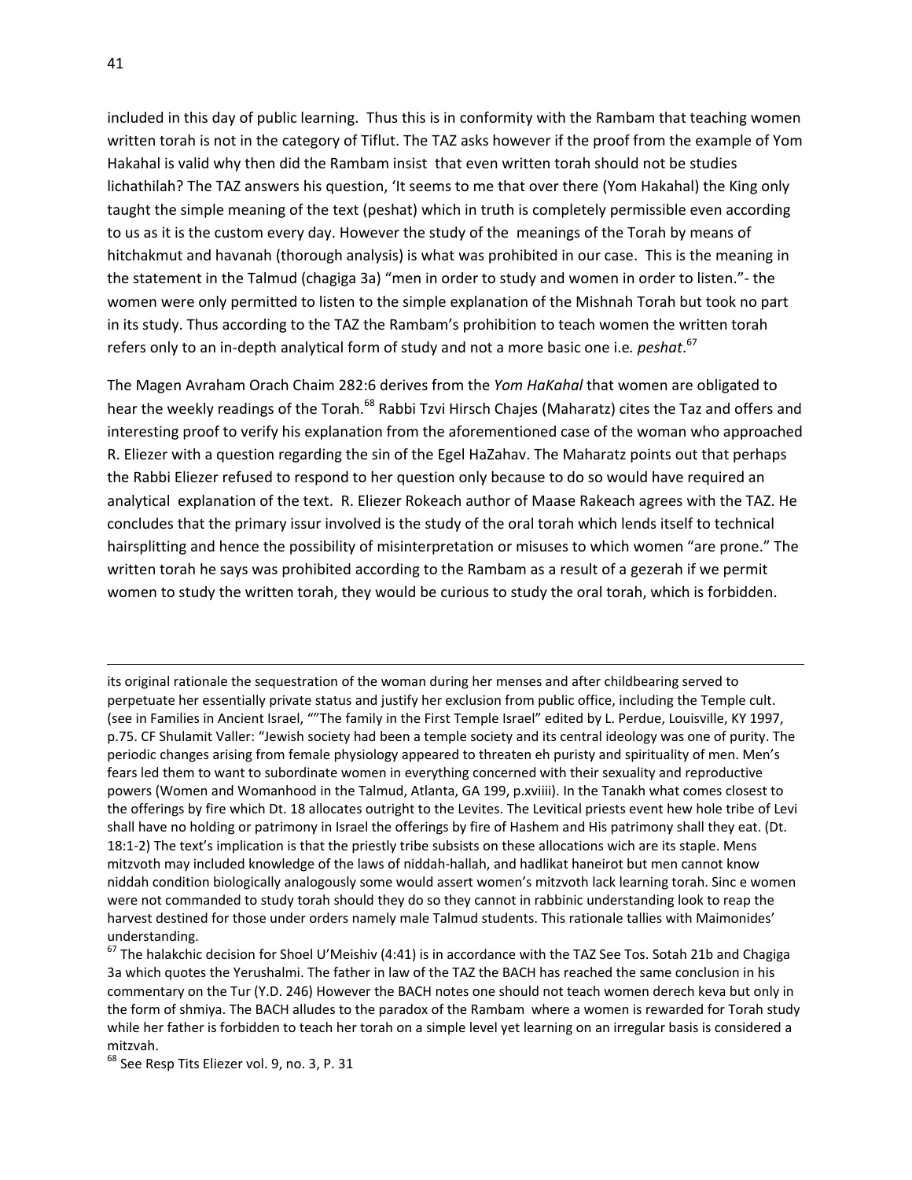included in this day of public learning. Thus this is in conformity with the Rambam that teaching women written torah is not in the category of Tiflut. The TAZ asks however if the proof from the example of Yom Hakahal is valid why then did the Rambam insist that even written torah should not be studies lichathilah? The TAZ answers his question, 'It seems to me that over there (Yom Hakahal) the King only taught the simple meaning of the text (peshat) which in truth is completely permissible even according to us as it is the custom every day. However the study of the meanings of the Torah by means of hitchakmut and havanah (thorough analysis) is what was prohibited in our case. This is the meaning in the statement in the Talmud (chagiga 3a) "men in order to study and women in order to listen."- the women were only permitted to listen to the simple explanation of the Mishnah Torah but took no part in its study. Thus according to the TAZ the Rambam's prohibition to teach women the written torah refers only to an in-depth analytical form of study and not a more basic one i.e. *peshat*.[67]

The Magen Avraham Orach Chaim 282:6 derives from the *Yom HaKahal* that women are obligated to hear the weekly readings of the Torah.[68] Rabbi Tzvi Hirsch Chajes (Maharatz) cites the Taz and offers and interesting proof to verify his explanation from the aforementioned case of the woman who approached R. Eliezer with a question regarding the sin of the Egel HaZahav. The Maharatz points out that perhaps the Rabbi Eliezer refused to respond to her question only because to do so would have required an analytical explanation of the text. R. Eliezer Rokeach author of Maase Rakeach agrees with the TAZ. He concludes that the primary issur involved is the study of the oral torah which lends itself to technical hairsplitting and hence the possibility of misinterpretation or misuses to which women "are prone." The written torah he says was prohibited according to the Rambam as a result of a gezerah if we permit women to study the written torah, they would be curious to study the oral torah, which is forbidden.

---

its original rationale the sequestration of the woman during her menses and after childbearing served to perpetuate her essentially private status and justify her exclusion from public office, including the Temple cult. (see in Families in Ancient Israel, ""The family in the First Temple Israel" edited by L. Perdue, Louisville, KY 1997, p.75. CF Shulamit Valler: "Jewish society had been a temple society and its central ideology was one of purity. The periodic changes arising from female physiology appeared to threaten eh puristy and spirituality of men. Men's fears led them to want to subordinate women in everything concerned with their sexuality and reproductive powers (Women and Womanhood in the Talmud, Atlanta, GA 199, p.xviiii). In the Tanakh what comes closest to the offerings by fire which Dt. 18 allocates outright to the Levites. The Levitical priests event hew hole tribe of Levi shall have no holding or patrimony in Israel the offerings by fire of Hashem and His patrimony shall they eat. (Dt. 18:1-2) The text's implication is that the priestly tribe subsists on these allocations wich are its staple. Mens mitzvoth may included knowledge of the laws of niddah-hallah, and hadlikat haneirot but men cannot know niddah condition biologically analogously some would assert women's mitzvoth lack learning torah. Sinc e women were not commanded to study torah should they do so they cannot in rabbinic understanding look to reap the harvest destined for those under orders namely male Talmud students. This rationale tallies with Maimonides' understanding.

[67] The halakchic decision for Shoel U'Meishiv (4:41) is in accordance with the TAZ See Tos. Sotah 21b and Chagiga 3a which quotes the Yerushalmi. The father in law of the TAZ the BACH has reached the same conclusion in his commentary on the Tur (Y.D. 246) However the BACH notes one should not teach women derech keva but only in the form of shmiya. The BACH alludes to the paradox of the Rambam where a women is rewarded for Torah study while her father is forbidden to teach her torah on a simple level yet learning on an irregular basis is considered a mitzvah.

[68] See Resp Tits Eliezer vol. 9, no. 3, P. 31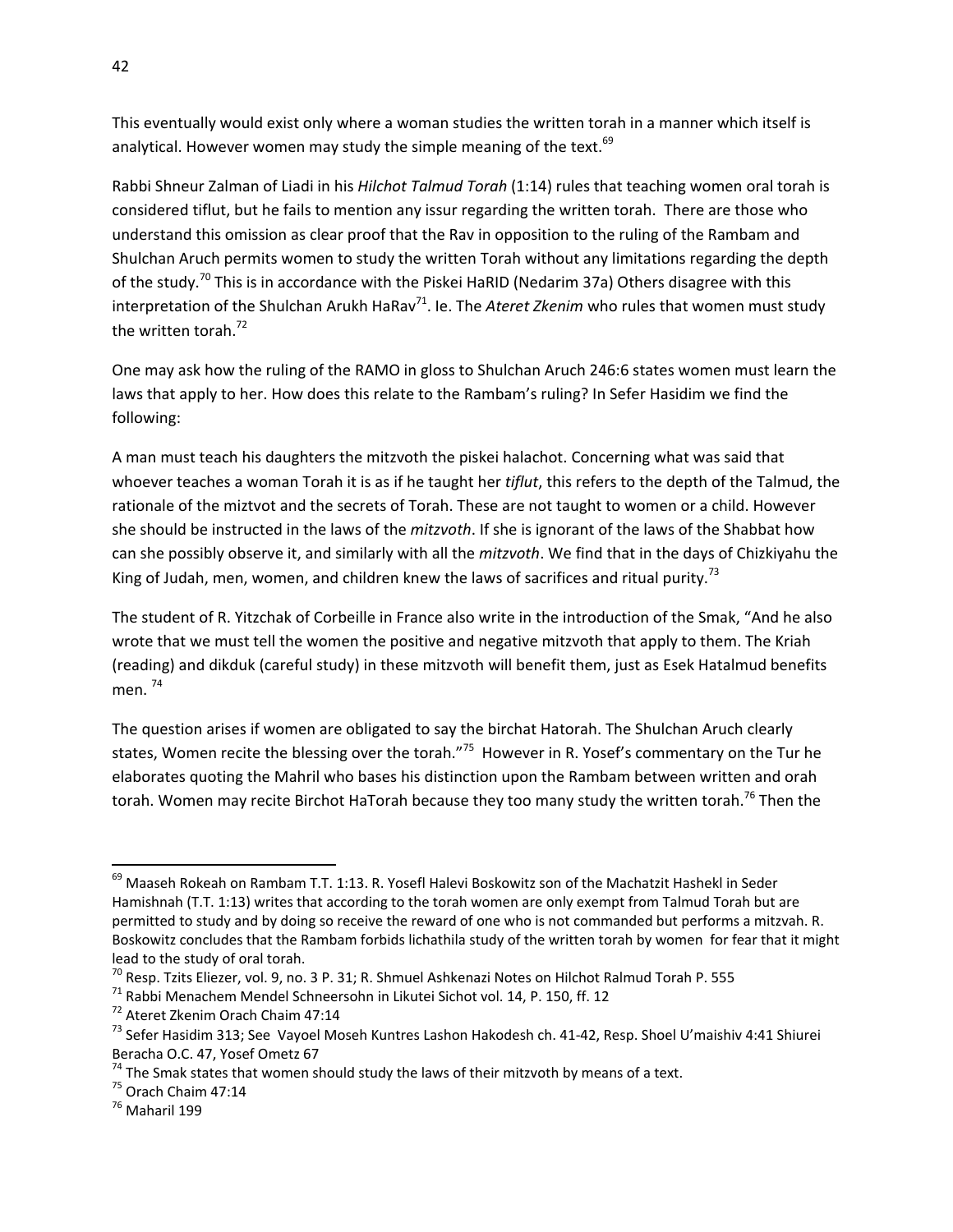This eventually would exist only where a woman studies the written torah in a manner which itself is analytical. However women may study the simple meaning of the text.[69]

Rabbi Shneur Zalman of Liadi in his *Hilchot Talmud Torah* (1:14) rules that teaching women oral torah is considered tiflut, but he fails to mention any issur regarding the written torah. There are those who understand this omission as clear proof that the Rav in opposition to the ruling of the Rambam and Shulchan Aruch permits women to study the written Torah without any limitations regarding the depth of the study.[70] This is in accordance with the Piskei HaRID (Nedarim 37a) Others disagree with this interpretation of the Shulchan Arukh HaRav[71]. Ie. The *Ateret Zkenim* who rules that women must study the written torah.[72]

One may ask how the ruling of the RAMO in gloss to Shulchan Aruch 246:6 states women must learn the laws that apply to her. How does this relate to the Rambam's ruling? In Sefer Hasidim we find the following:

A man must teach his daughters the mitzvoth the piskei halachot. Concerning what was said that whoever teaches a woman Torah it is as if he taught her *tiflut*, this refers to the depth of the Talmud, the rationale of the miztvot and the secrets of Torah. These are not taught to women or a child. However she should be instructed in the laws of the *mitzvoth*. If she is ignorant of the laws of the Shabbat how can she possibly observe it, and similarly with all the *mitzvoth*. We find that in the days of Chizkiyahu the King of Judah, men, women, and children knew the laws of sacrifices and ritual purity.[73]

The student of R. Yitzchak of Corbeille in France also write in the introduction of the Smak, "And he also wrote that we must tell the women the positive and negative mitzvoth that apply to them. The Kriah (reading) and dikduk (careful study) in these mitzvoth will benefit them, just as Esek Hatalmud benefits men. [74]

The question arises if women are obligated to say the birchat Hatorah. The Shulchan Aruch clearly states, Women recite the blessing over the torah."[75] However in R. Yosef's commentary on the Tur he elaborates quoting the Mahril who bases his distinction upon the Rambam between written and orah torah. Women may recite Birchot HaTorah because they too many study the written torah.[76] Then the

---

[69] Maaseh Rokeah on Rambam T.T. 1:13. R. Yosefl Halevi Boskowitz son of the Machatzit Hashekl in Seder Hamishnah (T.T. 1:13) writes that according to the torah women are only exempt from Talmud Torah but are permitted to study and by doing so receive the reward of one who is not commanded but performs a mitzvah. R. Boskowitz concludes that the Rambam forbids lichathila study of the written torah by women for fear that it might lead to the study of oral torah.

[70] Resp. Tzits Eliezer, vol. 9, no. 3 P. 31; R. Shmuel Ashkenazi Notes on Hilchot Ralmud Torah P. 555

[71] Rabbi Menachem Mendel Schneersohn in Likutei Sichot vol. 14, P. 150, ff. 12

[72] Ateret Zkenim Orach Chaim 47:14

[73] Sefer Hasidim 313; See Vayoel Moseh Kuntres Lashon Hakodesh ch. 41-42, Resp. Shoel U'maishiv 4:41 Shiurei Beracha O.C. 47, Yosef Ometz 67

[74] The Smak states that women should study the laws of their mitzvoth by means of a text.

[75] Orach Chaim 47:14

[76] Maharil 199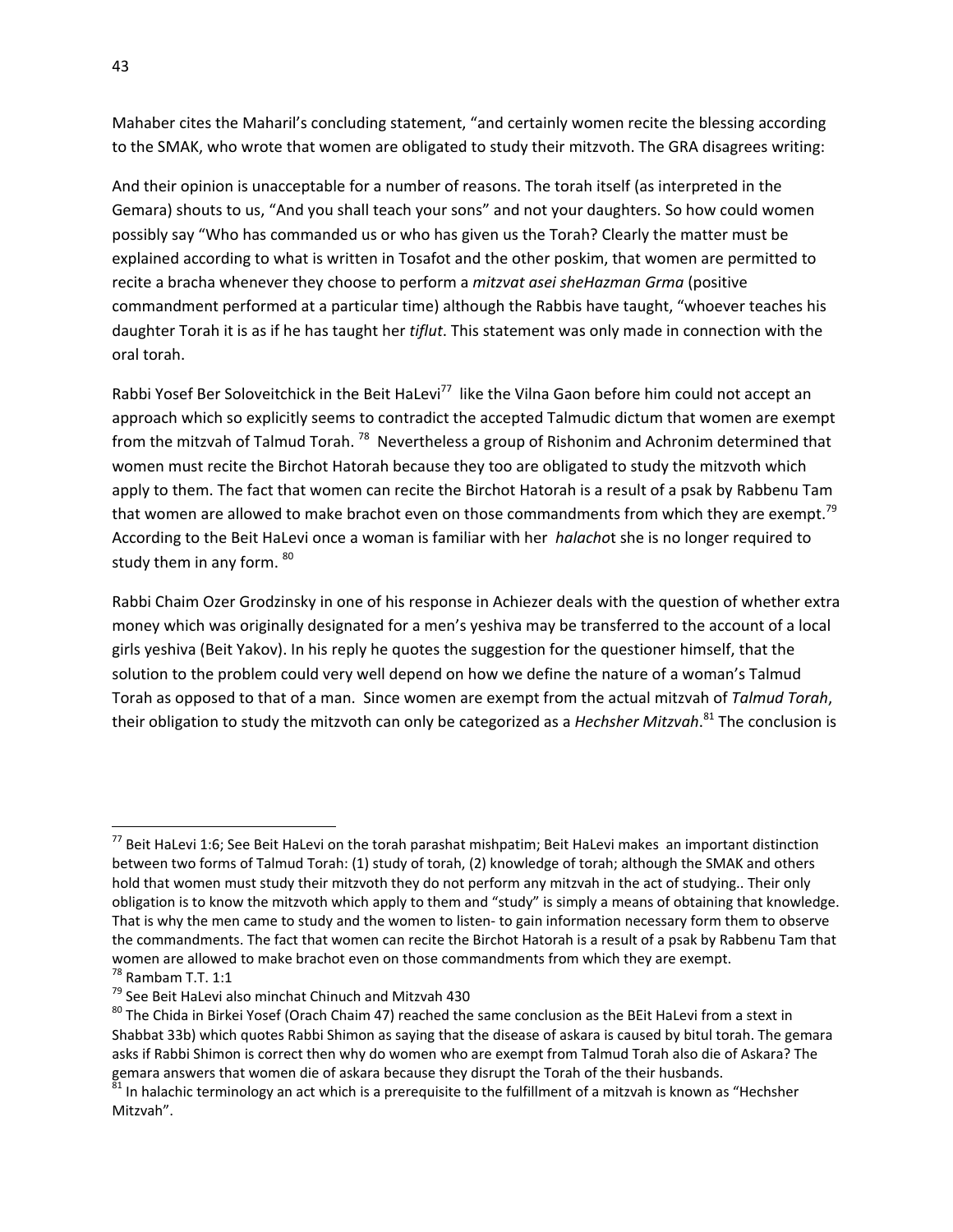Mahaber cites the Maharil's concluding statement, "and certainly women recite the blessing according to the SMAK, who wrote that women are obligated to study their mitzvoth. The GRA disagrees writing:

And their opinion is unacceptable for a number of reasons. The torah itself (as interpreted in the Gemara) shouts to us, "And you shall teach your sons" and not your daughters. So how could women possibly say "Who has commanded us or who has given us the Torah? Clearly the matter must be explained according to what is written in Tosafot and the other poskim, that women are permitted to recite a bracha whenever they choose to perform a *mitzvat asei sheHazman Grma* (positive commandment performed at a particular time) although the Rabbis have taught, "whoever teaches his daughter Torah it is as if he has taught her *tiflut*. This statement was only made in connection with the oral torah.

Rabbi Yosef Ber Soloveitchick in the Beit HaLevi[77] like the Vilna Gaon before him could not accept an approach which so explicitly seems to contradict the accepted Talmudic dictum that women are exempt from the mitzvah of Talmud Torah. [78] Nevertheless a group of Rishonim and Achronim determined that women must recite the Birchot Hatorah because they too are obligated to study the mitzvoth which apply to them. The fact that women can recite the Birchot Hatorah is a result of a psak by Rabbenu Tam that women are allowed to make brachot even on those commandments from which they are exempt.[79] According to the Beit HaLevi once a woman is familiar with her *halacho*t she is no longer required to study them in any form. [80]

Rabbi Chaim Ozer Grodzinsky in one of his response in Achiezer deals with the question of whether extra money which was originally designated for a men's yeshiva may be transferred to the account of a local girls yeshiva (Beit Yakov). In his reply he quotes the suggestion for the questioner himself, that the solution to the problem could very well depend on how we define the nature of a woman's Talmud Torah as opposed to that of a man. Since women are exempt from the actual mitzvah of *Talmud Torah*, their obligation to study the mitzvoth can only be categorized as a *Hechsher Mitzvah*.[81] The conclusion is

---

[77] Beit HaLevi 1:6; See Beit HaLevi on the torah parashat mishpatim; Beit HaLevi makes an important distinction between two forms of Talmud Torah: (1) study of torah, (2) knowledge of torah; although the SMAK and others hold that women must study their mitzvoth they do not perform any mitzvah in the act of studying.. Their only obligation is to know the mitzvoth which apply to them and "study" is simply a means of obtaining that knowledge. That is why the men came to study and the women to listen- to gain information necessary form them to observe the commandments. The fact that women can recite the Birchot Hatorah is a result of a psak by Rabbenu Tam that women are allowed to make brachot even on those commandments from which they are exempt.

[78] Rambam T.T. 1:1

[79] See Beit HaLevi also minchat Chinuch and Mitzvah 430

[80] The Chida in Birkei Yosef (Orach Chaim 47) reached the same conclusion as the BEit HaLevi from a stext in Shabbat 33b) which quotes Rabbi Shimon as saying that the disease of askara is caused by bitul torah. The gemara asks if Rabbi Shimon is correct then why do women who are exempt from Talmud Torah also die of Askara? The gemara answers that women die of askara because they disrupt the Torah of the their husbands.

[81] In halachic terminology an act which is a prerequisite to the fulfillment of a mitzvah is known as "Hechsher Mitzvah".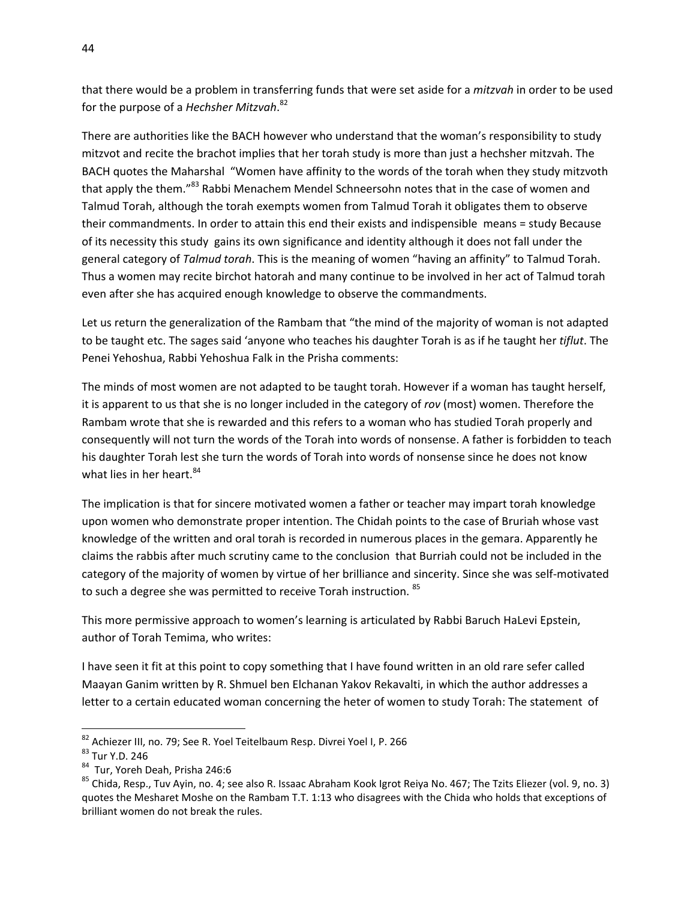that there would be a problem in transferring funds that were set aside for a *mitzvah* in order to be used for the purpose of a *Hechsher Mitzvah*.[82]

There are authorities like the BACH however who understand that the woman's responsibility to study mitzvot and recite the brachot implies that her torah study is more than just a hechsher mitzvah. The BACH quotes the Maharshal "Women have affinity to the words of the torah when they study mitzvoth that apply the them."[83] Rabbi Menachem Mendel Schneersohn notes that in the case of women and Talmud Torah, although the torah exempts women from Talmud Torah it obligates them to observe their commandments. In order to attain this end their exists and indispensible means = study Because of its necessity this study gains its own significance and identity although it does not fall under the general category of *Talmud torah*. This is the meaning of women "having an affinity" to Talmud Torah. Thus a women may recite birchot hatorah and many continue to be involved in her act of Talmud torah even after she has acquired enough knowledge to observe the commandments.

Let us return the generalization of the Rambam that "the mind of the majority of woman is not adapted to be taught etc. The sages said 'anyone who teaches his daughter Torah is as if he taught her *tiflut*. The Penei Yehoshua, Rabbi Yehoshua Falk in the Prisha comments:

The minds of most women are not adapted to be taught torah. However if a woman has taught herself, it is apparent to us that she is no longer included in the category of *rov* (most) women. Therefore the Rambam wrote that she is rewarded and this refers to a woman who has studied Torah properly and consequently will not turn the words of the Torah into words of nonsense. A father is forbidden to teach his daughter Torah lest she turn the words of Torah into words of nonsense since he does not know what lies in her heart.[84]

The implication is that for sincere motivated women a father or teacher may impart torah knowledge upon women who demonstrate proper intention. The Chidah points to the case of Bruriah whose vast knowledge of the written and oral torah is recorded in numerous places in the gemara. Apparently he claims the rabbis after much scrutiny came to the conclusion that Burriah could not be included in the category of the majority of women by virtue of her brilliance and sincerity. Since she was self-motivated to such a degree she was permitted to receive Torah instruction.[85]

This more permissive approach to women's learning is articulated by Rabbi Baruch HaLevi Epstein, author of Torah Temima, who writes:

I have seen it fit at this point to copy something that I have found written in an old rare sefer called Maayan Ganim written by R. Shmuel ben Elchanan Yakov Rekavalti, in which the author addresses a letter to a certain educated woman concerning the heter of women to study Torah: The statement of

---

[82] Achiezer III, no. 79; See R. Yoel Teitelbaum Resp. Divrei Yoel I, P. 266

[83] Tur Y.D. 246

[84] Tur, Yoreh Deah, Prisha 246:6

[85] Chida, Resp., Tuv Ayin, no. 4; see also R. Issaac Abraham Kook Igrot Reiya No. 467; The Tzits Eliezer (vol. 9, no. 3) quotes the Mesharet Moshe on the Rambam T.T. 1:13 who disagrees with the Chida who holds that exceptions of brilliant women do not break the rules.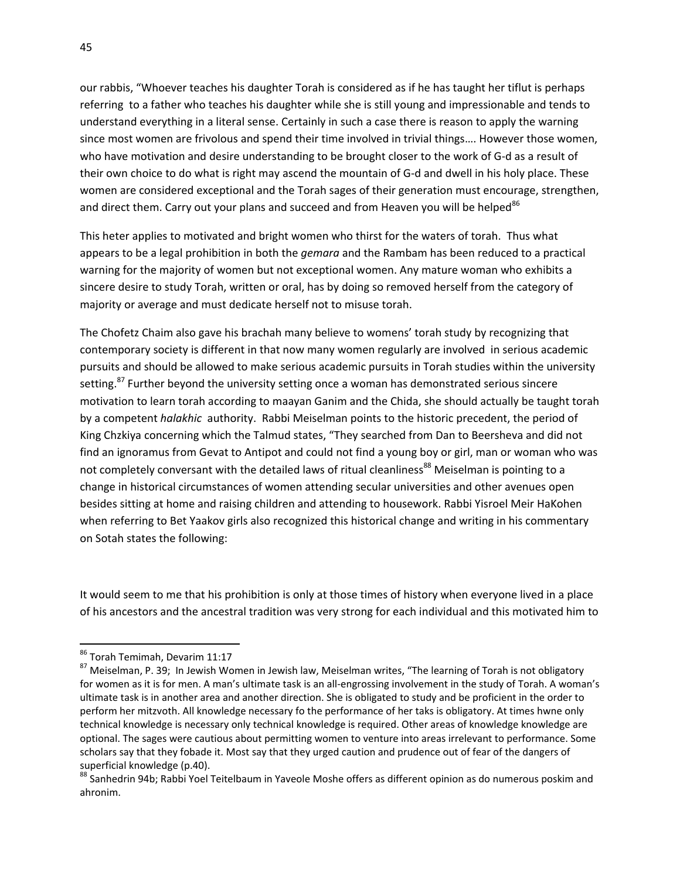our rabbis, "Whoever teaches his daughter Torah is considered as if he has taught her tiflut is perhaps referring to a father who teaches his daughter while she is still young and impressionable and tends to understand everything in a literal sense. Certainly in such a case there is reason to apply the warning since most women are frivolous and spend their time involved in trivial things…. However those women, who have motivation and desire understanding to be brought closer to the work of G-d as a result of their own choice to do what is right may ascend the mountain of G-d and dwell in his holy place. These women are considered exceptional and the Torah sages of their generation must encourage, strengthen, and direct them. Carry out your plans and succeed and from Heaven you will be helped[86]

This heter applies to motivated and bright women who thirst for the waters of torah. Thus what appears to be a legal prohibition in both the *gemara* and the Rambam has been reduced to a practical warning for the majority of women but not exceptional women. Any mature woman who exhibits a sincere desire to study Torah, written or oral, has by doing so removed herself from the category of majority or average and must dedicate herself not to misuse torah.

The Chofetz Chaim also gave his brachah many believe to womens' torah study by recognizing that contemporary society is different in that now many women regularly are involved in serious academic pursuits and should be allowed to make serious academic pursuits in Torah studies within the university setting.[87] Further beyond the university setting once a woman has demonstrated serious sincere motivation to learn torah according to maayan Ganim and the Chida, she should actually be taught torah by a competent *halakhic* authority. Rabbi Meiselman points to the historic precedent, the period of King Chzkiya concerning which the Talmud states, "They searched from Dan to Beersheva and did not find an ignoramus from Gevat to Antipot and could not find a young boy or girl, man or woman who was not completely conversant with the detailed laws of ritual cleanliness[88] Meiselman is pointing to a change in historical circumstances of women attending secular universities and other avenues open besides sitting at home and raising children and attending to housework. Rabbi Yisroel Meir HaKohen when referring to Bet Yaakov girls also recognized this historical change and writing in his commentary on Sotah states the following:

It would seem to me that his prohibition is only at those times of history when everyone lived in a place of his ancestors and the ancestral tradition was very strong for each individual and this motivated him to

---

[86] Torah Temimah, Devarim 11:17

[87] Meiselman, P. 39; In Jewish Women in Jewish law, Meiselman writes, "The learning of Torah is not obligatory for women as it is for men. A man's ultimate task is an all-engrossing involvement in the study of Torah. A woman's ultimate task is in another area and another direction. She is obligated to study and be proficient in the order to perform her mitzvoth. All knowledge necessary fo the performance of her taks is obligatory. At times hwne only technical knowledge is necessary only technical knowledge is required. Other areas of knowledge knowledge are optional. The sages were cautious about permitting women to venture into areas irrelevant to performance. Some scholars say that they fobade it. Most say that they urged caution and prudence out of fear of the dangers of superficial knowledge (p.40).

[88] Sanhedrin 94b; Rabbi Yoel Teitelbaum in Yaveole Moshe offers as different opinion as do numerous poskim and ahronim.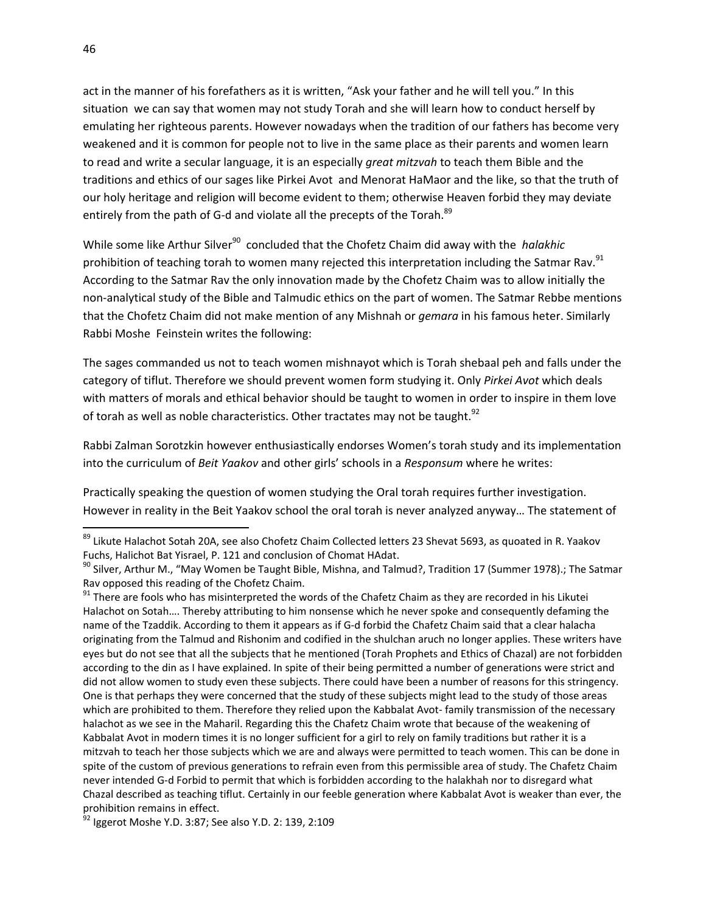act in the manner of his forefathers as it is written, "Ask your father and he will tell you." In this situation we can say that women may not study Torah and she will learn how to conduct herself by emulating her righteous parents. However nowadays when the tradition of our fathers has become very weakened and it is common for people not to live in the same place as their parents and women learn to read and write a secular language, it is an especially *great mitzvah* to teach them Bible and the traditions and ethics of our sages like Pirkei Avot and Menorat HaMaor and the like, so that the truth of our holy heritage and religion will become evident to them; otherwise Heaven forbid they may deviate entirely from the path of G-d and violate all the precepts of the Torah.[89]

While some like Arthur Silver[90] concluded that the Chofetz Chaim did away with the *halakhic* prohibition of teaching torah to women many rejected this interpretation including the Satmar Rav.[91] According to the Satmar Rav the only innovation made by the Chofetz Chaim was to allow initially the non-analytical study of the Bible and Talmudic ethics on the part of women. The Satmar Rebbe mentions that the Chofetz Chaim did not make mention of any Mishnah or *gemara* in his famous heter. Similarly Rabbi Moshe Feinstein writes the following:

The sages commanded us not to teach women mishnayot which is Torah shebaal peh and falls under the category of tiflut. Therefore we should prevent women form studying it. Only *Pirkei Avot* which deals with matters of morals and ethical behavior should be taught to women in order to inspire in them love of torah as well as noble characteristics. Other tractates may not be taught.[92]

Rabbi Zalman Sorotzkin however enthusiastically endorses Women's torah study and its implementation into the curriculum of *Beit Yaakov* and other girls' schools in a *Responsum* where he writes:

Practically speaking the question of women studying the Oral torah requires further investigation. However in reality in the Beit Yaakov school the oral torah is never analyzed anyway… The statement of

---

[89] Likute Halachot Sotah 20A, see also Chofetz Chaim Collected letters 23 Shevat 5693, as quoated in R. Yaakov Fuchs, Halichot Bat Yisrael, P. 121 and conclusion of Chomat HAdat.

[90] Silver, Arthur M., "May Women be Taught Bible, Mishna, and Talmud?, Tradition 17 (Summer 1978).; The Satmar Rav opposed this reading of the Chofetz Chaim.

[91] There are fools who has misinterpreted the words of the Chafetz Chaim as they are recorded in his Likutei Halachot on Sotah…. Thereby attributing to him nonsense which he never spoke and consequently defaming the name of the Tzaddik. According to them it appears as if G-d forbid the Chafetz Chaim said that a clear halacha originating from the Talmud and Rishonim and codified in the shulchan aruch no longer applies. These writers have eyes but do not see that all the subjects that he mentioned (Torah Prophets and Ethics of Chazal) are not forbidden according to the din as I have explained. In spite of their being permitted a number of generations were strict and did not allow women to study even these subjects. There could have been a number of reasons for this stringency. One is that perhaps they were concerned that the study of these subjects might lead to the study of those areas which are prohibited to them. Therefore they relied upon the Kabbalat Avot- family transmission of the necessary halachot as we see in the Maharil. Regarding this the Chafetz Chaim wrote that because of the weakening of Kabbalat Avot in modern times it is no longer sufficient for a girl to rely on family traditions but rather it is a mitzvah to teach her those subjects which we are and always were permitted to teach women. This can be done in spite of the custom of previous generations to refrain even from this permissible area of study. The Chafetz Chaim never intended G-d Forbid to permit that which is forbidden according to the halakhah nor to disregard what Chazal described as teaching tiflut. Certainly in our feeble generation where Kabbalat Avot is weaker than ever, the prohibition remains in effect.

[92] Iggerot Moshe Y.D. 3:87; See also Y.D. 2: 139, 2:109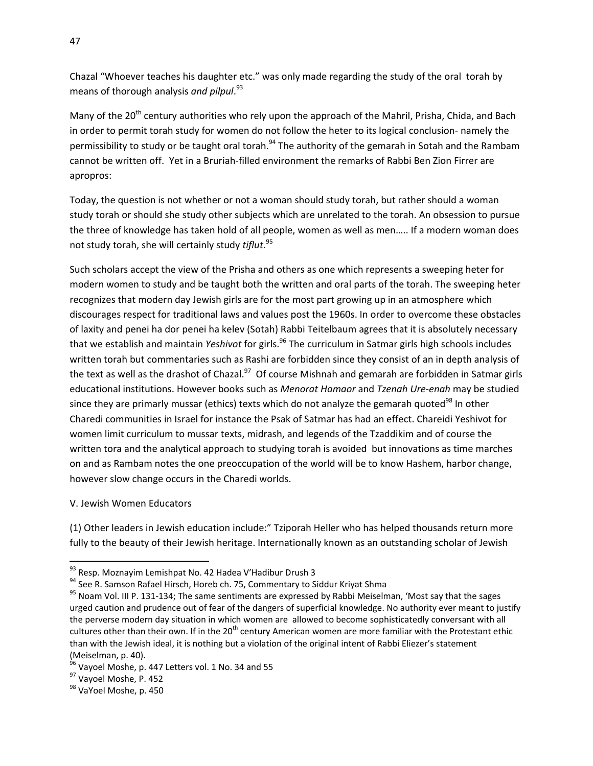Chazal "Whoever teaches his daughter etc." was only made regarding the study of the oral torah by means of thorough analysis *and pilpul*.[93]

Many of the 20th century authorities who rely upon the approach of the Mahril, Prisha, Chida, and Bach in order to permit torah study for women do not follow the heter to its logical conclusion- namely the permissibility to study or be taught oral torah.[94] The authority of the gemarah in Sotah and the Rambam cannot be written off. Yet in a Bruriah-filled environment the remarks of Rabbi Ben Zion Firrer are apropros:

Today, the question is not whether or not a woman should study torah, but rather should a woman study torah or should she study other subjects which are unrelated to the torah. An obsession to pursue the three of knowledge has taken hold of all people, women as well as men….. If a modern woman does not study torah, she will certainly study *tiflut*.[95]

Such scholars accept the view of the Prisha and others as one which represents a sweeping heter for modern women to study and be taught both the written and oral parts of the torah. The sweeping heter recognizes that modern day Jewish girls are for the most part growing up in an atmosphere which discourages respect for traditional laws and values post the 1960s. In order to overcome these obstacles of laxity and penei ha dor penei ha kelev (Sotah) Rabbi Teitelbaum agrees that it is absolutely necessary that we establish and maintain *Yeshivot* for girls.[96] The curriculum in Satmar girls high schools includes written torah but commentaries such as Rashi are forbidden since they consist of an in depth analysis of the text as well as the drashot of Chazal.[97] Of course Mishnah and gemarah are forbidden in Satmar girls educational institutions. However books such as *Menorat Hamaor* and *Tzenah Ure-enah* may be studied since they are primarily mussar (ethics) texts which do not analyze the gemarah quoted[98] In other Charedi communities in Israel for instance the Psak of Satmar has had an effect. Chareidi Yeshivot for women limit curriculum to mussar texts, midrash, and legends of the Tzaddikim and of course the written tora and the analytical approach to studying torah is avoided but innovations as time marches on and as Rambam notes the one preoccupation of the world will be to know Hashem, harbor change, however slow change occurs in the Charedi worlds.

V. Jewish Women Educators

(1) Other leaders in Jewish education include:" Tziporah Heller who has helped thousands return more fully to the beauty of their Jewish heritage. Internationally known as an outstanding scholar of Jewish

---

[93] Resp. Moznayim Lemishpat No. 42 Hadea V'Hadibur Drush 3

[94] See R. Samson Rafael Hirsch, Horeb ch. 75, Commentary to Siddur Kriyat Shma

[95] Noam Vol. III P. 131-134; The same sentiments are expressed by Rabbi Meiselman, 'Most say that the sages urged caution and prudence out of fear of the dangers of superficial knowledge. No authority ever meant to justify the perverse modern day situation in which women are allowed to become sophisticatedly conversant with all cultures other than their own. If in the 20th century American women are more familiar with the Protestant ethic than with the Jewish ideal, it is nothing but a violation of the original intent of Rabbi Eliezer's statement (Meiselman, p. 40).

[96] Vayoel Moshe, p. 447 Letters vol. 1 No. 34 and 55

[97] Vayoel Moshe, P. 452

[98] VaYoel Moshe, p. 450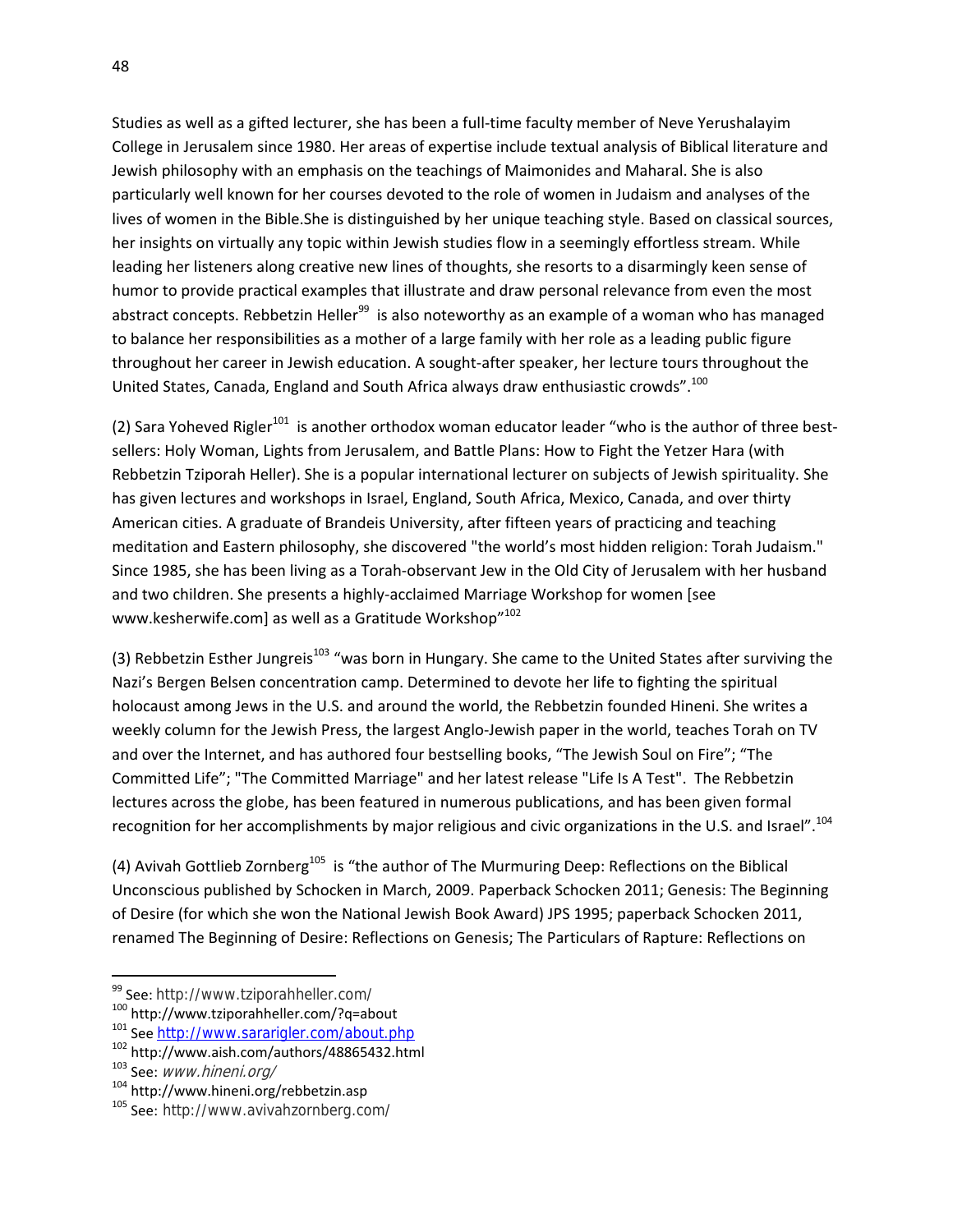Studies as well as a gifted lecturer, she has been a full-time faculty member of Neve Yerushalayim College in Jerusalem since 1980. Her areas of expertise include textual analysis of Biblical literature and Jewish philosophy with an emphasis on the teachings of Maimonides and Maharal. She is also particularly well known for her courses devoted to the role of women in Judaism and analyses of the lives of women in the Bible.She is distinguished by her unique teaching style. Based on classical sources, her insights on virtually any topic within Jewish studies flow in a seemingly effortless stream. While leading her listeners along creative new lines of thoughts, she resorts to a disarmingly keen sense of humor to provide practical examples that illustrate and draw personal relevance from even the most abstract concepts. Rebbetzin Heller[99] is also noteworthy as an example of a woman who has managed to balance her responsibilities as a mother of a large family with her role as a leading public figure throughout her career in Jewish education. A sought-after speaker, her lecture tours throughout the United States, Canada, England and South Africa always draw enthusiastic crowds".[100]

(2) Sara Yoheved Rigler[101] is another orthodox woman educator leader "who is the author of three best-sellers: Holy Woman, Lights from Jerusalem, and Battle Plans: How to Fight the Yetzer Hara (with Rebbetzin Tziporah Heller). She is a popular international lecturer on subjects of Jewish spirituality. She has given lectures and workshops in Israel, England, South Africa, Mexico, Canada, and over thirty American cities. A graduate of Brandeis University, after fifteen years of practicing and teaching meditation and Eastern philosophy, she discovered "the world's most hidden religion: Torah Judaism." Since 1985, she has been living as a Torah-observant Jew in the Old City of Jerusalem with her husband and two children. She presents a highly-acclaimed Marriage Workshop for women [see www.kesherwife.com] as well as a Gratitude Workshop"[102]

(3) Rebbetzin Esther Jungreis[103] "was born in Hungary. She came to the United States after surviving the Nazi's Bergen Belsen concentration camp. Determined to devote her life to fighting the spiritual holocaust among Jews in the U.S. and around the world, the Rebbetzin founded Hineni. She writes a weekly column for the Jewish Press, the largest Anglo-Jewish paper in the world, teaches Torah on TV and over the Internet, and has authored four bestselling books, "The Jewish Soul on Fire"; "The Committed Life"; "The Committed Marriage" and her latest release "Life Is A Test". The Rebbetzin lectures across the globe, has been featured in numerous publications, and has been given formal recognition for her accomplishments by major religious and civic organizations in the U.S. and Israel".[104]

(4) Avivah Gottlieb Zornberg[105] is "the author of The Murmuring Deep: Reflections on the Biblical Unconscious published by Schocken in March, 2009. Paperback Schocken 2011; Genesis: The Beginning of Desire (for which she won the National Jewish Book Award) JPS 1995; paperback Schocken 2011, renamed The Beginning of Desire: Reflections on Genesis; The Particulars of Rapture: Reflections on

---

[99] See: http://www.tziporahheller.com/
[100] http://www.tziporahheller.com/?q=about
[101] See http://www.sararigler.com/about.php
[102] http://www.aish.com/authors/48865432.html
[103] See: *www.hineni.org/*
[104] http://www.hineni.org/rebbetzin.asp
[105] See: http://www.avivahzornberg.com/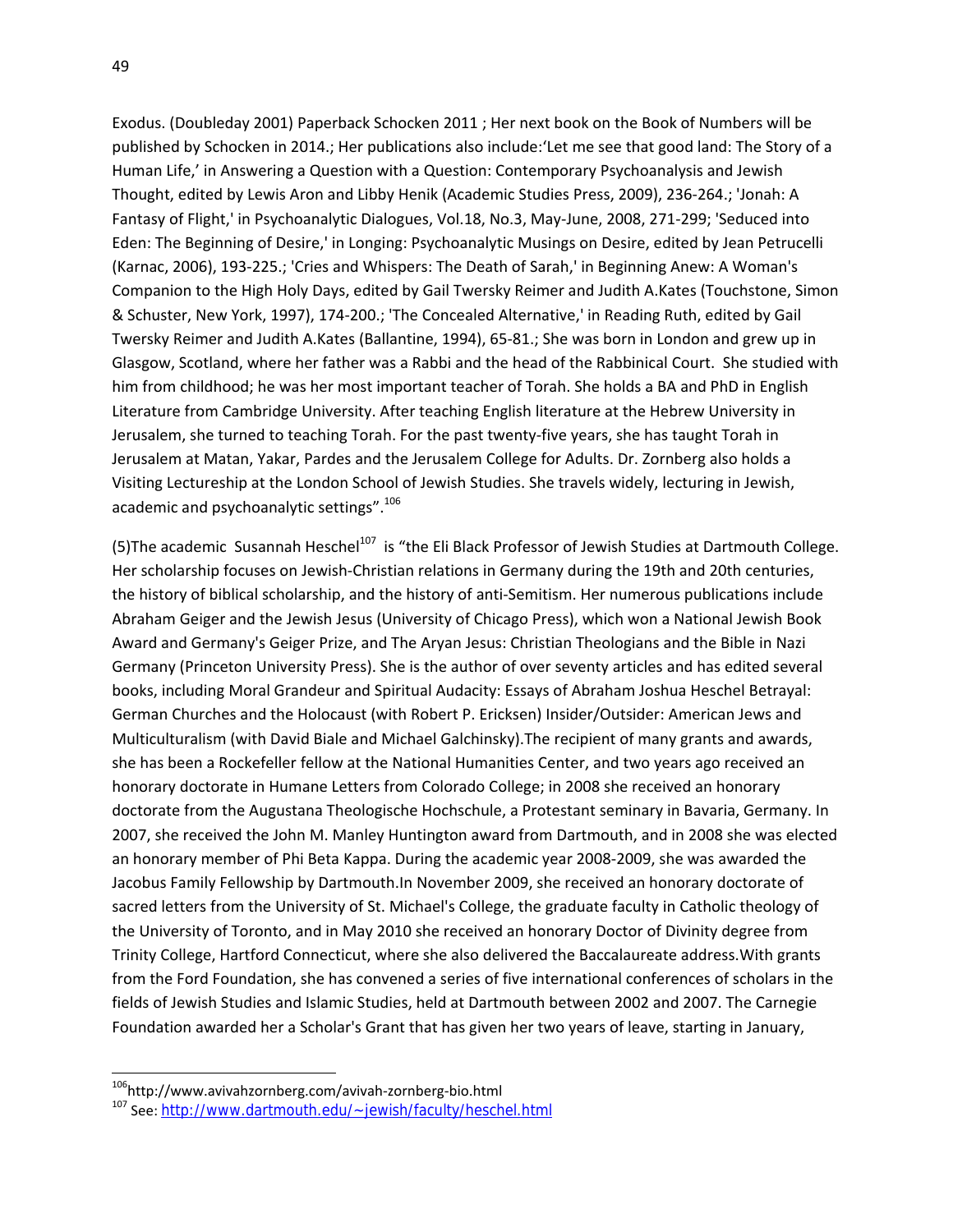Exodus. (Doubleday 2001) Paperback Schocken 2011 ; Her next book on the Book of Numbers will be published by Schocken in 2014.; Her publications also include:'Let me see that good land: The Story of a Human Life,' in Answering a Question with a Question: Contemporary Psychoanalysis and Jewish Thought, edited by Lewis Aron and Libby Henik (Academic Studies Press, 2009), 236-264.; 'Jonah: A Fantasy of Flight,' in Psychoanalytic Dialogues, Vol.18, No.3, May-June, 2008, 271-299; 'Seduced into Eden: The Beginning of Desire,' in Longing: Psychoanalytic Musings on Desire, edited by Jean Petrucelli (Karnac, 2006), 193-225.; 'Cries and Whispers: The Death of Sarah,' in Beginning Anew: A Woman's Companion to the High Holy Days, edited by Gail Twersky Reimer and Judith A.Kates (Touchstone, Simon & Schuster, New York, 1997), 174-200.; 'The Concealed Alternative,' in Reading Ruth, edited by Gail Twersky Reimer and Judith A.Kates (Ballantine, 1994), 65-81.; She was born in London and grew up in Glasgow, Scotland, where her father was a Rabbi and the head of the Rabbinical Court. She studied with him from childhood; he was her most important teacher of Torah. She holds a BA and PhD in English Literature from Cambridge University. After teaching English literature at the Hebrew University in Jerusalem, she turned to teaching Torah. For the past twenty-five years, she has taught Torah in Jerusalem at Matan, Yakar, Pardes and the Jerusalem College for Adults. Dr. Zornberg also holds a Visiting Lectureship at the London School of Jewish Studies. She travels widely, lecturing in Jewish, academic and psychoanalytic settings".[106]

(5)The academic Susannah Heschel[107] is "the Eli Black Professor of Jewish Studies at Dartmouth College. Her scholarship focuses on Jewish-Christian relations in Germany during the 19th and 20th centuries, the history of biblical scholarship, and the history of anti-Semitism. Her numerous publications include Abraham Geiger and the Jewish Jesus (University of Chicago Press), which won a National Jewish Book Award and Germany's Geiger Prize, and The Aryan Jesus: Christian Theologians and the Bible in Nazi Germany (Princeton University Press). She is the author of over seventy articles and has edited several books, including Moral Grandeur and Spiritual Audacity: Essays of Abraham Joshua Heschel Betrayal: German Churches and the Holocaust (with Robert P. Ericksen) Insider/Outsider: American Jews and Multiculturalism (with David Biale and Michael Galchinsky).The recipient of many grants and awards, she has been a Rockefeller fellow at the National Humanities Center, and two years ago received an honorary doctorate in Humane Letters from Colorado College; in 2008 she received an honorary doctorate from the Augustana Theologische Hochschule, a Protestant seminary in Bavaria, Germany. In 2007, she received the John M. Manley Huntington award from Dartmouth, and in 2008 she was elected an honorary member of Phi Beta Kappa. During the academic year 2008-2009, she was awarded the Jacobus Family Fellowship by Dartmouth.In November 2009, she received an honorary doctorate of sacred letters from the University of St. Michael's College, the graduate faculty in Catholic theology of the University of Toronto, and in May 2010 she received an honorary Doctor of Divinity degree from Trinity College, Hartford Connecticut, where she also delivered the Baccalaureate address.With grants from the Ford Foundation, she has convened a series of five international conferences of scholars in the fields of Jewish Studies and Islamic Studies, held at Dartmouth between 2002 and 2007. The Carnegie Foundation awarded her a Scholar's Grant that has given her two years of leave, starting in January,

---

[106] http://www.avivahzornberg.com/avivah-zornberg-bio.html

[107] See: http://www.dartmouth.edu/~jewish/faculty/heschel.html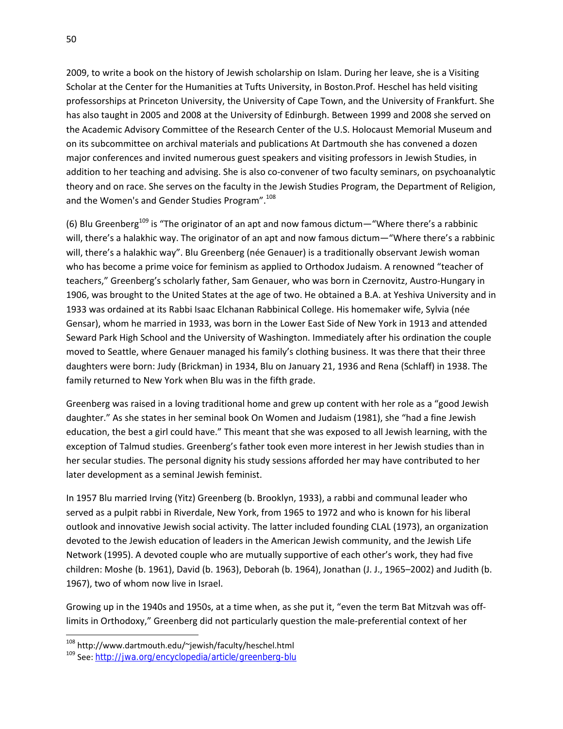2009, to write a book on the history of Jewish scholarship on Islam. During her leave, she is a Visiting Scholar at the Center for the Humanities at Tufts University, in Boston.Prof. Heschel has held visiting professorships at Princeton University, the University of Cape Town, and the University of Frankfurt. She has also taught in 2005 and 2008 at the University of Edinburgh. Between 1999 and 2008 she served on the Academic Advisory Committee of the Research Center of the U.S. Holocaust Memorial Museum and on its subcommittee on archival materials and publications At Dartmouth she has convened a dozen major conferences and invited numerous guest speakers and visiting professors in Jewish Studies, in addition to her teaching and advising. She is also co-convener of two faculty seminars, on psychoanalytic theory and on race. She serves on the faculty in the Jewish Studies Program, the Department of Religion, and the Women's and Gender Studies Program".[108]

(6) Blu Greenberg[109] is "The originator of an apt and now famous dictum—"Where there's a rabbinic will, there's a halakhic way. The originator of an apt and now famous dictum—"Where there's a rabbinic will, there's a halakhic way". Blu Greenberg (née Genauer) is a traditionally observant Jewish woman who has become a prime voice for feminism as applied to Orthodox Judaism. A renowned "teacher of teachers," Greenberg's scholarly father, Sam Genauer, who was born in Czernovitz, Austro-Hungary in 1906, was brought to the United States at the age of two. He obtained a B.A. at Yeshiva University and in 1933 was ordained at its Rabbi Isaac Elchanan Rabbinical College. His homemaker wife, Sylvia (née Gensar), whom he married in 1933, was born in the Lower East Side of New York in 1913 and attended Seward Park High School and the University of Washington. Immediately after his ordination the couple moved to Seattle, where Genauer managed his family's clothing business. It was there that their three daughters were born: Judy (Brickman) in 1934, Blu on January 21, 1936 and Rena (Schlaff) in 1938. The family returned to New York when Blu was in the fifth grade.

Greenberg was raised in a loving traditional home and grew up content with her role as a "good Jewish daughter." As she states in her seminal book On Women and Judaism (1981), she "had a fine Jewish education, the best a girl could have." This meant that she was exposed to all Jewish learning, with the exception of Talmud studies. Greenberg's father took even more interest in her Jewish studies than in her secular studies. The personal dignity his study sessions afforded her may have contributed to her later development as a seminal Jewish feminist.

In 1957 Blu married Irving (Yitz) Greenberg (b. Brooklyn, 1933), a rabbi and communal leader who served as a pulpit rabbi in Riverdale, New York, from 1965 to 1972 and who is known for his liberal outlook and innovative Jewish social activity. The latter included founding CLAL (1973), an organization devoted to the Jewish education of leaders in the American Jewish community, and the Jewish Life Network (1995). A devoted couple who are mutually supportive of each other's work, they had five children: Moshe (b. 1961), David (b. 1963), Deborah (b. 1964), Jonathan (J. J., 1965–2002) and Judith (b. 1967), two of whom now live in Israel.

Growing up in the 1940s and 1950s, at a time when, as she put it, "even the term Bat Mitzvah was off-limits in Orthodoxy," Greenberg did not particularly question the male-preferential context of her

---

[108] http://www.dartmouth.edu/~jewish/faculty/heschel.html

[109] See: http://jwa.org/encyclopedia/article/greenberg-blu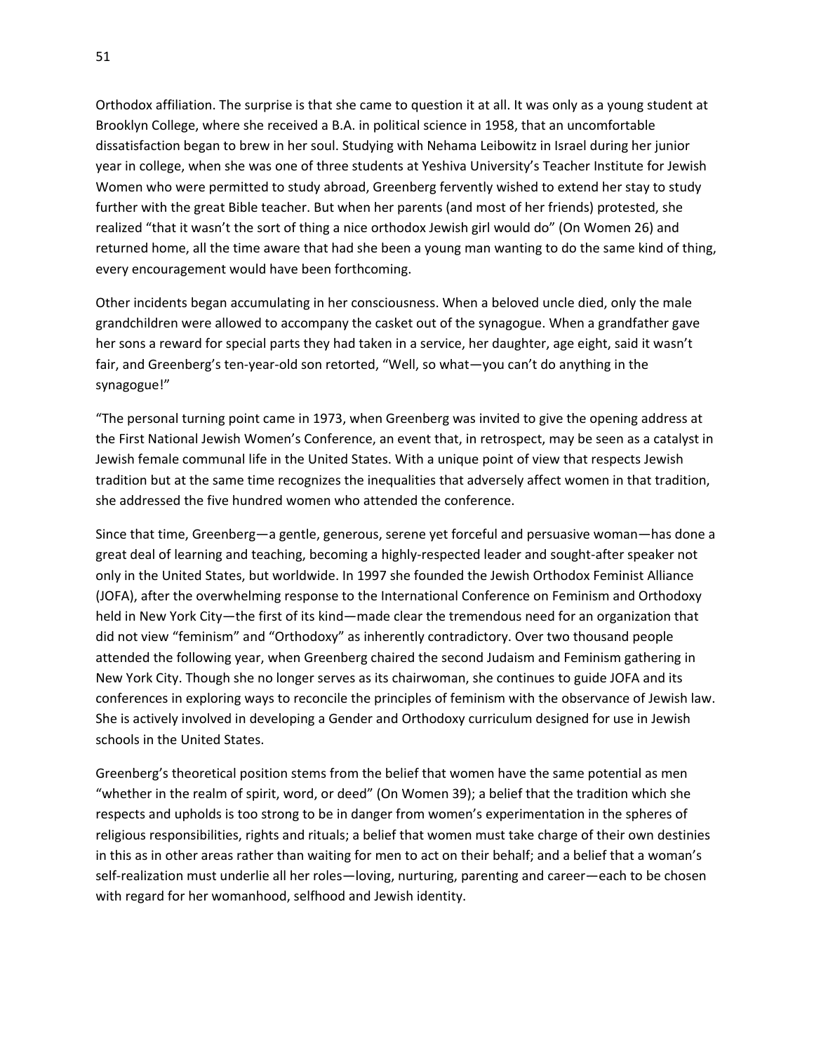Orthodox affiliation. The surprise is that she came to question it at all. It was only as a young student at Brooklyn College, where she received a B.A. in political science in 1958, that an uncomfortable dissatisfaction began to brew in her soul. Studying with Nehama Leibowitz in Israel during her junior year in college, when she was one of three students at Yeshiva University's Teacher Institute for Jewish Women who were permitted to study abroad, Greenberg fervently wished to extend her stay to study further with the great Bible teacher. But when her parents (and most of her friends) protested, she realized "that it wasn't the sort of thing a nice orthodox Jewish girl would do" (On Women 26) and returned home, all the time aware that had she been a young man wanting to do the same kind of thing, every encouragement would have been forthcoming.

Other incidents began accumulating in her consciousness. When a beloved uncle died, only the male grandchildren were allowed to accompany the casket out of the synagogue. When a grandfather gave her sons a reward for special parts they had taken in a service, her daughter, age eight, said it wasn't fair, and Greenberg's ten-year-old son retorted, "Well, so what—you can't do anything in the synagogue!"

"The personal turning point came in 1973, when Greenberg was invited to give the opening address at the First National Jewish Women's Conference, an event that, in retrospect, may be seen as a catalyst in Jewish female communal life in the United States. With a unique point of view that respects Jewish tradition but at the same time recognizes the inequalities that adversely affect women in that tradition, she addressed the five hundred women who attended the conference.

Since that time, Greenberg—a gentle, generous, serene yet forceful and persuasive woman—has done a great deal of learning and teaching, becoming a highly-respected leader and sought-after speaker not only in the United States, but worldwide. In 1997 she founded the Jewish Orthodox Feminist Alliance (JOFA), after the overwhelming response to the International Conference on Feminism and Orthodoxy held in New York City—the first of its kind—made clear the tremendous need for an organization that did not view "feminism" and "Orthodoxy" as inherently contradictory. Over two thousand people attended the following year, when Greenberg chaired the second Judaism and Feminism gathering in New York City. Though she no longer serves as its chairwoman, she continues to guide JOFA and its conferences in exploring ways to reconcile the principles of feminism with the observance of Jewish law. She is actively involved in developing a Gender and Orthodoxy curriculum designed for use in Jewish schools in the United States.

Greenberg's theoretical position stems from the belief that women have the same potential as men "whether in the realm of spirit, word, or deed" (On Women 39); a belief that the tradition which she respects and upholds is too strong to be in danger from women's experimentation in the spheres of religious responsibilities, rights and rituals; a belief that women must take charge of their own destinies in this as in other areas rather than waiting for men to act on their behalf; and a belief that a woman's self-realization must underlie all her roles—loving, nurturing, parenting and career—each to be chosen with regard for her womanhood, selfhood and Jewish identity.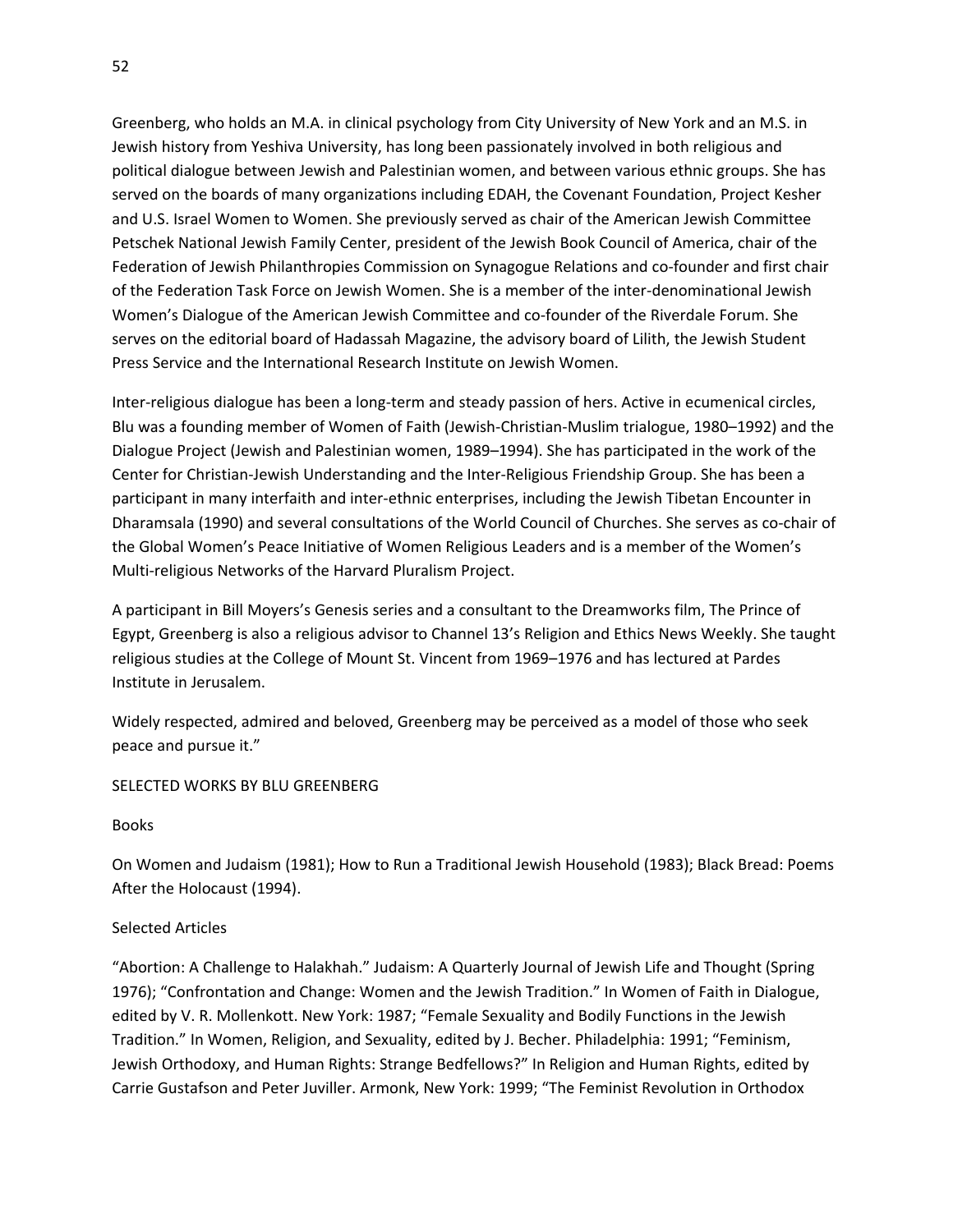Greenberg, who holds an M.A. in clinical psychology from City University of New York and an M.S. in Jewish history from Yeshiva University, has long been passionately involved in both religious and political dialogue between Jewish and Palestinian women, and between various ethnic groups. She has served on the boards of many organizations including EDAH, the Covenant Foundation, Project Kesher and U.S. Israel Women to Women. She previously served as chair of the American Jewish Committee Petschek National Jewish Family Center, president of the Jewish Book Council of America, chair of the Federation of Jewish Philanthropies Commission on Synagogue Relations and co-founder and first chair of the Federation Task Force on Jewish Women. She is a member of the inter-denominational Jewish Women's Dialogue of the American Jewish Committee and co-founder of the Riverdale Forum. She serves on the editorial board of Hadassah Magazine, the advisory board of Lilith, the Jewish Student Press Service and the International Research Institute on Jewish Women.

Inter-religious dialogue has been a long-term and steady passion of hers. Active in ecumenical circles, Blu was a founding member of Women of Faith (Jewish-Christian-Muslim trialogue, 1980–1992) and the Dialogue Project (Jewish and Palestinian women, 1989–1994). She has participated in the work of the Center for Christian-Jewish Understanding and the Inter-Religious Friendship Group. She has been a participant in many interfaith and inter-ethnic enterprises, including the Jewish Tibetan Encounter in Dharamsala (1990) and several consultations of the World Council of Churches. She serves as co-chair of the Global Women's Peace Initiative of Women Religious Leaders and is a member of the Women's Multi-religious Networks of the Harvard Pluralism Project.

A participant in Bill Moyers's Genesis series and a consultant to the Dreamworks film, The Prince of Egypt, Greenberg is also a religious advisor to Channel 13's Religion and Ethics News Weekly. She taught religious studies at the College of Mount St. Vincent from 1969–1976 and has lectured at Pardes Institute in Jerusalem.

Widely respected, admired and beloved, Greenberg may be perceived as a model of those who seek peace and pursue it."

SELECTED WORKS BY BLU GREENBERG

Books

On Women and Judaism (1981); How to Run a Traditional Jewish Household (1983); Black Bread: Poems After the Holocaust (1994).

Selected Articles

"Abortion: A Challenge to Halakhah." Judaism: A Quarterly Journal of Jewish Life and Thought (Spring 1976); "Confrontation and Change: Women and the Jewish Tradition." In Women of Faith in Dialogue, edited by V. R. Mollenkott. New York: 1987; "Female Sexuality and Bodily Functions in the Jewish Tradition." In Women, Religion, and Sexuality, edited by J. Becher. Philadelphia: 1991; "Feminism, Jewish Orthodoxy, and Human Rights: Strange Bedfellows?" In Religion and Human Rights, edited by Carrie Gustafson and Peter Juviller. Armonk, New York: 1999; "The Feminist Revolution in Orthodox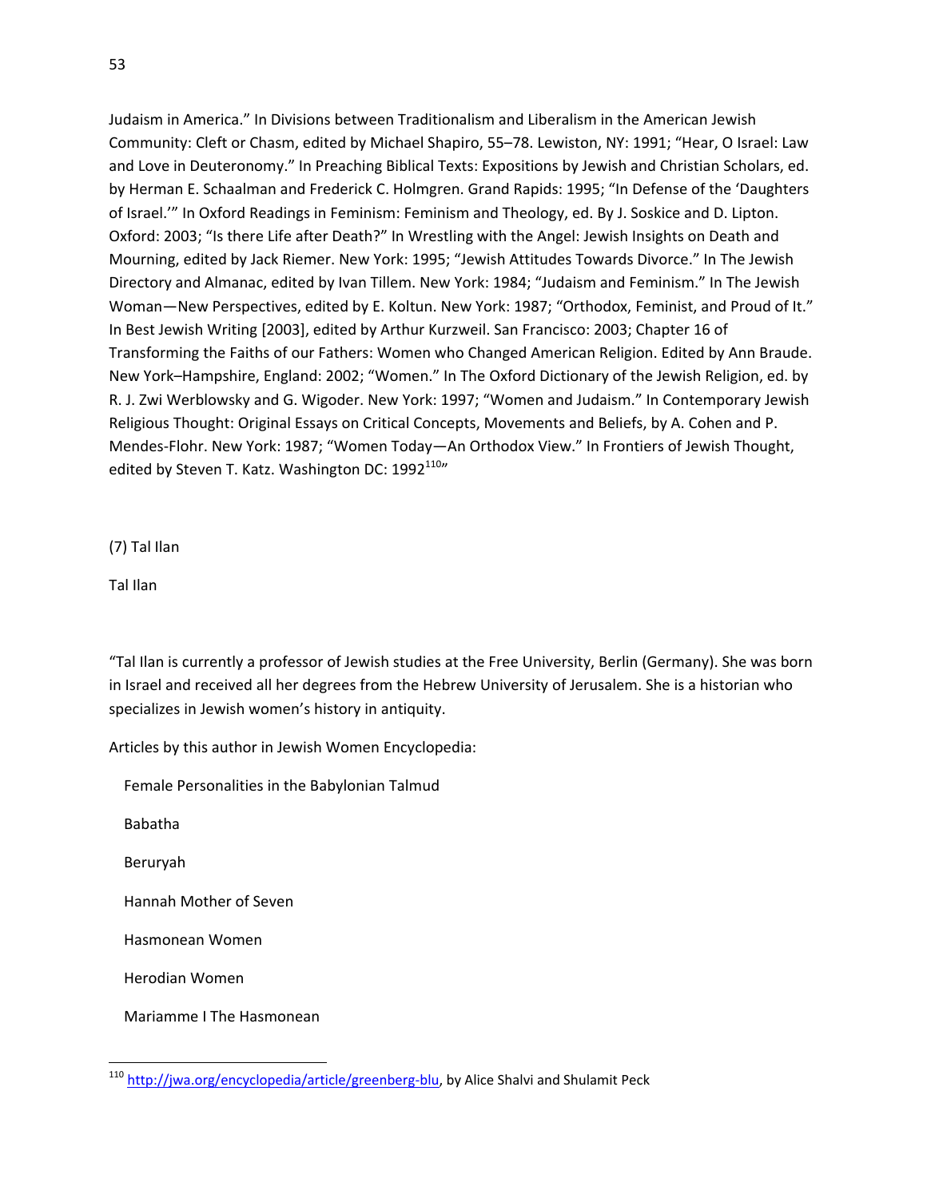Judaism in America." In Divisions between Traditionalism and Liberalism in the American Jewish Community: Cleft or Chasm, edited by Michael Shapiro, 55–78. Lewiston, NY: 1991; "Hear, O Israel: Law and Love in Deuteronomy." In Preaching Biblical Texts: Expositions by Jewish and Christian Scholars, ed. by Herman E. Schaalman and Frederick C. Holmgren. Grand Rapids: 1995; "In Defense of the 'Daughters of Israel.'" In Oxford Readings in Feminism: Feminism and Theology, ed. By J. Soskice and D. Lipton. Oxford: 2003; "Is there Life after Death?" In Wrestling with the Angel: Jewish Insights on Death and Mourning, edited by Jack Riemer. New York: 1995; "Jewish Attitudes Towards Divorce." In The Jewish Directory and Almanac, edited by Ivan Tillem. New York: 1984; "Judaism and Feminism." In The Jewish Woman—New Perspectives, edited by E. Koltun. New York: 1987; "Orthodox, Feminist, and Proud of It." In Best Jewish Writing [2003], edited by Arthur Kurzweil. San Francisco: 2003; Chapter 16 of Transforming the Faiths of our Fathers: Women who Changed American Religion. Edited by Ann Braude. New York–Hampshire, England: 2002; "Women." In The Oxford Dictionary of the Jewish Religion, ed. by R. J. Zwi Werblowsky and G. Wigoder. New York: 1997; "Women and Judaism." In Contemporary Jewish Religious Thought: Original Essays on Critical Concepts, Movements and Beliefs, by A. Cohen and P. Mendes-Flohr. New York: 1987; "Women Today—An Orthodox View." In Frontiers of Jewish Thought, edited by Steven T. Katz. Washington DC: 1992[110]"

(7) Tal Ilan

Tal Ilan

"Tal Ilan is currently a professor of Jewish studies at the Free University, Berlin (Germany). She was born in Israel and received all her degrees from the Hebrew University of Jerusalem. She is a historian who specializes in Jewish women's history in antiquity.

Articles by this author in Jewish Women Encyclopedia:

- Female Personalities in the Babylonian Talmud
- Babatha
- Beruryah
- Hannah Mother of Seven
- Hasmonean Women
- Herodian Women
- Mariamme I The Hasmonean

---

[110] http://jwa.org/encyclopedia/article/greenberg-blu, by Alice Shalvi and Shulamit Peck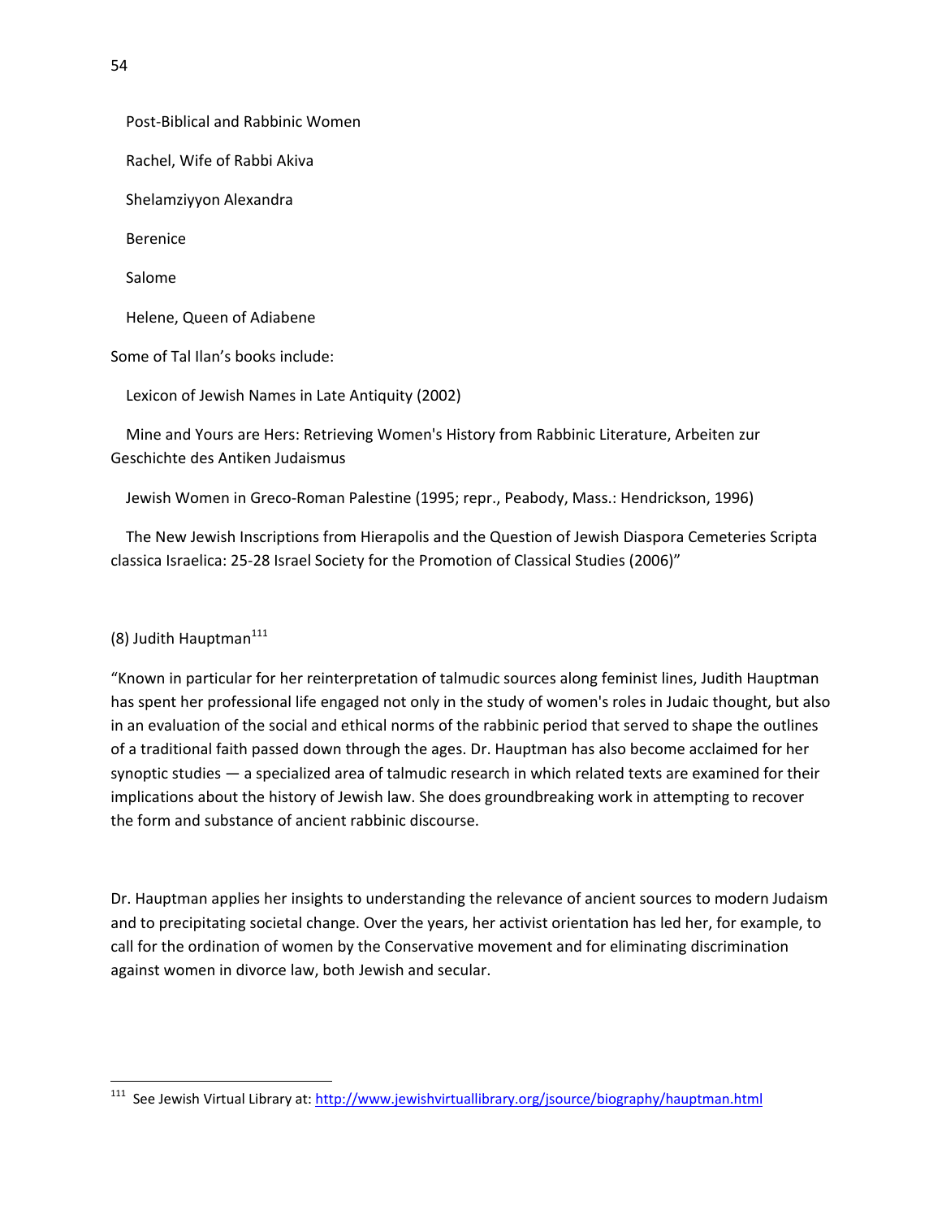Post-Biblical and Rabbinic Women

Rachel, Wife of Rabbi Akiva

Shelamziyyon Alexandra

Berenice

Salome

Helene, Queen of Adiabene

Some of Tal Ilan's books include:

Lexicon of Jewish Names in Late Antiquity (2002)

Mine and Yours are Hers: Retrieving Women's History from Rabbinic Literature, Arbeiten zur Geschichte des Antiken Judaismus

Jewish Women in Greco-Roman Palestine (1995; repr., Peabody, Mass.: Hendrickson, 1996)

The New Jewish Inscriptions from Hierapolis and the Question of Jewish Diaspora Cemeteries Scripta classica Israelica: 25-28 Israel Society for the Promotion of Classical Studies (2006)"

(8) Judith Hauptman[111]

"Known in particular for her reinterpretation of talmudic sources along feminist lines, Judith Hauptman has spent her professional life engaged not only in the study of women's roles in Judaic thought, but also in an evaluation of the social and ethical norms of the rabbinic period that served to shape the outlines of a traditional faith passed down through the ages. Dr. Hauptman has also become acclaimed for her synoptic studies — a specialized area of talmudic research in which related texts are examined for their implications about the history of Jewish law. She does groundbreaking work in attempting to recover the form and substance of ancient rabbinic discourse.

Dr. Hauptman applies her insights to understanding the relevance of ancient sources to modern Judaism and to precipitating societal change. Over the years, her activist orientation has led her, for example, to call for the ordination of women by the Conservative movement and for eliminating discrimination against women in divorce law, both Jewish and secular.

---

[111] See Jewish Virtual Library at: http://www.jewishvirtuallibrary.org/jsource/biography/hauptman.html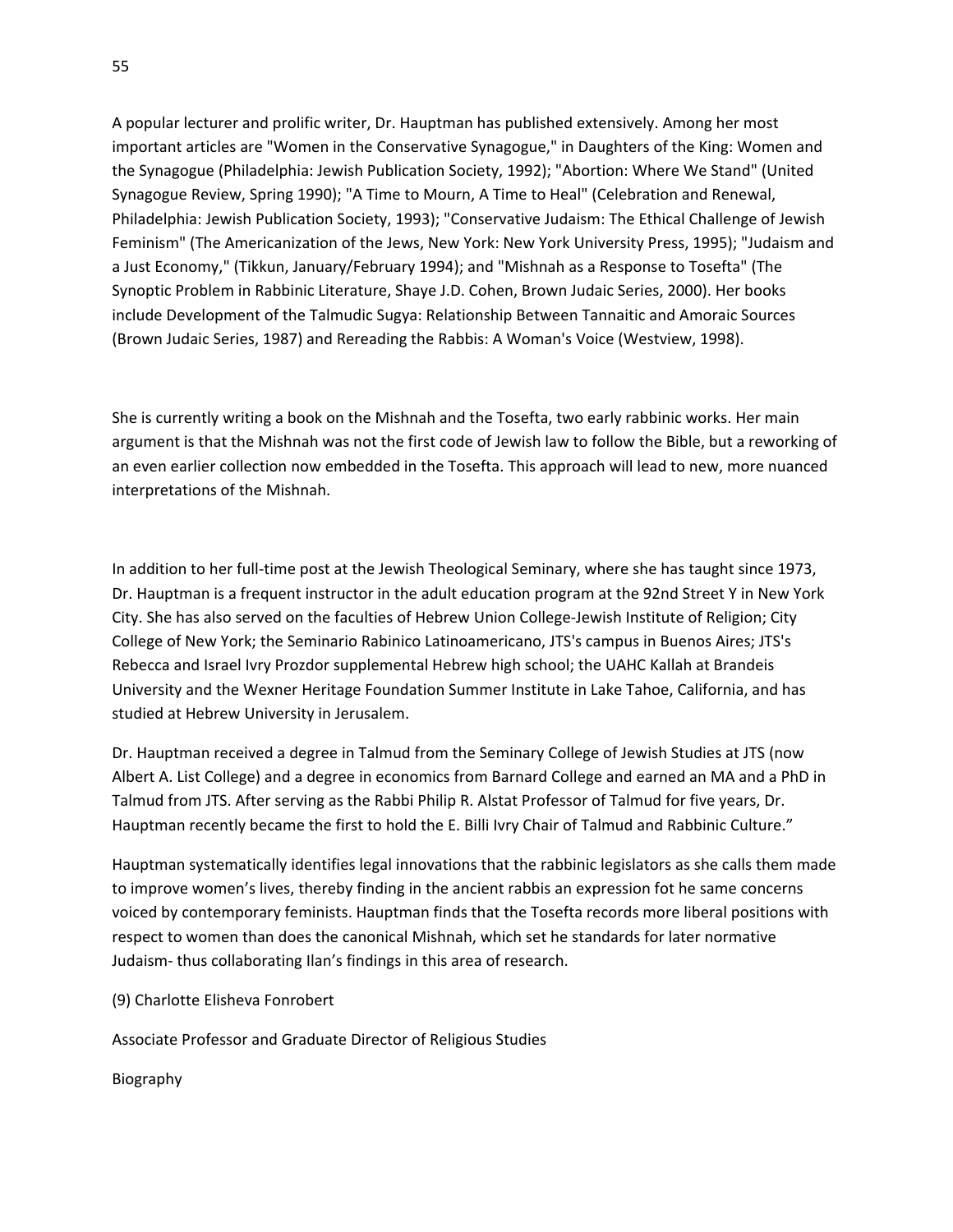A popular lecturer and prolific writer, Dr. Hauptman has published extensively. Among her most important articles are "Women in the Conservative Synagogue," in Daughters of the King: Women and the Synagogue (Philadelphia: Jewish Publication Society, 1992); "Abortion: Where We Stand" (United Synagogue Review, Spring 1990); "A Time to Mourn, A Time to Heal" (Celebration and Renewal, Philadelphia: Jewish Publication Society, 1993); "Conservative Judaism: The Ethical Challenge of Jewish Feminism" (The Americanization of the Jews, New York: New York University Press, 1995); "Judaism and a Just Economy," (Tikkun, January/February 1994); and "Mishnah as a Response to Tosefta" (The Synoptic Problem in Rabbinic Literature, Shaye J.D. Cohen, Brown Judaic Series, 2000). Her books include Development of the Talmudic Sugya: Relationship Between Tannaitic and Amoraic Sources (Brown Judaic Series, 1987) and Rereading the Rabbis: A Woman's Voice (Westview, 1998).

She is currently writing a book on the Mishnah and the Tosefta, two early rabbinic works. Her main argument is that the Mishnah was not the first code of Jewish law to follow the Bible, but a reworking of an even earlier collection now embedded in the Tosefta. This approach will lead to new, more nuanced interpretations of the Mishnah.

In addition to her full-time post at the Jewish Theological Seminary, where she has taught since 1973, Dr. Hauptman is a frequent instructor in the adult education program at the 92nd Street Y in New York City. She has also served on the faculties of Hebrew Union College-Jewish Institute of Religion; City College of New York; the Seminario Rabinico Latinoamericano, JTS's campus in Buenos Aires; JTS's Rebecca and Israel Ivry Prozdor supplemental Hebrew high school; the UAHC Kallah at Brandeis University and the Wexner Heritage Foundation Summer Institute in Lake Tahoe, California, and has studied at Hebrew University in Jerusalem.

Dr. Hauptman received a degree in Talmud from the Seminary College of Jewish Studies at JTS (now Albert A. List College) and a degree in economics from Barnard College and earned an MA and a PhD in Talmud from JTS. After serving as the Rabbi Philip R. Alstat Professor of Talmud for five years, Dr. Hauptman recently became the first to hold the E. Billi Ivry Chair of Talmud and Rabbinic Culture."

Hauptman systematically identifies legal innovations that the rabbinic legislators as she calls them made to improve women's lives, thereby finding in the ancient rabbis an expression fot he same concerns voiced by contemporary feminists. Hauptman finds that the Tosefta records more liberal positions with respect to women than does the canonical Mishnah, which set he standards for later normative Judaism- thus collaborating Ilan's findings in this area of research.

(9) Charlotte Elisheva Fonrobert

Associate Professor and Graduate Director of Religious Studies

Biography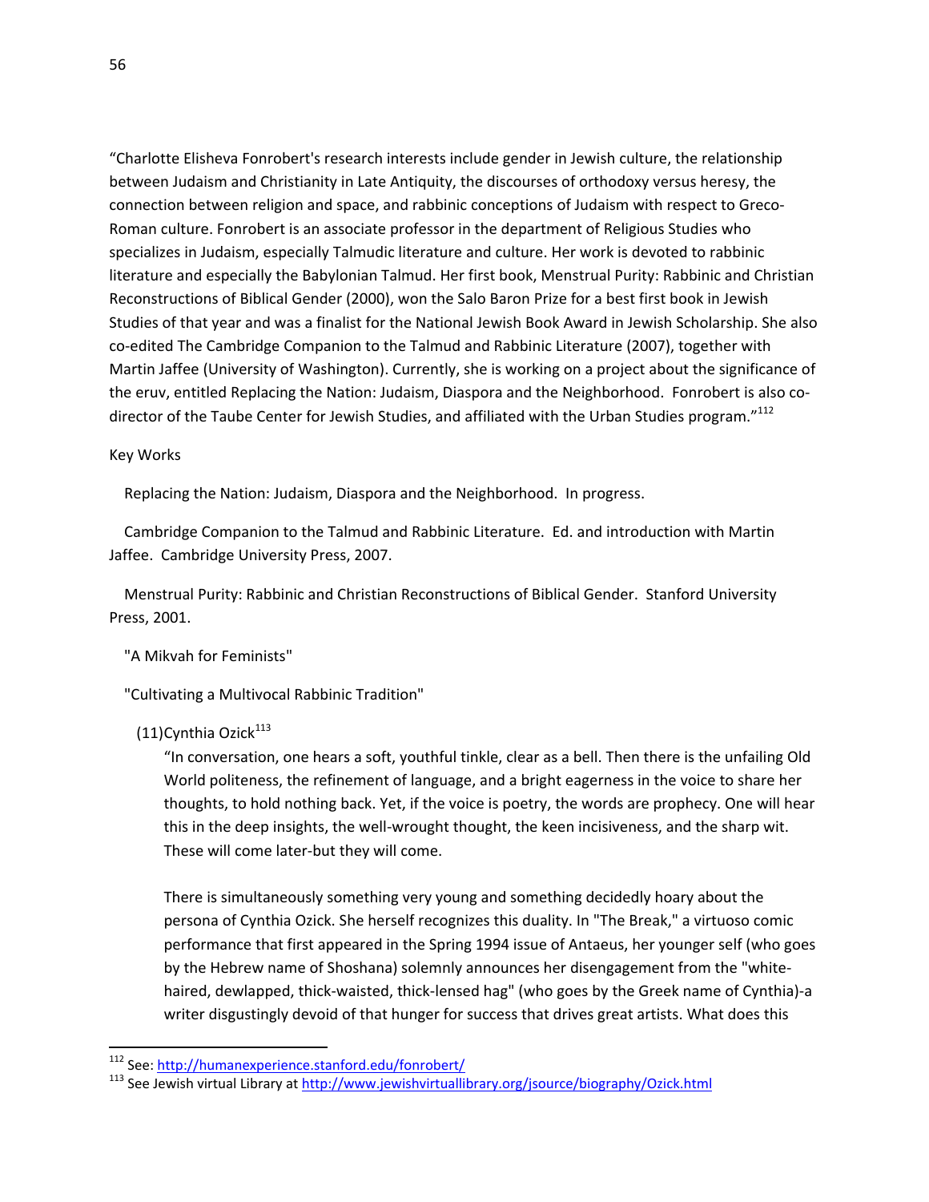"Charlotte Elisheva Fonrobert's research interests include gender in Jewish culture, the relationship between Judaism and Christianity in Late Antiquity, the discourses of orthodoxy versus heresy, the connection between religion and space, and rabbinic conceptions of Judaism with respect to Greco-Roman culture. Fonrobert is an associate professor in the department of Religious Studies who specializes in Judaism, especially Talmudic literature and culture. Her work is devoted to rabbinic literature and especially the Babylonian Talmud. Her first book, Menstrual Purity: Rabbinic and Christian Reconstructions of Biblical Gender (2000), won the Salo Baron Prize for a best first book in Jewish Studies of that year and was a finalist for the National Jewish Book Award in Jewish Scholarship. She also co-edited The Cambridge Companion to the Talmud and Rabbinic Literature (2007), together with Martin Jaffee (University of Washington). Currently, she is working on a project about the significance of the eruv, entitled Replacing the Nation: Judaism, Diaspora and the Neighborhood. Fonrobert is also co-director of the Taube Center for Jewish Studies, and affiliated with the Urban Studies program."[112]

Key Works

Replacing the Nation: Judaism, Diaspora and the Neighborhood. In progress.

Cambridge Companion to the Talmud and Rabbinic Literature. Ed. and introduction with Martin Jaffee. Cambridge University Press, 2007.

Menstrual Purity: Rabbinic and Christian Reconstructions of Biblical Gender. Stanford University Press, 2001.

"A Mikvah for Feminists"

"Cultivating a Multivocal Rabbinic Tradition"

(11)Cynthia Ozick[113]

> "In conversation, one hears a soft, youthful tinkle, clear as a bell. Then there is the unfailing Old World politeness, the refinement of language, and a bright eagerness in the voice to share her thoughts, to hold nothing back. Yet, if the voice is poetry, the words are prophecy. One will hear this in the deep insights, the well-wrought thought, the keen incisiveness, and the sharp wit. These will come later-but they will come.
>
> There is simultaneously something very young and something decidedly hoary about the persona of Cynthia Ozick. She herself recognizes this duality. In "The Break," a virtuoso comic performance that first appeared in the Spring 1994 issue of Antaeus, her younger self (who goes by the Hebrew name of Shoshana) solemnly announces her disengagement from the "white-haired, dewlapped, thick-waisted, thick-lensed hag" (who goes by the Greek name of Cynthia)-a writer disgustingly devoid of that hunger for success that drives great artists. What does this

---

[112] See: http://humanexperience.stanford.edu/fonrobert/

[113] See Jewish virtual Library at http://www.jewishvirtuallibrary.org/jsource/biography/Ozick.html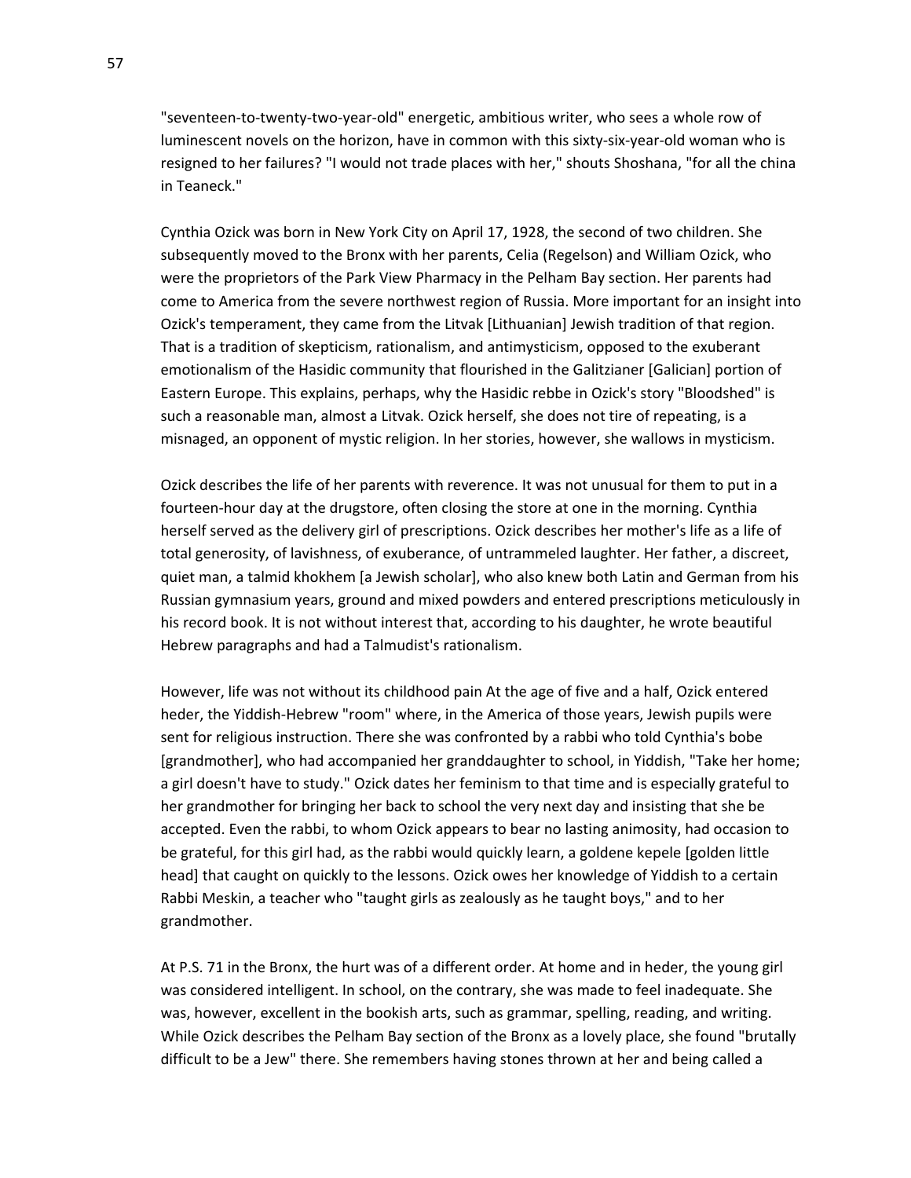"seventeen-to-twenty-two-year-old" energetic, ambitious writer, who sees a whole row of luminescent novels on the horizon, have in common with this sixty-six-year-old woman who is resigned to her failures? "I would not trade places with her," shouts Shoshana, "for all the china in Teaneck."

Cynthia Ozick was born in New York City on April 17, 1928, the second of two children. She subsequently moved to the Bronx with her parents, Celia (Regelson) and William Ozick, who were the proprietors of the Park View Pharmacy in the Pelham Bay section. Her parents had come to America from the severe northwest region of Russia. More important for an insight into Ozick's temperament, they came from the Litvak [Lithuanian] Jewish tradition of that region. That is a tradition of skepticism, rationalism, and antimysticism, opposed to the exuberant emotionalism of the Hasidic community that flourished in the Galitzianer [Galician] portion of Eastern Europe. This explains, perhaps, why the Hasidic rebbe in Ozick's story "Bloodshed" is such a reasonable man, almost a Litvak. Ozick herself, she does not tire of repeating, is a misnaged, an opponent of mystic religion. In her stories, however, she wallows in mysticism.

Ozick describes the life of her parents with reverence. It was not unusual for them to put in a fourteen-hour day at the drugstore, often closing the store at one in the morning. Cynthia herself served as the delivery girl of prescriptions. Ozick describes her mother's life as a life of total generosity, of lavishness, of exuberance, of untrammeled laughter. Her father, a discreet, quiet man, a talmid khokhem [a Jewish scholar], who also knew both Latin and German from his Russian gymnasium years, ground and mixed powders and entered prescriptions meticulously in his record book. It is not without interest that, according to his daughter, he wrote beautiful Hebrew paragraphs and had a Talmudist's rationalism.

However, life was not without its childhood pain At the age of five and a half, Ozick entered heder, the Yiddish-Hebrew "room" where, in the America of those years, Jewish pupils were sent for religious instruction. There she was confronted by a rabbi who told Cynthia's bobe [grandmother], who had accompanied her granddaughter to school, in Yiddish, "Take her home; a girl doesn't have to study." Ozick dates her feminism to that time and is especially grateful to her grandmother for bringing her back to school the very next day and insisting that she be accepted. Even the rabbi, to whom Ozick appears to bear no lasting animosity, had occasion to be grateful, for this girl had, as the rabbi would quickly learn, a goldene kepele [golden little head] that caught on quickly to the lessons. Ozick owes her knowledge of Yiddish to a certain Rabbi Meskin, a teacher who "taught girls as zealously as he taught boys," and to her grandmother.

At P.S. 71 in the Bronx, the hurt was of a different order. At home and in heder, the young girl was considered intelligent. In school, on the contrary, she was made to feel inadequate. She was, however, excellent in the bookish arts, such as grammar, spelling, reading, and writing. While Ozick describes the Pelham Bay section of the Bronx as a lovely place, she found "brutally difficult to be a Jew" there. She remembers having stones thrown at her and being called a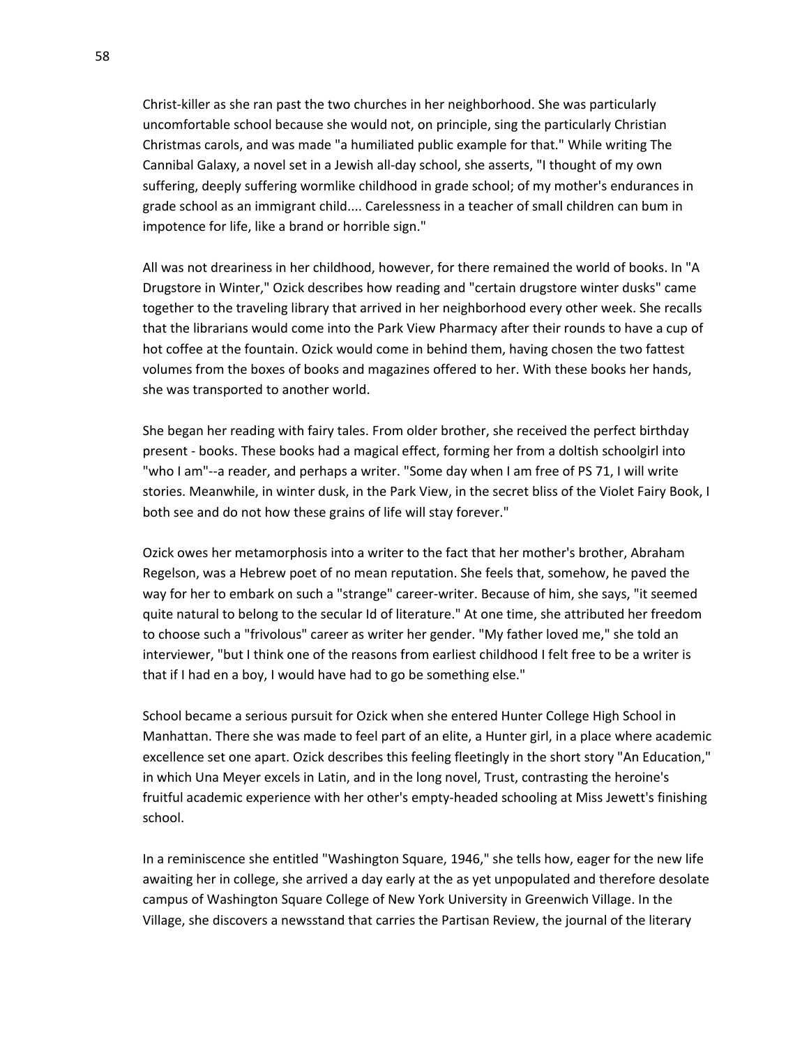Christ-killer as she ran past the two churches in her neighborhood. She was particularly uncomfortable school because she would not, on principle, sing the particularly Christian Christmas carols, and was made "a humiliated public example for that." While writing The Cannibal Galaxy, a novel set in a Jewish all-day school, she asserts, "I thought of my own suffering, deeply suffering wormlike childhood in grade school; of my mother's endurances in grade school as an immigrant child.... Carelessness in a teacher of small children can bum in impotence for life, like a brand or horrible sign."

All was not dreariness in her childhood, however, for there remained the world of books. In "A Drugstore in Winter," Ozick describes how reading and "certain drugstore winter dusks" came together to the traveling library that arrived in her neighborhood every other week. She recalls that the librarians would come into the Park View Pharmacy after their rounds to have a cup of hot coffee at the fountain. Ozick would come in behind them, having chosen the two fattest volumes from the boxes of books and magazines offered to her. With these books her hands, she was transported to another world.

She began her reading with fairy tales. From older brother, she received the perfect birthday present - books. These books had a magical effect, forming her from a doltish schoolgirl into "who I am"--a reader, and perhaps a writer. "Some day when I am free of PS 71, I will write stories. Meanwhile, in winter dusk, in the Park View, in the secret bliss of the Violet Fairy Book, I both see and do not how these grains of life will stay forever."

Ozick owes her metamorphosis into a writer to the fact that her mother's brother, Abraham Regelson, was a Hebrew poet of no mean reputation. She feels that, somehow, he paved the way for her to embark on such a "strange" career-writer. Because of him, she says, "it seemed quite natural to belong to the secular Id of literature." At one time, she attributed her freedom to choose such a "frivolous" career as writer her gender. "My father loved me," she told an interviewer, "but I think one of the reasons from earliest childhood I felt free to be a writer is that if I had en a boy, I would have had to go be something else."

School became a serious pursuit for Ozick when she entered Hunter College High School in Manhattan. There she was made to feel part of an elite, a Hunter girl, in a place where academic excellence set one apart. Ozick describes this feeling fleetingly in the short story "An Education," in which Una Meyer excels in Latin, and in the long novel, Trust, contrasting the heroine's fruitful academic experience with her other's empty-headed schooling at Miss Jewett's finishing school.

In a reminiscence she entitled "Washington Square, 1946," she tells how, eager for the new life awaiting her in college, she arrived a day early at the as yet unpopulated and therefore desolate campus of Washington Square College of New York University in Greenwich Village. In the Village, she discovers a newsstand that carries the Partisan Review, the journal of the literary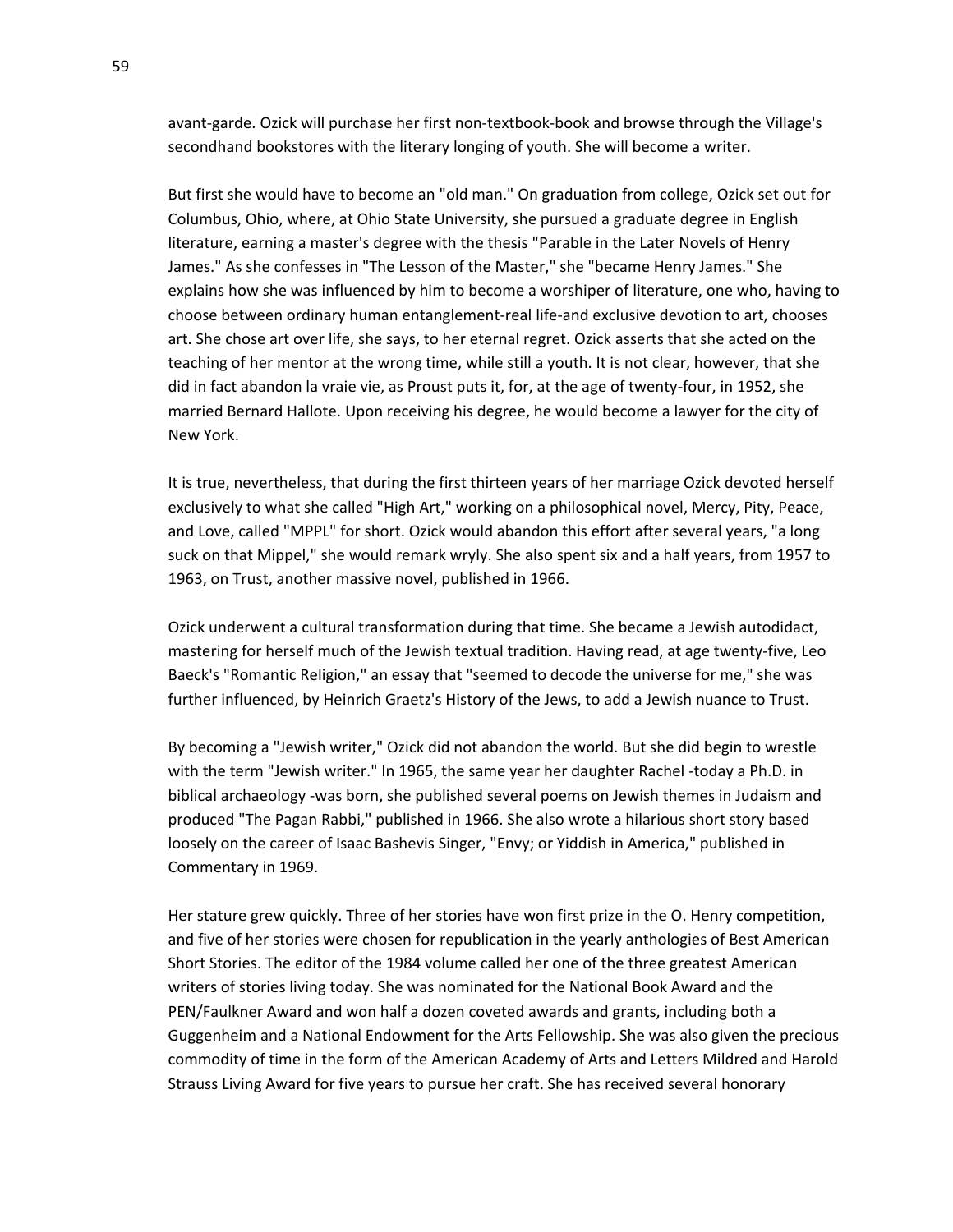avant-garde. Ozick will purchase her first non-textbook-book and browse through the Village's secondhand bookstores with the literary longing of youth. She will become a writer.

But first she would have to become an "old man." On graduation from college, Ozick set out for Columbus, Ohio, where, at Ohio State University, she pursued a graduate degree in English literature, earning a master's degree with the thesis "Parable in the Later Novels of Henry James." As she confesses in "The Lesson of the Master," she "became Henry James." She explains how she was influenced by him to become a worshiper of literature, one who, having to choose between ordinary human entanglement-real life-and exclusive devotion to art, chooses art. She chose art over life, she says, to her eternal regret. Ozick asserts that she acted on the teaching of her mentor at the wrong time, while still a youth. It is not clear, however, that she did in fact abandon la vraie vie, as Proust puts it, for, at the age of twenty-four, in 1952, she married Bernard Hallote. Upon receiving his degree, he would become a lawyer for the city of New York.

It is true, nevertheless, that during the first thirteen years of her marriage Ozick devoted herself exclusively to what she called "High Art," working on a philosophical novel, Mercy, Pity, Peace, and Love, called "MPPL" for short. Ozick would abandon this effort after several years, "a long suck on that Mippel," she would remark wryly. She also spent six and a half years, from 1957 to 1963, on Trust, another massive novel, published in 1966.

Ozick underwent a cultural transformation during that time. She became a Jewish autodidact, mastering for herself much of the Jewish textual tradition. Having read, at age twenty-five, Leo Baeck's "Romantic Religion," an essay that "seemed to decode the universe for me," she was further influenced, by Heinrich Graetz's History of the Jews, to add a Jewish nuance to Trust.

By becoming a "Jewish writer," Ozick did not abandon the world. But she did begin to wrestle with the term "Jewish writer." In 1965, the same year her daughter Rachel -today a Ph.D. in biblical archaeology -was born, she published several poems on Jewish themes in Judaism and produced "The Pagan Rabbi," published in 1966. She also wrote a hilarious short story based loosely on the career of Isaac Bashevis Singer, "Envy; or Yiddish in America," published in Commentary in 1969.

Her stature grew quickly. Three of her stories have won first prize in the O. Henry competition, and five of her stories were chosen for republication in the yearly anthologies of Best American Short Stories. The editor of the 1984 volume called her one of the three greatest American writers of stories living today. She was nominated for the National Book Award and the PEN/Faulkner Award and won half a dozen coveted awards and grants, including both a Guggenheim and a National Endowment for the Arts Fellowship. She was also given the precious commodity of time in the form of the American Academy of Arts and Letters Mildred and Harold Strauss Living Award for five years to pursue her craft. She has received several honorary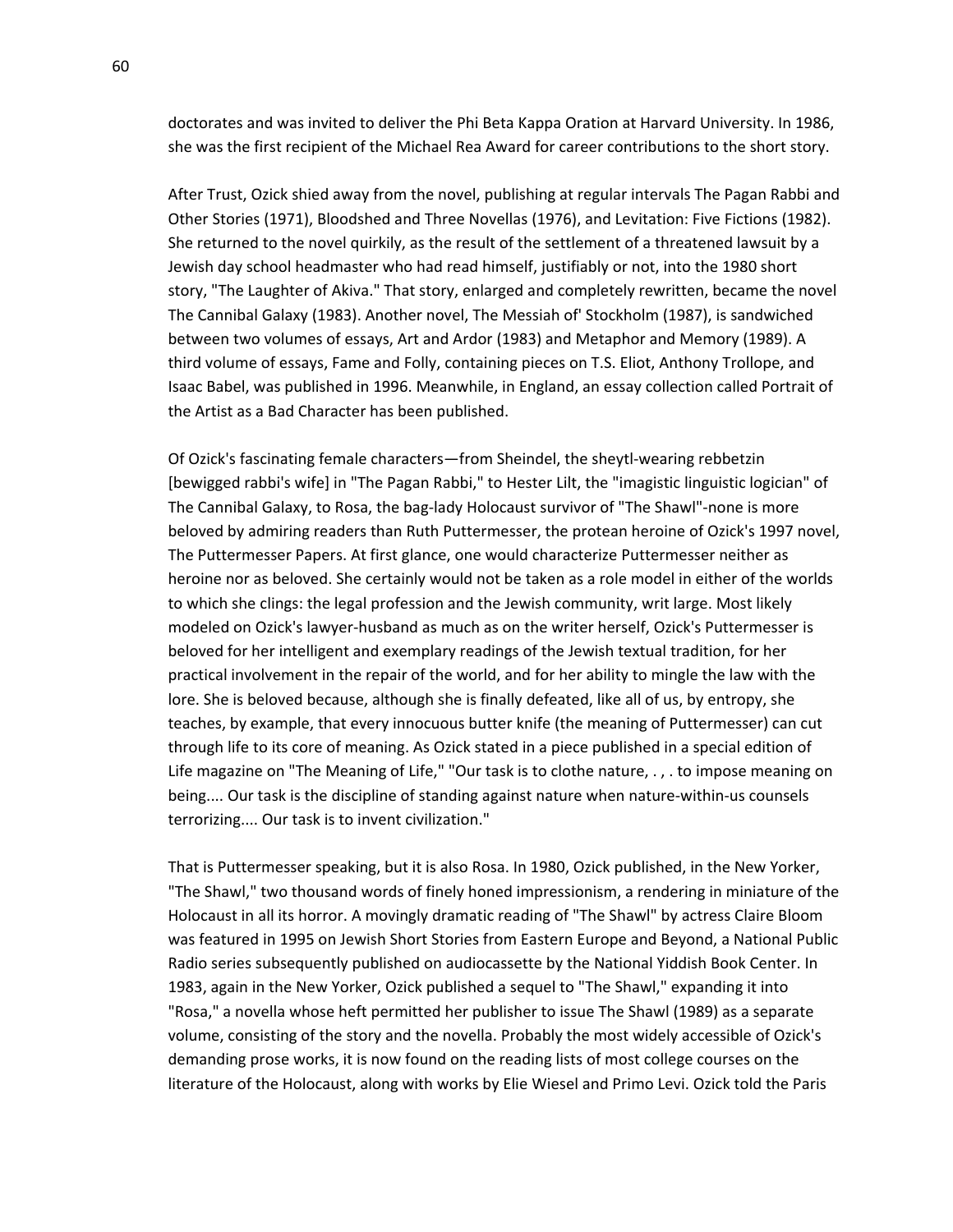doctorates and was invited to deliver the Phi Beta Kappa Oration at Harvard University. In 1986, she was the first recipient of the Michael Rea Award for career contributions to the short story.

After Trust, Ozick shied away from the novel, publishing at regular intervals The Pagan Rabbi and Other Stories (1971), Bloodshed and Three Novellas (1976), and Levitation: Five Fictions (1982). She returned to the novel quirkily, as the result of the settlement of a threatened lawsuit by a Jewish day school headmaster who had read himself, justifiably or not, into the 1980 short story, "The Laughter of Akiva." That story, enlarged and completely rewritten, became the novel The Cannibal Galaxy (1983). Another novel, The Messiah of' Stockholm (1987), is sandwiched between two volumes of essays, Art and Ardor (1983) and Metaphor and Memory (1989). A third volume of essays, Fame and Folly, containing pieces on T.S. Eliot, Anthony Trollope, and Isaac Babel, was published in 1996. Meanwhile, in England, an essay collection called Portrait of the Artist as a Bad Character has been published.

Of Ozick's fascinating female characters—from Sheindel, the sheytl-wearing rebbetzin [bewigged rabbi's wife] in "The Pagan Rabbi," to Hester Lilt, the "imagistic linguistic logician" of The Cannibal Galaxy, to Rosa, the bag-lady Holocaust survivor of "The Shawl"-none is more beloved by admiring readers than Ruth Puttermesser, the protean heroine of Ozick's 1997 novel, The Puttermesser Papers. At first glance, one would characterize Puttermesser neither as heroine nor as beloved. She certainly would not be taken as a role model in either of the worlds to which she clings: the legal profession and the Jewish community, writ large. Most likely modeled on Ozick's lawyer-husband as much as on the writer herself, Ozick's Puttermesser is beloved for her intelligent and exemplary readings of the Jewish textual tradition, for her practical involvement in the repair of the world, and for her ability to mingle the law with the lore. She is beloved because, although she is finally defeated, like all of us, by entropy, she teaches, by example, that every innocuous butter knife (the meaning of Puttermesser) can cut through life to its core of meaning. As Ozick stated in a piece published in a special edition of Life magazine on "The Meaning of Life," "Our task is to clothe nature, . , . to impose meaning on being.... Our task is the discipline of standing against nature when nature-within-us counsels terrorizing.... Our task is to invent civilization."

That is Puttermesser speaking, but it is also Rosa. In 1980, Ozick published, in the New Yorker, "The Shawl," two thousand words of finely honed impressionism, a rendering in miniature of the Holocaust in all its horror. A movingly dramatic reading of "The Shawl" by actress Claire Bloom was featured in 1995 on Jewish Short Stories from Eastern Europe and Beyond, a National Public Radio series subsequently published on audiocassette by the National Yiddish Book Center. In 1983, again in the New Yorker, Ozick published a sequel to "The Shawl," expanding it into "Rosa," a novella whose heft permitted her publisher to issue The Shawl (1989) as a separate volume, consisting of the story and the novella. Probably the most widely accessible of Ozick's demanding prose works, it is now found on the reading lists of most college courses on the literature of the Holocaust, along with works by Elie Wiesel and Primo Levi. Ozick told the Paris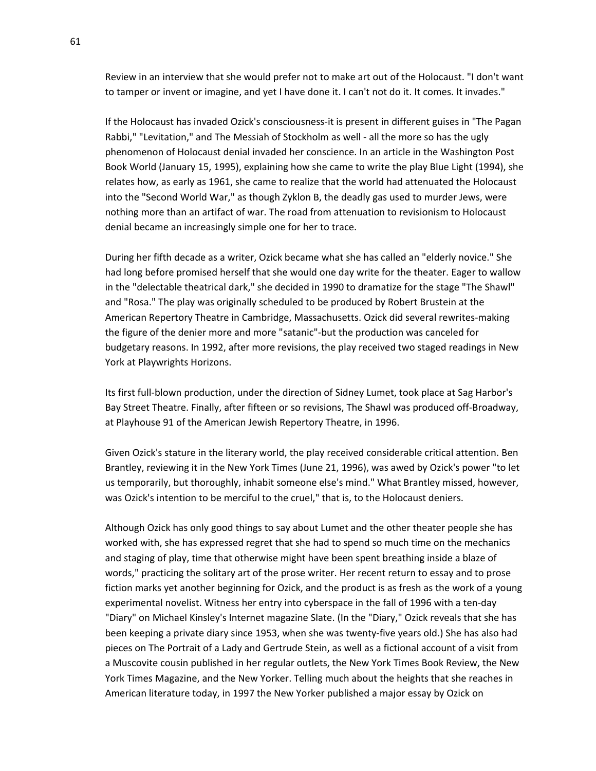Review in an interview that she would prefer not to make art out of the Holocaust. "I don't want to tamper or invent or imagine, and yet I have done it. I can't not do it. It comes. It invades."

If the Holocaust has invaded Ozick's consciousness-it is present in different guises in "The Pagan Rabbi," "Levitation," and The Messiah of Stockholm as well - all the more so has the ugly phenomenon of Holocaust denial invaded her conscience. In an article in the Washington Post Book World (January 15, 1995), explaining how she came to write the play Blue Light (1994), she relates how, as early as 1961, she came to realize that the world had attenuated the Holocaust into the "Second World War," as though Zyklon B, the deadly gas used to murder Jews, were nothing more than an artifact of war. The road from attenuation to revisionism to Holocaust denial became an increasingly simple one for her to trace.

During her fifth decade as a writer, Ozick became what she has called an "elderly novice." She had long before promised herself that she would one day write for the theater. Eager to wallow in the "delectable theatrical dark," she decided in 1990 to dramatize for the stage "The Shawl" and "Rosa." The play was originally scheduled to be produced by Robert Brustein at the American Repertory Theatre in Cambridge, Massachusetts. Ozick did several rewrites-making the figure of the denier more and more "satanic"-but the production was canceled for budgetary reasons. In 1992, after more revisions, the play received two staged readings in New York at Playwrights Horizons.

Its first full-blown production, under the direction of Sidney Lumet, took place at Sag Harbor's Bay Street Theatre. Finally, after fifteen or so revisions, The Shawl was produced off-Broadway, at Playhouse 91 of the American Jewish Repertory Theatre, in 1996.

Given Ozick's stature in the literary world, the play received considerable critical attention. Ben Brantley, reviewing it in the New York Times (June 21, 1996), was awed by Ozick's power "to let us temporarily, but thoroughly, inhabit someone else's mind." What Brantley missed, however, was Ozick's intention to be merciful to the cruel," that is, to the Holocaust deniers.

Although Ozick has only good things to say about Lumet and the other theater people she has worked with, she has expressed regret that she had to spend so much time on the mechanics and staging of play, time that otherwise might have been spent breathing inside a blaze of words," practicing the solitary art of the prose writer. Her recent return to essay and to prose fiction marks yet another beginning for Ozick, and the product is as fresh as the work of a young experimental novelist. Witness her entry into cyberspace in the fall of 1996 with a ten-day "Diary" on Michael Kinsley's Internet magazine Slate. (In the "Diary," Ozick reveals that she has been keeping a private diary since 1953, when she was twenty-five years old.) She has also had pieces on The Portrait of a Lady and Gertrude Stein, as well as a fictional account of a visit from a Muscovite cousin published in her regular outlets, the New York Times Book Review, the New York Times Magazine, and the New Yorker. Telling much about the heights that she reaches in American literature today, in 1997 the New Yorker published a major essay by Ozick on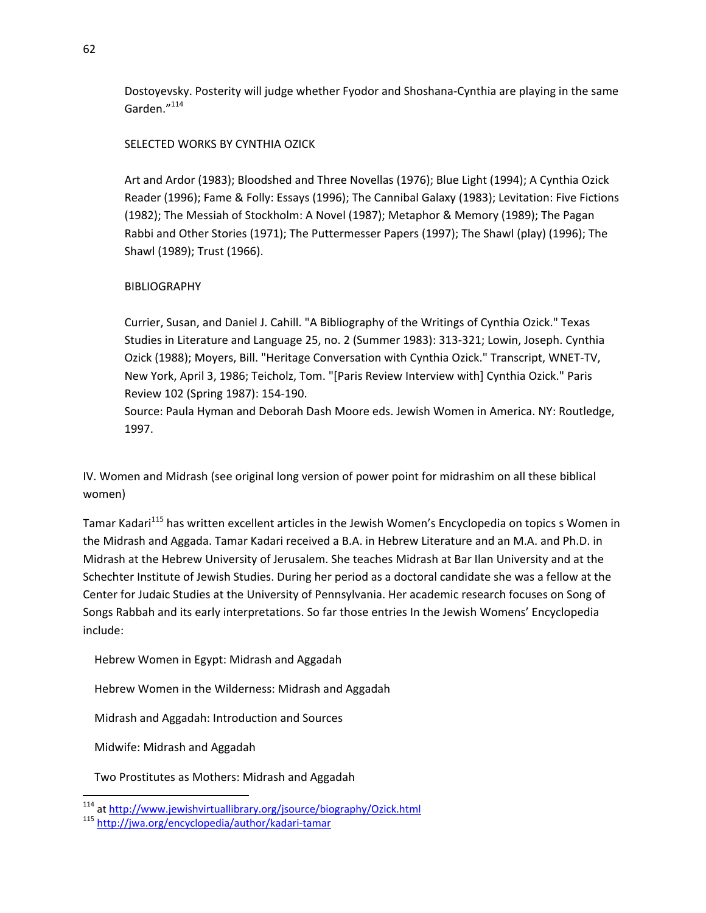Dostoyevsky. Posterity will judge whether Fyodor and Shoshana-Cynthia are playing in the same Garden."[114]

SELECTED WORKS BY CYNTHIA OZICK

Art and Ardor (1983); Bloodshed and Three Novellas (1976); Blue Light (1994); A Cynthia Ozick Reader (1996); Fame & Folly: Essays (1996); The Cannibal Galaxy (1983); Levitation: Five Fictions (1982); The Messiah of Stockholm: A Novel (1987); Metaphor & Memory (1989); The Pagan Rabbi and Other Stories (1971); The Puttermesser Papers (1997); The Shawl (play) (1996); The Shawl (1989); Trust (1966).

BIBLIOGRAPHY

Currier, Susan, and Daniel J. Cahill. "A Bibliography of the Writings of Cynthia Ozick." Texas Studies in Literature and Language 25, no. 2 (Summer 1983): 313-321; Lowin, Joseph. Cynthia Ozick (1988); Moyers, Bill. "Heritage Conversation with Cynthia Ozick." Transcript, WNET-TV, New York, April 3, 1986; Teicholz, Tom. "[Paris Review Interview with] Cynthia Ozick." Paris Review 102 (Spring 1987): 154-190.
Source: Paula Hyman and Deborah Dash Moore eds. Jewish Women in America. NY: Routledge, 1997.

## IV. Women and Midrash (see original long version of power point for midrashim on all these biblical women)

Tamar Kadari[115] has written excellent articles in the Jewish Women's Encyclopedia on topics s Women in the Midrash and Aggada. Tamar Kadari received a B.A. in Hebrew Literature and an M.A. and Ph.D. in Midrash at the Hebrew University of Jerusalem. She teaches Midrash at Bar Ilan University and at the Schechter Institute of Jewish Studies. During her period as a doctoral candidate she was a fellow at the Center for Judaic Studies at the University of Pennsylvania. Her academic research focuses on Song of Songs Rabbah and its early interpretations. So far those entries In the Jewish Womens' Encyclopedia include:

Hebrew Women in Egypt: Midrash and Aggadah

Hebrew Women in the Wilderness: Midrash and Aggadah

Midrash and Aggadah: Introduction and Sources

Midwife: Midrash and Aggadah

Two Prostitutes as Mothers: Midrash and Aggadah

---

[114] at http://www.jewishvirtuallibrary.org/jsource/biography/Ozick.html

[115] http://jwa.org/encyclopedia/author/kadari-tamar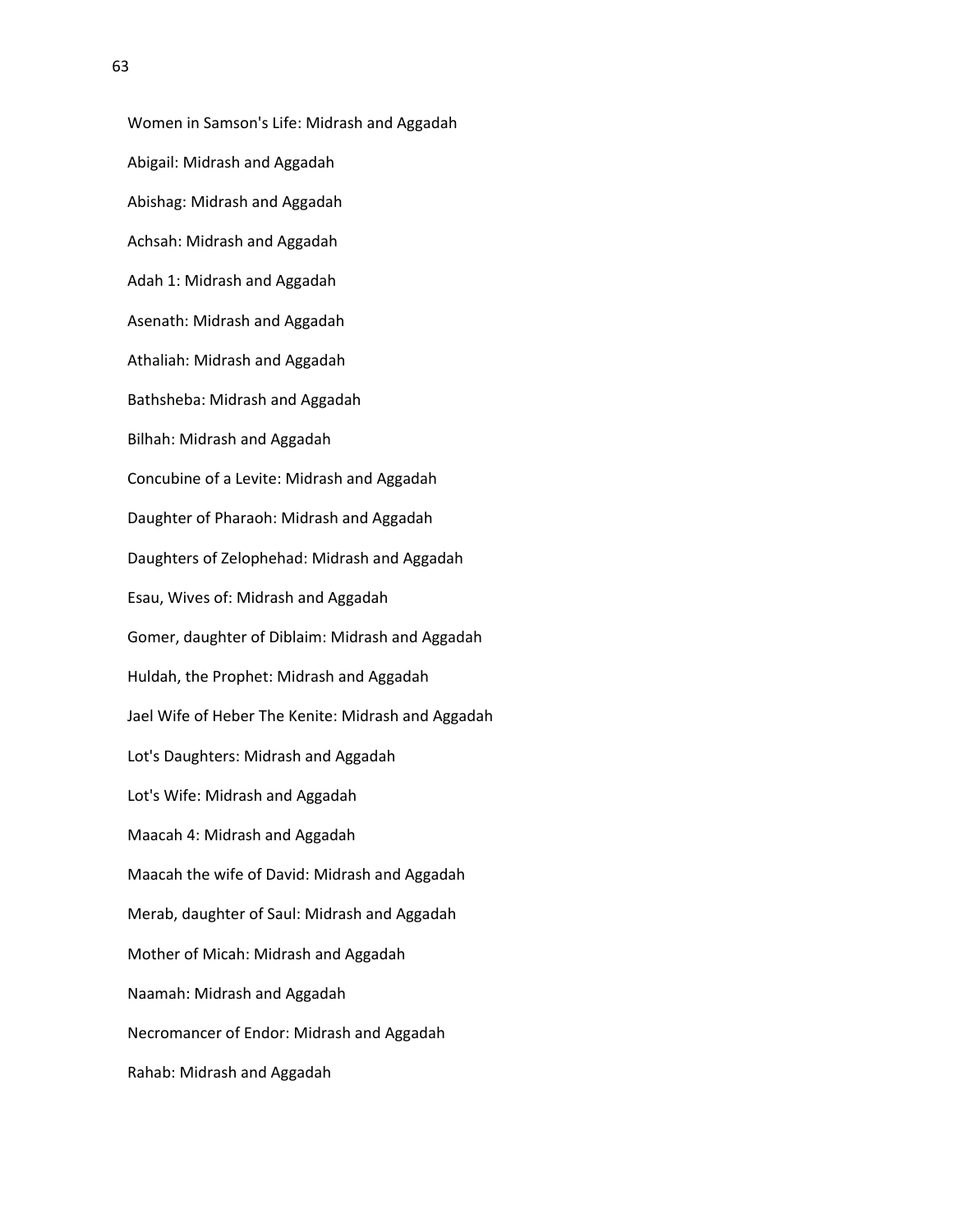Women in Samson's Life: Midrash and Aggadah

Abigail: Midrash and Aggadah

Abishag: Midrash and Aggadah

Achsah: Midrash and Aggadah

Adah 1: Midrash and Aggadah

Asenath: Midrash and Aggadah

Athaliah: Midrash and Aggadah

Bathsheba: Midrash and Aggadah

Bilhah: Midrash and Aggadah

Concubine of a Levite: Midrash and Aggadah

Daughter of Pharaoh: Midrash and Aggadah

Daughters of Zelophehad: Midrash and Aggadah

Esau, Wives of: Midrash and Aggadah

Gomer, daughter of Diblaim: Midrash and Aggadah

Huldah, the Prophet: Midrash and Aggadah

Jael Wife of Heber The Kenite: Midrash and Aggadah

Lot's Daughters: Midrash and Aggadah

Lot's Wife: Midrash and Aggadah

Maacah 4: Midrash and Aggadah

Maacah the wife of David: Midrash and Aggadah

Merab, daughter of Saul: Midrash and Aggadah

Mother of Micah: Midrash and Aggadah

Naamah: Midrash and Aggadah

Necromancer of Endor: Midrash and Aggadah

Rahab: Midrash and Aggadah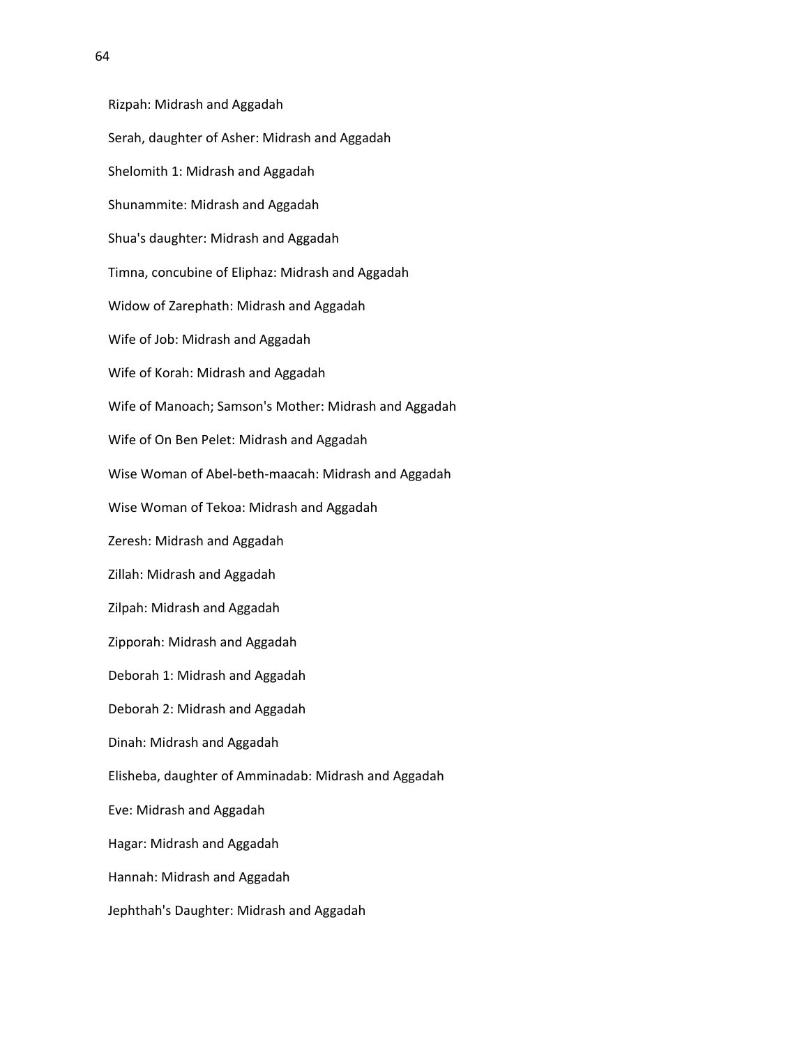Rizpah: Midrash and Aggadah

Serah, daughter of Asher: Midrash and Aggadah

Shelomith 1: Midrash and Aggadah

Shunammite: Midrash and Aggadah

Shua's daughter: Midrash and Aggadah

Timna, concubine of Eliphaz: Midrash and Aggadah

Widow of Zarephath: Midrash and Aggadah

Wife of Job: Midrash and Aggadah

Wife of Korah: Midrash and Aggadah

Wife of Manoach; Samson's Mother: Midrash and Aggadah

Wife of On Ben Pelet: Midrash and Aggadah

Wise Woman of Abel-beth-maacah: Midrash and Aggadah

Wise Woman of Tekoa: Midrash and Aggadah

Zeresh: Midrash and Aggadah

Zillah: Midrash and Aggadah

Zilpah: Midrash and Aggadah

Zipporah: Midrash and Aggadah

Deborah 1: Midrash and Aggadah

Deborah 2: Midrash and Aggadah

Dinah: Midrash and Aggadah

Elisheba, daughter of Amminadab: Midrash and Aggadah

Eve: Midrash and Aggadah

Hagar: Midrash and Aggadah

Hannah: Midrash and Aggadah

Jephthah's Daughter: Midrash and Aggadah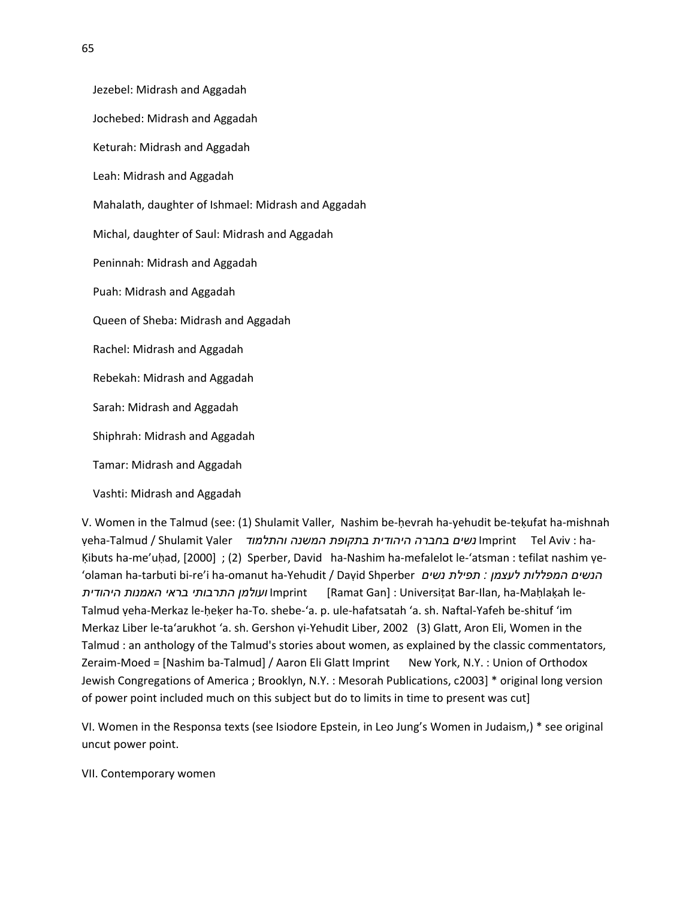Jezebel: Midrash and Aggadah

Jochebed: Midrash and Aggadah

Keturah: Midrash and Aggadah

Leah: Midrash and Aggadah

Mahalath, daughter of Ishmael: Midrash and Aggadah

Michal, daughter of Saul: Midrash and Aggadah

Peninnah: Midrash and Aggadah

Puah: Midrash and Aggadah

Queen of Sheba: Midrash and Aggadah

Rachel: Midrash and Aggadah

Rebekah: Midrash and Aggadah

Sarah: Midrash and Aggadah

Shiphrah: Midrash and Aggadah

Tamar: Midrash and Aggadah

Vashti: Midrash and Aggadah

V. Women in the Talmud (see: (1) Shulamit Valler, Nashim be-ḥevrah ha-yehudit be-teḳufat ha-mishnah ṿeha-Talmud / Shulamit Ṿaler *נשים בחברה היהודית בתקופת המשנה והתלמוד* Imprint Tel Aviv : ha-Ḳibuts ha-me'uḥad, [2000] ; (2) Sperber, David ha-Nashim ha-mefalelot le-'atsman : tefilat nashim ṿe-'olaman ha-tarbuti bi-re'i ha-omanut ha-Yehudit / Daṿid Shperber *הנשים המפללות לעצמן : תפילת נשים ועולמן התרבותי בראי האמנות היהודית* Imprint [Ramat Gan] : Universiṭat Bar-Ilan, ha-Maḥlaḳah le-Talmud ṿeha-Merkaz le-ḥeḳer ha-To. shebe-'a. p. ule-hafatsatah 'a. sh. Naftal-Yafeh be-shituf 'im Merkaz Liber le-ta'arukhot 'a. sh. Gershon ṿi-Yehudit Liber, 2002 (3) Glatt, Aron Eli, Women in the Talmud : an anthology of the Talmud's stories about women, as explained by the classic commentators, Zeraim-Moed = [Nashim ba-Talmud] / Aaron Eli Glatt Imprint New York, N.Y. : Union of Orthodox Jewish Congregations of America ; Brooklyn, N.Y. : Mesorah Publications, c2003] * original long version of power point included much on this subject but do to limits in time to present was cut]

VI. Women in the Responsa texts (see Isiodore Epstein, in Leo Jung's Women in Judaism,) * see original uncut power point.

VII. Contemporary women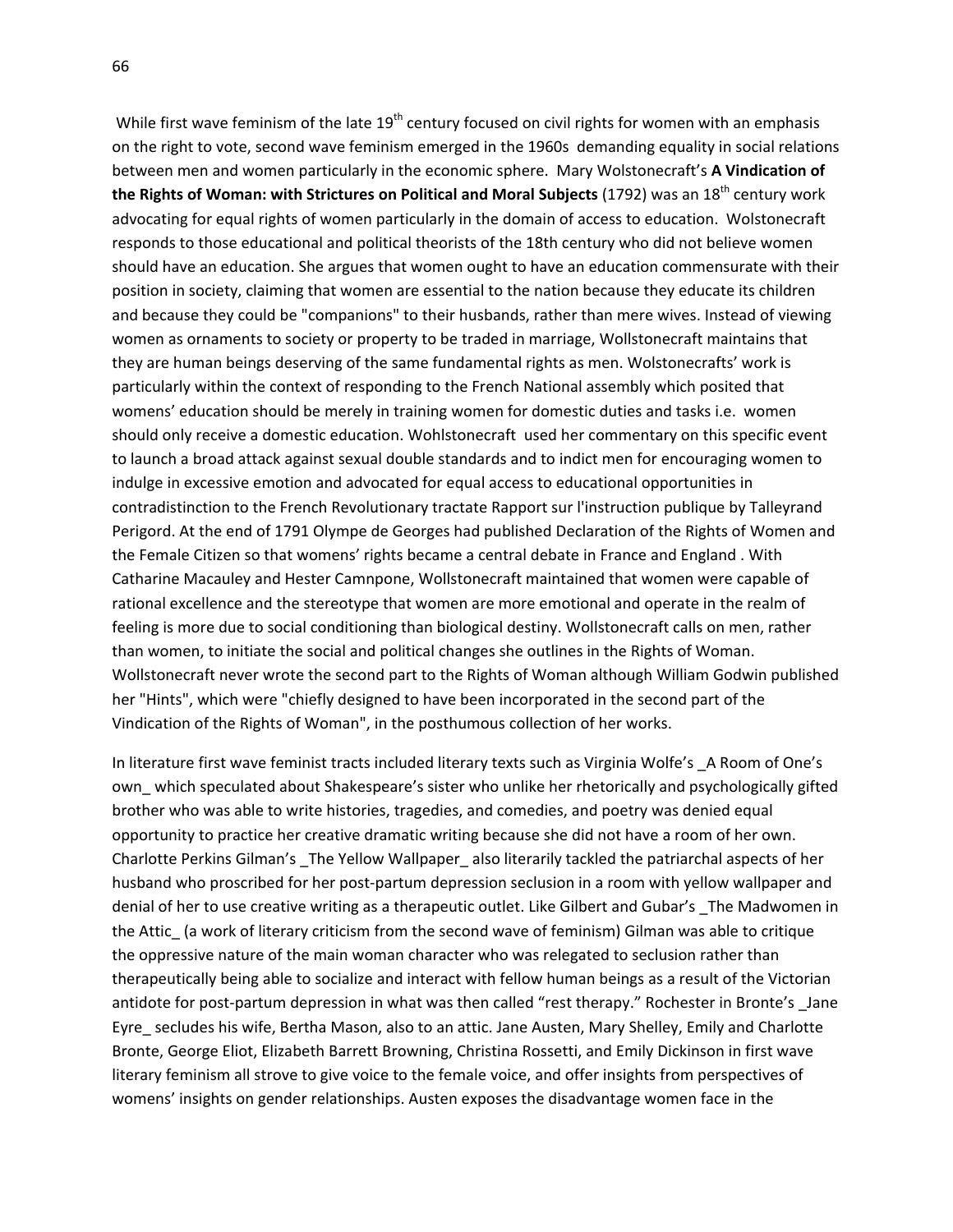While first wave feminism of the late 19th century focused on civil rights for women with an emphasis on the right to vote, second wave feminism emerged in the 1960s demanding equality in social relations between men and women particularly in the economic sphere. Mary Wolstonecraft's **A Vindication of the Rights of Woman: with Strictures on Political and Moral Subjects** (1792) was an 18th century work advocating for equal rights of women particularly in the domain of access to education. Wolstonecraft responds to those educational and political theorists of the 18th century who did not believe women should have an education. She argues that women ought to have an education commensurate with their position in society, claiming that women are essential to the nation because they educate its children and because they could be "companions" to their husbands, rather than mere wives. Instead of viewing women as ornaments to society or property to be traded in marriage, Wollstonecraft maintains that they are human beings deserving of the same fundamental rights as men. Wolstonecrafts' work is particularly within the context of responding to the French National assembly which posited that womens' education should be merely in training women for domestic duties and tasks i.e. women should only receive a domestic education. Wohlstonecraft used her commentary on this specific event to launch a broad attack against sexual double standards and to indict men for encouraging women to indulge in excessive emotion and advocated for equal access to educational opportunities in contradistinction to the French Revolutionary tractate Rapport sur l'instruction publique by Talleyrand Perigord. At the end of 1791 Olympe de Georges had published Declaration of the Rights of Women and the Female Citizen so that womens' rights became a central debate in France and England . With Catharine Macauley and Hester Camnpone, Wollstonecraft maintained that women were capable of rational excellence and the stereotype that women are more emotional and operate in the realm of feeling is more due to social conditioning than biological destiny. Wollstonecraft calls on men, rather than women, to initiate the social and political changes she outlines in the Rights of Woman. Wollstonecraft never wrote the second part to the Rights of Woman although William Godwin published her "Hints", which were "chiefly designed to have been incorporated in the second part of the Vindication of the Rights of Woman", in the posthumous collection of her works.

In literature first wave feminist tracts included literary texts such as Virginia Wolfe's _A Room of One's own_ which speculated about Shakespeare's sister who unlike her rhetorically and psychologically gifted brother who was able to write histories, tragedies, and comedies, and poetry was denied equal opportunity to practice her creative dramatic writing because she did not have a room of her own. Charlotte Perkins Gilman's _The Yellow Wallpaper_ also literarily tackled the patriarchal aspects of her husband who proscribed for her post-partum depression seclusion in a room with yellow wallpaper and denial of her to use creative writing as a therapeutic outlet. Like Gilbert and Gubar's _The Madwomen in the Attic_ (a work of literary criticism from the second wave of feminism) Gilman was able to critique the oppressive nature of the main woman character who was relegated to seclusion rather than therapeutically being able to socialize and interact with fellow human beings as a result of the Victorian antidote for post-partum depression in what was then called "rest therapy." Rochester in Bronte's _Jane Eyre_ secludes his wife, Bertha Mason, also to an attic. Jane Austen, Mary Shelley, Emily and Charlotte Bronte, George Eliot, Elizabeth Barrett Browning, Christina Rossetti, and Emily Dickinson in first wave literary feminism all strove to give voice to the female voice, and offer insights from perspectives of womens' insights on gender relationships. Austen exposes the disadvantage women face in the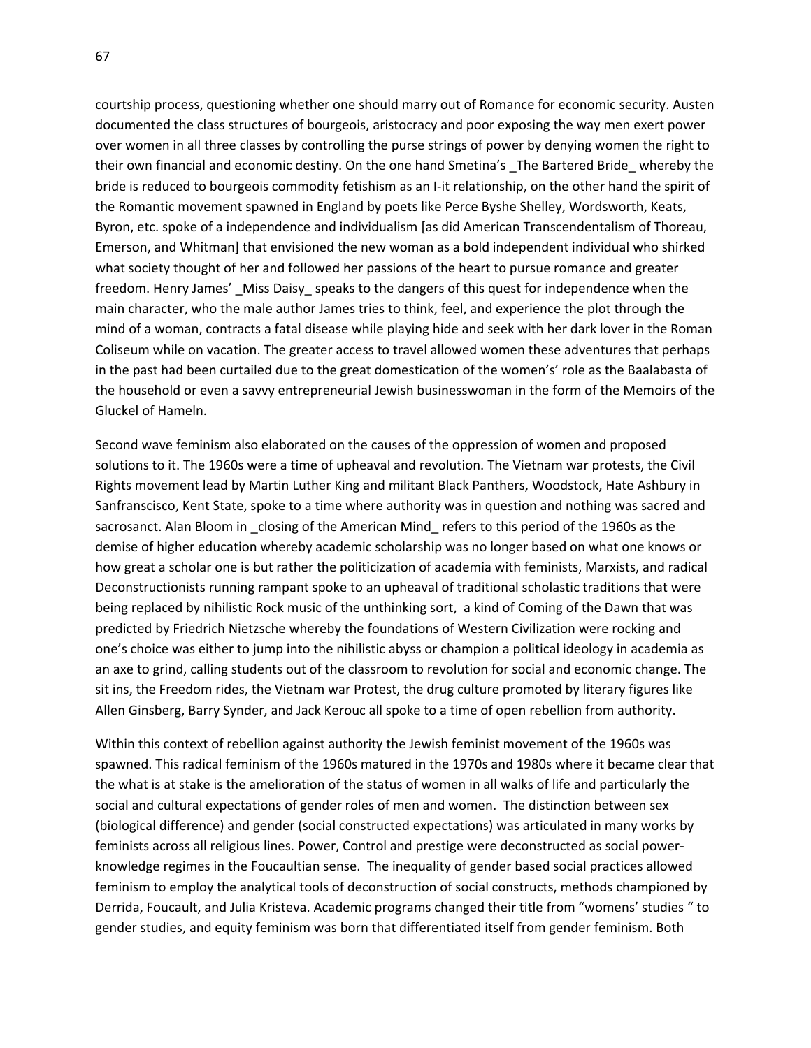courtship process, questioning whether one should marry out of Romance for economic security. Austen documented the class structures of bourgeois, aristocracy and poor exposing the way men exert power over women in all three classes by controlling the purse strings of power by denying women the right to their own financial and economic destiny. On the one hand Smetina's _The Bartered Bride_ whereby the bride is reduced to bourgeois commodity fetishism as an I-it relationship, on the other hand the spirit of the Romantic movement spawned in England by poets like Perce Byshe Shelley, Wordsworth, Keats, Byron, etc. spoke of a independence and individualism [as did American Transcendentalism of Thoreau, Emerson, and Whitman] that envisioned the new woman as a bold independent individual who shirked what society thought of her and followed her passions of the heart to pursue romance and greater freedom. Henry James' _Miss Daisy_ speaks to the dangers of this quest for independence when the main character, who the male author James tries to think, feel, and experience the plot through the mind of a woman, contracts a fatal disease while playing hide and seek with her dark lover in the Roman Coliseum while on vacation. The greater access to travel allowed women these adventures that perhaps in the past had been curtailed due to the great domestication of the women's' role as the Baalabasta of the household or even a savvy entrepreneurial Jewish businesswoman in the form of the Memoirs of the Gluckel of Hameln.

Second wave feminism also elaborated on the causes of the oppression of women and proposed solutions to it. The 1960s were a time of upheaval and revolution. The Vietnam war protests, the Civil Rights movement lead by Martin Luther King and militant Black Panthers, Woodstock, Hate Ashbury in Sanfranscisco, Kent State, spoke to a time where authority was in question and nothing was sacred and sacrosanct. Alan Bloom in _closing of the American Mind_ refers to this period of the 1960s as the demise of higher education whereby academic scholarship was no longer based on what one knows or how great a scholar one is but rather the politicization of academia with feminists, Marxists, and radical Deconstructionists running rampant spoke to an upheaval of traditional scholastic traditions that were being replaced by nihilistic Rock music of the unthinking sort, a kind of Coming of the Dawn that was predicted by Friedrich Nietzsche whereby the foundations of Western Civilization were rocking and one's choice was either to jump into the nihilistic abyss or champion a political ideology in academia as an axe to grind, calling students out of the classroom to revolution for social and economic change. The sit ins, the Freedom rides, the Vietnam war Protest, the drug culture promoted by literary figures like Allen Ginsberg, Barry Synder, and Jack Kerouc all spoke to a time of open rebellion from authority.

Within this context of rebellion against authority the Jewish feminist movement of the 1960s was spawned. This radical feminism of the 1960s matured in the 1970s and 1980s where it became clear that the what is at stake is the amelioration of the status of women in all walks of life and particularly the social and cultural expectations of gender roles of men and women. The distinction between sex (biological difference) and gender (social constructed expectations) was articulated in many works by feminists across all religious lines. Power, Control and prestige were deconstructed as social power-knowledge regimes in the Foucaultian sense. The inequality of gender based social practices allowed feminism to employ the analytical tools of deconstruction of social constructs, methods championed by Derrida, Foucault, and Julia Kristeva. Academic programs changed their title from "womens' studies " to gender studies, and equity feminism was born that differentiated itself from gender feminism. Both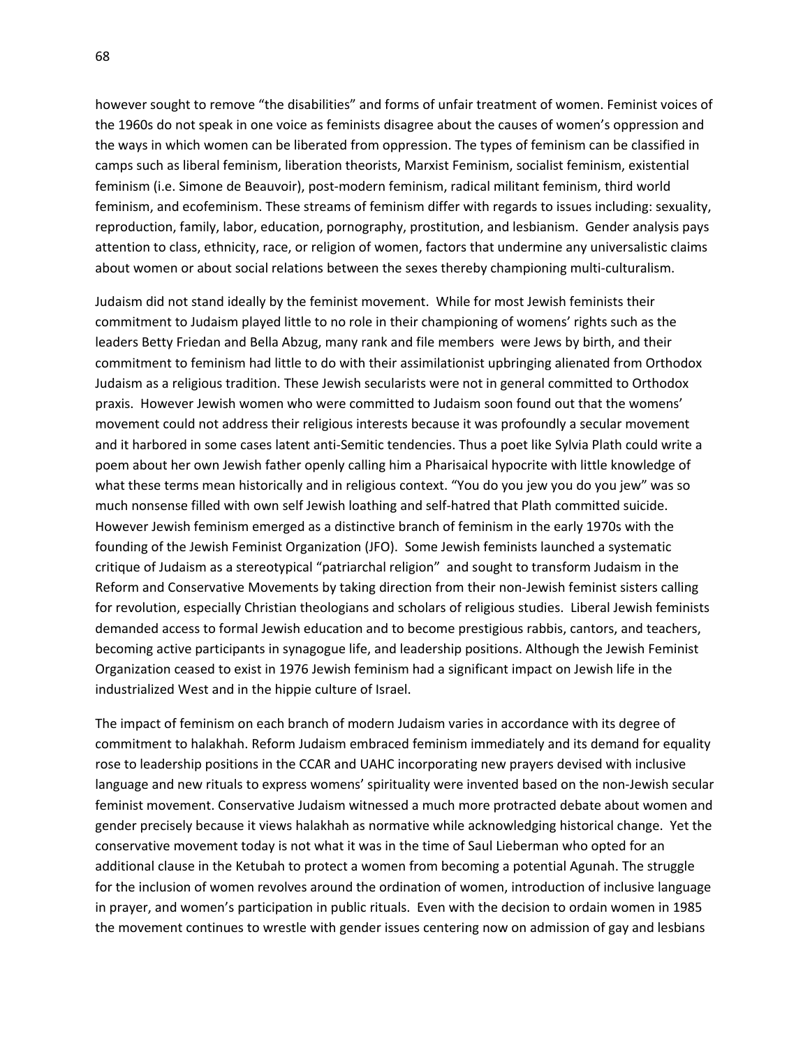however sought to remove "the disabilities" and forms of unfair treatment of women. Feminist voices of the 1960s do not speak in one voice as feminists disagree about the causes of women's oppression and the ways in which women can be liberated from oppression. The types of feminism can be classified in camps such as liberal feminism, liberation theorists, Marxist Feminism, socialist feminism, existential feminism (i.e. Simone de Beauvoir), post-modern feminism, radical militant feminism, third world feminism, and ecofeminism. These streams of feminism differ with regards to issues including: sexuality, reproduction, family, labor, education, pornography, prostitution, and lesbianism. Gender analysis pays attention to class, ethnicity, race, or religion of women, factors that undermine any universalistic claims about women or about social relations between the sexes thereby championing multi-culturalism.

Judaism did not stand ideally by the feminist movement. While for most Jewish feminists their commitment to Judaism played little to no role in their championing of womens' rights such as the leaders Betty Friedan and Bella Abzug, many rank and file members were Jews by birth, and their commitment to feminism had little to do with their assimilationist upbringing alienated from Orthodox Judaism as a religious tradition. These Jewish secularists were not in general committed to Orthodox praxis. However Jewish women who were committed to Judaism soon found out that the womens' movement could not address their religious interests because it was profoundly a secular movement and it harbored in some cases latent anti-Semitic tendencies. Thus a poet like Sylvia Plath could write a poem about her own Jewish father openly calling him a Pharisaical hypocrite with little knowledge of what these terms mean historically and in religious context. "You do you jew you do you jew" was so much nonsense filled with own self Jewish loathing and self-hatred that Plath committed suicide. However Jewish feminism emerged as a distinctive branch of feminism in the early 1970s with the founding of the Jewish Feminist Organization (JFO). Some Jewish feminists launched a systematic critique of Judaism as a stereotypical "patriarchal religion" and sought to transform Judaism in the Reform and Conservative Movements by taking direction from their non-Jewish feminist sisters calling for revolution, especially Christian theologians and scholars of religious studies. Liberal Jewish feminists demanded access to formal Jewish education and to become prestigious rabbis, cantors, and teachers, becoming active participants in synagogue life, and leadership positions. Although the Jewish Feminist Organization ceased to exist in 1976 Jewish feminism had a significant impact on Jewish life in the industrialized West and in the hippie culture of Israel.

The impact of feminism on each branch of modern Judaism varies in accordance with its degree of commitment to halakhah. Reform Judaism embraced feminism immediately and its demand for equality rose to leadership positions in the CCAR and UAHC incorporating new prayers devised with inclusive language and new rituals to express womens' spirituality were invented based on the non-Jewish secular feminist movement. Conservative Judaism witnessed a much more protracted debate about women and gender precisely because it views halakhah as normative while acknowledging historical change. Yet the conservative movement today is not what it was in the time of Saul Lieberman who opted for an additional clause in the Ketubah to protect a women from becoming a potential Agunah. The struggle for the inclusion of women revolves around the ordination of women, introduction of inclusive language in prayer, and women's participation in public rituals. Even with the decision to ordain women in 1985 the movement continues to wrestle with gender issues centering now on admission of gay and lesbians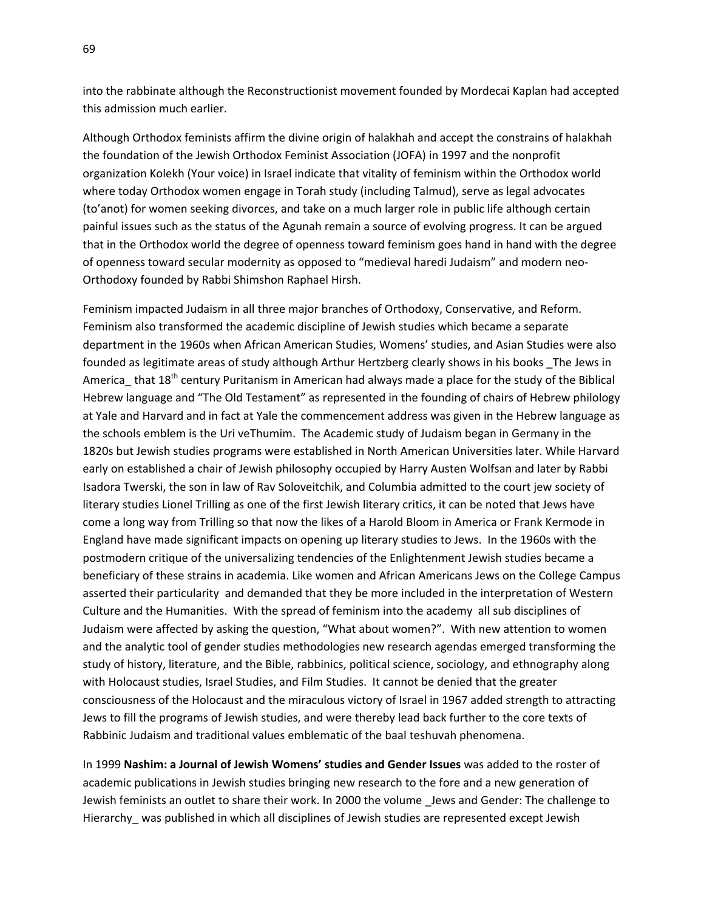into the rabbinate although the Reconstructionist movement founded by Mordecai Kaplan had accepted this admission much earlier.

Although Orthodox feminists affirm the divine origin of halakhah and accept the constrains of halakhah the foundation of the Jewish Orthodox Feminist Association (JOFA) in 1997 and the nonprofit organization Kolekh (Your voice) in Israel indicate that vitality of feminism within the Orthodox world where today Orthodox women engage in Torah study (including Talmud), serve as legal advocates (to'anot) for women seeking divorces, and take on a much larger role in public life although certain painful issues such as the status of the Agunah remain a source of evolving progress. It can be argued that in the Orthodox world the degree of openness toward feminism goes hand in hand with the degree of openness toward secular modernity as opposed to "medieval haredi Judaism" and modern neo-Orthodoxy founded by Rabbi Shimshon Raphael Hirsh.

Feminism impacted Judaism in all three major branches of Orthodoxy, Conservative, and Reform. Feminism also transformed the academic discipline of Jewish studies which became a separate department in the 1960s when African American Studies, Womens' studies, and Asian Studies were also founded as legitimate areas of study although Arthur Hertzberg clearly shows in his books _The Jews in America_ that 18th century Puritanism in American had always made a place for the study of the Biblical Hebrew language and "The Old Testament" as represented in the founding of chairs of Hebrew philology at Yale and Harvard and in fact at Yale the commencement address was given in the Hebrew language as the schools emblem is the Uri veThumim. The Academic study of Judaism began in Germany in the 1820s but Jewish studies programs were established in North American Universities later. While Harvard early on established a chair of Jewish philosophy occupied by Harry Austen Wolfsan and later by Rabbi Isadora Twerski, the son in law of Rav Soloveitchik, and Columbia admitted to the court jew society of literary studies Lionel Trilling as one of the first Jewish literary critics, it can be noted that Jews have come a long way from Trilling so that now the likes of a Harold Bloom in America or Frank Kermode in England have made significant impacts on opening up literary studies to Jews. In the 1960s with the postmodern critique of the universalizing tendencies of the Enlightenment Jewish studies became a beneficiary of these strains in academia. Like women and African Americans Jews on the College Campus asserted their particularity and demanded that they be more included in the interpretation of Western Culture and the Humanities. With the spread of feminism into the academy all sub disciplines of Judaism were affected by asking the question, "What about women?". With new attention to women and the analytic tool of gender studies methodologies new research agendas emerged transforming the study of history, literature, and the Bible, rabbinics, political science, sociology, and ethnography along with Holocaust studies, Israel Studies, and Film Studies. It cannot be denied that the greater consciousness of the Holocaust and the miraculous victory of Israel in 1967 added strength to attracting Jews to fill the programs of Jewish studies, and were thereby lead back further to the core texts of Rabbinic Judaism and traditional values emblematic of the baal teshuvah phenomena.

In 1999 **Nashim: a Journal of Jewish Womens' studies and Gender Issues** was added to the roster of academic publications in Jewish studies bringing new research to the fore and a new generation of Jewish feminists an outlet to share their work. In 2000 the volume _Jews and Gender: The challenge to Hierarchy_ was published in which all disciplines of Jewish studies are represented except Jewish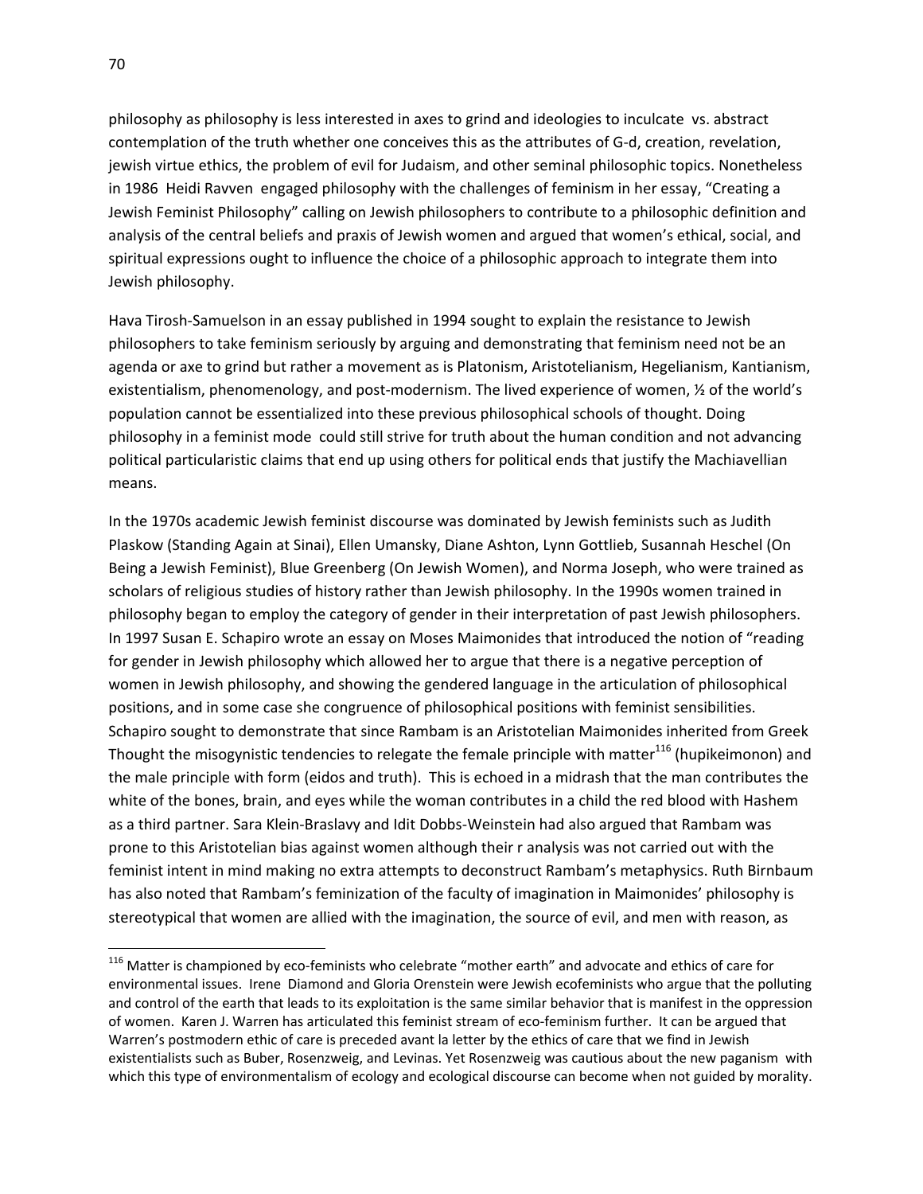philosophy as philosophy is less interested in axes to grind and ideologies to inculcate vs. abstract contemplation of the truth whether one conceives this as the attributes of G-d, creation, revelation, jewish virtue ethics, the problem of evil for Judaism, and other seminal philosophic topics. Nonetheless in 1986 Heidi Ravven engaged philosophy with the challenges of feminism in her essay, "Creating a Jewish Feminist Philosophy" calling on Jewish philosophers to contribute to a philosophic definition and analysis of the central beliefs and praxis of Jewish women and argued that women's ethical, social, and spiritual expressions ought to influence the choice of a philosophic approach to integrate them into Jewish philosophy.

Hava Tirosh-Samuelson in an essay published in 1994 sought to explain the resistance to Jewish philosophers to take feminism seriously by arguing and demonstrating that feminism need not be an agenda or axe to grind but rather a movement as is Platonism, Aristotelianism, Hegelianism, Kantianism, existentialism, phenomenology, and post-modernism. The lived experience of women, ½ of the world's population cannot be essentialized into these previous philosophical schools of thought. Doing philosophy in a feminist mode could still strive for truth about the human condition and not advancing political particularistic claims that end up using others for political ends that justify the Machiavellian means.

In the 1970s academic Jewish feminist discourse was dominated by Jewish feminists such as Judith Plaskow (Standing Again at Sinai), Ellen Umansky, Diane Ashton, Lynn Gottlieb, Susannah Heschel (On Being a Jewish Feminist), Blue Greenberg (On Jewish Women), and Norma Joseph, who were trained as scholars of religious studies of history rather than Jewish philosophy. In the 1990s women trained in philosophy began to employ the category of gender in their interpretation of past Jewish philosophers. In 1997 Susan E. Schapiro wrote an essay on Moses Maimonides that introduced the notion of "reading for gender in Jewish philosophy which allowed her to argue that there is a negative perception of women in Jewish philosophy, and showing the gendered language in the articulation of philosophical positions, and in some case she congruence of philosophical positions with feminist sensibilities. Schapiro sought to demonstrate that since Rambam is an Aristotelian Maimonides inherited from Greek Thought the misogynistic tendencies to relegate the female principle with matter[116] (hupikeimonon) and the male principle with form (eidos and truth). This is echoed in a midrash that the man contributes the white of the bones, brain, and eyes while the woman contributes in a child the red blood with Hashem as a third partner. Sara Klein-Braslavy and Idit Dobbs-Weinstein had also argued that Rambam was prone to this Aristotelian bias against women although their r analysis was not carried out with the feminist intent in mind making no extra attempts to deconstruct Rambam's metaphysics. Ruth Birnbaum has also noted that Rambam's feminization of the faculty of imagination in Maimonides' philosophy is stereotypical that women are allied with the imagination, the source of evil, and men with reason, as

[116] Matter is championed by eco-feminists who celebrate "mother earth" and advocate and ethics of care for environmental issues. Irene Diamond and Gloria Orenstein were Jewish ecofeminists who argue that the polluting and control of the earth that leads to its exploitation is the same similar behavior that is manifest in the oppression of women. Karen J. Warren has articulated this feminist stream of eco-feminism further. It can be argued that Warren's postmodern ethic of care is preceded avant la letter by the ethics of care that we find in Jewish existentialists such as Buber, Rosenzweig, and Levinas. Yet Rosenzweig was cautious about the new paganism with which this type of environmentalism of ecology and ecological discourse can become when not guided by morality.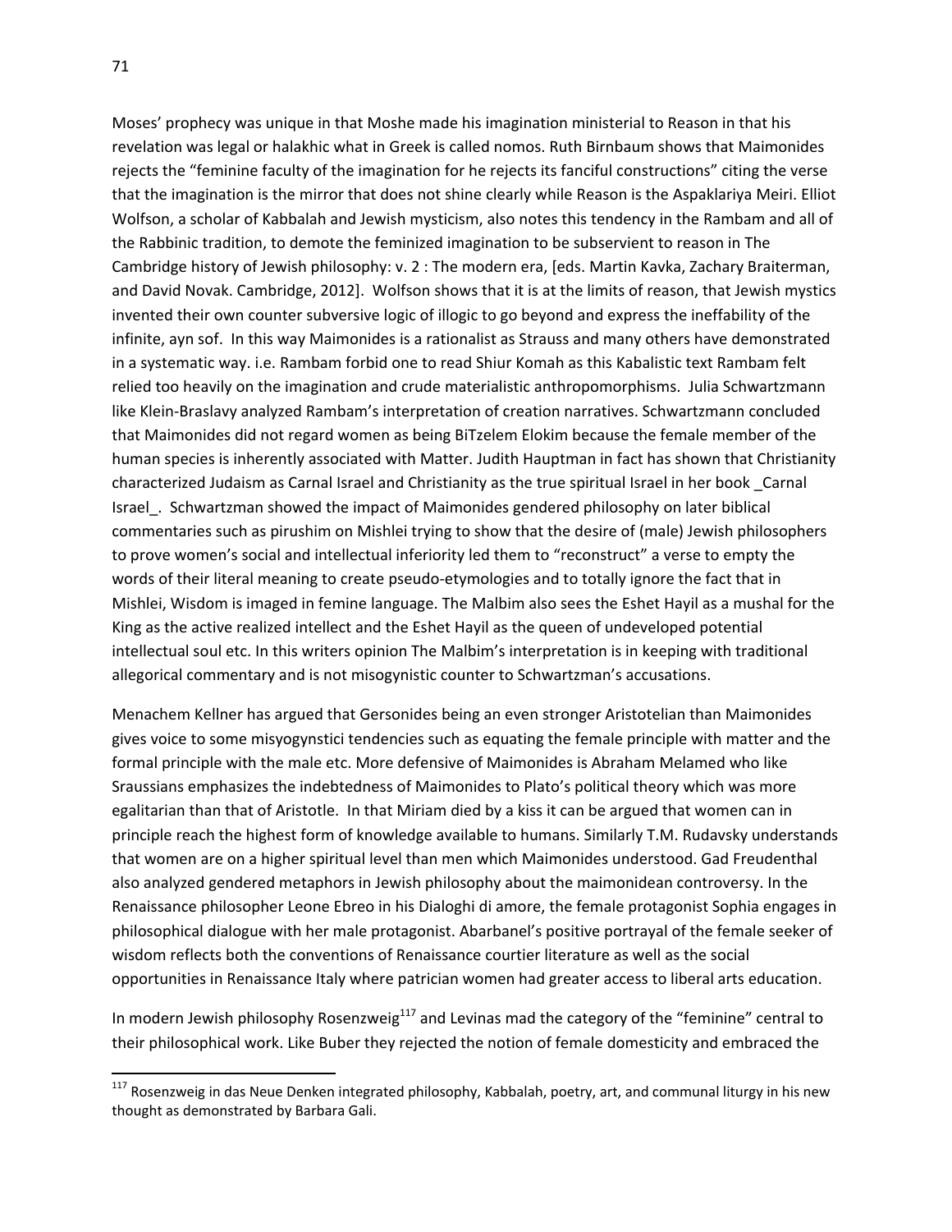Moses' prophecy was unique in that Moshe made his imagination ministerial to Reason in that his revelation was legal or halakhic what in Greek is called nomos. Ruth Birnbaum shows that Maimonides rejects the "feminine faculty of the imagination for he rejects its fanciful constructions" citing the verse that the imagination is the mirror that does not shine clearly while Reason is the Aspaklariya Meiri. Elliot Wolfson, a scholar of Kabbalah and Jewish mysticism, also notes this tendency in the Rambam and all of the Rabbinic tradition, to demote the feminized imagination to be subservient to reason in The Cambridge history of Jewish philosophy: v. 2 : The modern era, [eds. Martin Kavka, Zachary Braiterman, and David Novak. Cambridge, 2012]. Wolfson shows that it is at the limits of reason, that Jewish mystics invented their own counter subversive logic of illogic to go beyond and express the ineffability of the infinite, ayn sof. In this way Maimonides is a rationalist as Strauss and many others have demonstrated in a systematic way. i.e. Rambam forbid one to read Shiur Komah as this Kabalistic text Rambam felt relied too heavily on the imagination and crude materialistic anthropomorphisms. Julia Schwartzmann like Klein-Braslavy analyzed Rambam's interpretation of creation narratives. Schwartzmann concluded that Maimonides did not regard women as being BiTzelem Elokim because the female member of the human species is inherently associated with Matter. Judith Hauptman in fact has shown that Christianity characterized Judaism as Carnal Israel and Christianity as the true spiritual Israel in her book _Carnal Israel_. Schwartzman showed the impact of Maimonides gendered philosophy on later biblical commentaries such as pirushim on Mishlei trying to show that the desire of (male) Jewish philosophers to prove women's social and intellectual inferiority led them to "reconstruct" a verse to empty the words of their literal meaning to create pseudo-etymologies and to totally ignore the fact that in Mishlei, Wisdom is imaged in femine language. The Malbim also sees the Eshet Hayil as a mushal for the King as the active realized intellect and the Eshet Hayil as the queen of undeveloped potential intellectual soul etc. In this writers opinion The Malbim's interpretation is in keeping with traditional allegorical commentary and is not misogynistic counter to Schwartzman's accusations.

Menachem Kellner has argued that Gersonides being an even stronger Aristotelian than Maimonides gives voice to some misyogynstici tendencies such as equating the female principle with matter and the formal principle with the male etc. More defensive of Maimonides is Abraham Melamed who like Sraussians emphasizes the indebtedness of Maimonides to Plato's political theory which was more egalitarian than that of Aristotle. In that Miriam died by a kiss it can be argued that women can in principle reach the highest form of knowledge available to humans. Similarly T.M. Rudavsky understands that women are on a higher spiritual level than men which Maimonides understood. Gad Freudenthal also analyzed gendered metaphors in Jewish philosophy about the maimonidean controversy. In the Renaissance philosopher Leone Ebreo in his Dialoghi di amore, the female protagonist Sophia engages in philosophical dialogue with her male protagonist. Abarbanel's positive portrayal of the female seeker of wisdom reflects both the conventions of Renaissance courtier literature as well as the social opportunities in Renaissance Italy where patrician women had greater access to liberal arts education.

In modern Jewish philosophy Rosenzweig[117] and Levinas mad the category of the "feminine" central to their philosophical work. Like Buber they rejected the notion of female domesticity and embraced the

[117] Rosenzweig in das Neue Denken integrated philosophy, Kabbalah, poetry, art, and communal liturgy in his new thought as demonstrated by Barbara Gali.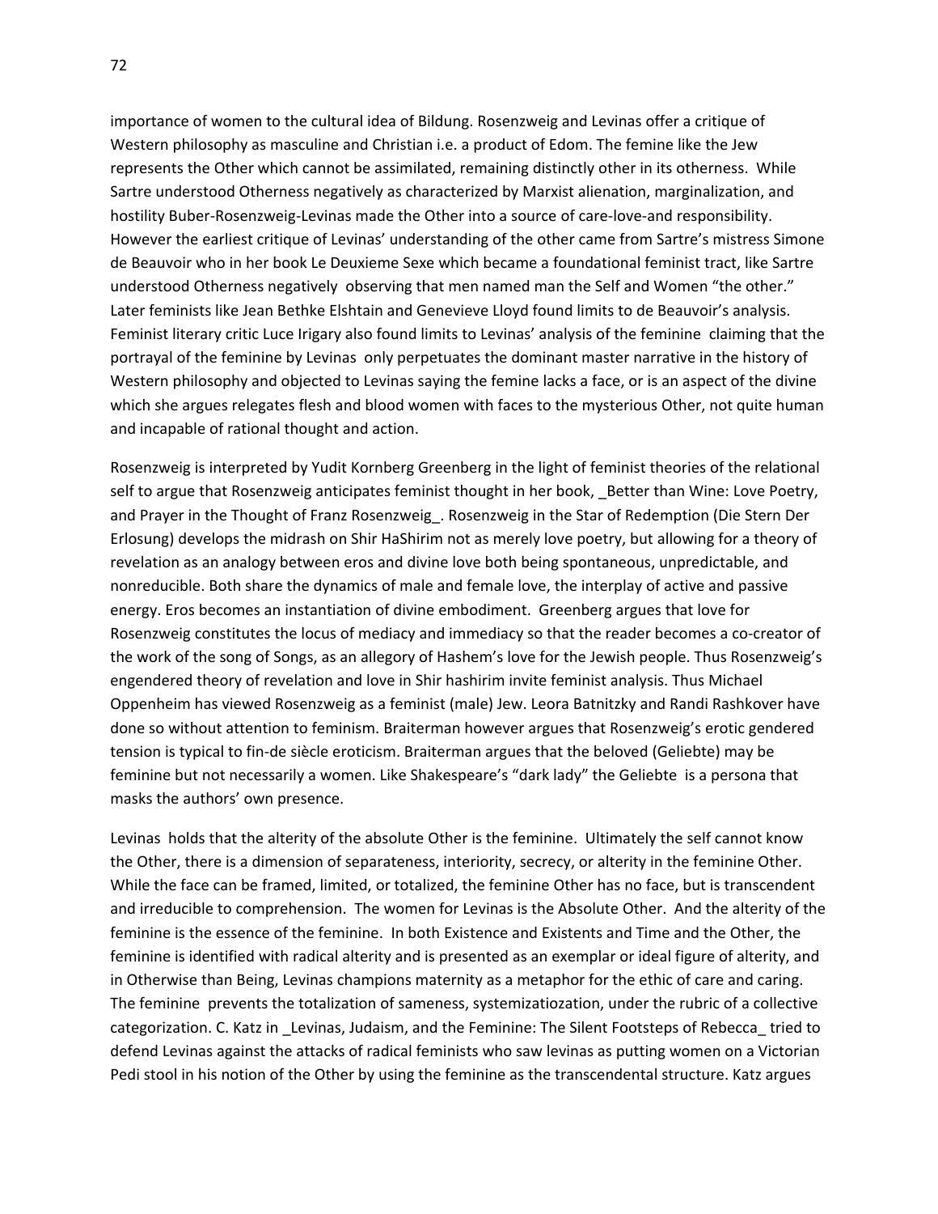importance of women to the cultural idea of Bildung. Rosenzweig and Levinas offer a critique of Western philosophy as masculine and Christian i.e. a product of Edom. The femine like the Jew represents the Other which cannot be assimilated, remaining distinctly other in its otherness. While Sartre understood Otherness negatively as characterized by Marxist alienation, marginalization, and hostility Buber-Rosenzweig-Levinas made the Other into a source of care-love-and responsibility. However the earliest critique of Levinas' understanding of the other came from Sartre's mistress Simone de Beauvoir who in her book Le Deuxieme Sexe which became a foundational feminist tract, like Sartre understood Otherness negatively observing that men named man the Self and Women "the other." Later feminists like Jean Bethke Elshtain and Genevieve Lloyd found limits to de Beauvoir's analysis. Feminist literary critic Luce Irigary also found limits to Levinas' analysis of the feminine claiming that the portrayal of the feminine by Levinas only perpetuates the dominant master narrative in the history of Western philosophy and objected to Levinas saying the femine lacks a face, or is an aspect of the divine which she argues relegates flesh and blood women with faces to the mysterious Other, not quite human and incapable of rational thought and action.

Rosenzweig is interpreted by Yudit Kornberg Greenberg in the light of feminist theories of the relational self to argue that Rosenzweig anticipates feminist thought in her book, _Better than Wine: Love Poetry, and Prayer in the Thought of Franz Rosenzweig_. Rosenzweig in the Star of Redemption (Die Stern Der Erlosung) develops the midrash on Shir HaShirim not as merely love poetry, but allowing for a theory of revelation as an analogy between eros and divine love both being spontaneous, unpredictable, and nonreducible. Both share the dynamics of male and female love, the interplay of active and passive energy. Eros becomes an instantiation of divine embodiment. Greenberg argues that love for Rosenzweig constitutes the locus of mediacy and immediacy so that the reader becomes a co-creator of the work of the song of Songs, as an allegory of Hashem's love for the Jewish people. Thus Rosenzweig's engendered theory of revelation and love in Shir hashirim invite feminist analysis. Thus Michael Oppenheim has viewed Rosenzweig as a feminist (male) Jew. Leora Batnitzky and Randi Rashkover have done so without attention to feminism. Braiterman however argues that Rosenzweig's erotic gendered tension is typical to fin-de siècle eroticism. Braiterman argues that the beloved (Geliebte) may be feminine but not necessarily a women. Like Shakespeare's "dark lady" the Geliebte is a persona that masks the authors' own presence.

Levinas holds that the alterity of the absolute Other is the feminine. Ultimately the self cannot know the Other, there is a dimension of separateness, interiority, secrecy, or alterity in the feminine Other. While the face can be framed, limited, or totalized, the feminine Other has no face, but is transcendent and irreducible to comprehension. The women for Levinas is the Absolute Other. And the alterity of the feminine is the essence of the feminine. In both Existence and Existents and Time and the Other, the feminine is identified with radical alterity and is presented as an exemplar or ideal figure of alterity, and in Otherwise than Being, Levinas champions maternity as a metaphor for the ethic of care and caring. The feminine prevents the totalization of sameness, systemizatiozation, under the rubric of a collective categorization. C. Katz in _Levinas, Judaism, and the Feminine: The Silent Footsteps of Rebecca_ tried to defend Levinas against the attacks of radical feminists who saw levinas as putting women on a Victorian Pedi stool in his notion of the Other by using the feminine as the transcendental structure. Katz argues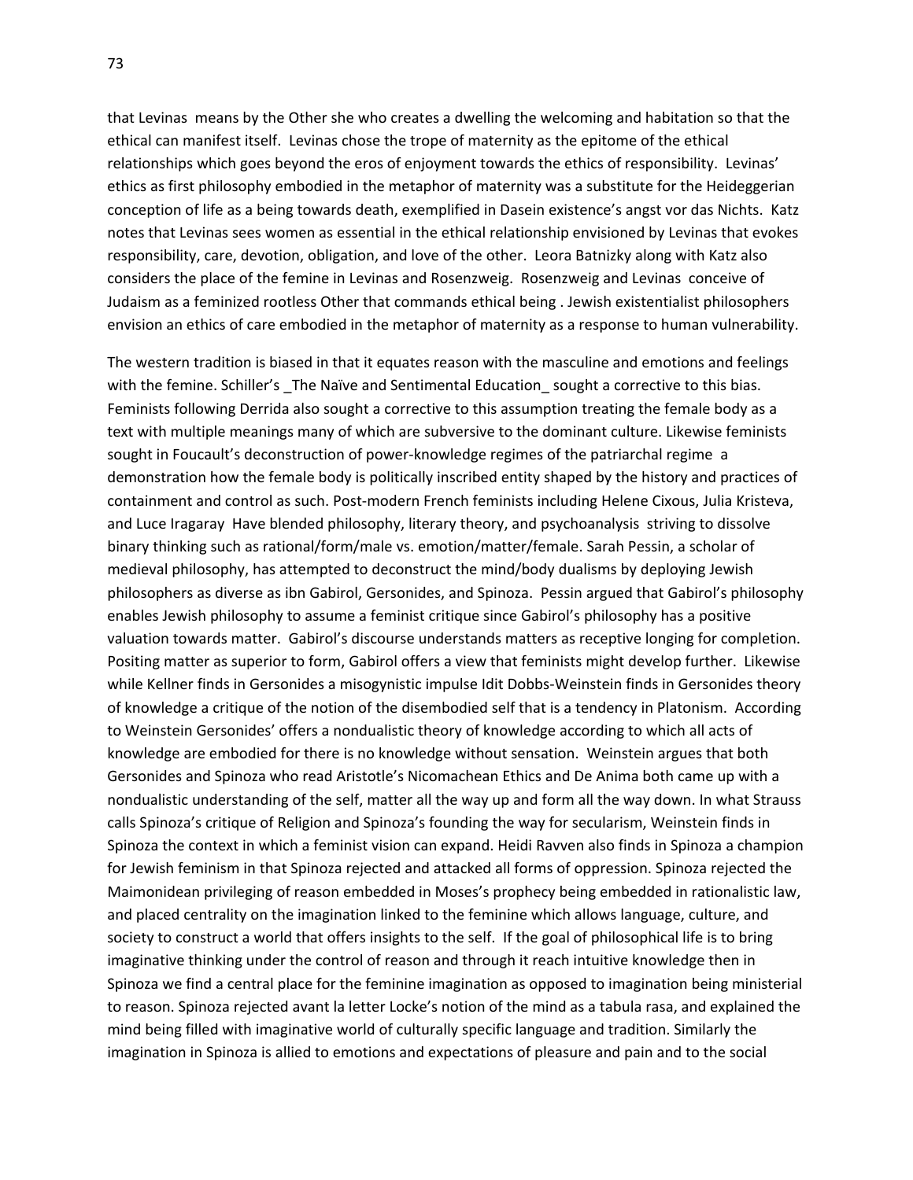that Levinas means by the Other she who creates a dwelling the welcoming and habitation so that the ethical can manifest itself. Levinas chose the trope of maternity as the epitome of the ethical relationships which goes beyond the eros of enjoyment towards the ethics of responsibility. Levinas' ethics as first philosophy embodied in the metaphor of maternity was a substitute for the Heideggerian conception of life as a being towards death, exemplified in Dasein existence's angst vor das Nichts. Katz notes that Levinas sees women as essential in the ethical relationship envisioned by Levinas that evokes responsibility, care, devotion, obligation, and love of the other. Leora Batnizky along with Katz also considers the place of the femine in Levinas and Rosenzweig. Rosenzweig and Levinas conceive of Judaism as a feminized rootless Other that commands ethical being . Jewish existentialist philosophers envision an ethics of care embodied in the metaphor of maternity as a response to human vulnerability.

The western tradition is biased in that it equates reason with the masculine and emotions and feelings with the femine. Schiller's _The Naïve and Sentimental Education_ sought a corrective to this bias. Feminists following Derrida also sought a corrective to this assumption treating the female body as a text with multiple meanings many of which are subversive to the dominant culture. Likewise feminists sought in Foucault's deconstruction of power-knowledge regimes of the patriarchal regime a demonstration how the female body is politically inscribed entity shaped by the history and practices of containment and control as such. Post-modern French feminists including Helene Cixous, Julia Kristeva, and Luce Iragaray Have blended philosophy, literary theory, and psychoanalysis striving to dissolve binary thinking such as rational/form/male vs. emotion/matter/female. Sarah Pessin, a scholar of medieval philosophy, has attempted to deconstruct the mind/body dualisms by deploying Jewish philosophers as diverse as ibn Gabirol, Gersonides, and Spinoza. Pessin argued that Gabirol's philosophy enables Jewish philosophy to assume a feminist critique since Gabirol's philosophy has a positive valuation towards matter. Gabirol's discourse understands matters as receptive longing for completion. Positing matter as superior to form, Gabirol offers a view that feminists might develop further. Likewise while Kellner finds in Gersonides a misogynistic impulse Idit Dobbs-Weinstein finds in Gersonides theory of knowledge a critique of the notion of the disembodied self that is a tendency in Platonism. According to Weinstein Gersonides' offers a nondualistic theory of knowledge according to which all acts of knowledge are embodied for there is no knowledge without sensation. Weinstein argues that both Gersonides and Spinoza who read Aristotle's Nicomachean Ethics and De Anima both came up with a nondualistic understanding of the self, matter all the way up and form all the way down. In what Strauss calls Spinoza's critique of Religion and Spinoza's founding the way for secularism, Weinstein finds in Spinoza the context in which a feminist vision can expand. Heidi Ravven also finds in Spinoza a champion for Jewish feminism in that Spinoza rejected and attacked all forms of oppression. Spinoza rejected the Maimonidean privileging of reason embedded in Moses's prophecy being embedded in rationalistic law, and placed centrality on the imagination linked to the feminine which allows language, culture, and society to construct a world that offers insights to the self. If the goal of philosophical life is to bring imaginative thinking under the control of reason and through it reach intuitive knowledge then in Spinoza we find a central place for the feminine imagination as opposed to imagination being ministerial to reason. Spinoza rejected avant la letter Locke's notion of the mind as a tabula rasa, and explained the mind being filled with imaginative world of culturally specific language and tradition. Similarly the imagination in Spinoza is allied to emotions and expectations of pleasure and pain and to the social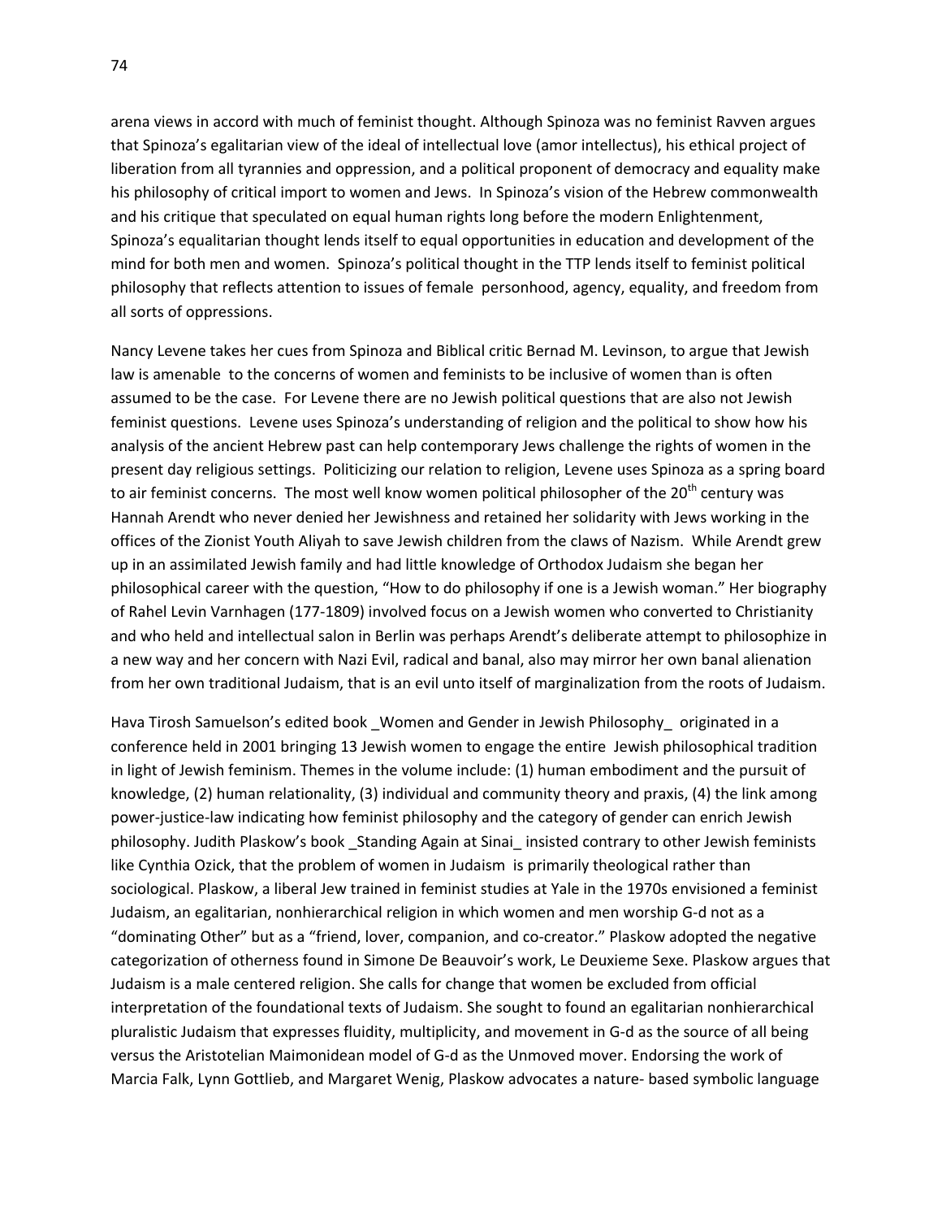arena views in accord with much of feminist thought. Although Spinoza was no feminist Ravven argues that Spinoza's egalitarian view of the ideal of intellectual love (amor intellectus), his ethical project of liberation from all tyrannies and oppression, and a political proponent of democracy and equality make his philosophy of critical import to women and Jews. In Spinoza's vision of the Hebrew commonwealth and his critique that speculated on equal human rights long before the modern Enlightenment, Spinoza's equalitarian thought lends itself to equal opportunities in education and development of the mind for both men and women. Spinoza's political thought in the TTP lends itself to feminist political philosophy that reflects attention to issues of female personhood, agency, equality, and freedom from all sorts of oppressions.

Nancy Levene takes her cues from Spinoza and Biblical critic Bernad M. Levinson, to argue that Jewish law is amenable to the concerns of women and feminists to be inclusive of women than is often assumed to be the case. For Levene there are no Jewish political questions that are also not Jewish feminist questions. Levene uses Spinoza's understanding of religion and the political to show how his analysis of the ancient Hebrew past can help contemporary Jews challenge the rights of women in the present day religious settings. Politicizing our relation to religion, Levene uses Spinoza as a spring board to air feminist concerns. The most well know women political philosopher of the 20th century was Hannah Arendt who never denied her Jewishness and retained her solidarity with Jews working in the offices of the Zionist Youth Aliyah to save Jewish children from the claws of Nazism. While Arendt grew up in an assimilated Jewish family and had little knowledge of Orthodox Judaism she began her philosophical career with the question, "How to do philosophy if one is a Jewish woman." Her biography of Rahel Levin Varnhagen (177-1809) involved focus on a Jewish women who converted to Christianity and who held and intellectual salon in Berlin was perhaps Arendt's deliberate attempt to philosophize in a new way and her concern with Nazi Evil, radical and banal, also may mirror her own banal alienation from her own traditional Judaism, that is an evil unto itself of marginalization from the roots of Judaism.

Hava Tirosh Samuelson's edited book _Women and Gender in Jewish Philosophy_ originated in a conference held in 2001 bringing 13 Jewish women to engage the entire Jewish philosophical tradition in light of Jewish feminism. Themes in the volume include: (1) human embodiment and the pursuit of knowledge, (2) human relationality, (3) individual and community theory and praxis, (4) the link among power-justice-law indicating how feminist philosophy and the category of gender can enrich Jewish philosophy. Judith Plaskow's book _Standing Again at Sinai_ insisted contrary to other Jewish feminists like Cynthia Ozick, that the problem of women in Judaism is primarily theological rather than sociological. Plaskow, a liberal Jew trained in feminist studies at Yale in the 1970s envisioned a feminist Judaism, an egalitarian, nonhierarchical religion in which women and men worship G-d not as a "dominating Other" but as a "friend, lover, companion, and co-creator." Plaskow adopted the negative categorization of otherness found in Simone De Beauvoir's work, Le Deuxieme Sexe. Plaskow argues that Judaism is a male centered religion. She calls for change that women be excluded from official interpretation of the foundational texts of Judaism. She sought to found an egalitarian nonhierarchical pluralistic Judaism that expresses fluidity, multiplicity, and movement in G-d as the source of all being versus the Aristotelian Maimonidean model of G-d as the Unmoved mover. Endorsing the work of Marcia Falk, Lynn Gottlieb, and Margaret Wenig, Plaskow advocates a nature- based symbolic language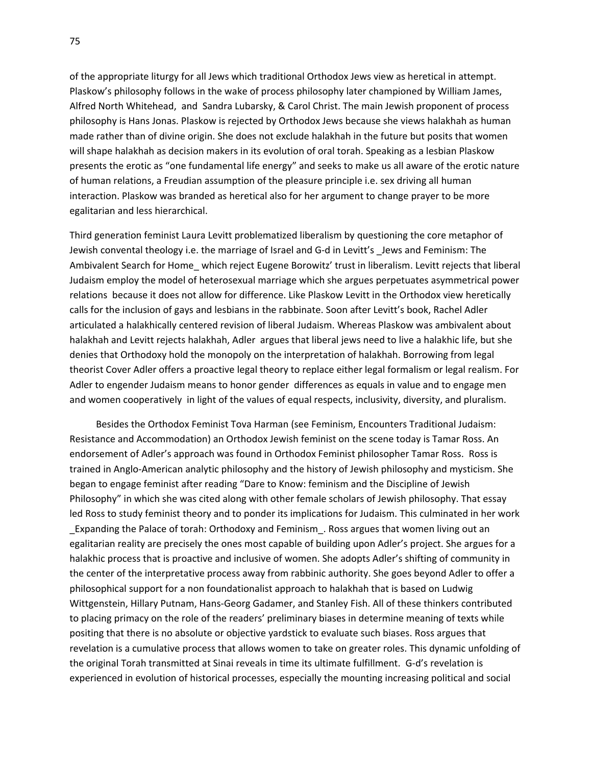of the appropriate liturgy for all Jews which traditional Orthodox Jews view as heretical in attempt. Plaskow's philosophy follows in the wake of process philosophy later championed by William James, Alfred North Whitehead, and Sandra Lubarsky, & Carol Christ. The main Jewish proponent of process philosophy is Hans Jonas. Plaskow is rejected by Orthodox Jews because she views halakhah as human made rather than of divine origin. She does not exclude halakhah in the future but posits that women will shape halakhah as decision makers in its evolution of oral torah. Speaking as a lesbian Plaskow presents the erotic as "one fundamental life energy" and seeks to make us all aware of the erotic nature of human relations, a Freudian assumption of the pleasure principle i.e. sex driving all human interaction. Plaskow was branded as heretical also for her argument to change prayer to be more egalitarian and less hierarchical.

Third generation feminist Laura Levitt problematized liberalism by questioning the core metaphor of Jewish convental theology i.e. the marriage of Israel and G-d in Levitt's _Jews and Feminism: The Ambivalent Search for Home_ which reject Eugene Borowitz' trust in liberalism. Levitt rejects that liberal Judaism employ the model of heterosexual marriage which she argues perpetuates asymmetrical power relations because it does not allow for difference. Like Plaskow Levitt in the Orthodox view heretically calls for the inclusion of gays and lesbians in the rabbinate. Soon after Levitt's book, Rachel Adler articulated a halakhically centered revision of liberal Judaism. Whereas Plaskow was ambivalent about halakhah and Levitt rejects halakhah, Adler argues that liberal jews need to live a halakhic life, but she denies that Orthodoxy hold the monopoly on the interpretation of halakhah. Borrowing from legal theorist Cover Adler offers a proactive legal theory to replace either legal formalism or legal realism. For Adler to engender Judaism means to honor gender differences as equals in value and to engage men and women cooperatively in light of the values of equal respects, inclusivity, diversity, and pluralism.

Besides the Orthodox Feminist Tova Harman (see Feminism, Encounters Traditional Judaism: Resistance and Accommodation) an Orthodox Jewish feminist on the scene today is Tamar Ross. An endorsement of Adler's approach was found in Orthodox Feminist philosopher Tamar Ross. Ross is trained in Anglo-American analytic philosophy and the history of Jewish philosophy and mysticism. She began to engage feminist after reading "Dare to Know: feminism and the Discipline of Jewish Philosophy" in which she was cited along with other female scholars of Jewish philosophy. That essay led Ross to study feminist theory and to ponder its implications for Judaism. This culminated in her work _Expanding the Palace of torah: Orthodoxy and Feminism_. Ross argues that women living out an egalitarian reality are precisely the ones most capable of building upon Adler's project. She argues for a halakhic process that is proactive and inclusive of women. She adopts Adler's shifting of community in the center of the interpretative process away from rabbinic authority. She goes beyond Adler to offer a philosophical support for a non foundationalist approach to halakhah that is based on Ludwig Wittgenstein, Hillary Putnam, Hans-Georg Gadamer, and Stanley Fish. All of these thinkers contributed to placing primacy on the role of the readers' preliminary biases in determine meaning of texts while positing that there is no absolute or objective yardstick to evaluate such biases. Ross argues that revelation is a cumulative process that allows women to take on greater roles. This dynamic unfolding of the original Torah transmitted at Sinai reveals in time its ultimate fulfillment. G-d's revelation is experienced in evolution of historical processes, especially the mounting increasing political and social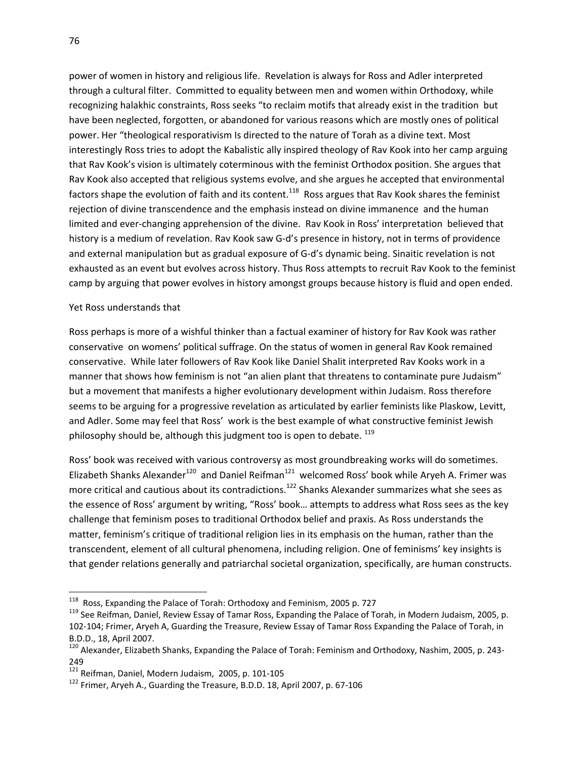power of women in history and religious life. Revelation is always for Ross and Adler interpreted through a cultural filter. Committed to equality between men and women within Orthodoxy, while recognizing halakhic constraints, Ross seeks "to reclaim motifs that already exist in the tradition but have been neglected, forgotten, or abandoned for various reasons which are mostly ones of political power. Her "theological resporativism Is directed to the nature of Torah as a divine text. Most interestingly Ross tries to adopt the Kabalistic ally inspired theology of Rav Kook into her camp arguing that Rav Kook's vision is ultimately coterminous with the feminist Orthodox position. She argues that Rav Kook also accepted that religious systems evolve, and she argues he accepted that environmental factors shape the evolution of faith and its content.[118] Ross argues that Rav Kook shares the feminist rejection of divine transcendence and the emphasis instead on divine immanence and the human limited and ever-changing apprehension of the divine. Rav Kook in Ross' interpretation believed that history is a medium of revelation. Rav Kook saw G-d's presence in history, not in terms of providence and external manipulation but as gradual exposure of G-d's dynamic being. Sinaitic revelation is not exhausted as an event but evolves across history. Thus Ross attempts to recruit Rav Kook to the feminist camp by arguing that power evolves in history amongst groups because history is fluid and open ended.

Yet Ross understands that

Ross perhaps is more of a wishful thinker than a factual examiner of history for Rav Kook was rather conservative on womens' political suffrage. On the status of women in general Rav Kook remained conservative. While later followers of Rav Kook like Daniel Shalit interpreted Rav Kooks work in a manner that shows how feminism is not "an alien plant that threatens to contaminate pure Judaism" but a movement that manifests a higher evolutionary development within Judaism. Ross therefore seems to be arguing for a progressive revelation as articulated by earlier feminists like Plaskow, Levitt, and Adler. Some may feel that Ross' work is the best example of what constructive feminist Jewish philosophy should be, although this judgment too is open to debate. [119]

Ross' book was received with various controversy as most groundbreaking works will do sometimes. Elizabeth Shanks Alexander[120] and Daniel Reifman[121] welcomed Ross' book while Aryeh A. Frimer was more critical and cautious about its contradictions.[122] Shanks Alexander summarizes what she sees as the essence of Ross' argument by writing, "Ross' book… attempts to address what Ross sees as the key challenge that feminism poses to traditional Orthodox belief and praxis. As Ross understands the matter, feminism's critique of traditional religion lies in its emphasis on the human, rather than the transcendent, element of all cultural phenomena, including religion. One of feminisms' key insights is that gender relations generally and patriarchal societal organization, specifically, are human constructs.

---

[118] Ross, Expanding the Palace of Torah: Orthodoxy and Feminism, 2005 p. 727

[119] See Reifman, Daniel, Review Essay of Tamar Ross, Expanding the Palace of Torah, in Modern Judaism, 2005, p. 102-104; Frimer, Aryeh A, Guarding the Treasure, Review Essay of Tamar Ross Expanding the Palace of Torah, in B.D.D., 18, April 2007.

[120] Alexander, Elizabeth Shanks, Expanding the Palace of Torah: Feminism and Orthodoxy, Nashim, 2005, p. 243-249

[121] Reifman, Daniel, Modern Judaism, 2005, p. 101-105

[122] Frimer, Aryeh A., Guarding the Treasure, B.D.D. 18, April 2007, p. 67-106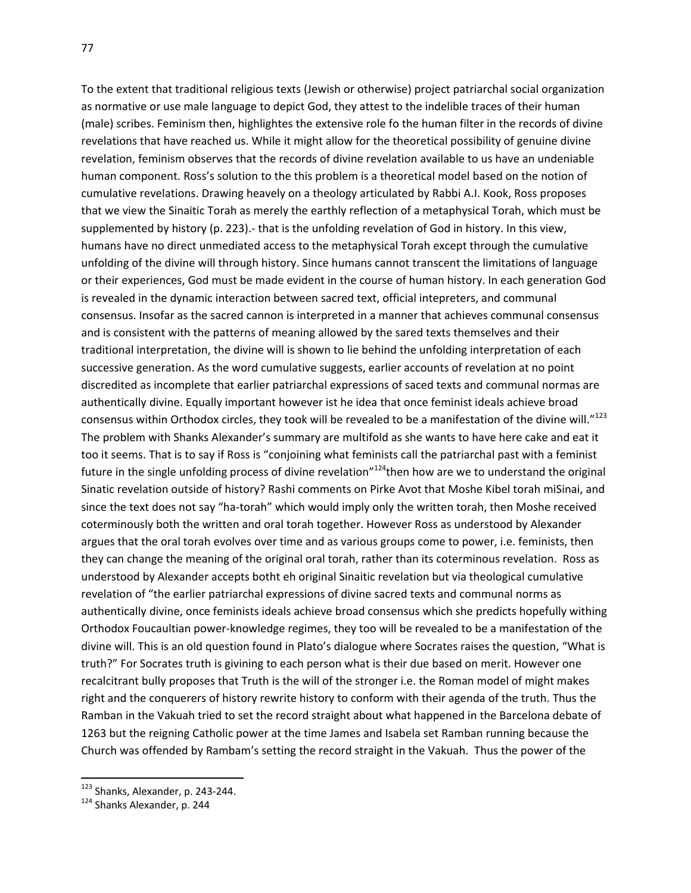To the extent that traditional religious texts (Jewish or otherwise) project patriarchal social organization as normative or use male language to depict God, they attest to the indelible traces of their human (male) scribes. Feminism then, highlightes the extensive role fo the human filter in the records of divine revelations that have reached us. While it might allow for the theoretical possibility of genuine divine revelation, feminism observes that the records of divine revelation available to us have an undeniable human component. Ross's solution to the this problem is a theoretical model based on the notion of cumulative revelations. Drawing heavily on a theology articulated by Rabbi A.I. Kook, Ross proposes that we view the Sinaitic Torah as merely the earthly reflection of a metaphysical Torah, which must be supplemented by history (p. 223).- that is the unfolding revelation of God in history. In this view, humans have no direct unmediated access to the metaphysical Torah except through the cumulative unfolding of the divine will through history. Since humans cannot transcent the limitations of language or their experiences, God must be made evident in the course of human history. In each generation God is revealed in the dynamic interaction between sacred text, official intepreters, and communal consensus. Insofar as the sacred cannon is interpreted in a manner that achieves communal consensus and is consistent with the patterns of meaning allowed by the sared texts themselves and their traditional interpretation, the divine will is shown to lie behind the unfolding interpretation of each successive generation. As the word cumulative suggests, earlier accounts of revelation at no point discredited as incomplete that earlier patriarchal expressions of saced texts and communal normas are authentically divine. Equally important however ist he idea that once feminist ideals achieve broad consensus within Orthodox circles, they took will be revealed to be a manifestation of the divine will."[123] The problem with Shanks Alexander's summary are multifold as she wants to have here cake and eat it too it seems. That is to say if Ross is "conjoining what feminists call the patriarchal past with a feminist future in the single unfolding process of divine revelation"[124]then how are we to understand the original Sinatic revelation outside of history? Rashi comments on Pirke Avot that Moshe Kibel torah miSinai, and since the text does not say "ha-torah" which would imply only the written torah, then Moshe received coterminously both the written and oral torah together. However Ross as understood by Alexander argues that the oral torah evolves over time and as various groups come to power, i.e. feminists, then they can change the meaning of the original oral torah, rather than its coterminous revelation.  Ross as understood by Alexander accepts botht eh original Sinaitic revelation but via theological cumulative revelation of "the earlier patriarchal expressions of divine sacred texts and communal norms as authentically divine, once feminists ideals achieve broad consensus which she predicts hopefully withing Orthodox Foucaultian power-knowledge regimes, they too will be revealed to be a manifestation of the divine will. This is an old question found in Plato's dialogue where Socrates raises the question, "What is truth?" For Socrates truth is givining to each person what is their due based on merit. However one recalcitrant bully proposes that Truth is the will of the stronger i.e. the Roman model of might makes right and the conquerers of history rewrite history to conform with their agenda of the truth. Thus the Ramban in the Vakuah tried to set the record straight about what happened in the Barcelona debate of 1263 but the reigning Catholic power at the time James and Isabela set Ramban running because the Church was offended by Rambam's setting the record straight in the Vakuah.  Thus the power of the

---

[123] Shanks, Alexander, p. 243-244.

[124] Shanks Alexander, p. 244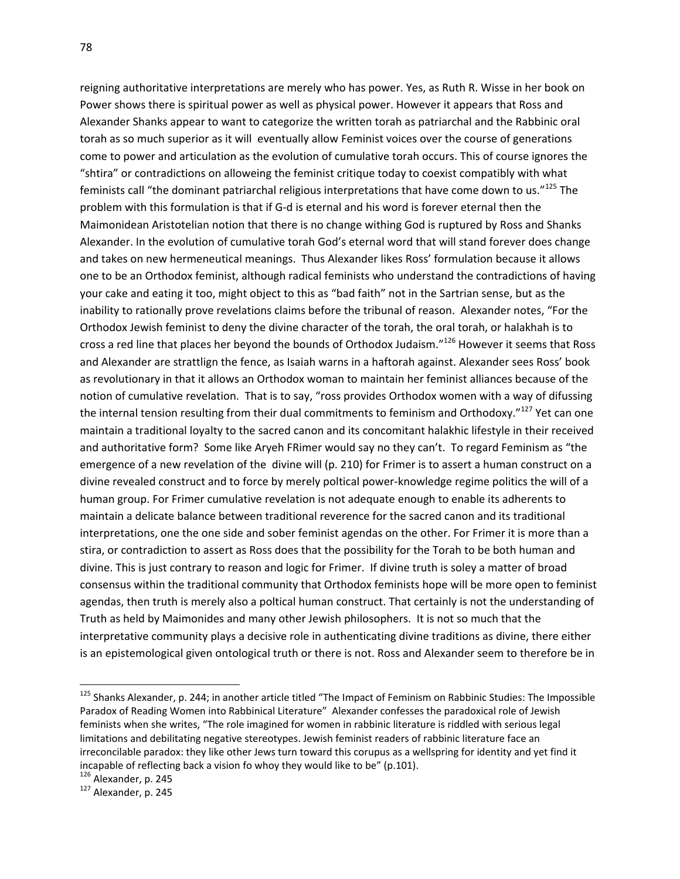reigning authoritative interpretations are merely who has power. Yes, as Ruth R. Wisse in her book on Power shows there is spiritual power as well as physical power. However it appears that Ross and Alexander Shanks appear to want to categorize the written torah as patriarchal and the Rabbinic oral torah as so much superior as it will eventually allow Feminist voices over the course of generations come to power and articulation as the evolution of cumulative torah occurs. This of course ignores the "shtira" or contradictions on alloweing the feminist critique today to coexist compatibly with what feminists call "the dominant patriarchal religious interpretations that have come down to us."[125] The problem with this formulation is that if G-d is eternal and his word is forever eternal then the Maimonidean Aristotelian notion that there is no change withing God is ruptured by Ross and Shanks Alexander. In the evolution of cumulative torah God's eternal word that will stand forever does change and takes on new hermeneutical meanings. Thus Alexander likes Ross' formulation because it allows one to be an Orthodox feminist, although radical feminists who understand the contradictions of having your cake and eating it too, might object to this as "bad faith" not in the Sartrian sense, but as the inability to rationally prove revelations claims before the tribunal of reason. Alexander notes, "For the Orthodox Jewish feminist to deny the divine character of the torah, the oral torah, or halakhah is to cross a red line that places her beyond the bounds of Orthodox Judaism."[126] However it seems that Ross and Alexander are strattlign the fence, as Isaiah warns in a haftorah against. Alexander sees Ross' book as revolutionary in that it allows an Orthodox woman to maintain her feminist alliances because of the notion of cumulative revelation. That is to say, "ross provides Orthodox women with a way of difussing the internal tension resulting from their dual commitments to feminism and Orthodoxy."[127] Yet can one maintain a traditional loyalty to the sacred canon and its concomitant halakhic lifestyle in their received and authoritative form? Some like Aryeh FRimer would say no they can't. To regard Feminism as "the emergence of a new revelation of the divine will (p. 210) for Frimer is to assert a human construct on a divine revealed construct and to force by merely poltical power-knowledge regime politics the will of a human group. For Frimer cumulative revelation is not adequate enough to enable its adherents to maintain a delicate balance between traditional reverence for the sacred canon and its traditional interpretations, one the one side and sober feminist agendas on the other. For Frimer it is more than a stira, or contradiction to assert as Ross does that the possibility for the Torah to be both human and divine. This is just contrary to reason and logic for Frimer. If divine truth is soley a matter of broad consensus within the traditional community that Orthodox feminists hope will be more open to feminist agendas, then truth is merely also a poltical human construct. That certainly is not the understanding of Truth as held by Maimonides and many other Jewish philosophers. It is not so much that the interpretative community plays a decisive role in authenticating divine traditions as divine, there either is an epistemological given ontological truth or there is not. Ross and Alexander seem to therefore be in

---

[125] Shanks Alexander, p. 244; in another article titled "The Impact of Feminism on Rabbinic Studies: The Impossible Paradox of Reading Women into Rabbinical Literature" Alexander confesses the paradoxical role of Jewish feminists when she writes, "The role imagined for women in rabbinic literature is riddled with serious legal limitations and debilitating negative stereotypes. Jewish feminist readers of rabbinic literature face an irreconcilable paradox: they like other Jews turn toward this corupus as a wellspring for identity and yet find it incapable of reflecting back a vision fo whoy they would like to be" (p.101).

[126] Alexander, p. 245

[127] Alexander, p. 245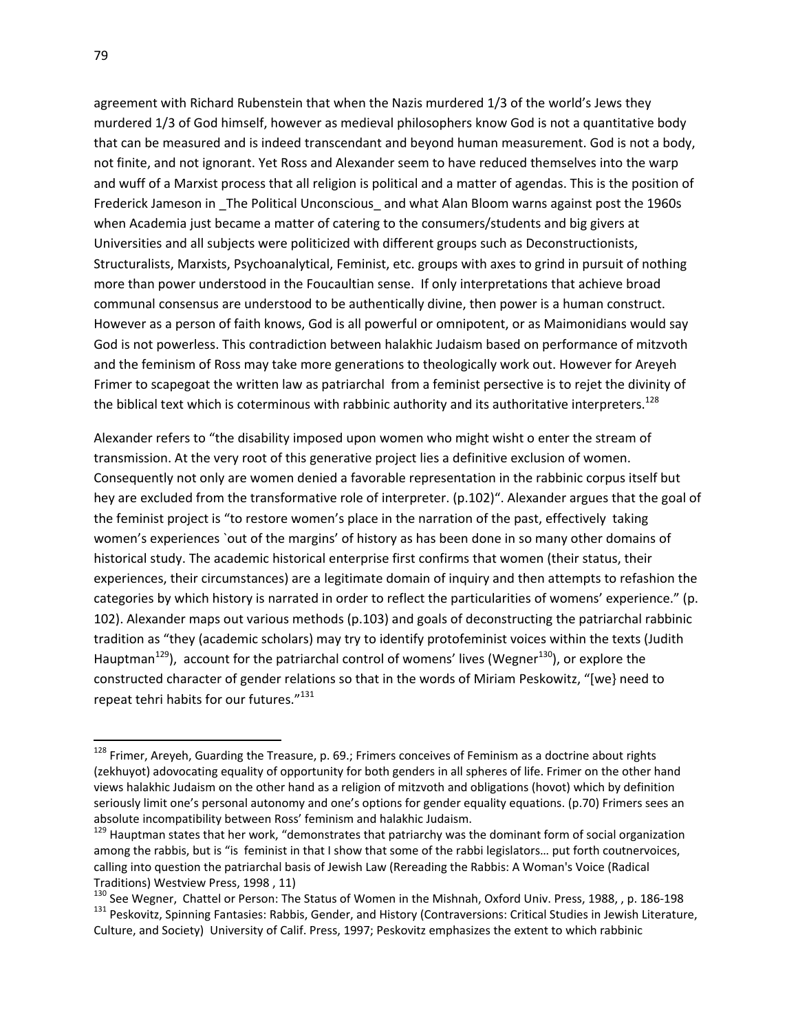agreement with Richard Rubenstein that when the Nazis murdered 1/3 of the world's Jews they murdered 1/3 of God himself, however as medieval philosophers know God is not a quantitative body that can be measured and is indeed transcendant and beyond human measurement. God is not a body, not finite, and not ignorant. Yet Ross and Alexander seem to have reduced themselves into the warp and wuff of a Marxist process that all religion is political and a matter of agendas. This is the position of Frederick Jameson in _The Political Unconscious_ and what Alan Bloom warns against post the 1960s when Academia just became a matter of catering to the consumers/students and big givers at Universities and all subjects were politicized with different groups such as Deconstructionists, Structuralists, Marxists, Psychoanalytical, Feminist, etc. groups with axes to grind in pursuit of nothing more than power understood in the Foucaultian sense. If only interpretations that achieve broad communal consensus are understood to be authentically divine, then power is a human construct. However as a person of faith knows, God is all powerful or omnipotent, or as Maimonidians would say God is not powerless. This contradiction between halakhic Judaism based on performance of mitzvoth and the feminism of Ross may take more generations to theologically work out. However for Areyeh Frimer to scapegoat the written law as patriarchal from a feminist persective is to rejet the divinity of the biblical text which is coterminous with rabbinic authority and its authoritative interpreters.[128]

Alexander refers to "the disability imposed upon women who might wisht o enter the stream of transmission. At the very root of this generative project lies a definitive exclusion of women. Consequently not only are women denied a favorable representation in the rabbinic corpus itself but hey are excluded from the transformative role of interpreter. (p.102)". Alexander argues that the goal of the feminist project is "to restore women's place in the narration of the past, effectively taking women's experiences `out of the margins' of history as has been done in so many other domains of historical study. The academic historical enterprise first confirms that women (their status, their experiences, their circumstances) are a legitimate domain of inquiry and then attempts to refashion the categories by which history is narrated in order to reflect the particularities of womens' experience." (p. 102). Alexander maps out various methods (p.103) and goals of deconstructing the patriarchal rabbinic tradition as "they (academic scholars) may try to identify protofeminist voices within the texts (Judith Hauptman[129]), account for the patriarchal control of womens' lives (Wegner[130]), or explore the constructed character of gender relations so that in the words of Miriam Peskowitz, "[we} need to repeat tehri habits for our futures."[131]

---

[128] Frimer, Areyeh, Guarding the Treasure, p. 69.; Frimers conceives of Feminism as a doctrine about rights (zekhuyot) adovocating equality of opportunity for both genders in all spheres of life. Frimer on the other hand views halakhic Judaism on the other hand as a religion of mitzvoth and obligations (hovot) which by definition seriously limit one's personal autonomy and one's options for gender equality equations. (p.70) Frimers sees an absolute incompatibility between Ross' feminism and halakhic Judaism.

[129] Hauptman states that her work, "demonstrates that patriarchy was the dominant form of social organization among the rabbis, but is "is feminist in that I show that some of the rabbi legislators… put forth coutnervoices, calling into question the patriarchal basis of Jewish Law (Rereading the Rabbis: A Woman's Voice (Radical Traditions) Westview Press, 1998 , 11)

[130] See Wegner, Chattel or Person: The Status of Women in the Mishnah, Oxford Univ. Press, 1988, , p. 186-198

[131] Peskovitz, Spinning Fantasies: Rabbis, Gender, and History (Contraversions: Critical Studies in Jewish Literature, Culture, and Society) University of Calif. Press, 1997; Peskovitz emphasizes the extent to which rabbinic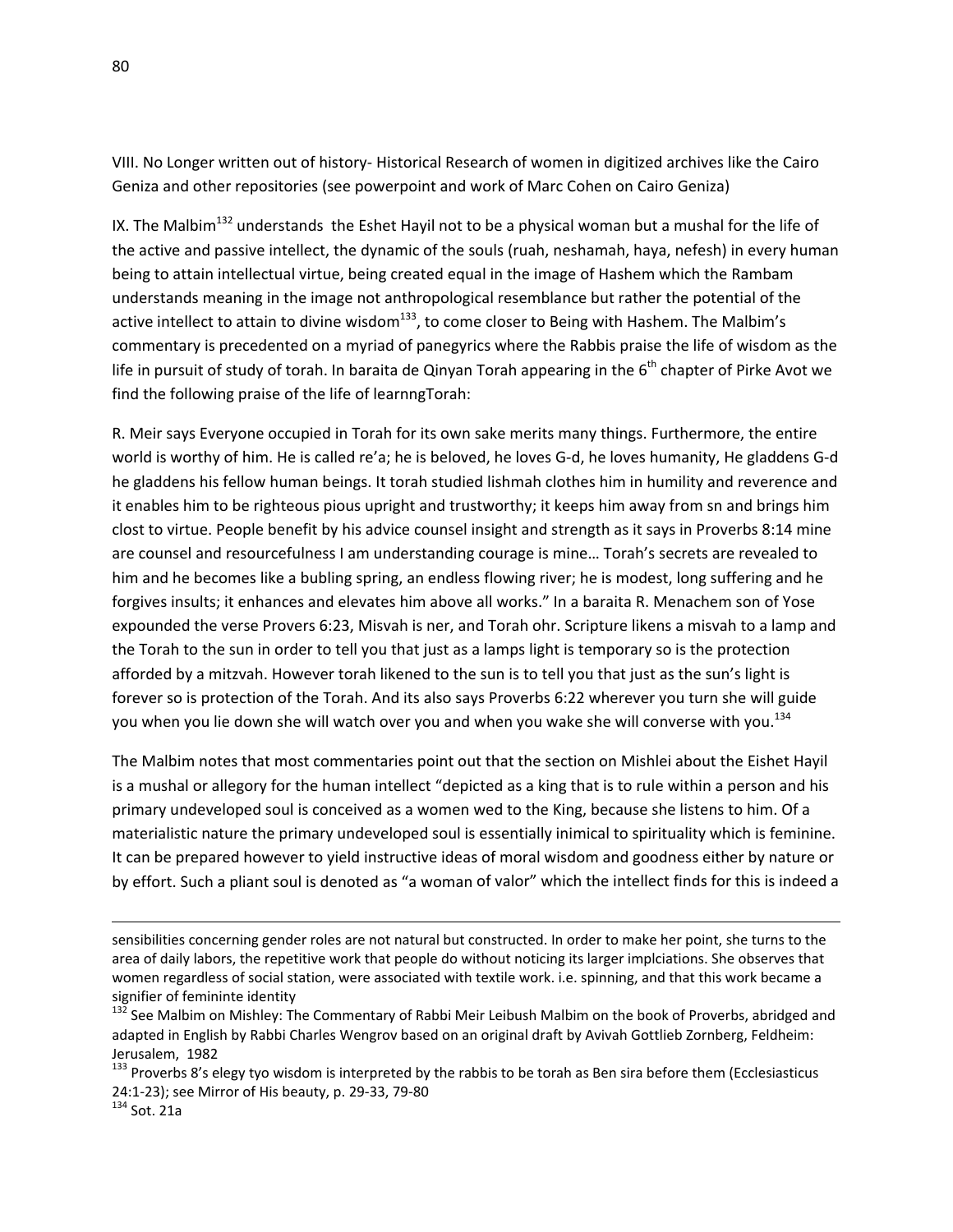VIII. No Longer written out of history- Historical Research of women in digitized archives like the Cairo Geniza and other repositories (see powerpoint and work of Marc Cohen on Cairo Geniza)

IX. The Malbim[132] understands the Eshet Hayil not to be a physical woman but a mushal for the life of the active and passive intellect, the dynamic of the souls (ruah, neshamah, haya, nefesh) in every human being to attain intellectual virtue, being created equal in the image of Hashem which the Rambam understands meaning in the image not anthropological resemblance but rather the potential of the active intellect to attain to divine wisdom[133], to come closer to Being with Hashem. The Malbim's commentary is precedented on a myriad of panegyrics where the Rabbis praise the life of wisdom as the life in pursuit of study of torah. In baraita de Qinyan Torah appearing in the 6th chapter of Pirke Avot we find the following praise of the life of learnngTorah:

R. Meir says Everyone occupied in Torah for its own sake merits many things. Furthermore, the entire world is worthy of him. He is called re'a; he is beloved, he loves G-d, he loves humanity, He gladdens G-d he gladdens his fellow human beings. It torah studied lishmah clothes him in humility and reverence and it enables him to be righteous pious upright and trustworthy; it keeps him away from sn and brings him clost to virtue. People benefit by his advice counsel insight and strength as it says in Proverbs 8:14 mine are counsel and resourcefulness I am understanding courage is mine… Torah's secrets are revealed to him and he becomes like a bubling spring, an endless flowing river; he is modest, long suffering and he forgives insults; it enhances and elevates him above all works." In a baraita R. Menachem son of Yose expounded the verse Provers 6:23, Misvah is ner, and Torah ohr. Scripture likens a misvah to a lamp and the Torah to the sun in order to tell you that just as a lamps light is temporary so is the protection afforded by a mitzvah. However torah likened to the sun is to tell you that just as the sun's light is forever so is protection of the Torah. And its also says Proverbs 6:22 wherever you turn she will guide you when you lie down she will watch over you and when you wake she will converse with you.[134]

The Malbim notes that most commentaries point out that the section on Mishlei about the Eishet Hayil is a mushal or allegory for the human intellect "depicted as a king that is to rule within a person and his primary undeveloped soul is conceived as a women wed to the King, because she listens to him. Of a materialistic nature the primary undeveloped soul is essentially inimical to spirituality which is feminine. It can be prepared however to yield instructive ideas of moral wisdom and goodness either by nature or by effort. Such a pliant soul is denoted as "a woman of valor" which the intellect finds for this is indeed a

---

sensibilities concerning gender roles are not natural but constructed. In order to make her point, she turns to the area of daily labors, the repetitive work that people do without noticing its larger implciations. She observes that women regardless of social station, were associated with textile work. i.e. spinning, and that this work became a signifier of femininte identity

[132] See Malbim on Mishley: The Commentary of Rabbi Meir Leibush Malbim on the book of Proverbs, abridged and adapted in English by Rabbi Charles Wengrov based on an original draft by Avivah Gottlieb Zornberg, Feldheim: Jerusalem, 1982

[133] Proverbs 8's elegy tyo wisdom is interpreted by the rabbis to be torah as Ben sira before them (Ecclesiasticus 24:1-23); see Mirror of His beauty, p. 29-33, 79-80

[134] Sot. 21a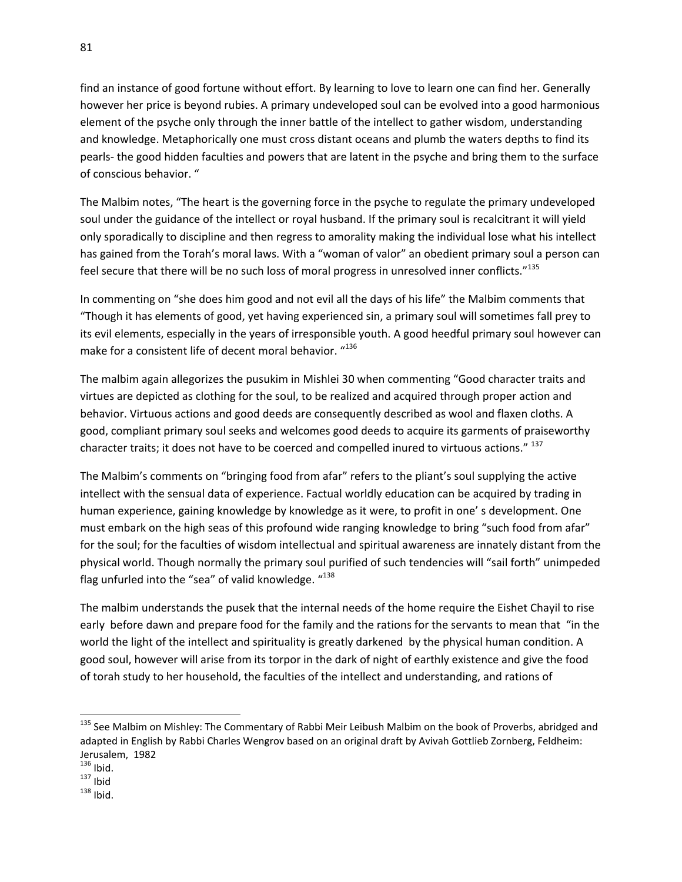find an instance of good fortune without effort. By learning to love to learn one can find her. Generally however her price is beyond rubies. A primary undeveloped soul can be evolved into a good harmonious element of the psyche only through the inner battle of the intellect to gather wisdom, understanding and knowledge. Metaphorically one must cross distant oceans and plumb the waters depths to find its pearls- the good hidden faculties and powers that are latent in the psyche and bring them to the surface of conscious behavior. "

The Malbim notes, "The heart is the governing force in the psyche to regulate the primary undeveloped soul under the guidance of the intellect or royal husband. If the primary soul is recalcitrant it will yield only sporadically to discipline and then regress to amorality making the individual lose what his intellect has gained from the Torah's moral laws. With a "woman of valor" an obedient primary soul a person can feel secure that there will be no such loss of moral progress in unresolved inner conflicts."[135]

In commenting on "she does him good and not evil all the days of his life" the Malbim comments that "Though it has elements of good, yet having experienced sin, a primary soul will sometimes fall prey to its evil elements, especially in the years of irresponsible youth. A good heedful primary soul however can make for a consistent life of decent moral behavior. "[136]

The malbim again allegorizes the pusukim in Mishlei 30 when commenting "Good character traits and virtues are depicted as clothing for the soul, to be realized and acquired through proper action and behavior. Virtuous actions and good deeds are consequently described as wool and flaxen cloths. A good, compliant primary soul seeks and welcomes good deeds to acquire its garments of praiseworthy character traits; it does not have to be coerced and compelled inured to virtuous actions." [137]

The Malbim's comments on "bringing food from afar" refers to the pliant's soul supplying the active intellect with the sensual data of experience. Factual worldly education can be acquired by trading in human experience, gaining knowledge by knowledge as it were, to profit in one' s development. One must embark on the high seas of this profound wide ranging knowledge to bring "such food from afar" for the soul; for the faculties of wisdom intellectual and spiritual awareness are innately distant from the physical world. Though normally the primary soul purified of such tendencies will "sail forth" unimpeded flag unfurled into the "sea" of valid knowledge. "[138]

The malbim understands the pusek that the internal needs of the home require the Eishet Chayil to rise early before dawn and prepare food for the family and the rations for the servants to mean that "in the world the light of the intellect and spirituality is greatly darkened by the physical human condition. A good soul, however will arise from its torpor in the dark of night of earthly existence and give the food of torah study to her household, the faculties of the intellect and understanding, and rations of

---

[135] See Malbim on Mishley: The Commentary of Rabbi Meir Leibush Malbim on the book of Proverbs, abridged and adapted in English by Rabbi Charles Wengrov based on an original draft by Avivah Gottlieb Zornberg, Feldheim: Jerusalem, 1982

[136] Ibid.

[137] Ibid

[138] Ibid.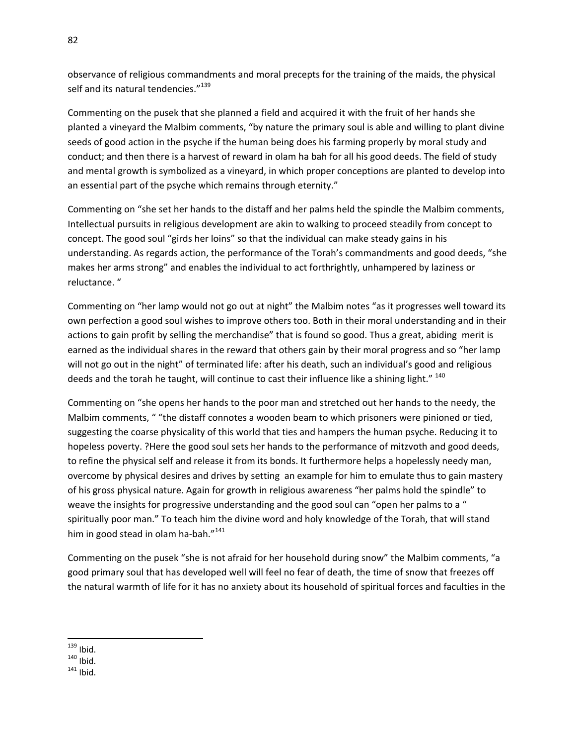observance of religious commandments and moral precepts for the training of the maids, the physical self and its natural tendencies."[139]

Commenting on the pusek that she planned a field and acquired it with the fruit of her hands she planted a vineyard the Malbim comments, "by nature the primary soul is able and willing to plant divine seeds of good action in the psyche if the human being does his farming properly by moral study and conduct; and then there is a harvest of reward in olam ha bah for all his good deeds. The field of study and mental growth is symbolized as a vineyard, in which proper conceptions are planted to develop into an essential part of the psyche which remains through eternity."

Commenting on "she set her hands to the distaff and her palms held the spindle the Malbim comments, Intellectual pursuits in religious development are akin to walking to proceed steadily from concept to concept. The good soul "girds her loins" so that the individual can make steady gains in his understanding. As regards action, the performance of the Torah's commandments and good deeds, "she makes her arms strong" and enables the individual to act forthrightly, unhampered by laziness or reluctance. "

Commenting on "her lamp would not go out at night" the Malbim notes "as it progresses well toward its own perfection a good soul wishes to improve others too. Both in their moral understanding and in their actions to gain profit by selling the merchandise" that is found so good. Thus a great, abiding merit is earned as the individual shares in the reward that others gain by their moral progress and so "her lamp will not go out in the night" of terminated life: after his death, such an individual's good and religious deeds and the torah he taught, will continue to cast their influence like a shining light." [140]

Commenting on "she opens her hands to the poor man and stretched out her hands to the needy, the Malbim comments, " "the distaff connotes a wooden beam to which prisoners were pinioned or tied, suggesting the coarse physicality of this world that ties and hampers the human psyche. Reducing it to hopeless poverty. ?Here the good soul sets her hands to the performance of mitzvoth and good deeds, to refine the physical self and release it from its bonds. It furthermore helps a hopelessly needy man, overcome by physical desires and drives by setting an example for him to emulate thus to gain mastery of his gross physical nature. Again for growth in religious awareness "her palms hold the spindle" to weave the insights for progressive understanding and the good soul can "open her palms to a " spiritually poor man." To teach him the divine word and holy knowledge of the Torah, that will stand him in good stead in olam ha-bah."[141]

Commenting on the pusek "she is not afraid for her household during snow" the Malbim comments, "a good primary soul that has developed well will feel no fear of death, the time of snow that freezes off the natural warmth of life for it has no anxiety about its household of spiritual forces and faculties in the

---

[139] Ibid.

[140] Ibid.

[141] Ibid.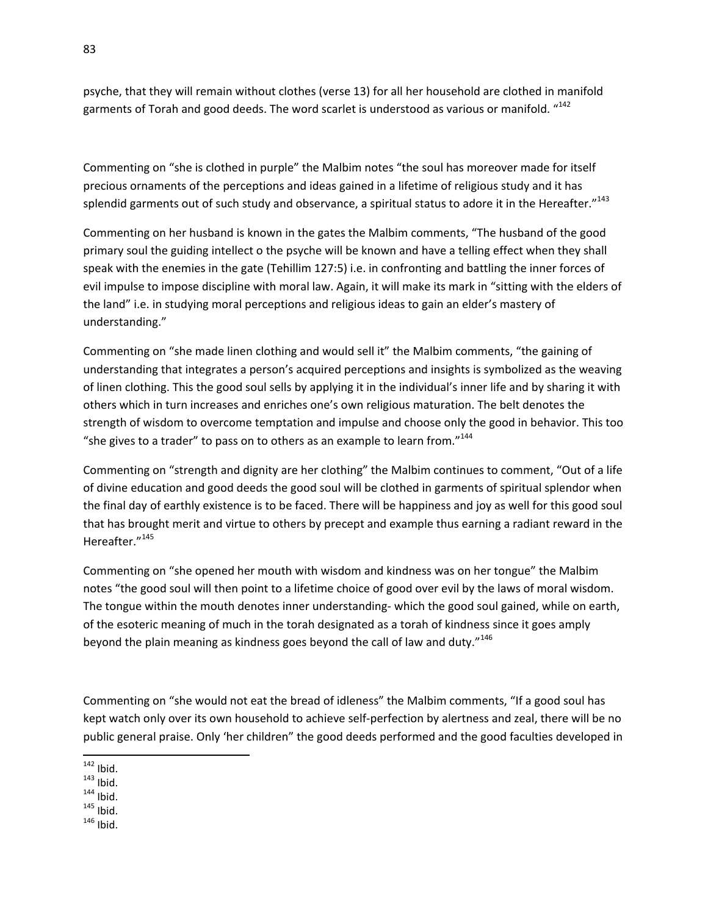psyche, that they will remain without clothes (verse 13) for all her household are clothed in manifold garments of Torah and good deeds. The word scarlet is understood as various or manifold. "[142]

Commenting on "she is clothed in purple" the Malbim notes "the soul has moreover made for itself precious ornaments of the perceptions and ideas gained in a lifetime of religious study and it has splendid garments out of such study and observance, a spiritual status to adore it in the Hereafter."[143]

Commenting on her husband is known in the gates the Malbim comments, "The husband of the good primary soul the guiding intellect o the psyche will be known and have a telling effect when they shall speak with the enemies in the gate (Tehillim 127:5) i.e. in confronting and battling the inner forces of evil impulse to impose discipline with moral law. Again, it will make its mark in "sitting with the elders of the land" i.e. in studying moral perceptions and religious ideas to gain an elder's mastery of understanding."

Commenting on "she made linen clothing and would sell it" the Malbim comments, "the gaining of understanding that integrates a person's acquired perceptions and insights is symbolized as the weaving of linen clothing. This the good soul sells by applying it in the individual's inner life and by sharing it with others which in turn increases and enriches one's own religious maturation. The belt denotes the strength of wisdom to overcome temptation and impulse and choose only the good in behavior. This too "she gives to a trader" to pass on to others as an example to learn from."[144]

Commenting on "strength and dignity are her clothing" the Malbim continues to comment, "Out of a life of divine education and good deeds the good soul will be clothed in garments of spiritual splendor when the final day of earthly existence is to be faced. There will be happiness and joy as well for this good soul that has brought merit and virtue to others by precept and example thus earning a radiant reward in the Hereafter."[145]

Commenting on "she opened her mouth with wisdom and kindness was on her tongue" the Malbim notes "the good soul will then point to a lifetime choice of good over evil by the laws of moral wisdom. The tongue within the mouth denotes inner understanding- which the good soul gained, while on earth, of the esoteric meaning of much in the torah designated as a torah of kindness since it goes amply beyond the plain meaning as kindness goes beyond the call of law and duty."[146]

Commenting on "she would not eat the bread of idleness" the Malbim comments, "If a good soul has kept watch only over its own household to achieve self-perfection by alertness and zeal, there will be no public general praise. Only 'her children" the good deeds performed and the good faculties developed in

---

[142] Ibid.
[143] Ibid.
[144] Ibid.
[145] Ibid.
[146] Ibid.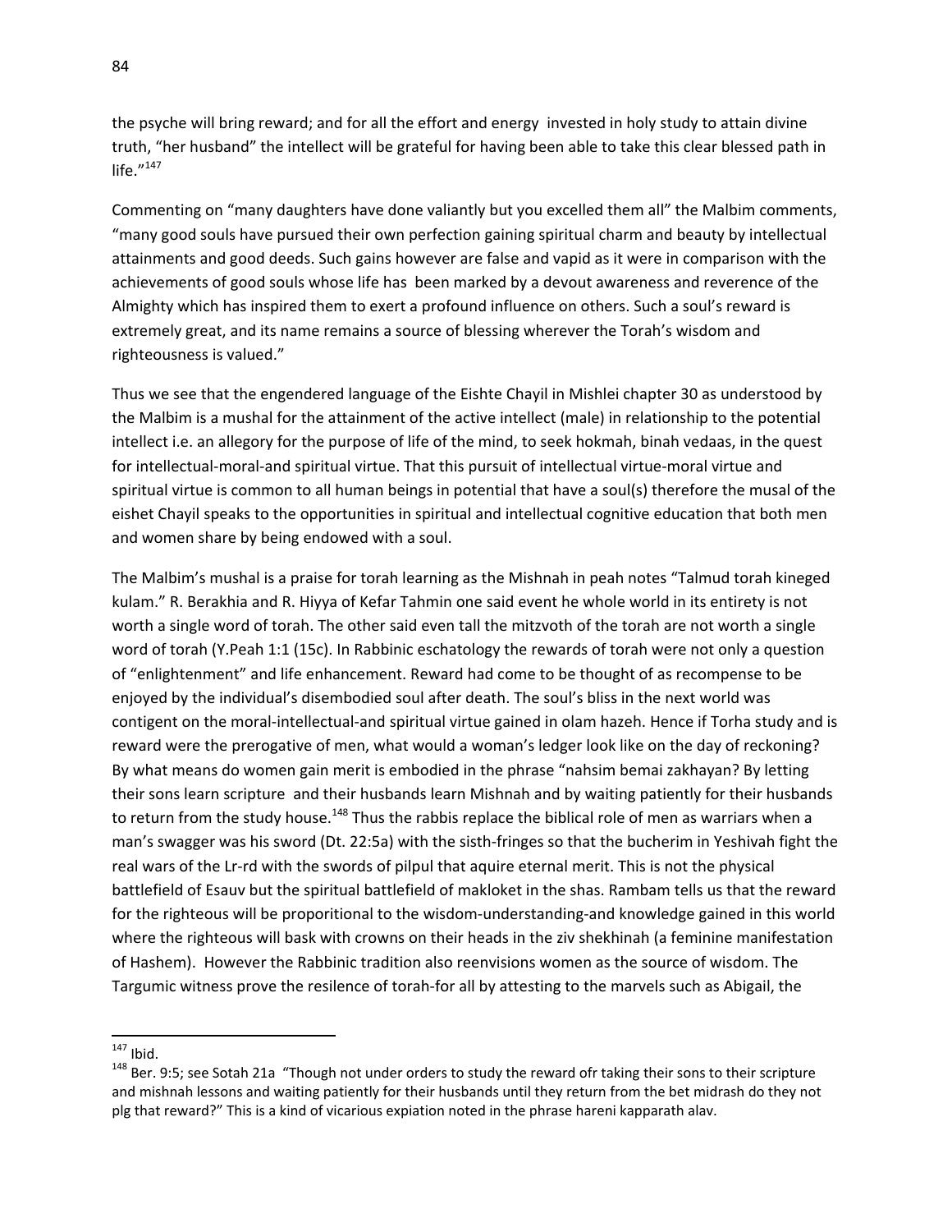the psyche will bring reward; and for all the effort and energy invested in holy study to attain divine truth, "her husband" the intellect will be grateful for having been able to take this clear blessed path in life."[147]

Commenting on "many daughters have done valiantly but you excelled them all" the Malbim comments, "many good souls have pursued their own perfection gaining spiritual charm and beauty by intellectual attainments and good deeds. Such gains however are false and vapid as it were in comparison with the achievements of good souls whose life has been marked by a devout awareness and reverence of the Almighty which has inspired them to exert a profound influence on others. Such a soul's reward is extremely great, and its name remains a source of blessing wherever the Torah's wisdom and righteousness is valued."

Thus we see that the engendered language of the Eishte Chayil in Mishlei chapter 30 as understood by the Malbim is a mushal for the attainment of the active intellect (male) in relationship to the potential intellect i.e. an allegory for the purpose of life of the mind, to seek hokmah, binah vedaas, in the quest for intellectual-moral-and spiritual virtue. That this pursuit of intellectual virtue-moral virtue and spiritual virtue is common to all human beings in potential that have a soul(s) therefore the musal of the eishet Chayil speaks to the opportunities in spiritual and intellectual cognitive education that both men and women share by being endowed with a soul.

The Malbim's mushal is a praise for torah learning as the Mishnah in peah notes "Talmud torah kineged kulam." R. Berakhia and R. Hiyya of Kefar Tahmin one said event he whole world in its entirety is not worth a single word of torah. The other said even tall the mitzvoth of the torah are not worth a single word of torah (Y.Peah 1:1 (15c). In Rabbinic eschatology the rewards of torah were not only a question of "enlightenment" and life enhancement. Reward had come to be thought of as recompense to be enjoyed by the individual's disembodied soul after death. The soul's bliss in the next world was contigent on the moral-intellectual-and spiritual virtue gained in olam hazeh. Hence if Torha study and is reward were the prerogative of men, what would a woman's ledger look like on the day of reckoning? By what means do women gain merit is embodied in the phrase "nahsim bemai zakhayan? By letting their sons learn scripture and their husbands learn Mishnah and by waiting patiently for their husbands to return from the study house.[148] Thus the rabbis replace the biblical role of men as warriars when a man's swagger was his sword (Dt. 22:5a) with the sisth-fringes so that the bucherim in Yeshivah fight the real wars of the Lr-rd with the swords of pilpul that aquire eternal merit. This is not the physical battlefield of Esauv but the spiritual battlefield of makloket in the shas. Rambam tells us that the reward for the righteous will be proporitional to the wisdom-understanding-and knowledge gained in this world where the righteous will bask with crowns on their heads in the ziv shekhinah (a feminine manifestation of Hashem). However the Rabbinic tradition also reenvisions women as the source of wisdom. The Targumic witness prove the resilence of torah-for all by attesting to the marvels such as Abigail, the

---

[147] Ibid.

[148] Ber. 9:5; see Sotah 21a "Though not under orders to study the reward ofr taking their sons to their scripture and mishnah lessons and waiting patiently for their husbands until they return from the bet midrash do they not plg that reward?" This is a kind of vicarious expiation noted in the phrase hareni kapparath alav.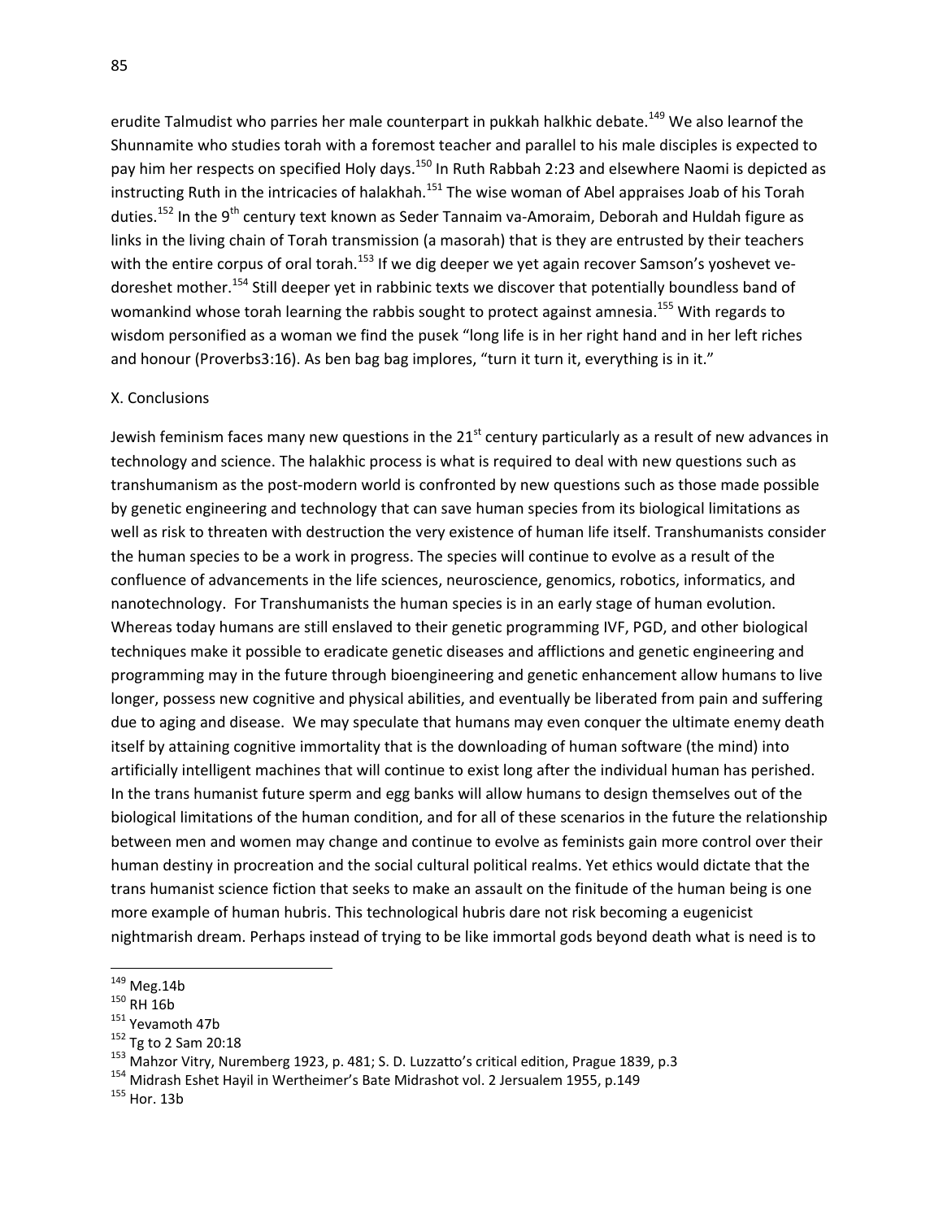erudite Talmudist who parries her male counterpart in pukkah halkhic debate.[149] We also learnof the Shunnamite who studies torah with a foremost teacher and parallel to his male disciples is expected to pay him her respects on specified Holy days.[150] In Ruth Rabbah 2:23 and elsewhere Naomi is depicted as instructing Ruth in the intricacies of halakhah.[151] The wise woman of Abel appraises Joab of his Torah duties.[152] In the 9th century text known as Seder Tannaim va-Amoraim, Deborah and Huldah figure as links in the living chain of Torah transmission (a masorah) that is they are entrusted by their teachers with the entire corpus of oral torah.[153] If we dig deeper we yet again recover Samson's yoshevet ve-doreshet mother.[154] Still deeper yet in rabbinic texts we discover that potentially boundless band of womankind whose torah learning the rabbis sought to protect against amnesia.[155] With regards to wisdom personified as a woman we find the pusek "long life is in her right hand and in her left riches and honour (Proverbs3:16). As ben bag bag implores, "turn it turn it, everything is in it."

## X. Conclusions

Jewish feminism faces many new questions in the 21st century particularly as a result of new advances in technology and science. The halakhic process is what is required to deal with new questions such as transhumanism as the post-modern world is confronted by new questions such as those made possible by genetic engineering and technology that can save human species from its biological limitations as well as risk to threaten with destruction the very existence of human life itself. Transhumanists consider the human species to be a work in progress. The species will continue to evolve as a result of the confluence of advancements in the life sciences, neuroscience, genomics, robotics, informatics, and nanotechnology. For Transhumanists the human species is in an early stage of human evolution. Whereas today humans are still enslaved to their genetic programming IVF, PGD, and other biological techniques make it possible to eradicate genetic diseases and afflictions and genetic engineering and programming may in the future through bioengineering and genetic enhancement allow humans to live longer, possess new cognitive and physical abilities, and eventually be liberated from pain and suffering due to aging and disease. We may speculate that humans may even conquer the ultimate enemy death itself by attaining cognitive immortality that is the downloading of human software (the mind) into artificially intelligent machines that will continue to exist long after the individual human has perished. In the trans humanist future sperm and egg banks will allow humans to design themselves out of the biological limitations of the human condition, and for all of these scenarios in the future the relationship between men and women may change and continue to evolve as feminists gain more control over their human destiny in procreation and the social cultural political realms. Yet ethics would dictate that the trans humanist science fiction that seeks to make an assault on the finitude of the human being is one more example of human hubris. This technological hubris dare not risk becoming a eugenicist nightmarish dream. Perhaps instead of trying to be like immortal gods beyond death what is need is to

---

[149] Meg.14b

[150] RH 16b

[151] Yevamoth 47b

[152] Tg to 2 Sam 20:18

[153] Mahzor Vitry, Nuremberg 1923, p. 481; S. D. Luzzatto's critical edition, Prague 1839, p.3

[154] Midrash Eshet Hayil in Wertheimer's Bate Midrashot vol. 2 Jersualem 1955, p.149

[155] Hor. 13b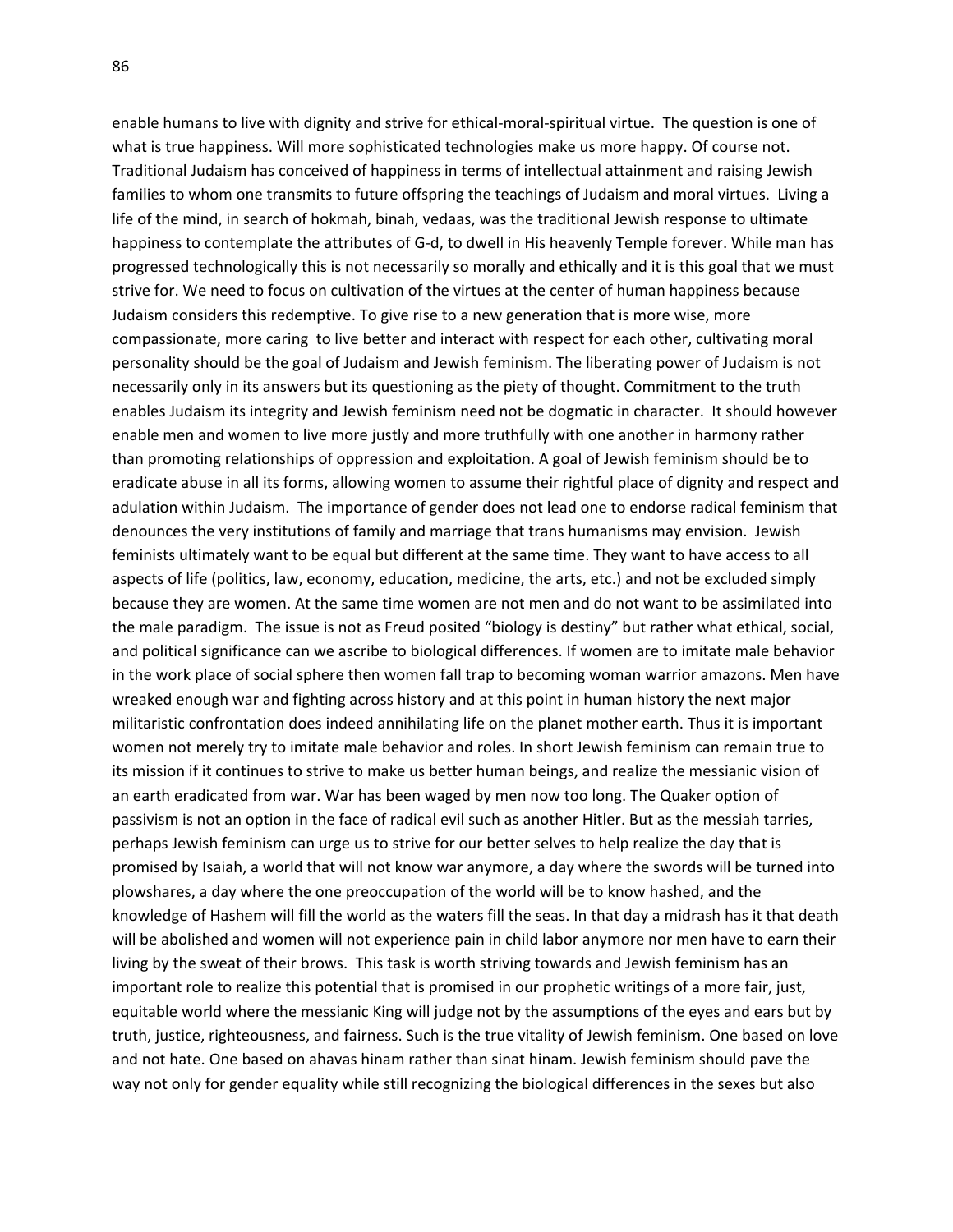enable humans to live with dignity and strive for ethical-moral-spiritual virtue. The question is one of what is true happiness. Will more sophisticated technologies make us more happy. Of course not. Traditional Judaism has conceived of happiness in terms of intellectual attainment and raising Jewish families to whom one transmits to future offspring the teachings of Judaism and moral virtues. Living a life of the mind, in search of hokmah, binah, vedaas, was the traditional Jewish response to ultimate happiness to contemplate the attributes of G-d, to dwell in His heavenly Temple forever. While man has progressed technologically this is not necessarily so morally and ethically and it is this goal that we must strive for. We need to focus on cultivation of the virtues at the center of human happiness because Judaism considers this redemptive. To give rise to a new generation that is more wise, more compassionate, more caring to live better and interact with respect for each other, cultivating moral personality should be the goal of Judaism and Jewish feminism. The liberating power of Judaism is not necessarily only in its answers but its questioning as the piety of thought. Commitment to the truth enables Judaism its integrity and Jewish feminism need not be dogmatic in character. It should however enable men and women to live more justly and more truthfully with one another in harmony rather than promoting relationships of oppression and exploitation. A goal of Jewish feminism should be to eradicate abuse in all its forms, allowing women to assume their rightful place of dignity and respect and adulation within Judaism. The importance of gender does not lead one to endorse radical feminism that denounces the very institutions of family and marriage that trans humanisms may envision. Jewish feminists ultimately want to be equal but different at the same time. They want to have access to all aspects of life (politics, law, economy, education, medicine, the arts, etc.) and not be excluded simply because they are women. At the same time women are not men and do not want to be assimilated into the male paradigm. The issue is not as Freud posited "biology is destiny" but rather what ethical, social, and political significance can we ascribe to biological differences. If women are to imitate male behavior in the work place of social sphere then women fall trap to becoming woman warrior amazons. Men have wreaked enough war and fighting across history and at this point in human history the next major militaristic confrontation does indeed annihilating life on the planet mother earth. Thus it is important women not merely try to imitate male behavior and roles. In short Jewish feminism can remain true to its mission if it continues to strive to make us better human beings, and realize the messianic vision of an earth eradicated from war. War has been waged by men now too long. The Quaker option of passivism is not an option in the face of radical evil such as another Hitler. But as the messiah tarries, perhaps Jewish feminism can urge us to strive for our better selves to help realize the day that is promised by Isaiah, a world that will not know war anymore, a day where the swords will be turned into plowshares, a day where the one preoccupation of the world will be to know hashed, and the knowledge of Hashem will fill the world as the waters fill the seas. In that day a midrash has it that death will be abolished and women will not experience pain in child labor anymore nor men have to earn their living by the sweat of their brows. This task is worth striving towards and Jewish feminism has an important role to realize this potential that is promised in our prophetic writings of a more fair, just, equitable world where the messianic King will judge not by the assumptions of the eyes and ears but by truth, justice, righteousness, and fairness. Such is the true vitality of Jewish feminism. One based on love and not hate. One based on ahavas hinam rather than sinat hinam. Jewish feminism should pave the way not only for gender equality while still recognizing the biological differences in the sexes but also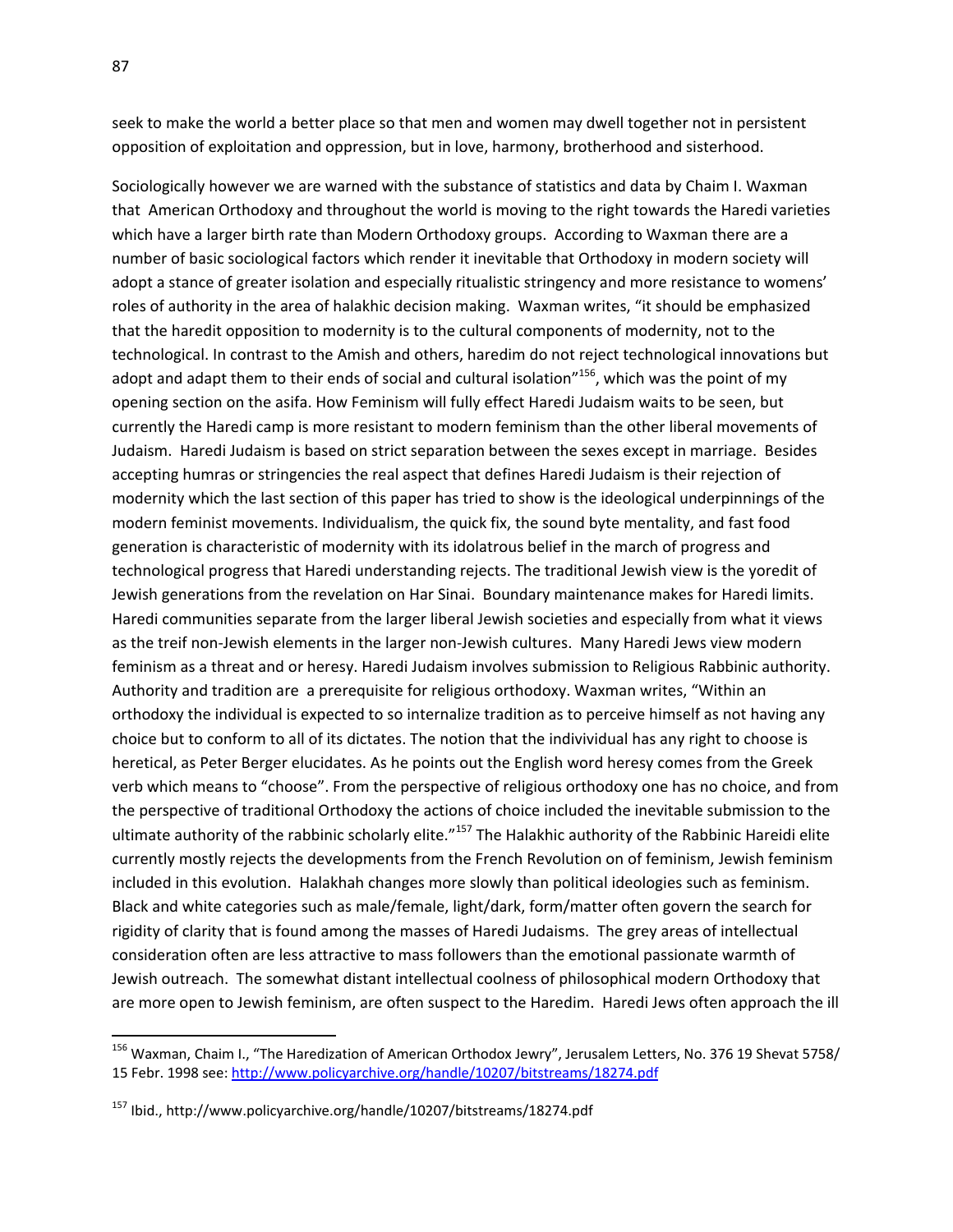seek to make the world a better place so that men and women may dwell together not in persistent opposition of exploitation and oppression, but in love, harmony, brotherhood and sisterhood.

Sociologically however we are warned with the substance of statistics and data by Chaim I. Waxman that American Orthodoxy and throughout the world is moving to the right towards the Haredi varieties which have a larger birth rate than Modern Orthodoxy groups. According to Waxman there are a number of basic sociological factors which render it inevitable that Orthodoxy in modern society will adopt a stance of greater isolation and especially ritualistic stringency and more resistance to womens' roles of authority in the area of halakhic decision making. Waxman writes, "it should be emphasized that the haredit opposition to modernity is to the cultural components of modernity, not to the technological. In contrast to the Amish and others, haredim do not reject technological innovations but adopt and adapt them to their ends of social and cultural isolation"[156], which was the point of my opening section on the asifa. How Feminism will fully effect Haredi Judaism waits to be seen, but currently the Haredi camp is more resistant to modern feminism than the other liberal movements of Judaism. Haredi Judaism is based on strict separation between the sexes except in marriage. Besides accepting humras or stringencies the real aspect that defines Haredi Judaism is their rejection of modernity which the last section of this paper has tried to show is the ideological underpinnings of the modern feminist movements. Individualism, the quick fix, the sound byte mentality, and fast food generation is characteristic of modernity with its idolatrous belief in the march of progress and technological progress that Haredi understanding rejects. The traditional Jewish view is the yoredit of Jewish generations from the revelation on Har Sinai. Boundary maintenance makes for Haredi limits. Haredi communities separate from the larger liberal Jewish societies and especially from what it views as the treif non-Jewish elements in the larger non-Jewish cultures. Many Haredi Jews view modern feminism as a threat and or heresy. Haredi Judaism involves submission to Religious Rabbinic authority. Authority and tradition are a prerequisite for religious orthodoxy. Waxman writes, "Within an orthodoxy the individual is expected to so internalize tradition as to perceive himself as not having any choice but to conform to all of its dictates. The notion that the indivividual has any right to choose is heretical, as Peter Berger elucidates. As he points out the English word heresy comes from the Greek verb which means to "choose". From the perspective of religious orthodoxy one has no choice, and from the perspective of traditional Orthodoxy the actions of choice included the inevitable submission to the ultimate authority of the rabbinic scholarly elite."[157] The Halakhic authority of the Rabbinic Hareidi elite currently mostly rejects the developments from the French Revolution on of feminism, Jewish feminism included in this evolution. Halakhah changes more slowly than political ideologies such as feminism. Black and white categories such as male/female, light/dark, form/matter often govern the search for rigidity of clarity that is found among the masses of Haredi Judaisms. The grey areas of intellectual consideration often are less attractive to mass followers than the emotional passionate warmth of Jewish outreach. The somewhat distant intellectual coolness of philosophical modern Orthodoxy that are more open to Jewish feminism, are often suspect to the Haredim. Haredi Jews often approach the ill

---

[156] Waxman, Chaim I., "The Haredization of American Orthodox Jewry", Jerusalem Letters, No. 376 19 Shevat 5758/ 15 Febr. 1998 see: http://www.policyarchive.org/handle/10207/bitstreams/18274.pdf

[157] Ibid., http://www.policyarchive.org/handle/10207/bitstreams/18274.pdf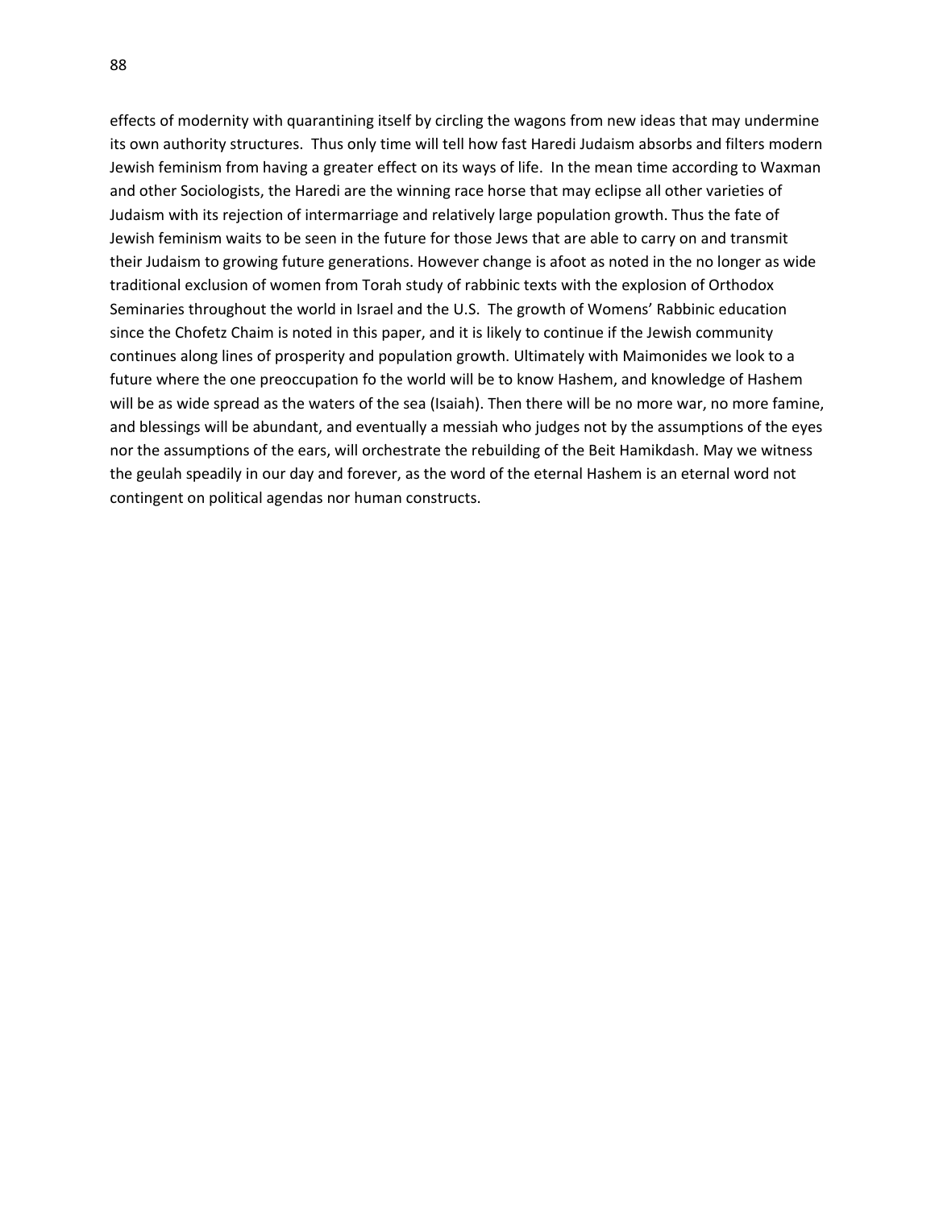effects of modernity with quarantining itself by circling the wagons from new ideas that may undermine its own authority structures. Thus only time will tell how fast Haredi Judaism absorbs and filters modern Jewish feminism from having a greater effect on its ways of life. In the mean time according to Waxman and other Sociologists, the Haredi are the winning race horse that may eclipse all other varieties of Judaism with its rejection of intermarriage and relatively large population growth. Thus the fate of Jewish feminism waits to be seen in the future for those Jews that are able to carry on and transmit their Judaism to growing future generations. However change is afoot as noted in the no longer as wide traditional exclusion of women from Torah study of rabbinic texts with the explosion of Orthodox Seminaries throughout the world in Israel and the U.S. The growth of Womens' Rabbinic education since the Chofetz Chaim is noted in this paper, and it is likely to continue if the Jewish community continues along lines of prosperity and population growth. Ultimately with Maimonides we look to a future where the one preoccupation fo the world will be to know Hashem, and knowledge of Hashem will be as wide spread as the waters of the sea (Isaiah). Then there will be no more war, no more famine, and blessings will be abundant, and eventually a messiah who judges not by the assumptions of the eyes nor the assumptions of the ears, will orchestrate the rebuilding of the Beit Hamikdash. May we witness the geulah speadily in our day and forever, as the word of the eternal Hashem is an eternal word not contingent on political agendas nor human constructs.